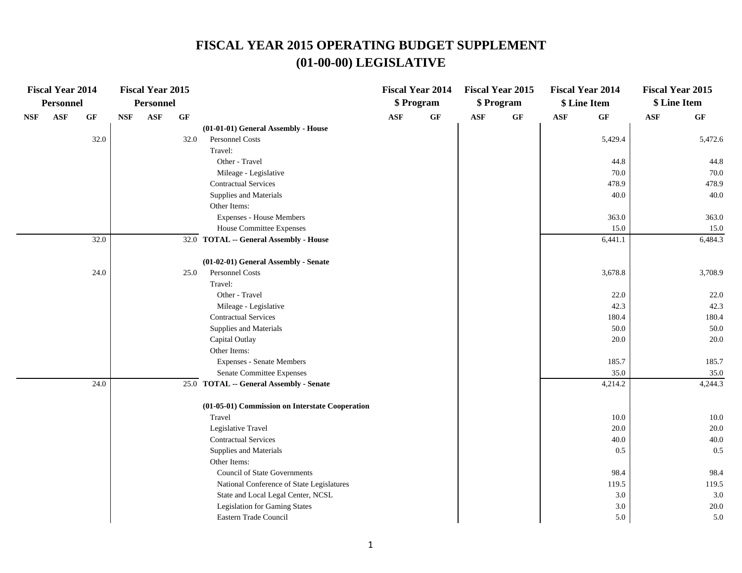# FISCAL YEAR 2015 OPERATING BUDGET SUPPLEMENT
# (01-00-00) LEGISLATIVE

| Fiscal Year 2014 Personnel | | | Fiscal Year 2015 Personnel | | | | Fiscal Year 2014 $ Program | | Fiscal Year 2015 $ Program | | Fiscal Year 2014 $ Line Item | | Fiscal Year 2015 $ Line Item | |
|---|---|---|---|---|---|---|---|---|---|---|---|---|---|---|
| NSF | ASF | GF | NSF | ASF | GF | | ASF | GF | ASF | GF | ASF | GF | ASF | GF |
| | | | | | | **(01-01-01) General Assembly - House** | | | | | | | | |
| | | 32.0 | | | 32.0 | Personnel Costs | | | | | | 5,429.4 | | 5,472.6 |
| | | | | | | Travel: | | | | | | | | |
| | | | | | | Other - Travel | | | | | | 44.8 | | 44.8 |
| | | | | | | Mileage - Legislative | | | | | | 70.0 | | 70.0 |
| | | | | | | Contractual Services | | | | | | 478.9 | | 478.9 |
| | | | | | | Supplies and Materials | | | | | | 40.0 | | 40.0 |
| | | | | | | Other Items: | | | | | | | | |
| | | | | | | Expenses - House Members | | | | | | 363.0 | | 363.0 |
| | | | | | | House Committee Expenses | | | | | | 15.0 | | 15.0 |
| | | 32.0 | | | 32.0 | **TOTAL -- General Assembly - House** | | | | | | 6,441.1 | | 6,484.3 |
| | | | | | | **(01-02-01) General Assembly - Senate** | | | | | | | | |
| | | 24.0 | | | 25.0 | Personnel Costs | | | | | | 3,678.8 | | 3,708.9 |
| | | | | | | Travel: | | | | | | | | |
| | | | | | | Other - Travel | | | | | | 22.0 | | 22.0 |
| | | | | | | Mileage - Legislative | | | | | | 42.3 | | 42.3 |
| | | | | | | Contractual Services | | | | | | 180.4 | | 180.4 |
| | | | | | | Supplies and Materials | | | | | | 50.0 | | 50.0 |
| | | | | | | Capital Outlay | | | | | | 20.0 | | 20.0 |
| | | | | | | Other Items: | | | | | | | | |
| | | | | | | Expenses - Senate Members | | | | | | 185.7 | | 185.7 |
| | | | | | | Senate Committee Expenses | | | | | | 35.0 | | 35.0 |
| | | 24.0 | | | 25.0 | **TOTAL -- General Assembly - Senate** | | | | | | 4,214.2 | | 4,244.3 |
| | | | | | | **(01-05-01) Commission on Interstate Cooperation** | | | | | | | | |
| | | | | | | Travel | | | | | | 10.0 | | 10.0 |
| | | | | | | Legislative Travel | | | | | | 20.0 | | 20.0 |
| | | | | | | Contractual Services | | | | | | 40.0 | | 40.0 |
| | | | | | | Supplies and Materials | | | | | | 0.5 | | 0.5 |
| | | | | | | Other Items: | | | | | | | | |
| | | | | | | Council of State Governments | | | | | | 98.4 | | 98.4 |
| | | | | | | National Conference of State Legislatures | | | | | | 119.5 | | 119.5 |
| | | | | | | State and Local Legal Center, NCSL | | | | | | 3.0 | | 3.0 |
| | | | | | | Legislation for Gaming States | | | | | | 3.0 | | 20.0 |
| | | | | | | Eastern Trade Council | | | | | | 5.0 | | 5.0 |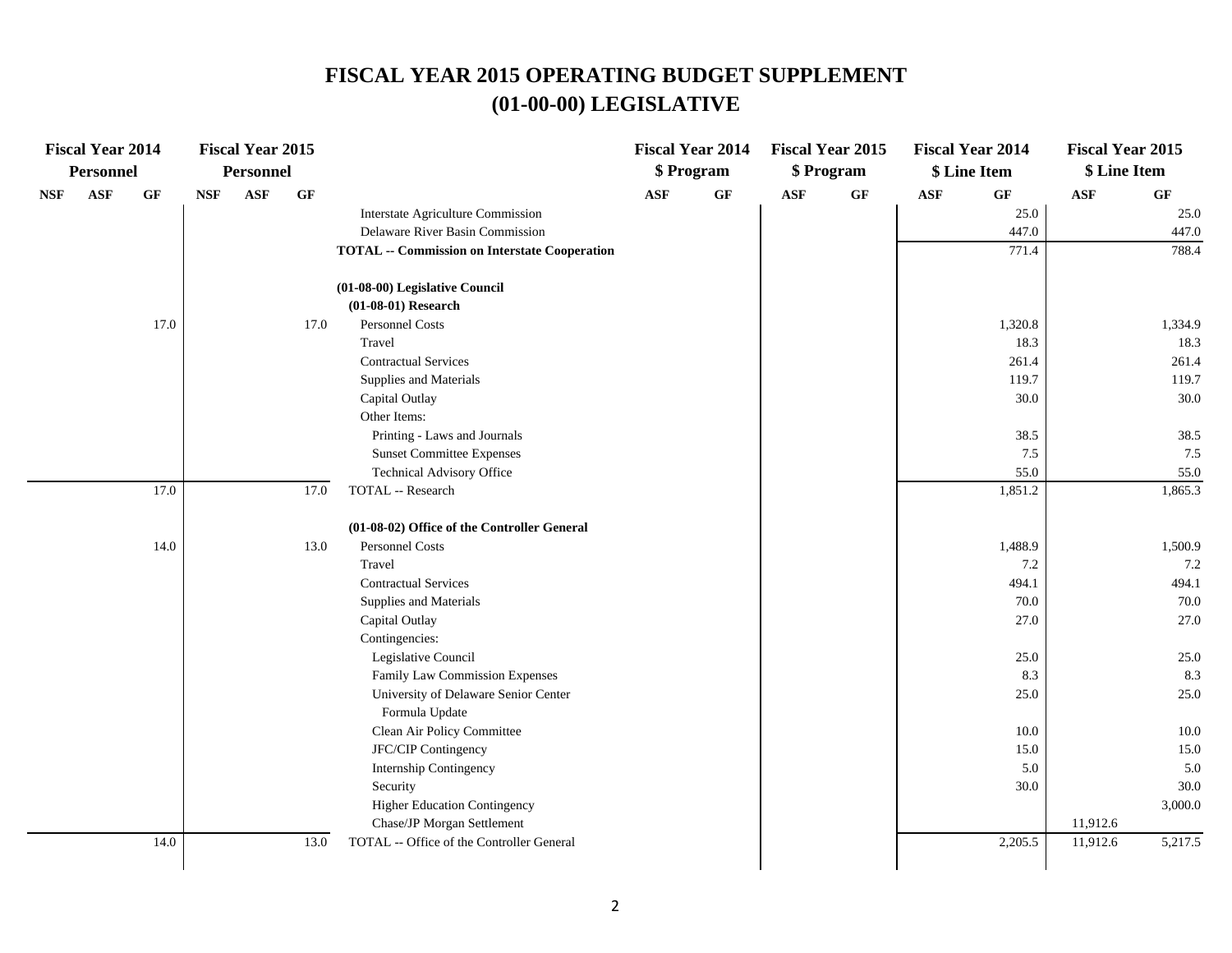# FISCAL YEAR 2015 OPERATING BUDGET SUPPLEMENT
# (01-00-00) LEGISLATIVE

| Fiscal Year 2014 Personnel | | | Fiscal Year 2015 Personnel | | | | Fiscal Year 2014 $ Program | | Fiscal Year 2015 $ Program | | Fiscal Year 2014 $ Line Item | | Fiscal Year 2015 $ Line Item | |
|---|---|---|---|---|---|---|---|---|---|---|---|---|---|---|
| NSF | ASF | GF | NSF | ASF | GF | | ASF | GF | ASF | GF | ASF | GF | ASF | GF |
| | | | | | | Interstate Agriculture Commission | | | | | | 25.0 | | 25.0 |
| | | | | | | Delaware River Basin Commission | | | | | | 447.0 | | 447.0 |
| | | | | | | **TOTAL -- Commission on Interstate Cooperation** | | | | | | 771.4 | | 788.4 |
| | | | | | | **(01-08-00) Legislative Council** | | | | | | | | |
| | | | | | | **(01-08-01) Research** | | | | | | | | |
| | | 17.0 | | | 17.0 | Personnel Costs | | | | | | 1,320.8 | | 1,334.9 |
| | | | | | | Travel | | | | | | 18.3 | | 18.3 |
| | | | | | | Contractual Services | | | | | | 261.4 | | 261.4 |
| | | | | | | Supplies and Materials | | | | | | 119.7 | | 119.7 |
| | | | | | | Capital Outlay | | | | | | 30.0 | | 30.0 |
| | | | | | | Other Items: | | | | | | | | |
| | | | | | | Printing - Laws and Journals | | | | | | 38.5 | | 38.5 |
| | | | | | | Sunset Committee Expenses | | | | | | 7.5 | | 7.5 |
| | | | | | | Technical Advisory Office | | | | | | 55.0 | | 55.0 |
| | | 17.0 | | | 17.0 | TOTAL -- Research | | | | | | 1,851.2 | | 1,865.3 |
| | | | | | | **(01-08-02) Office of the Controller General** | | | | | | | | |
| | | 14.0 | | | 13.0 | Personnel Costs | | | | | | 1,488.9 | | 1,500.9 |
| | | | | | | Travel | | | | | | 7.2 | | 7.2 |
| | | | | | | Contractual Services | | | | | | 494.1 | | 494.1 |
| | | | | | | Supplies and Materials | | | | | | 70.0 | | 70.0 |
| | | | | | | Capital Outlay | | | | | | 27.0 | | 27.0 |
| | | | | | | Contingencies: | | | | | | | | |
| | | | | | | Legislative Council | | | | | | 25.0 | | 25.0 |
| | | | | | | Family Law Commission Expenses | | | | | | 8.3 | | 8.3 |
| | | | | | | University of Delaware Senior Center Formula Update | | | | | | 25.0 | | 25.0 |
| | | | | | | Clean Air Policy Committee | | | | | | 10.0 | | 10.0 |
| | | | | | | JFC/CIP Contingency | | | | | | 15.0 | | 15.0 |
| | | | | | | Internship Contingency | | | | | | 5.0 | | 5.0 |
| | | | | | | Security | | | | | | 30.0 | | 30.0 |
| | | | | | | Higher Education Contingency | | | | | | | | 3,000.0 |
| | | | | | | Chase/JP Morgan Settlement | | | | | | | 11,912.6 | |
| | | 14.0 | | | 13.0 | TOTAL -- Office of the Controller General | | | | | | 2,205.5 | 11,912.6 | 5,217.5 |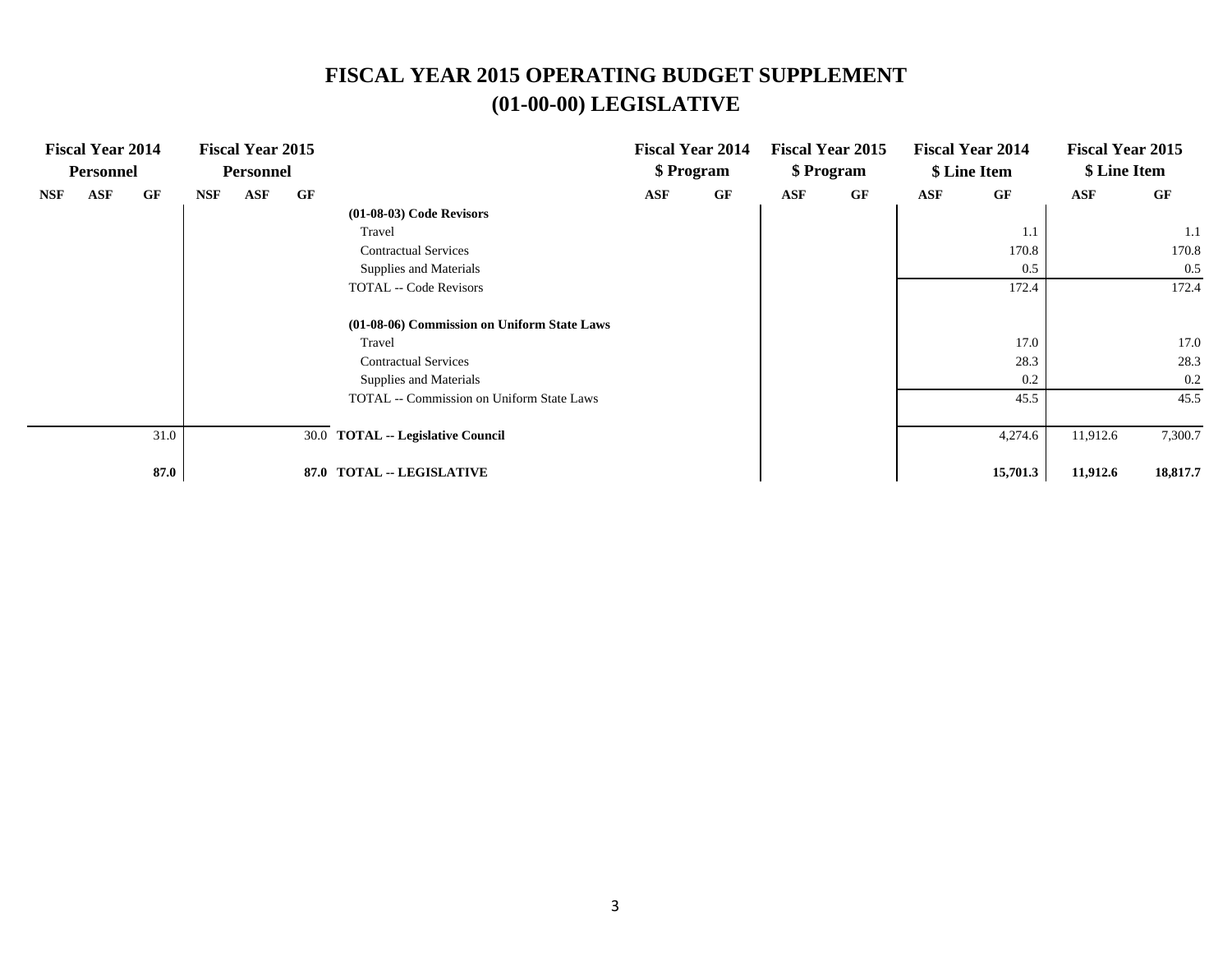# FISCAL YEAR 2015 OPERATING BUDGET SUPPLEMENT
## (01-00-00) LEGISLATIVE

| Fiscal Year 2014 Personnel | | | Fiscal Year 2015 Personnel | | | | Fiscal Year 2014 $ Program | | Fiscal Year 2015 $ Program | | Fiscal Year 2014 $ Line Item | | Fiscal Year 2015 $ Line Item | |
|---|---|---|---|---|---|---|---|---|---|---|---|---|---|---|
| NSF | ASF | GF | NSF | ASF | GF | | ASF | GF | ASF | GF | ASF | GF | ASF | GF |
| | | | | | | **(01-08-03) Code Revisors** | | | | | | | | |
| | | | | | | Travel | | | | | | 1.1 | | 1.1 |
| | | | | | | Contractual Services | | | | | | 170.8 | | 170.8 |
| | | | | | | Supplies and Materials | | | | | | 0.5 | | 0.5 |
| | | | | | | TOTAL -- Code Revisors | | | | | | 172.4 | | 172.4 |
| | | | | | | **(01-08-06) Commission on Uniform State Laws** | | | | | | | | |
| | | | | | | Travel | | | | | | 17.0 | | 17.0 |
| | | | | | | Contractual Services | | | | | | 28.3 | | 28.3 |
| | | | | | | Supplies and Materials | | | | | | 0.2 | | 0.2 |
| | | | | | | TOTAL -- Commission on Uniform State Laws | | | | | | 45.5 | | 45.5 |
| | | 31.0 | | | 30.0 | **TOTAL -- Legislative Council** | | | | | | 4,274.6 | 11,912.6 | 7,300.7 |
| | | **87.0** | | | **87.0** | **TOTAL -- LEGISLATIVE** | | | | | | **15,701.3** | **11,912.6** | **18,817.7** |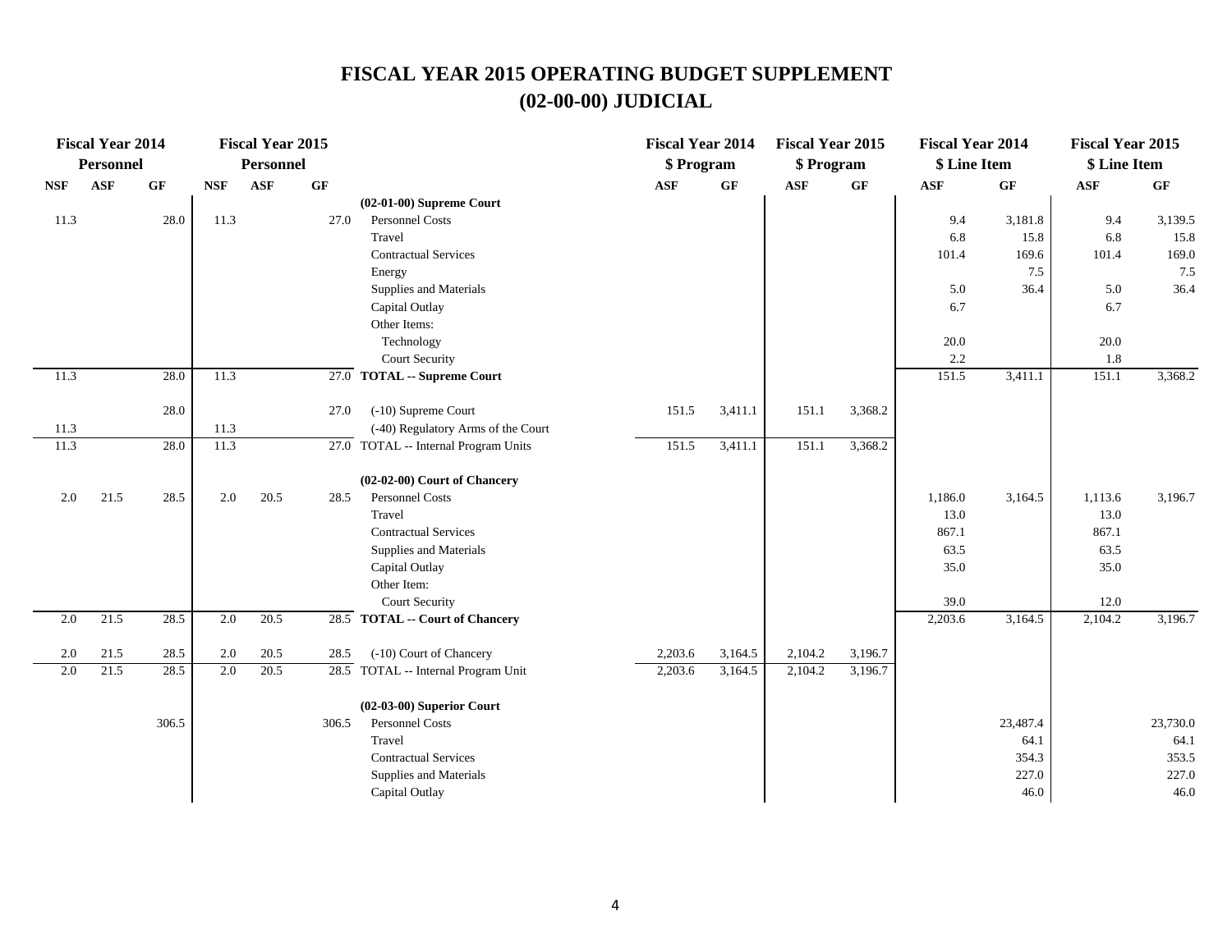# FISCAL YEAR 2015 OPERATING BUDGET SUPPLEMENT
## (02-00-00) JUDICIAL

| Fiscal Year 2014 Personnel | | | Fiscal Year 2015 Personnel | | | | Fiscal Year 2014 $ Program | | Fiscal Year 2015 $ Program | | Fiscal Year 2014 $ Line Item | | Fiscal Year 2015 $ Line Item | |
|---|---|---|---|---|---|---|---|---|---|---|---|---|---|---|
| NSF | ASF | GF | NSF | ASF | GF | | ASF | GF | ASF | GF | ASF | GF | ASF | GF |
| | | | | | | **(02-01-00) Supreme Court** | | | | | | | | |
| 11.3 | | 28.0 | 11.3 | | 27.0 | Personnel Costs | | | | | 9.4 | 3,181.8 | 9.4 | 3,139.5 |
| | | | | | | Travel | | | | | 6.8 | 15.8 | 6.8 | 15.8 |
| | | | | | | Contractual Services | | | | | 101.4 | 169.6 | 101.4 | 169.0 |
| | | | | | | Energy | | | | | | 7.5 | | 7.5 |
| | | | | | | Supplies and Materials | | | | | 5.0 | 36.4 | 5.0 | 36.4 |
| | | | | | | Capital Outlay | | | | | 6.7 | | 6.7 | |
| | | | | | | Other Items: | | | | | | | | |
| | | | | | | Technology | | | | | 20.0 | | 20.0 | |
| | | | | | | Court Security | | | | | 2.2 | | 1.8 | |
| 11.3 | | 28.0 | 11.3 | | 27.0 | **TOTAL -- Supreme Court** | | | | | 151.5 | 3,411.1 | 151.1 | 3,368.2 |
| | | 28.0 | | | 27.0 | (-10) Supreme Court | 151.5 | 3,411.1 | 151.1 | 3,368.2 | | | | |
| 11.3 | | | 11.3 | | | (-40) Regulatory Arms of the Court | | | | | | | | |
| 11.3 | | 28.0 | 11.3 | | 27.0 | TOTAL -- Internal Program Units | 151.5 | 3,411.1 | 151.1 | 3,368.2 | | | | |
| | | | | | | **(02-02-00) Court of Chancery** | | | | | | | | |
| 2.0 | 21.5 | 28.5 | 2.0 | 20.5 | 28.5 | Personnel Costs | | | | | 1,186.0 | 3,164.5 | 1,113.6 | 3,196.7 |
| | | | | | | Travel | | | | | 13.0 | | 13.0 | |
| | | | | | | Contractual Services | | | | | 867.1 | | 867.1 | |
| | | | | | | Supplies and Materials | | | | | 63.5 | | 63.5 | |
| | | | | | | Capital Outlay | | | | | 35.0 | | 35.0 | |
| | | | | | | Other Item: | | | | | | | | |
| | | | | | | Court Security | | | | | 39.0 | | 12.0 | |
| 2.0 | 21.5 | 28.5 | 2.0 | 20.5 | 28.5 | **TOTAL -- Court of Chancery** | | | | | 2,203.6 | 3,164.5 | 2,104.2 | 3,196.7 |
| 2.0 | 21.5 | 28.5 | 2.0 | 20.5 | 28.5 | (-10) Court of Chancery | 2,203.6 | 3,164.5 | 2,104.2 | 3,196.7 | | | | |
| 2.0 | 21.5 | 28.5 | 2.0 | 20.5 | 28.5 | TOTAL -- Internal Program Unit | 2,203.6 | 3,164.5 | 2,104.2 | 3,196.7 | | | | |
| | | | | | | **(02-03-00) Superior Court** | | | | | | | | |
| | | 306.5 | | | 306.5 | Personnel Costs | | | | | | 23,487.4 | | 23,730.0 |
| | | | | | | Travel | | | | | | 64.1 | | 64.1 |
| | | | | | | Contractual Services | | | | | | 354.3 | | 353.5 |
| | | | | | | Supplies and Materials | | | | | | 227.0 | | 227.0 |
| | | | | | | Capital Outlay | | | | | | 46.0 | | 46.0 |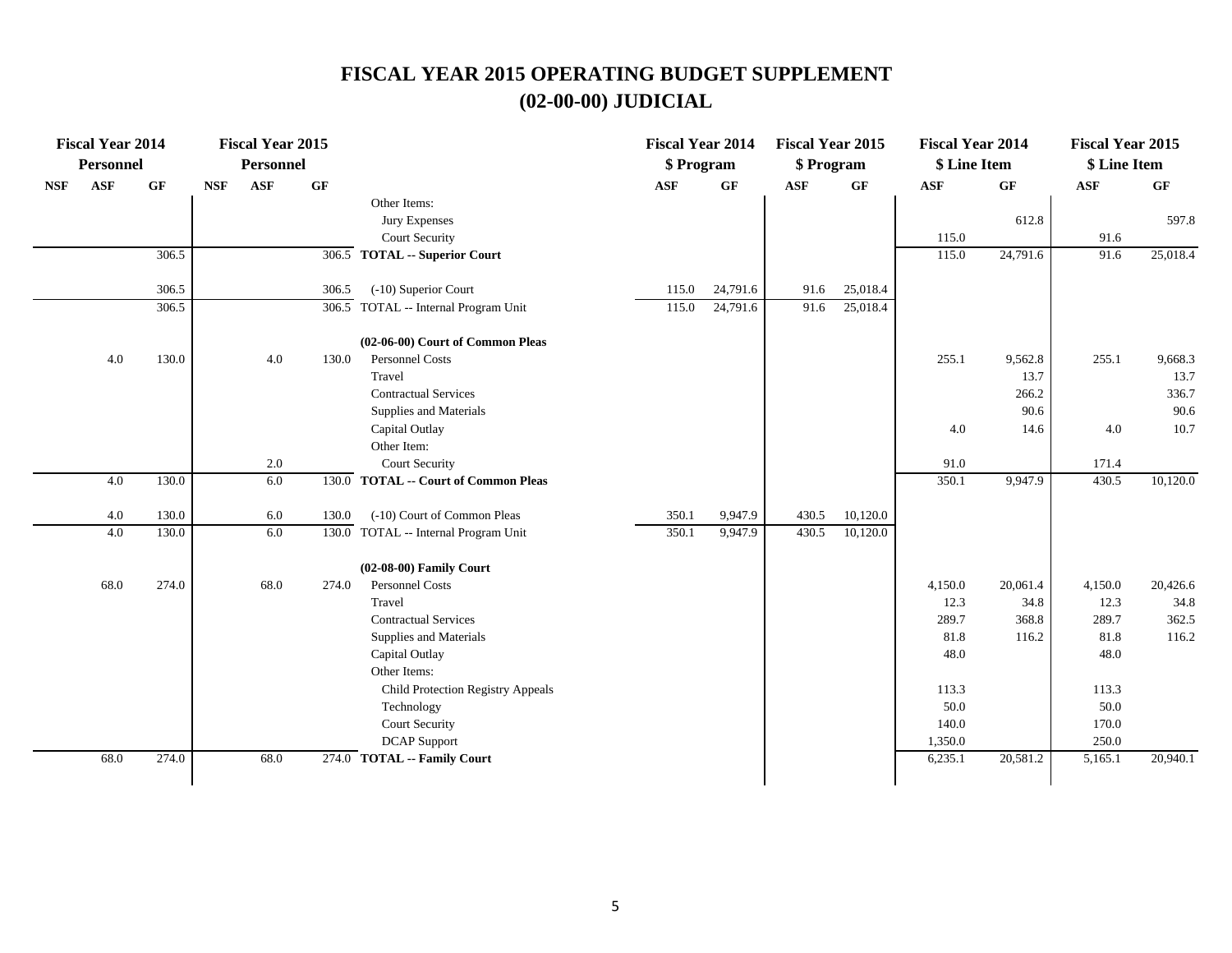# FISCAL YEAR 2015 OPERATING BUDGET SUPPLEMENT
# (02-00-00) JUDICIAL

| Fiscal Year 2014 Personnel | | | Fiscal Year 2015 Personnel | | | | Fiscal Year 2014 $ Program | | Fiscal Year 2015 $ Program | | Fiscal Year 2014 $ Line Item | | Fiscal Year 2015 $ Line Item | |
|---|---|---|---|---|---|---|---|---|---|---|---|---|---|---|
| NSF | ASF | GF | NSF | ASF | GF | | ASF | GF | ASF | GF | ASF | GF | ASF | GF |
| | | | | | | Other Items: | | | | | | | | |
| | | | | | | Jury Expenses | | | | | | 612.8 | | 597.8 |
| | | | | | | Court Security | | | | | 115.0 | | 91.6 | |
| | | 306.5 | | | 306.5 | **TOTAL -- Superior Court** | | | | | 115.0 | 24,791.6 | 91.6 | 25,018.4 |
| | | 306.5 | | | 306.5 | (-10) Superior Court | 115.0 | 24,791.6 | 91.6 | 25,018.4 | | | | |
| | | 306.5 | | | 306.5 | TOTAL -- Internal Program Unit | 115.0 | 24,791.6 | 91.6 | 25,018.4 | | | | |
| | | | | | | **(02-06-00) Court of Common Pleas** | | | | | | | | |
| | 4.0 | 130.0 | | 4.0 | 130.0 | Personnel Costs | | | | | 255.1 | 9,562.8 | 255.1 | 9,668.3 |
| | | | | | | Travel | | | | | | 13.7 | | 13.7 |
| | | | | | | Contractual Services | | | | | | 266.2 | | 336.7 |
| | | | | | | Supplies and Materials | | | | | | 90.6 | | 90.6 |
| | | | | | | Capital Outlay | | | | | 4.0 | 14.6 | 4.0 | 10.7 |
| | | | | | | Other Item: | | | | | | | | |
| | | | | 2.0 | | Court Security | | | | | 91.0 | | 171.4 | |
| | 4.0 | 130.0 | | 6.0 | 130.0 | **TOTAL -- Court of Common Pleas** | | | | | 350.1 | 9,947.9 | 430.5 | 10,120.0 |
| | 4.0 | 130.0 | | 6.0 | 130.0 | (-10) Court of Common Pleas | 350.1 | 9,947.9 | 430.5 | 10,120.0 | | | | |
| | 4.0 | 130.0 | | 6.0 | 130.0 | TOTAL -- Internal Program Unit | 350.1 | 9,947.9 | 430.5 | 10,120.0 | | | | |
| | | | | | | **(02-08-00) Family Court** | | | | | | | | |
| | 68.0 | 274.0 | | 68.0 | 274.0 | Personnel Costs | | | | | 4,150.0 | 20,061.4 | 4,150.0 | 20,426.6 |
| | | | | | | Travel | | | | | 12.3 | 34.8 | 12.3 | 34.8 |
| | | | | | | Contractual Services | | | | | 289.7 | 368.8 | 289.7 | 362.5 |
| | | | | | | Supplies and Materials | | | | | 81.8 | 116.2 | 81.8 | 116.2 |
| | | | | | | Capital Outlay | | | | | 48.0 | | 48.0 | |
| | | | | | | Other Items: | | | | | | | | |
| | | | | | | Child Protection Registry Appeals | | | | | 113.3 | | 113.3 | |
| | | | | | | Technology | | | | | 50.0 | | 50.0 | |
| | | | | | | Court Security | | | | | 140.0 | | 170.0 | |
| | | | | | | DCAP Support | | | | | 1,350.0 | | 250.0 | |
| | 68.0 | 274.0 | | 68.0 | 274.0 | **TOTAL -- Family Court** | | | | | 6,235.1 | 20,581.2 | 5,165.1 | 20,940.1 |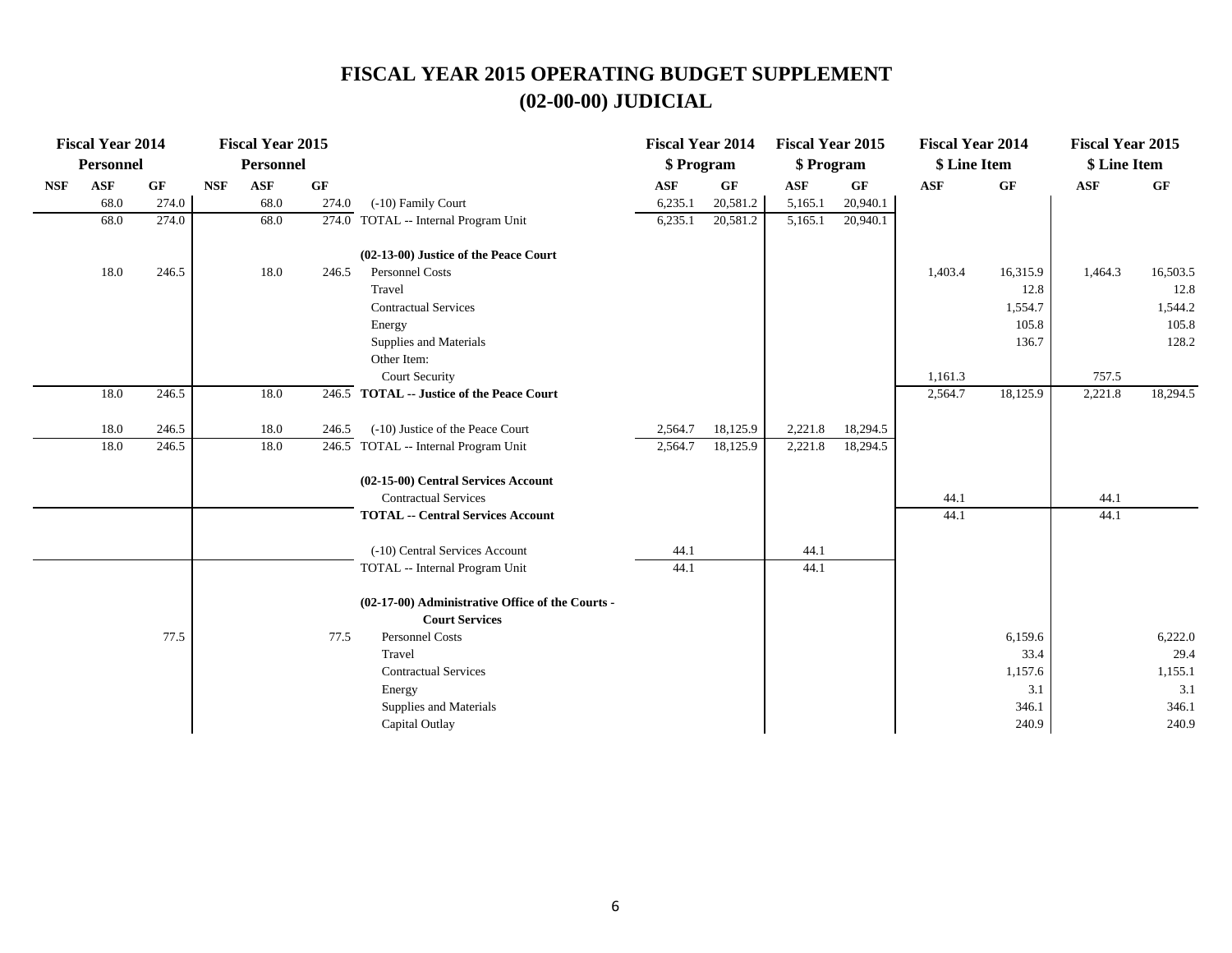# FISCAL YEAR 2015 OPERATING BUDGET SUPPLEMENT
## (02-00-00) JUDICIAL

| Fiscal Year 2014 Personnel | | | Fiscal Year 2015 Personnel | | | | Fiscal Year 2014 $ Program | | Fiscal Year 2015 $ Program | | Fiscal Year 2014 $ Line Item | | Fiscal Year 2015 $ Line Item | |
|---|---|---|---|---|---|---|---|---|---|---|---|---|---|---|
| NSF | ASF | GF | NSF | ASF | GF | | ASF | GF | ASF | GF | ASF | GF | ASF | GF |
| | 68.0 | 274.0 | | 68.0 | 274.0 | (-10) Family Court | 6,235.1 | 20,581.2 | 5,165.1 | 20,940.1 | | | | |
| | 68.0 | 274.0 | | 68.0 | 274.0 | TOTAL -- Internal Program Unit | 6,235.1 | 20,581.2 | 5,165.1 | 20,940.1 | | | | |
| | | | | | | **(02-13-00) Justice of the Peace Court** | | | | | | | | |
| | 18.0 | 246.5 | | 18.0 | 246.5 | Personnel Costs | | | | | 1,403.4 | 16,315.9 | 1,464.3 | 16,503.5 |
| | | | | | | Travel | | | | | | 12.8 | | 12.8 |
| | | | | | | Contractual Services | | | | | | 1,554.7 | | 1,544.2 |
| | | | | | | Energy | | | | | | 105.8 | | 105.8 |
| | | | | | | Supplies and Materials | | | | | | 136.7 | | 128.2 |
| | | | | | | Other Item: | | | | | | | | |
| | | | | | | Court Security | | | | | 1,161.3 | | 757.5 | |
| | 18.0 | 246.5 | | 18.0 | 246.5 | **TOTAL -- Justice of the Peace Court** | | | | | 2,564.7 | 18,125.9 | 2,221.8 | 18,294.5 |
| | 18.0 | 246.5 | | 18.0 | 246.5 | (-10) Justice of the Peace Court | 2,564.7 | 18,125.9 | 2,221.8 | 18,294.5 | | | | |
| | 18.0 | 246.5 | | 18.0 | 246.5 | TOTAL -- Internal Program Unit | 2,564.7 | 18,125.9 | 2,221.8 | 18,294.5 | | | | |
| | | | | | | **(02-15-00) Central Services Account** | | | | | | | | |
| | | | | | | Contractual Services | | | | | 44.1 | | 44.1 | |
| | | | | | | **TOTAL -- Central Services Account** | | | | | 44.1 | | 44.1 | |
| | | | | | | (-10) Central Services Account | 44.1 | | 44.1 | | | | | |
| | | | | | | TOTAL -- Internal Program Unit | 44.1 | | 44.1 | | | | | |
| | | | | | | **(02-17-00) Administrative Office of the Courts - Court Services** | | | | | | | | |
| | | 77.5 | | | 77.5 | Personnel Costs | | | | | | 6,159.6 | | 6,222.0 |
| | | | | | | Travel | | | | | | 33.4 | | 29.4 |
| | | | | | | Contractual Services | | | | | | 1,157.6 | | 1,155.1 |
| | | | | | | Energy | | | | | | 3.1 | | 3.1 |
| | | | | | | Supplies and Materials | | | | | | 346.1 | | 346.1 |
| | | | | | | Capital Outlay | | | | | | 240.9 | | 240.9 |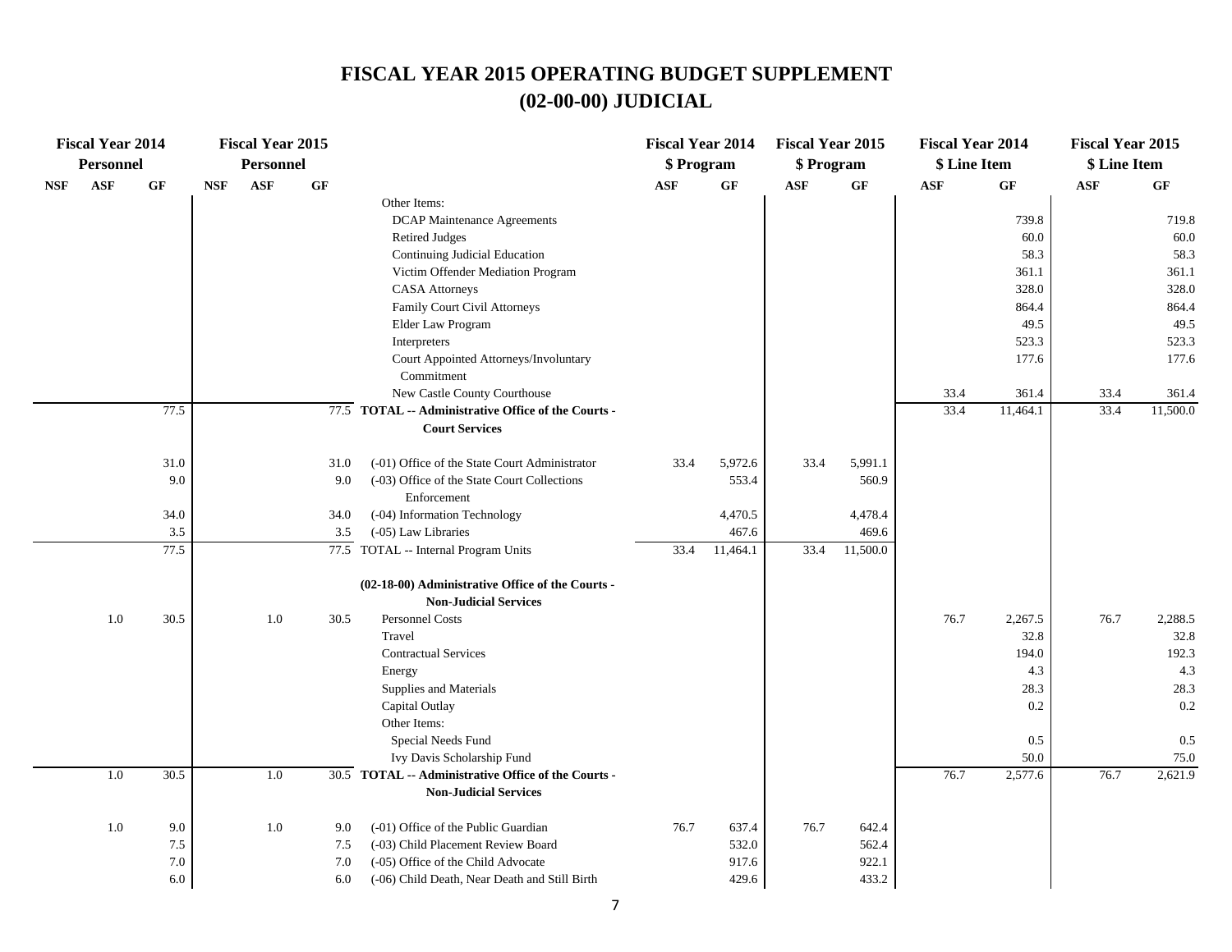# FISCAL YEAR 2015 OPERATING BUDGET SUPPLEMENT
## (02-00-00) JUDICIAL

| Fiscal Year 2014 Personnel | | | Fiscal Year 2015 Personnel | | | | Fiscal Year 2014 $ Program | | Fiscal Year 2015 $ Program | | Fiscal Year 2014 $ Line Item | | Fiscal Year 2015 $ Line Item | |
|---|---|---|---|---|---|---|---|---|---|---|---|---|---|---|
| NSF | ASF | GF | NSF | ASF | GF | | ASF | GF | ASF | GF | ASF | GF | ASF | GF |
| | | | | | | Other Items: | | | | | | | | |
| | | | | | | DCAP Maintenance Agreements | | | | | | 739.8 | | 719.8 |
| | | | | | | Retired Judges | | | | | | 60.0 | | 60.0 |
| | | | | | | Continuing Judicial Education | | | | | | 58.3 | | 58.3 |
| | | | | | | Victim Offender Mediation Program | | | | | | 361.1 | | 361.1 |
| | | | | | | CASA Attorneys | | | | | | 328.0 | | 328.0 |
| | | | | | | Family Court Civil Attorneys | | | | | | 864.4 | | 864.4 |
| | | | | | | Elder Law Program | | | | | | 49.5 | | 49.5 |
| | | | | | | Interpreters | | | | | | 523.3 | | 523.3 |
| | | | | | | Court Appointed Attorneys/Involuntary Commitment | | | | | | 177.6 | | 177.6 |
| | | | | | | New Castle County Courthouse | | | | | 33.4 | 361.4 | 33.4 | 361.4 |
| | | 77.5 | | | 77.5 | **TOTAL -- Administrative Office of the Courts - Court Services** | | | | | 33.4 | 11,464.1 | 33.4 | 11,500.0 |
| | | 31.0 | | | 31.0 | (-01) Office of the State Court Administrator | 33.4 | 5,972.6 | 33.4 | 5,991.1 | | | | |
| | | 9.0 | | | 9.0 | (-03) Office of the State Court Collections Enforcement | | 553.4 | | 560.9 | | | | |
| | | 34.0 | | | 34.0 | (-04) Information Technology | | 4,470.5 | | 4,478.4 | | | | |
| | | 3.5 | | | 3.5 | (-05) Law Libraries | | 467.6 | | 469.6 | | | | |
| | | 77.5 | | | 77.5 | TOTAL -- Internal Program Units | 33.4 | 11,464.1 | 33.4 | 11,500.0 | | | | |
| | | | | | | **(02-18-00) Administrative Office of the Courts - Non-Judicial Services** | | | | | | | | |
| | 1.0 | 30.5 | | 1.0 | 30.5 | Personnel Costs | | | | | 76.7 | 2,267.5 | 76.7 | 2,288.5 |
| | | | | | | Travel | | | | | | 32.8 | | 32.8 |
| | | | | | | Contractual Services | | | | | | 194.0 | | 192.3 |
| | | | | | | Energy | | | | | | 4.3 | | 4.3 |
| | | | | | | Supplies and Materials | | | | | | 28.3 | | 28.3 |
| | | | | | | Capital Outlay | | | | | | 0.2 | | 0.2 |
| | | | | | | Other Items: | | | | | | | | |
| | | | | | | Special Needs Fund | | | | | | 0.5 | | 0.5 |
| | | | | | | Ivy Davis Scholarship Fund | | | | | | 50.0 | | 75.0 |
| | 1.0 | 30.5 | | 1.0 | 30.5 | **TOTAL -- Administrative Office of the Courts - Non-Judicial Services** | | | | | 76.7 | 2,577.6 | 76.7 | 2,621.9 |
| | 1.0 | 9.0 | | 1.0 | 9.0 | (-01) Office of the Public Guardian | 76.7 | 637.4 | 76.7 | 642.4 | | | | |
| | | 7.5 | | | 7.5 | (-03) Child Placement Review Board | | 532.0 | | 562.4 | | | | |
| | | 7.0 | | | 7.0 | (-05) Office of the Child Advocate | | 917.6 | | 922.1 | | | | |
| | | 6.0 | | | 6.0 | (-06) Child Death, Near Death and Still Birth | | 429.6 | | 433.2 | | | | |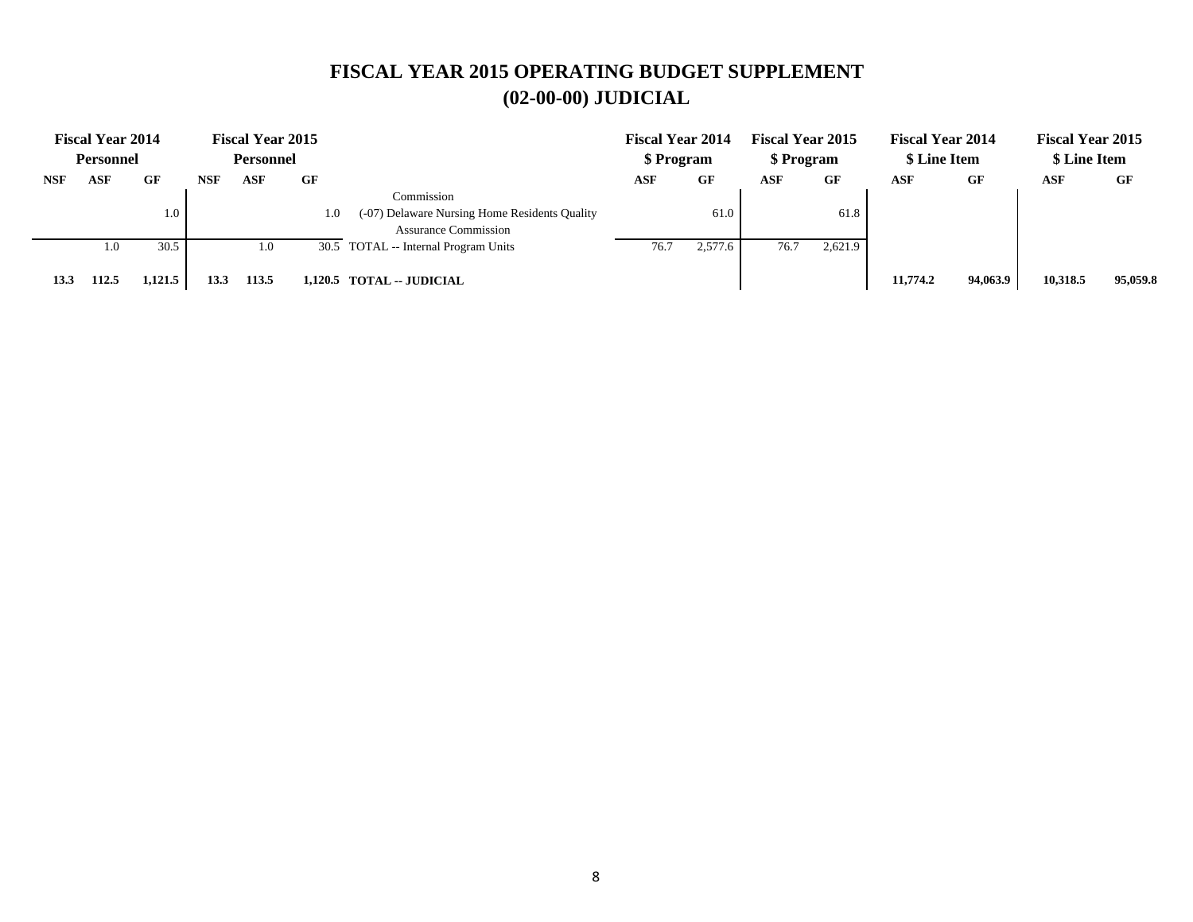# FISCAL YEAR 2015 OPERATING BUDGET SUPPLEMENT
## (02-00-00) JUDICIAL

| Fiscal Year 2014 Personnel | | | Fiscal Year 2015 Personnel | | | | Fiscal Year 2014 $ Program | | Fiscal Year 2015 $ Program | | Fiscal Year 2014 $ Line Item | | Fiscal Year 2015 $ Line Item | |
|---|---|---|---|---|---|---|---|---|---|---|---|---|---|---|
| NSF | ASF | GF | NSF | ASF | GF | | ASF | GF | ASF | GF | ASF | GF | ASF | GF |
| | | | | | | Commission | | | | | | | | |
| | | 1.0 | | | 1.0 | (-07) Delaware Nursing Home Residents Quality Assurance Commission | | 61.0 | | 61.8 | | | | |
| | 1.0 | 30.5 | | 1.0 | 30.5 | TOTAL -- Internal Program Units | 76.7 | 2,577.6 | 76.7 | 2,621.9 | | | | |
| **13.3** | **112.5** | **1,121.5** | **13.3** | **113.5** | **1,120.5** | **TOTAL -- JUDICIAL** | | | | | **11,774.2** | **94,063.9** | **10,318.5** | **95,059.8** |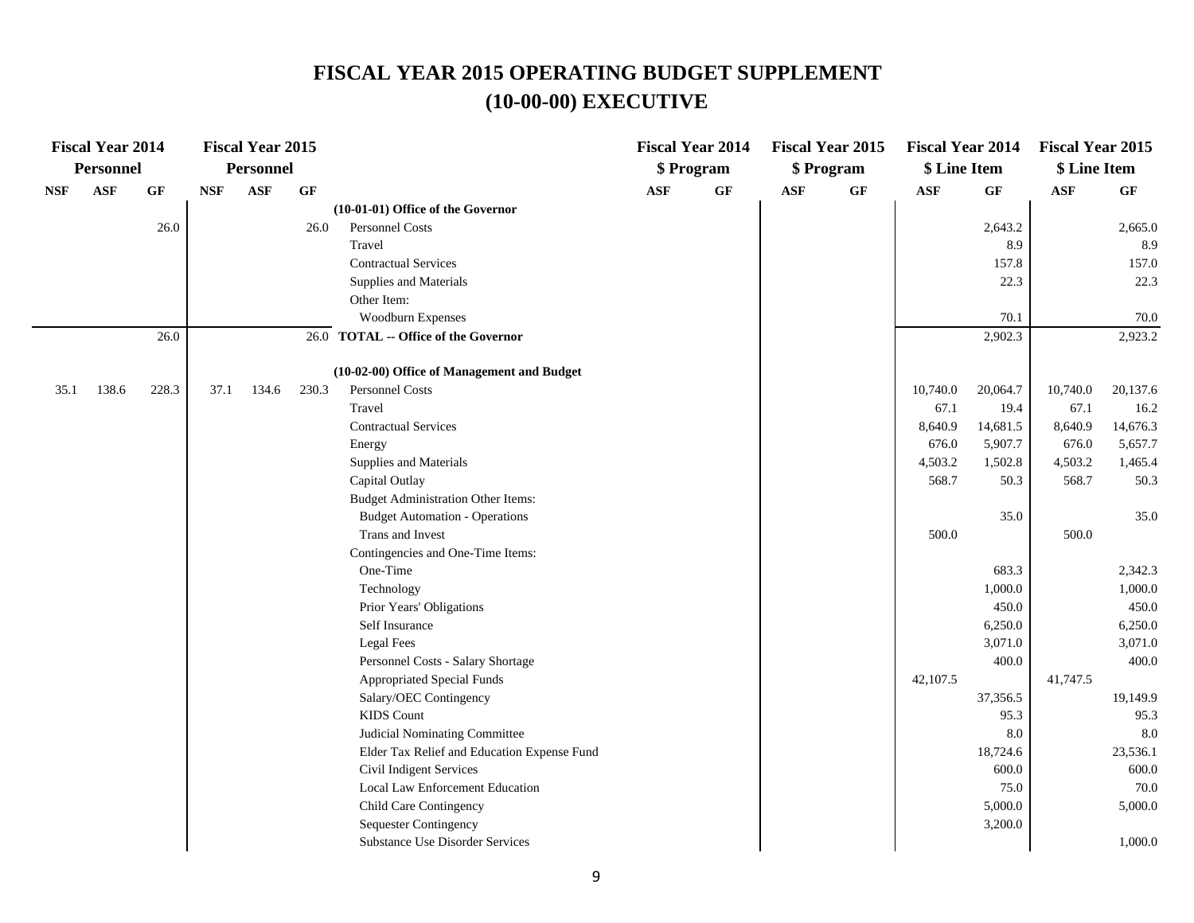# FISCAL YEAR 2015 OPERATING BUDGET SUPPLEMENT
## (10-00-00) EXECUTIVE

| Fiscal Year 2014 Personnel | | | Fiscal Year 2015 Personnel | | | | Fiscal Year 2014 $ Program | | Fiscal Year 2015 $ Program | | Fiscal Year 2014 $ Line Item | | Fiscal Year 2015 $ Line Item | |
|---|---|---|---|---|---|---|---|---|---|---|---|---|---|---|
| NSF | ASF | GF | NSF | ASF | GF | | ASF | GF | ASF | GF | ASF | GF | ASF | GF |
| | | | | | | **(10-01-01) Office of the Governor** | | | | | | | | |
| | | 26.0 | | | 26.0 | Personnel Costs | | | | | | 2,643.2 | | 2,665.0 |
| | | | | | | Travel | | | | | | 8.9 | | 8.9 |
| | | | | | | Contractual Services | | | | | | 157.8 | | 157.0 |
| | | | | | | Supplies and Materials | | | | | | 22.3 | | 22.3 |
| | | | | | | Other Item: | | | | | | | | |
| | | | | | | Woodburn Expenses | | | | | | 70.1 | | 70.0 |
| | | 26.0 | | | 26.0 | **TOTAL -- Office of the Governor** | | | | | | 2,902.3 | | 2,923.2 |
| | | | | | | | | | | | | | | |
| | | | | | | **(10-02-00) Office of Management and Budget** | | | | | | | | |
| 35.1 | 138.6 | 228.3 | 37.1 | 134.6 | 230.3 | Personnel Costs | | | | | 10,740.0 | 20,064.7 | 10,740.0 | 20,137.6 |
| | | | | | | Travel | | | | | 67.1 | 19.4 | 67.1 | 16.2 |
| | | | | | | Contractual Services | | | | | 8,640.9 | 14,681.5 | 8,640.9 | 14,676.3 |
| | | | | | | Energy | | | | | 676.0 | 5,907.7 | 676.0 | 5,657.7 |
| | | | | | | Supplies and Materials | | | | | 4,503.2 | 1,502.8 | 4,503.2 | 1,465.4 |
| | | | | | | Capital Outlay | | | | | 568.7 | 50.3 | 568.7 | 50.3 |
| | | | | | | Budget Administration Other Items: | | | | | | | | |
| | | | | | | Budget Automation - Operations | | | | | | 35.0 | | 35.0 |
| | | | | | | Trans and Invest | | | | | 500.0 | | 500.0 | |
| | | | | | | Contingencies and One-Time Items: | | | | | | | | |
| | | | | | | One-Time | | | | | | 683.3 | | 2,342.3 |
| | | | | | | Technology | | | | | | 1,000.0 | | 1,000.0 |
| | | | | | | Prior Years' Obligations | | | | | | 450.0 | | 450.0 |
| | | | | | | Self Insurance | | | | | | 6,250.0 | | 6,250.0 |
| | | | | | | Legal Fees | | | | | | 3,071.0 | | 3,071.0 |
| | | | | | | Personnel Costs - Salary Shortage | | | | | | 400.0 | | 400.0 |
| | | | | | | Appropriated Special Funds | | | | | 42,107.5 | | 41,747.5 | |
| | | | | | | Salary/OEC Contingency | | | | | | 37,356.5 | | 19,149.9 |
| | | | | | | KIDS Count | | | | | | 95.3 | | 95.3 |
| | | | | | | Judicial Nominating Committee | | | | | | 8.0 | | 8.0 |
| | | | | | | Elder Tax Relief and Education Expense Fund | | | | | | 18,724.6 | | 23,536.1 |
| | | | | | | Civil Indigent Services | | | | | | 600.0 | | 600.0 |
| | | | | | | Local Law Enforcement Education | | | | | | 75.0 | | 70.0 |
| | | | | | | Child Care Contingency | | | | | | 5,000.0 | | 5,000.0 |
| | | | | | | Sequester Contingency | | | | | | 3,200.0 | | |
| | | | | | | Substance Use Disorder Services | | | | | | | | 1,000.0 |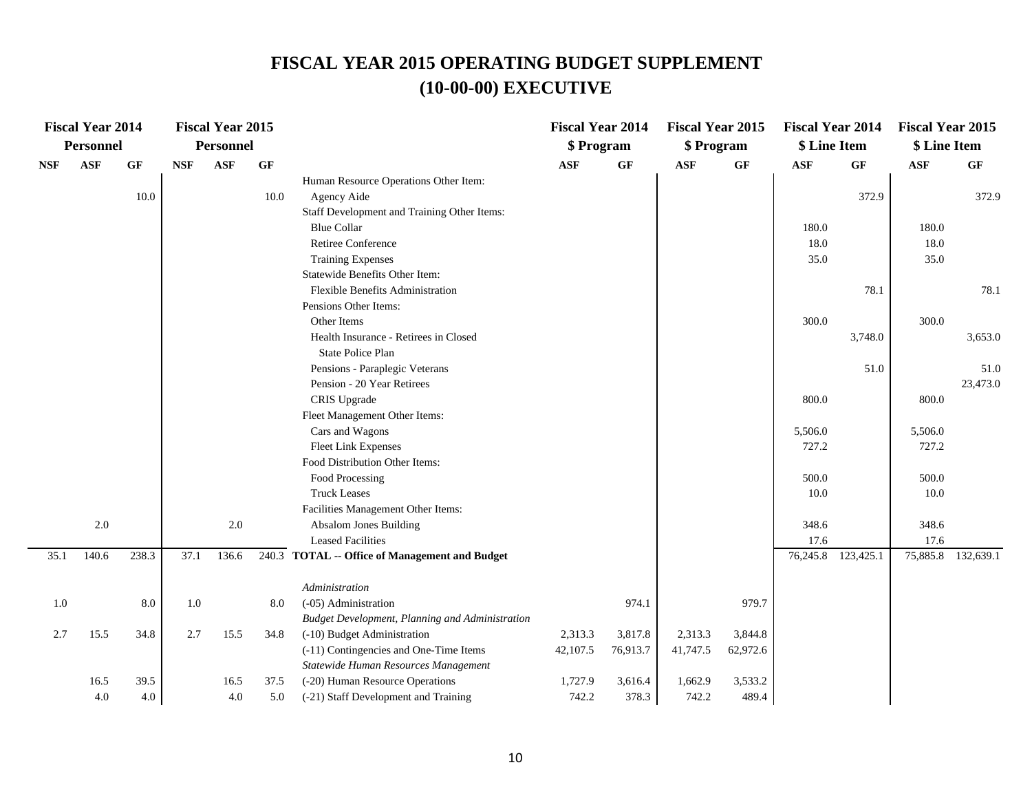# FISCAL YEAR 2015 OPERATING BUDGET SUPPLEMENT

# (10-00-00) EXECUTIVE

| Fiscal Year 2014 Personnel | | | Fiscal Year 2015 Personnel | | | | Fiscal Year 2014 $ Program | | Fiscal Year 2015 $ Program | | Fiscal Year 2014 $ Line Item | | Fiscal Year 2015 $ Line Item | |
|---|---|---|---|---|---|---|---|---|---|---|---|---|---|---|
| NSF | ASF | GF | NSF | ASF | GF | | ASF | GF | ASF | GF | ASF | GF | ASF | GF |
| | | | | | | Human Resource Operations Other Item: | | | | | | | | |
| | | 10.0 | | | 10.0 | Agency Aide | | | | | | 372.9 | | 372.9 |
| | | | | | | Staff Development and Training Other Items: | | | | | | | | |
| | | | | | | Blue Collar | | | | | 180.0 | | 180.0 | |
| | | | | | | Retiree Conference | | | | | 18.0 | | 18.0 | |
| | | | | | | Training Expenses | | | | | 35.0 | | 35.0 | |
| | | | | | | Statewide Benefits Other Item: | | | | | | | | |
| | | | | | | Flexible Benefits Administration | | | | | | 78.1 | | 78.1 |
| | | | | | | Pensions Other Items: | | | | | | | | |
| | | | | | | Other Items | | | | | 300.0 | | 300.0 | |
| | | | | | | Health Insurance - Retirees in Closed State Police Plan | | | | | | 3,748.0 | | 3,653.0 |
| | | | | | | Pensions - Paraplegic Veterans | | | | | | 51.0 | | 51.0 |
| | | | | | | Pension - 20 Year Retirees | | | | | | | | 23,473.0 |
| | | | | | | CRIS Upgrade | | | | | 800.0 | | 800.0 | |
| | | | | | | Fleet Management Other Items: | | | | | | | | |
| | | | | | | Cars and Wagons | | | | | 5,506.0 | | 5,506.0 | |
| | | | | | | Fleet Link Expenses | | | | | 727.2 | | 727.2 | |
| | | | | | | Food Distribution Other Items: | | | | | | | | |
| | | | | | | Food Processing | | | | | 500.0 | | 500.0 | |
| | | | | | | Truck Leases | | | | | 10.0 | | 10.0 | |
| | | | | | | Facilities Management Other Items: | | | | | | | | |
| | 2.0 | | | 2.0 | | Absalom Jones Building | | | | | 348.6 | | 348.6 | |
| | | | | | | Leased Facilities | | | | | 17.6 | | 17.6 | |
| 35.1 | 140.6 | 238.3 | 37.1 | 136.6 | 240.3 | **TOTAL -- Office of Management and Budget** | | | | | 76,245.8 | 123,425.1 | 75,885.8 | 132,639.1 |
| | | | | | | *Administration* | | | | | | | | |
| 1.0 | | 8.0 | 1.0 | | 8.0 | (-05) Administration | | 974.1 | | 979.7 | | | | |
| | | | | | | *Budget Development, Planning and Administration* | | | | | | | | |
| 2.7 | 15.5 | 34.8 | 2.7 | 15.5 | 34.8 | (-10) Budget Administration | 2,313.3 | 3,817.8 | 2,313.3 | 3,844.8 | | | | |
| | | | | | | (-11) Contingencies and One-Time Items | 42,107.5 | 76,913.7 | 41,747.5 | 62,972.6 | | | | |
| | | | | | | *Statewide Human Resources Management* | | | | | | | | |
| | 16.5 | 39.5 | | 16.5 | 37.5 | (-20) Human Resource Operations | 1,727.9 | 3,616.4 | 1,662.9 | 3,533.2 | | | | |
| | 4.0 | 4.0 | | 4.0 | 5.0 | (-21) Staff Development and Training | 742.2 | 378.3 | 742.2 | 489.4 | | | | |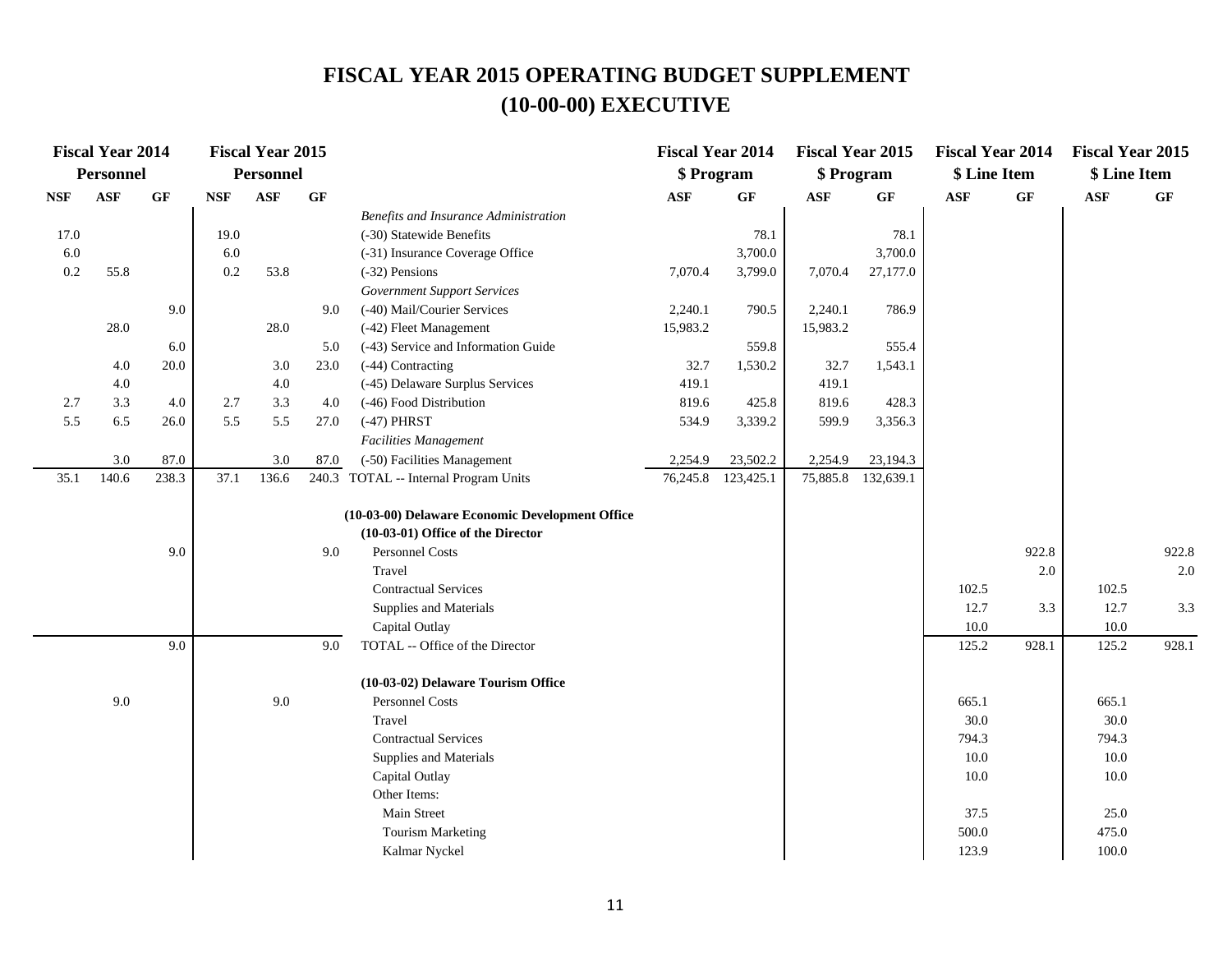# FISCAL YEAR 2015 OPERATING BUDGET SUPPLEMENT
## (10-00-00) EXECUTIVE

| Fiscal Year 2014 Personnel | | | Fiscal Year 2015 Personnel | | | | Fiscal Year 2014 $ Program | | Fiscal Year 2015 $ Program | | Fiscal Year 2014 $ Line Item | | Fiscal Year 2015 $ Line Item | |
|---|---|---|---|---|---|---|---|---|---|---|---|---|---|---|
| NSF | ASF | GF | NSF | ASF | GF | | ASF | GF | ASF | GF | ASF | GF | ASF | GF |
| | | | | | | *Benefits and Insurance Administration* | | | | | | | | |
| 17.0 | | | 19.0 | | | (-30) Statewide Benefits | | 78.1 | | 78.1 | | | | |
| 6.0 | | | 6.0 | | | (-31) Insurance Coverage Office | | 3,700.0 | | 3,700.0 | | | | |
| 0.2 | 55.8 | | 0.2 | 53.8 | | (-32) Pensions | 7,070.4 | 3,799.0 | 7,070.4 | 27,177.0 | | | | |
| | | | | | | *Government Support Services* | | | | | | | | |
| | | 9.0 | | | 9.0 | (-40) Mail/Courier Services | 2,240.1 | 790.5 | 2,240.1 | 786.9 | | | | |
| | 28.0 | | | 28.0 | | (-42) Fleet Management | 15,983.2 | | 15,983.2 | | | | | |
| | | 6.0 | | | 5.0 | (-43) Service and Information Guide | | 559.8 | | 555.4 | | | | |
| | 4.0 | 20.0 | | 3.0 | 23.0 | (-44) Contracting | 32.7 | 1,530.2 | 32.7 | 1,543.1 | | | | |
| | 4.0 | | | 4.0 | | (-45) Delaware Surplus Services | 419.1 | | 419.1 | | | | | |
| 2.7 | 3.3 | 4.0 | 2.7 | 3.3 | 4.0 | (-46) Food Distribution | 819.6 | 425.8 | 819.6 | 428.3 | | | | |
| 5.5 | 6.5 | 26.0 | 5.5 | 5.5 | 27.0 | (-47) PHRST | 534.9 | 3,339.2 | 599.9 | 3,356.3 | | | | |
| | | | | | | *Facilities Management* | | | | | | | | |
| | 3.0 | 87.0 | | 3.0 | 87.0 | (-50) Facilities Management | 2,254.9 | 23,502.2 | 2,254.9 | 23,194.3 | | | | |
| 35.1 | 140.6 | 238.3 | 37.1 | 136.6 | 240.3 | TOTAL -- Internal Program Units | 76,245.8 | 123,425.1 | 75,885.8 | 132,639.1 | | | | |
| | | | | | | **(10-03-00) Delaware Economic Development Office** | | | | | | | | |
| | | | | | | **(10-03-01) Office of the Director** | | | | | | | | |
| | | 9.0 | | | 9.0 | Personnel Costs | | | | | | 922.8 | | 922.8 |
| | | | | | | Travel | | | | | | 2.0 | | 2.0 |
| | | | | | | Contractual Services | | | | | 102.5 | | 102.5 | |
| | | | | | | Supplies and Materials | | | | | 12.7 | 3.3 | 12.7 | 3.3 |
| | | | | | | Capital Outlay | | | | | 10.0 | | 10.0 | |
| | | 9.0 | | | 9.0 | TOTAL -- Office of the Director | | | | | 125.2 | 928.1 | 125.2 | 928.1 |
| | | | | | | **(10-03-02) Delaware Tourism Office** | | | | | | | | |
| | 9.0 | | | 9.0 | | Personnel Costs | | | | | 665.1 | | 665.1 | |
| | | | | | | Travel | | | | | 30.0 | | 30.0 | |
| | | | | | | Contractual Services | | | | | 794.3 | | 794.3 | |
| | | | | | | Supplies and Materials | | | | | 10.0 | | 10.0 | |
| | | | | | | Capital Outlay | | | | | 10.0 | | 10.0 | |
| | | | | | | Other Items: | | | | | | | | |
| | | | | | | Main Street | | | | | 37.5 | | 25.0 | |
| | | | | | | Tourism Marketing | | | | | 500.0 | | 475.0 | |
| | | | | | | Kalmar Nyckel | | | | | 123.9 | | 100.0 | |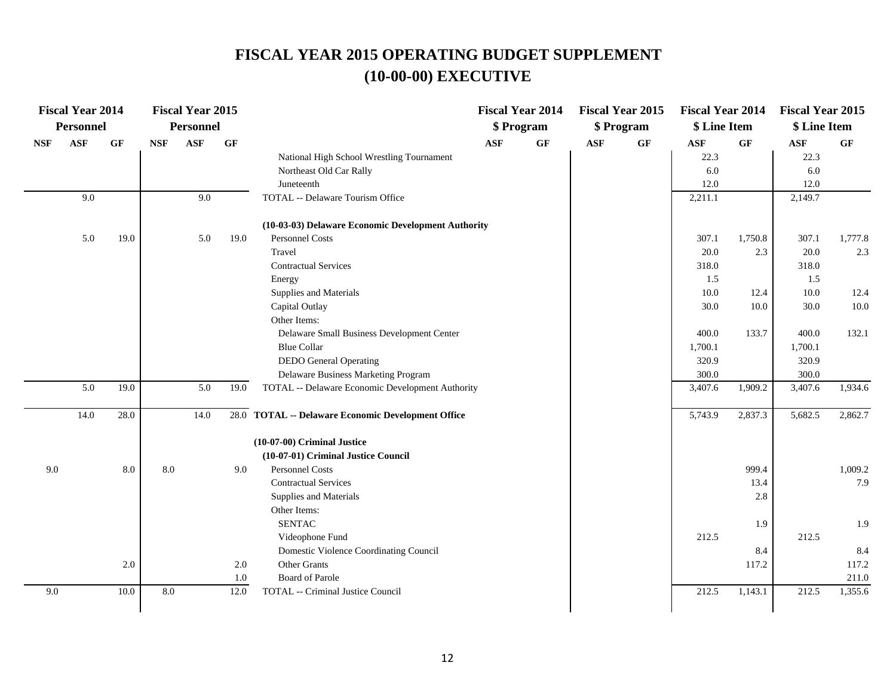# FISCAL YEAR 2015 OPERATING BUDGET SUPPLEMENT

# (10-00-00) EXECUTIVE

| Fiscal Year 2014 Personnel | | | Fiscal Year 2015 Personnel | | | | Fiscal Year 2014 $ Program | | Fiscal Year 2015 $ Program | | Fiscal Year 2014 $ Line Item | | Fiscal Year 2015 $ Line Item | |
|---|---|---|---|---|---|---|---|---|---|---|---|---|---|---|
| NSF | ASF | GF | NSF | ASF | GF | | ASF | GF | ASF | GF | ASF | GF | ASF | GF |
| | | | | | | National High School Wrestling Tournament | | | | | 22.3 | | 22.3 | |
| | | | | | | Northeast Old Car Rally | | | | | 6.0 | | 6.0 | |
| | | | | | | Juneteenth | | | | | 12.0 | | 12.0 | |
| | 9.0 | | | 9.0 | | TOTAL -- Delaware Tourism Office | | | | | 2,211.1 | | 2,149.7 | |
| | | | | | | **(10-03-03) Delaware Economic Development Authority** | | | | | | | | |
| | 5.0 | 19.0 | | 5.0 | 19.0 | Personnel Costs | | | | | 307.1 | 1,750.8 | 307.1 | 1,777.8 |
| | | | | | | Travel | | | | | 20.0 | 2.3 | 20.0 | 2.3 |
| | | | | | | Contractual Services | | | | | 318.0 | | 318.0 | |
| | | | | | | Energy | | | | | 1.5 | | 1.5 | |
| | | | | | | Supplies and Materials | | | | | 10.0 | 12.4 | 10.0 | 12.4 |
| | | | | | | Capital Outlay | | | | | 30.0 | 10.0 | 30.0 | 10.0 |
| | | | | | | Other Items: | | | | | | | | |
| | | | | | | Delaware Small Business Development Center | | | | | 400.0 | 133.7 | 400.0 | 132.1 |
| | | | | | | Blue Collar | | | | | 1,700.1 | | 1,700.1 | |
| | | | | | | DEDO General Operating | | | | | 320.9 | | 320.9 | |
| | | | | | | Delaware Business Marketing Program | | | | | 300.0 | | 300.0 | |
| | 5.0 | 19.0 | | 5.0 | 19.0 | TOTAL -- Delaware Economic Development Authority | | | | | 3,407.6 | 1,909.2 | 3,407.6 | 1,934.6 |
| | 14.0 | 28.0 | | 14.0 | 28.0 | **TOTAL -- Delaware Economic Development Office** | | | | | 5,743.9 | 2,837.3 | 5,682.5 | 2,862.7 |
| | | | | | | **(10-07-00) Criminal Justice** | | | | | | | | |
| | | | | | | **(10-07-01) Criminal Justice Council** | | | | | | | | |
| 9.0 | | 8.0 | 8.0 | | 9.0 | Personnel Costs | | | | | | 999.4 | | 1,009.2 |
| | | | | | | Contractual Services | | | | | | 13.4 | | 7.9 |
| | | | | | | Supplies and Materials | | | | | | 2.8 | | |
| | | | | | | Other Items: | | | | | | | | |
| | | | | | | SENTAC | | | | | | 1.9 | | 1.9 |
| | | | | | | Videophone Fund | | | | | 212.5 | | 212.5 | |
| | | | | | | Domestic Violence Coordinating Council | | | | | | 8.4 | | 8.4 |
| | | 2.0 | | | 2.0 | Other Grants | | | | | | 117.2 | | 117.2 |
| | | | | | 1.0 | Board of Parole | | | | | | | | 211.0 |
| 9.0 | | 10.0 | 8.0 | | 12.0 | TOTAL -- Criminal Justice Council | | | | | 212.5 | 1,143.1 | 212.5 | 1,355.6 |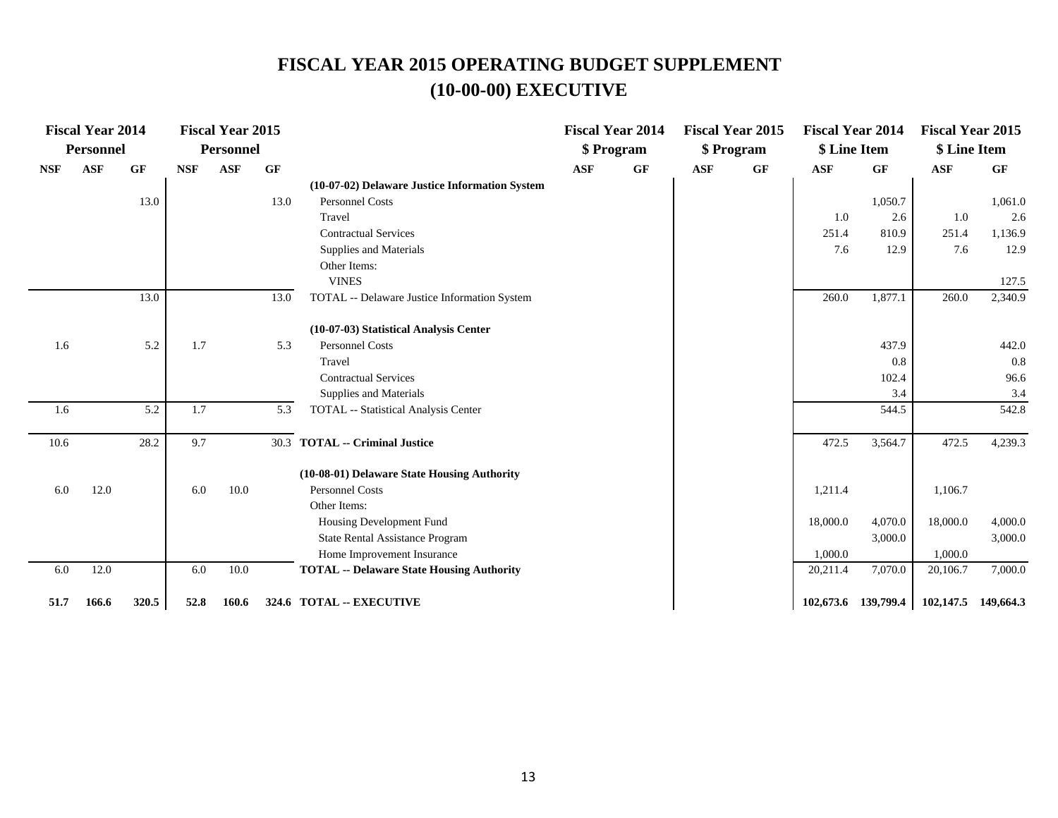# FISCAL YEAR 2015 OPERATING BUDGET SUPPLEMENT
# (10-00-00) EXECUTIVE

| Fiscal Year 2014 Personnel | | | Fiscal Year 2015 Personnel | | | | Fiscal Year 2014 $ Program | | Fiscal Year 2015 $ Program | | Fiscal Year 2014 $ Line Item | | Fiscal Year 2015 $ Line Item | |
|---|---|---|---|---|---|---|---|---|---|---|---|---|---|---|
| NSF | ASF | GF | NSF | ASF | GF | | ASF | GF | ASF | GF | ASF | GF | ASF | GF |
| | | | | | | **(10-07-02) Delaware Justice Information System** | | | | | | | | |
| | | 13.0 | | | 13.0 | Personnel Costs | | | | | | 1,050.7 | | 1,061.0 |
| | | | | | | Travel | | | | | 1.0 | 2.6 | 1.0 | 2.6 |
| | | | | | | Contractual Services | | | | | 251.4 | 810.9 | 251.4 | 1,136.9 |
| | | | | | | Supplies and Materials | | | | | 7.6 | 12.9 | 7.6 | 12.9 |
| | | | | | | Other Items: | | | | | | | | |
| | | | | | | VINES | | | | | | | | 127.5 |
| | | 13.0 | | | 13.0 | TOTAL -- Delaware Justice Information System | | | | | 260.0 | 1,877.1 | 260.0 | 2,340.9 |
| | | | | | | **(10-07-03) Statistical Analysis Center** | | | | | | | | |
| 1.6 | | 5.2 | 1.7 | | 5.3 | Personnel Costs | | | | | | 437.9 | | 442.0 |
| | | | | | | Travel | | | | | | 0.8 | | 0.8 |
| | | | | | | Contractual Services | | | | | | 102.4 | | 96.6 |
| | | | | | | Supplies and Materials | | | | | | 3.4 | | 3.4 |
| 1.6 | | 5.2 | 1.7 | | 5.3 | TOTAL -- Statistical Analysis Center | | | | | | 544.5 | | 542.8 |
| 10.6 | | 28.2 | 9.7 | | 30.3 | **TOTAL -- Criminal Justice** | | | | | 472.5 | 3,564.7 | 472.5 | 4,239.3 |
| | | | | | | **(10-08-01) Delaware State Housing Authority** | | | | | | | | |
| 6.0 | 12.0 | | 6.0 | 10.0 | | Personnel Costs | | | | | 1,211.4 | | 1,106.7 | |
| | | | | | | Other Items: | | | | | | | | |
| | | | | | | Housing Development Fund | | | | | 18,000.0 | 4,070.0 | 18,000.0 | 4,000.0 |
| | | | | | | State Rental Assistance Program | | | | | | 3,000.0 | | 3,000.0 |
| | | | | | | Home Improvement Insurance | | | | | 1,000.0 | | 1,000.0 | |
| 6.0 | 12.0 | | 6.0 | 10.0 | | **TOTAL -- Delaware State Housing Authority** | | | | | 20,211.4 | 7,070.0 | 20,106.7 | 7,000.0 |
| **51.7** | **166.6** | **320.5** | **52.8** | **160.6** | **324.6** | **TOTAL -- EXECUTIVE** | | | | | **102,673.6** | **139,799.4** | **102,147.5** | **149,664.3** |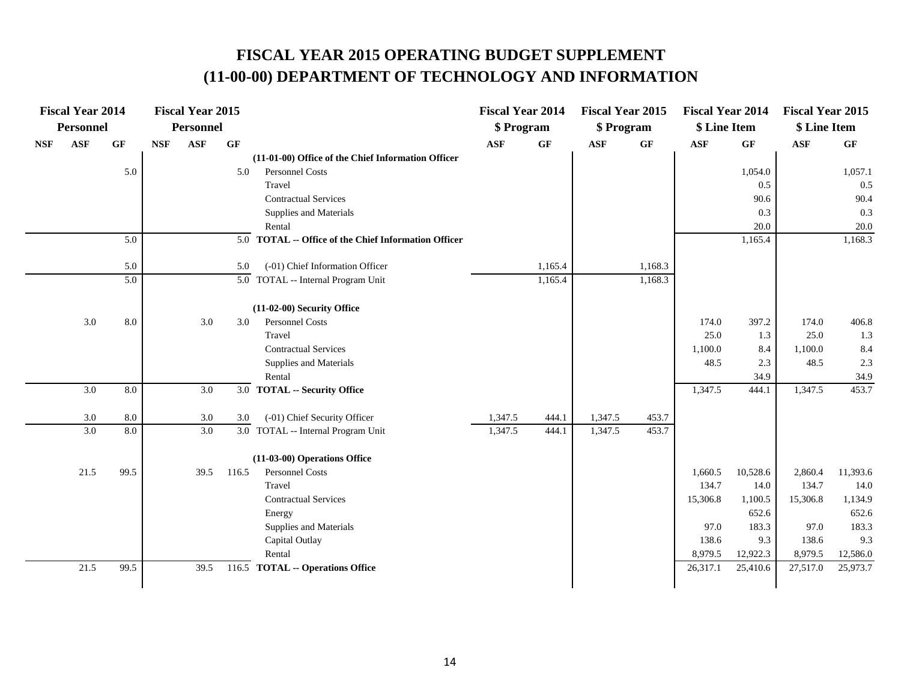# FISCAL YEAR 2015 OPERATING BUDGET SUPPLEMENT
# (11-00-00) DEPARTMENT OF TECHNOLOGY AND INFORMATION

| Fiscal Year 2014 Personnel | | | Fiscal Year 2015 Personnel | | | | Fiscal Year 2014 $ Program | | Fiscal Year 2015 $ Program | | Fiscal Year 2014 $ Line Item | | Fiscal Year 2015 $ Line Item | |
|---|---|---|---|---|---|---|---|---|---|---|---|---|---|---|
| NSF | ASF | GF | NSF | ASF | GF | | ASF | GF | ASF | GF | ASF | GF | ASF | GF |
| | | | | | | **(11-01-00) Office of the Chief Information Officer** | | | | | | | | |
| | | 5.0 | | | 5.0 | Personnel Costs | | | | | | 1,054.0 | | 1,057.1 |
| | | | | | | Travel | | | | | | 0.5 | | 0.5 |
| | | | | | | Contractual Services | | | | | | 90.6 | | 90.4 |
| | | | | | | Supplies and Materials | | | | | | 0.3 | | 0.3 |
| | | | | | | Rental | | | | | | 20.0 | | 20.0 |
| | | 5.0 | | | 5.0 | **TOTAL -- Office of the Chief Information Officer** | | | | | | 1,165.4 | | 1,168.3 |
| | | 5.0 | | | 5.0 | (-01) Chief Information Officer | | 1,165.4 | | 1,168.3 | | | | |
| | | 5.0 | | | 5.0 | TOTAL -- Internal Program Unit | | 1,165.4 | | 1,168.3 | | | | |
| | | | | | | **(11-02-00) Security Office** | | | | | | | | |
| | 3.0 | 8.0 | | 3.0 | 3.0 | Personnel Costs | | | | | 174.0 | 397.2 | 174.0 | 406.8 |
| | | | | | | Travel | | | | | 25.0 | 1.3 | 25.0 | 1.3 |
| | | | | | | Contractual Services | | | | | 1,100.0 | 8.4 | 1,100.0 | 8.4 |
| | | | | | | Supplies and Materials | | | | | 48.5 | 2.3 | 48.5 | 2.3 |
| | | | | | | Rental | | | | | | 34.9 | | 34.9 |
| | 3.0 | 8.0 | | 3.0 | 3.0 | **TOTAL -- Security Office** | | | | | 1,347.5 | 444.1 | 1,347.5 | 453.7 |
| | 3.0 | 8.0 | | 3.0 | 3.0 | (-01) Chief Security Officer | 1,347.5 | 444.1 | 1,347.5 | 453.7 | | | | |
| | 3.0 | 8.0 | | 3.0 | 3.0 | TOTAL -- Internal Program Unit | 1,347.5 | 444.1 | 1,347.5 | 453.7 | | | | |
| | | | | | | **(11-03-00) Operations Office** | | | | | | | | |
| | 21.5 | 99.5 | | 39.5 | 116.5 | Personnel Costs | | | | | 1,660.5 | 10,528.6 | 2,860.4 | 11,393.6 |
| | | | | | | Travel | | | | | 134.7 | 14.0 | 134.7 | 14.0 |
| | | | | | | Contractual Services | | | | | 15,306.8 | 1,100.5 | 15,306.8 | 1,134.9 |
| | | | | | | Energy | | | | | | 652.6 | | 652.6 |
| | | | | | | Supplies and Materials | | | | | 97.0 | 183.3 | 97.0 | 183.3 |
| | | | | | | Capital Outlay | | | | | 138.6 | 9.3 | 138.6 | 9.3 |
| | | | | | | Rental | | | | | 8,979.5 | 12,922.3 | 8,979.5 | 12,586.0 |
| | 21.5 | 99.5 | | 39.5 | 116.5 | **TOTAL -- Operations Office** | | | | | 26,317.1 | 25,410.6 | 27,517.0 | 25,973.7 |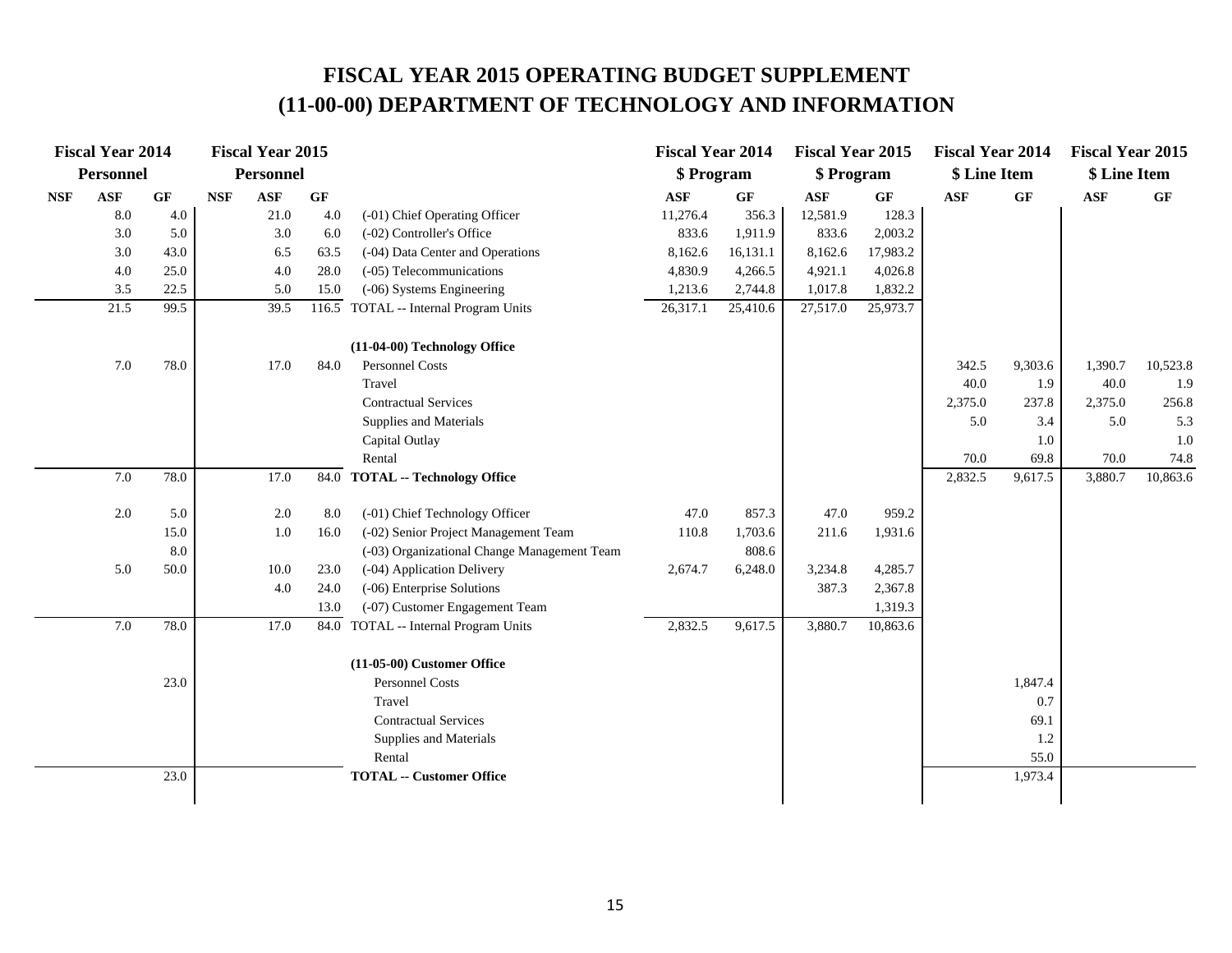# FISCAL YEAR 2015 OPERATING BUDGET SUPPLEMENT
# (11-00-00) DEPARTMENT OF TECHNOLOGY AND INFORMATION

| Fiscal Year 2014 Personnel | | | Fiscal Year 2015 Personnel | | | | Fiscal Year 2014 $ Program | | Fiscal Year 2015 $ Program | | Fiscal Year 2014 $ Line Item | | Fiscal Year 2015 $ Line Item | |
|---|---|---|---|---|---|---|---|---|---|---|---|---|---|---|
| NSF | ASF | GF | NSF | ASF | GF | | ASF | GF | ASF | GF | ASF | GF | ASF | GF |
| | 8.0 | 4.0 | | 21.0 | 4.0 | (-01) Chief Operating Officer | 11,276.4 | 356.3 | 12,581.9 | 128.3 | | | | |
| | 3.0 | 5.0 | | 3.0 | 6.0 | (-02) Controller's Office | 833.6 | 1,911.9 | 833.6 | 2,003.2 | | | | |
| | 3.0 | 43.0 | | 6.5 | 63.5 | (-04) Data Center and Operations | 8,162.6 | 16,131.1 | 8,162.6 | 17,983.2 | | | | |
| | 4.0 | 25.0 | | 4.0 | 28.0 | (-05) Telecommunications | 4,830.9 | 4,266.5 | 4,921.1 | 4,026.8 | | | | |
| | 3.5 | 22.5 | | 5.0 | 15.0 | (-06) Systems Engineering | 1,213.6 | 2,744.8 | 1,017.8 | 1,832.2 | | | | |
| | 21.5 | 99.5 | | 39.5 | 116.5 | TOTAL -- Internal Program Units | 26,317.1 | 25,410.6 | 27,517.0 | 25,973.7 | | | | |
| | | | | | | **(11-04-00) Technology Office** | | | | | | | | |
| | 7.0 | 78.0 | | 17.0 | 84.0 | Personnel Costs | | | | | 342.5 | 9,303.6 | 1,390.7 | 10,523.8 |
| | | | | | | Travel | | | | | 40.0 | 1.9 | 40.0 | 1.9 |
| | | | | | | Contractual Services | | | | | 2,375.0 | 237.8 | 2,375.0 | 256.8 |
| | | | | | | Supplies and Materials | | | | | 5.0 | 3.4 | 5.0 | 5.3 |
| | | | | | | Capital Outlay | | | | | | 1.0 | | 1.0 |
| | | | | | | Rental | | | | | 70.0 | 69.8 | 70.0 | 74.8 |
| | 7.0 | 78.0 | | 17.0 | 84.0 | **TOTAL -- Technology Office** | | | | | 2,832.5 | 9,617.5 | 3,880.7 | 10,863.6 |
| | 2.0 | 5.0 | | 2.0 | 8.0 | (-01) Chief Technology Officer | 47.0 | 857.3 | 47.0 | 959.2 | | | | |
| | | 15.0 | | 1.0 | 16.0 | (-02) Senior Project Management Team | 110.8 | 1,703.6 | 211.6 | 1,931.6 | | | | |
| | | 8.0 | | | | (-03) Organizational Change Management Team | | 808.6 | | | | | | |
| | 5.0 | 50.0 | | 10.0 | 23.0 | (-04) Application Delivery | 2,674.7 | 6,248.0 | 3,234.8 | 4,285.7 | | | | |
| | | | | 4.0 | 24.0 | (-06) Enterprise Solutions | | | 387.3 | 2,367.8 | | | | |
| | | | | | 13.0 | (-07) Customer Engagement Team | | | | 1,319.3 | | | | |
| | 7.0 | 78.0 | | 17.0 | 84.0 | TOTAL -- Internal Program Units | 2,832.5 | 9,617.5 | 3,880.7 | 10,863.6 | | | | |
| | | | | | | **(11-05-00) Customer Office** | | | | | | | | |
| | | 23.0 | | | | Personnel Costs | | | | | | 1,847.4 | | |
| | | | | | | Travel | | | | | | 0.7 | | |
| | | | | | | Contractual Services | | | | | | 69.1 | | |
| | | | | | | Supplies and Materials | | | | | | 1.2 | | |
| | | | | | | Rental | | | | | | 55.0 | | |
| | | 23.0 | | | | **TOTAL -- Customer Office** | | | | | | 1,973.4 | | |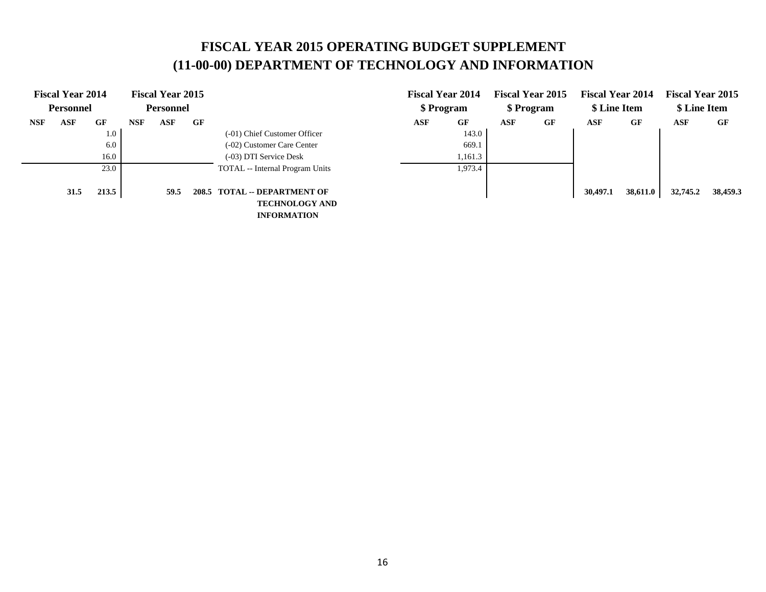# FISCAL YEAR 2015 OPERATING BUDGET SUPPLEMENT
# (11-00-00) DEPARTMENT OF TECHNOLOGY AND INFORMATION

| Fiscal Year 2014 Personnel | | | Fiscal Year 2015 Personnel | | | | Fiscal Year 2014 $ Program | | Fiscal Year 2015 $ Program | | Fiscal Year 2014 $ Line Item | | Fiscal Year 2015 $ Line Item | |
|---|---|---|---|---|---|---|---|---|---|---|---|---|---|---|
| NSF | ASF | GF | NSF | ASF | GF | | ASF | GF | ASF | GF | ASF | GF | ASF | GF |
| | | 1.0 | | | | (-01) Chief Customer Officer | | 143.0 | | | | | | |
| | | 6.0 | | | | (-02) Customer Care Center | | 669.1 | | | | | | |
| | | 16.0 | | | | (-03) DTI Service Desk | | 1,161.3 | | | | | | |
| | | 23.0 | | | | TOTAL -- Internal Program Units | | 1,973.4 | | | | | | |
| | **31.5** | **213.5** | | **59.5** | **208.5** | **TOTAL -- DEPARTMENT OF TECHNOLOGY AND INFORMATION** | | | | | **30,497.1** | **38,611.0** | **32,745.2** | **38,459.3** |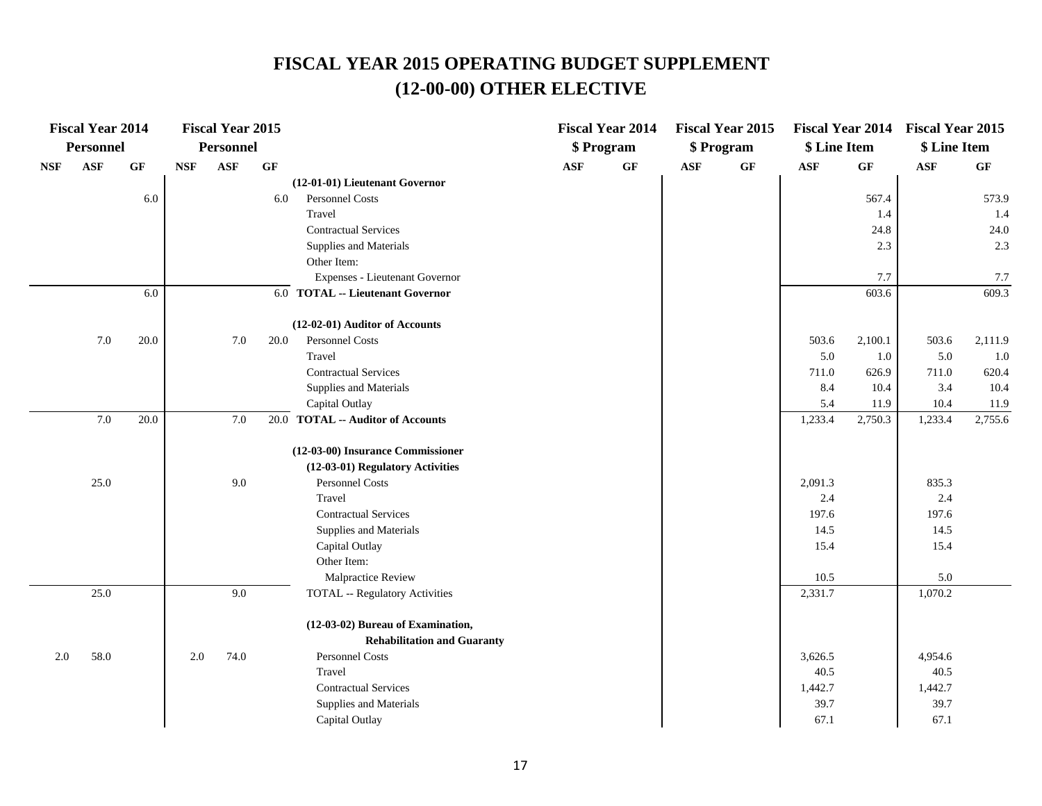# FISCAL YEAR 2015 OPERATING BUDGET SUPPLEMENT
# (12-00-00) OTHER ELECTIVE

| Fiscal Year 2014 Personnel | | | Fiscal Year 2015 Personnel | | | | Fiscal Year 2014 $ Program | | Fiscal Year 2015 $ Program | | Fiscal Year 2014 $ Line Item | | Fiscal Year 2015 $ Line Item | |
|---|---|---|---|---|---|---|---|---|---|---|---|---|---|---|
| NSF | ASF | GF | NSF | ASF | GF | | ASF | GF | ASF | GF | ASF | GF | ASF | GF |
| | | | | | | **(12-01-01) Lieutenant Governor** | | | | | | | | |
| | | 6.0 | | | 6.0 | Personnel Costs | | | | | | 567.4 | | 573.9 |
| | | | | | | Travel | | | | | | 1.4 | | 1.4 |
| | | | | | | Contractual Services | | | | | | 24.8 | | 24.0 |
| | | | | | | Supplies and Materials | | | | | | 2.3 | | 2.3 |
| | | | | | | Other Item: | | | | | | | | |
| | | | | | | Expenses - Lieutenant Governor | | | | | | 7.7 | | 7.7 |
| | | 6.0 | | | 6.0 | **TOTAL -- Lieutenant Governor** | | | | | | 603.6 | | 609.3 |
| | | | | | | | | | | | | | | |
| | | | | | | **(12-02-01) Auditor of Accounts** | | | | | | | | |
| | 7.0 | 20.0 | | 7.0 | 20.0 | Personnel Costs | | | | | 503.6 | 2,100.1 | 503.6 | 2,111.9 |
| | | | | | | Travel | | | | | 5.0 | 1.0 | 5.0 | 1.0 |
| | | | | | | Contractual Services | | | | | 711.0 | 626.9 | 711.0 | 620.4 |
| | | | | | | Supplies and Materials | | | | | 8.4 | 10.4 | 3.4 | 10.4 |
| | | | | | | Capital Outlay | | | | | 5.4 | 11.9 | 10.4 | 11.9 |
| | 7.0 | 20.0 | | 7.0 | 20.0 | **TOTAL -- Auditor of Accounts** | | | | | 1,233.4 | 2,750.3 | 1,233.4 | 2,755.6 |
| | | | | | | | | | | | | | | |
| | | | | | | **(12-03-00) Insurance Commissioner** | | | | | | | | |
| | | | | | | **(12-03-01) Regulatory Activities** | | | | | | | | |
| | 25.0 | | | 9.0 | | Personnel Costs | | | | | 2,091.3 | | 835.3 | |
| | | | | | | Travel | | | | | 2.4 | | 2.4 | |
| | | | | | | Contractual Services | | | | | 197.6 | | 197.6 | |
| | | | | | | Supplies and Materials | | | | | 14.5 | | 14.5 | |
| | | | | | | Capital Outlay | | | | | 15.4 | | 15.4 | |
| | | | | | | Other Item: | | | | | | | | |
| | | | | | | Malpractice Review | | | | | 10.5 | | 5.0 | |
| | 25.0 | | | 9.0 | | TOTAL -- Regulatory Activities | | | | | 2,331.7 | | 1,070.2 | |
| | | | | | | | | | | | | | | |
| | | | | | | **(12-03-02) Bureau of Examination, Rehabilitation and Guaranty** | | | | | | | | |
| 2.0 | 58.0 | | 2.0 | 74.0 | | Personnel Costs | | | | | 3,626.5 | | 4,954.6 | |
| | | | | | | Travel | | | | | 40.5 | | 40.5 | |
| | | | | | | Contractual Services | | | | | 1,442.7 | | 1,442.7 | |
| | | | | | | Supplies and Materials | | | | | 39.7 | | 39.7 | |
| | | | | | | Capital Outlay | | | | | 67.1 | | 67.1 | |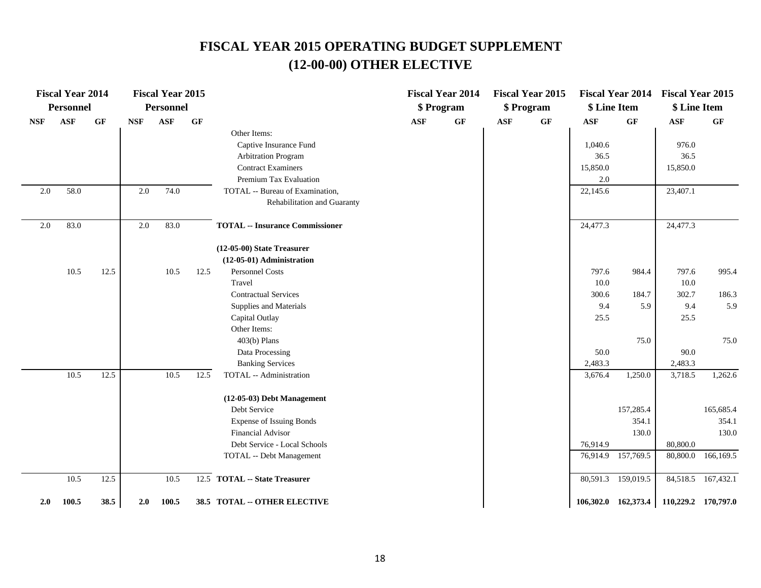# FISCAL YEAR 2015 OPERATING BUDGET SUPPLEMENT
# (12-00-00) OTHER ELECTIVE

| Fiscal Year 2014 Personnel | | | Fiscal Year 2015 Personnel | | | | Fiscal Year 2014 $ Program | | Fiscal Year 2015 $ Program | | Fiscal Year 2014 $ Line Item | | Fiscal Year 2015 $ Line Item | |
|---|---|---|---|---|---|---|---|---|---|---|---|---|---|---|
| NSF | ASF | GF | NSF | ASF | GF | | ASF | GF | ASF | GF | ASF | GF | ASF | GF |
| | | | | | | Other Items: | | | | | | | | |
| | | | | | | Captive Insurance Fund | | | | | 1,040.6 | | 976.0 | |
| | | | | | | Arbitration Program | | | | | 36.5 | | 36.5 | |
| | | | | | | Contract Examiners | | | | | 15,850.0 | | 15,850.0 | |
| | | | | | | Premium Tax Evaluation | | | | | 2.0 | | | |
| 2.0 | 58.0 | | 2.0 | 74.0 | | TOTAL -- Bureau of Examination, Rehabilitation and Guaranty | | | | | 22,145.6 | | 23,407.1 | |
| 2.0 | 83.0 | | 2.0 | 83.0 | | **TOTAL -- Insurance Commissioner** | | | | | 24,477.3 | | 24,477.3 | |
| | | | | | | **(12-05-00) State Treasurer** | | | | | | | | |
| | | | | | | **(12-05-01) Administration** | | | | | | | | |
| | 10.5 | 12.5 | | 10.5 | 12.5 | Personnel Costs | | | | | 797.6 | 984.4 | 797.6 | 995.4 |
| | | | | | | Travel | | | | | 10.0 | | 10.0 | |
| | | | | | | Contractual Services | | | | | 300.6 | 184.7 | 302.7 | 186.3 |
| | | | | | | Supplies and Materials | | | | | 9.4 | 5.9 | 9.4 | 5.9 |
| | | | | | | Capital Outlay | | | | | 25.5 | | 25.5 | |
| | | | | | | Other Items: | | | | | | | | |
| | | | | | | 403(b) Plans | | | | | | 75.0 | | 75.0 |
| | | | | | | Data Processing | | | | | 50.0 | | 90.0 | |
| | | | | | | Banking Services | | | | | 2,483.3 | | 2,483.3 | |
| | 10.5 | 12.5 | | 10.5 | 12.5 | TOTAL -- Administration | | | | | 3,676.4 | 1,250.0 | 3,718.5 | 1,262.6 |
| | | | | | | **(12-05-03) Debt Management** | | | | | | | | |
| | | | | | | Debt Service | | | | | | 157,285.4 | | 165,685.4 |
| | | | | | | Expense of Issuing Bonds | | | | | | 354.1 | | 354.1 |
| | | | | | | Financial Advisor | | | | | | 130.0 | | 130.0 |
| | | | | | | Debt Service - Local Schools | | | | | 76,914.9 | | 80,800.0 | |
| | | | | | | TOTAL -- Debt Management | | | | | 76,914.9 | 157,769.5 | 80,800.0 | 166,169.5 |
| | 10.5 | 12.5 | | 10.5 | 12.5 | **TOTAL -- State Treasurer** | | | | | 80,591.3 | 159,019.5 | 84,518.5 | 167,432.1 |
| **2.0** | **100.5** | **38.5** | **2.0** | **100.5** | **38.5** | **TOTAL -- OTHER ELECTIVE** | | | | | **106,302.0** | **162,373.4** | **110,229.2** | **170,797.0** |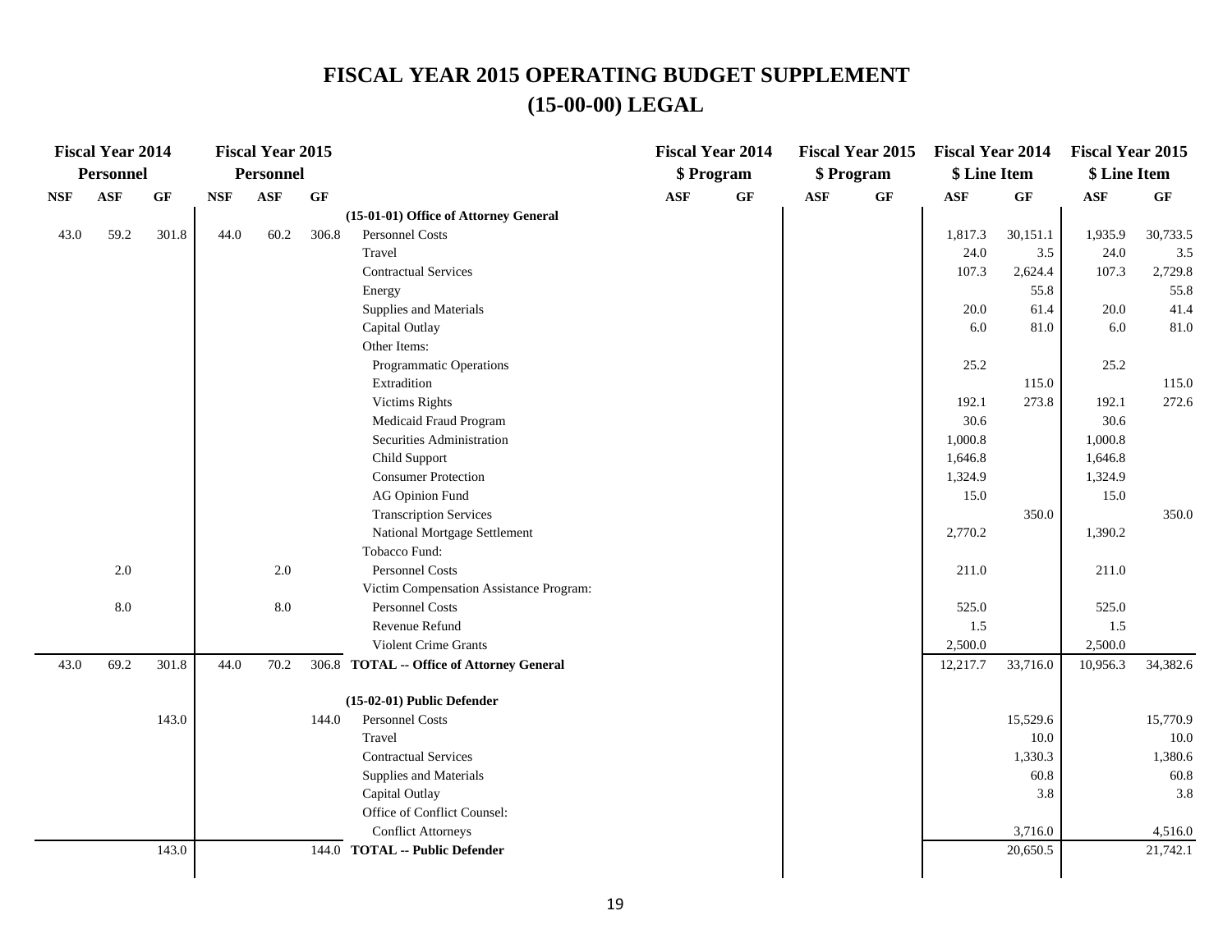# FISCAL YEAR 2015 OPERATING BUDGET SUPPLEMENT

## (15-00-00) LEGAL

| Fiscal Year 2014 Personnel | | | Fiscal Year 2015 Personnel | | | | Fiscal Year 2014 $ Program | | Fiscal Year 2015 $ Program | | Fiscal Year 2014 $ Line Item | | Fiscal Year 2015 $ Line Item | |
|---|---|---|---|---|---|---|---|---|---|---|---|---|---|---|
| NSF | ASF | GF | NSF | ASF | GF | | ASF | GF | ASF | GF | ASF | GF | ASF | GF |
| | | | | | | **(15-01-01) Office of Attorney General** | | | | | | | | |
| 43.0 | 59.2 | 301.8 | 44.0 | 60.2 | 306.8 | Personnel Costs | | | | | 1,817.3 | 30,151.1 | 1,935.9 | 30,733.5 |
| | | | | | | Travel | | | | | 24.0 | 3.5 | 24.0 | 3.5 |
| | | | | | | Contractual Services | | | | | 107.3 | 2,624.4 | 107.3 | 2,729.8 |
| | | | | | | Energy | | | | | | 55.8 | | 55.8 |
| | | | | | | Supplies and Materials | | | | | 20.0 | 61.4 | 20.0 | 41.4 |
| | | | | | | Capital Outlay | | | | | 6.0 | 81.0 | 6.0 | 81.0 |
| | | | | | | Other Items: | | | | | | | | |
| | | | | | | Programmatic Operations | | | | | 25.2 | | 25.2 | |
| | | | | | | Extradition | | | | | | 115.0 | | 115.0 |
| | | | | | | Victims Rights | | | | | 192.1 | 273.8 | 192.1 | 272.6 |
| | | | | | | Medicaid Fraud Program | | | | | 30.6 | | 30.6 | |
| | | | | | | Securities Administration | | | | | 1,000.8 | | 1,000.8 | |
| | | | | | | Child Support | | | | | 1,646.8 | | 1,646.8 | |
| | | | | | | Consumer Protection | | | | | 1,324.9 | | 1,324.9 | |
| | | | | | | AG Opinion Fund | | | | | 15.0 | | 15.0 | |
| | | | | | | Transcription Services | | | | | | 350.0 | | 350.0 |
| | | | | | | National Mortgage Settlement | | | | | 2,770.2 | | 1,390.2 | |
| | | | | | | Tobacco Fund: | | | | | | | | |
| | 2.0 | | | 2.0 | | Personnel Costs | | | | | 211.0 | | 211.0 | |
| | | | | | | Victim Compensation Assistance Program: | | | | | | | | |
| | 8.0 | | | 8.0 | | Personnel Costs | | | | | 525.0 | | 525.0 | |
| | | | | | | Revenue Refund | | | | | 1.5 | | 1.5 | |
| | | | | | | Violent Crime Grants | | | | | 2,500.0 | | 2,500.0 | |
| 43.0 | 69.2 | 301.8 | 44.0 | 70.2 | 306.8 | **TOTAL -- Office of Attorney General** | | | | | 12,217.7 | 33,716.0 | 10,956.3 | 34,382.6 |
| | | | | | | **(15-02-01) Public Defender** | | | | | | | | |
| | | 143.0 | | | 144.0 | Personnel Costs | | | | | | 15,529.6 | | 15,770.9 |
| | | | | | | Travel | | | | | | 10.0 | | 10.0 |
| | | | | | | Contractual Services | | | | | | 1,330.3 | | 1,380.6 |
| | | | | | | Supplies and Materials | | | | | | 60.8 | | 60.8 |
| | | | | | | Capital Outlay | | | | | | 3.8 | | 3.8 |
| | | | | | | Office of Conflict Counsel: | | | | | | | | |
| | | | | | | Conflict Attorneys | | | | | | 3,716.0 | | 4,516.0 |
| | | 143.0 | | | 144.0 | **TOTAL -- Public Defender** | | | | | | 20,650.5 | | 21,742.1 |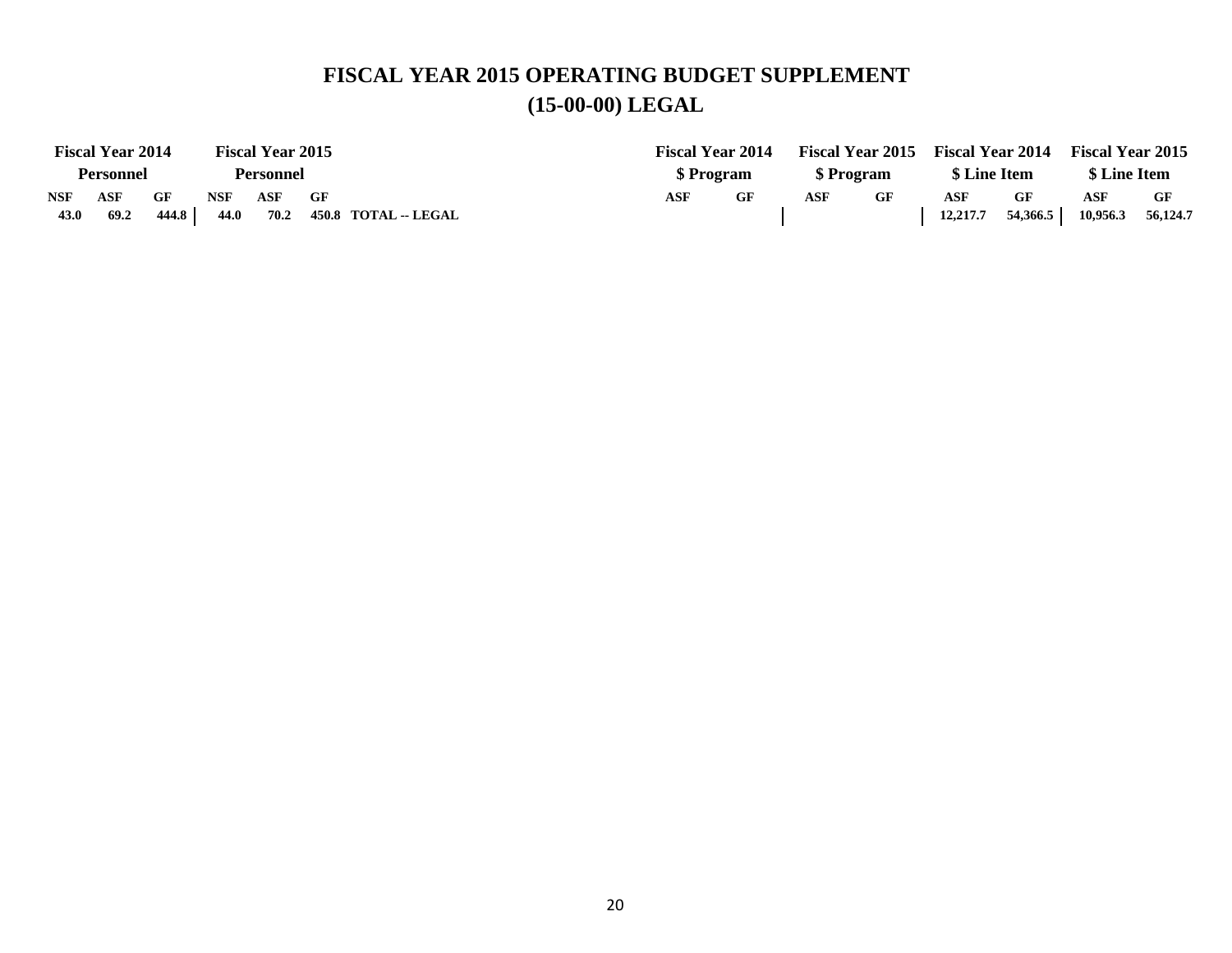# FISCAL YEAR 2015 OPERATING BUDGET SUPPLEMENT

## (15-00-00) LEGAL

| Fiscal Year 2014 Personnel | | | Fiscal Year 2015 Personnel | | | | Fiscal Year 2014 $ Program | | Fiscal Year 2015 $ Program | | Fiscal Year 2014 $ Line Item | | Fiscal Year 2015 $ Line Item | |
|---|---|---|---|---|---|---|---|---|---|---|---|---|---|---|
| NSF | ASF | GF | NSF | ASF | GF | | ASF | GF | ASF | GF | ASF | GF | ASF | GF |
| 43.0 | 69.2 | 444.8 | 44.0 | 70.2 | 450.8 | TOTAL -- LEGAL | | | | | 12,217.7 | 54,366.5 | 10,956.3 | 56,124.7 |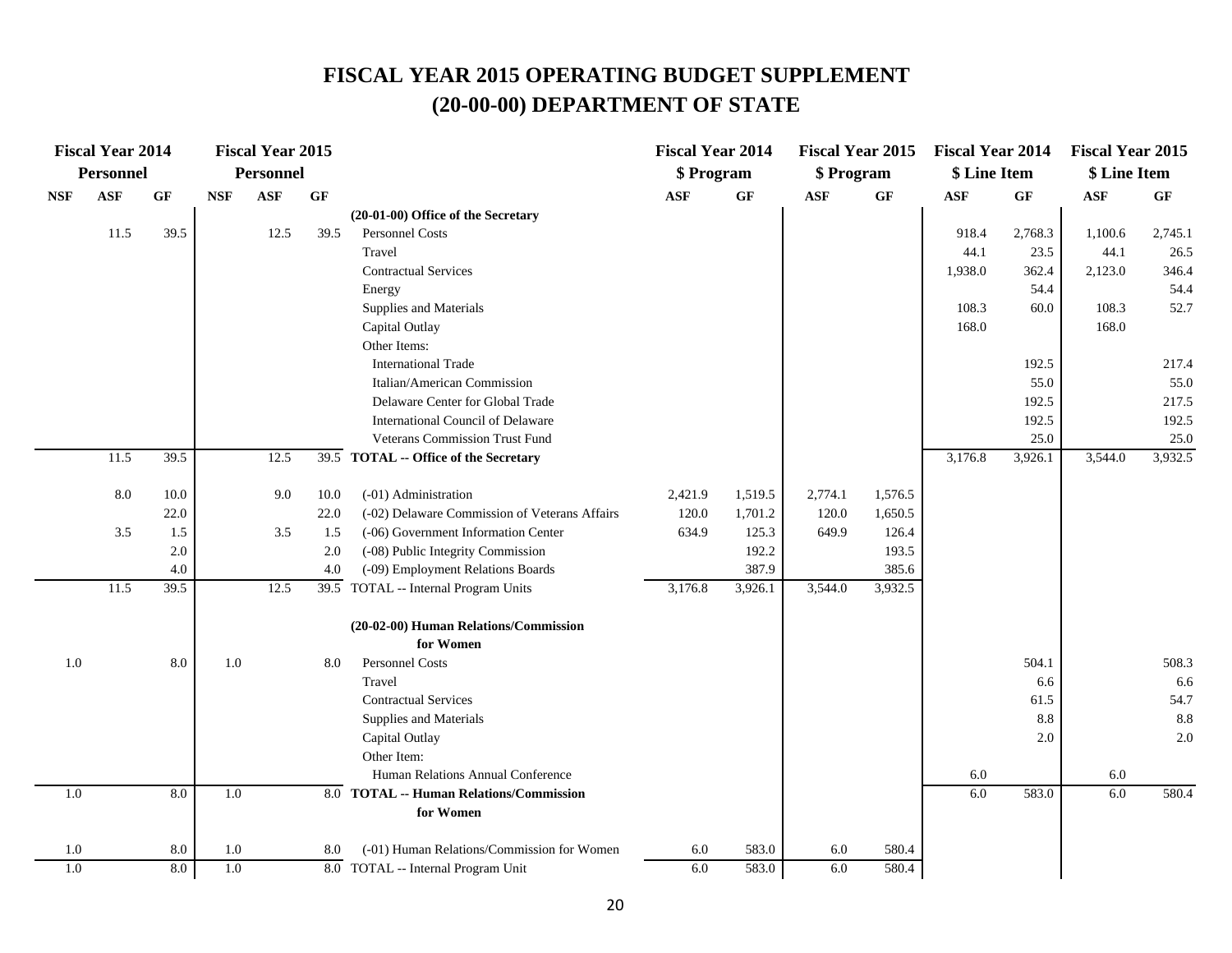# FISCAL YEAR 2015 OPERATING BUDGET SUPPLEMENT
## (20-00-00) DEPARTMENT OF STATE

| Fiscal Year 2014 Personnel | | | Fiscal Year 2015 Personnel | | | | Fiscal Year 2014 $ Program | | Fiscal Year 2015 $ Program | | Fiscal Year 2014 $ Line Item | | Fiscal Year 2015 $ Line Item | |
|---|---|---|---|---|---|---|---|---|---|---|---|---|---|---|
| NSF | ASF | GF | NSF | ASF | GF | | ASF | GF | ASF | GF | ASF | GF | ASF | GF |
| | | | | | | **(20-01-00) Office of the Secretary** | | | | | | | | |
| | 11.5 | 39.5 | | 12.5 | 39.5 | Personnel Costs | | | | | 918.4 | 2,768.3 | 1,100.6 | 2,745.1 |
| | | | | | | Travel | | | | | 44.1 | 23.5 | 44.1 | 26.5 |
| | | | | | | Contractual Services | | | | | 1,938.0 | 362.4 | 2,123.0 | 346.4 |
| | | | | | | Energy | | | | | | 54.4 | | 54.4 |
| | | | | | | Supplies and Materials | | | | | 108.3 | 60.0 | 108.3 | 52.7 |
| | | | | | | Capital Outlay | | | | | 168.0 | | 168.0 | |
| | | | | | | Other Items: | | | | | | | | |
| | | | | | | International Trade | | | | | | 192.5 | | 217.4 |
| | | | | | | Italian/American Commission | | | | | | 55.0 | | 55.0 |
| | | | | | | Delaware Center for Global Trade | | | | | | 192.5 | | 217.5 |
| | | | | | | International Council of Delaware | | | | | | 192.5 | | 192.5 |
| | | | | | | Veterans Commission Trust Fund | | | | | | 25.0 | | 25.0 |
| | 11.5 | 39.5 | | 12.5 | 39.5 | **TOTAL -- Office of the Secretary** | | | | | 3,176.8 | 3,926.1 | 3,544.0 | 3,932.5 |
| | 8.0 | 10.0 | | 9.0 | 10.0 | (-01) Administration | 2,421.9 | 1,519.5 | 2,774.1 | 1,576.5 | | | | |
| | | 22.0 | | | 22.0 | (-02) Delaware Commission of Veterans Affairs | 120.0 | 1,701.2 | 120.0 | 1,650.5 | | | | |
| | 3.5 | 1.5 | | 3.5 | 1.5 | (-06) Government Information Center | 634.9 | 125.3 | 649.9 | 126.4 | | | | |
| | | 2.0 | | | 2.0 | (-08) Public Integrity Commission | | 192.2 | | 193.5 | | | | |
| | | 4.0 | | | 4.0 | (-09) Employment Relations Boards | | 387.9 | | 385.6 | | | | |
| | 11.5 | 39.5 | | 12.5 | 39.5 | TOTAL -- Internal Program Units | 3,176.8 | 3,926.1 | 3,544.0 | 3,932.5 | | | | |
| | | | | | | **(20-02-00) Human Relations/Commission for Women** | | | | | | | | |
| 1.0 | | 8.0 | 1.0 | | 8.0 | Personnel Costs | | | | | | 504.1 | | 508.3 |
| | | | | | | Travel | | | | | | 6.6 | | 6.6 |
| | | | | | | Contractual Services | | | | | | 61.5 | | 54.7 |
| | | | | | | Supplies and Materials | | | | | | 8.8 | | 8.8 |
| | | | | | | Capital Outlay | | | | | | 2.0 | | 2.0 |
| | | | | | | Other Item: | | | | | | | | |
| | | | | | | Human Relations Annual Conference | | | | | 6.0 | | 6.0 | |
| 1.0 | | 8.0 | 1.0 | | 8.0 | **TOTAL -- Human Relations/Commission for Women** | | | | | 6.0 | 583.0 | 6.0 | 580.4 |
| 1.0 | | 8.0 | 1.0 | | 8.0 | (-01) Human Relations/Commission for Women | 6.0 | 583.0 | 6.0 | 580.4 | | | | |
| 1.0 | | 8.0 | 1.0 | | 8.0 | TOTAL -- Internal Program Unit | 6.0 | 583.0 | 6.0 | 580.4 | | | | |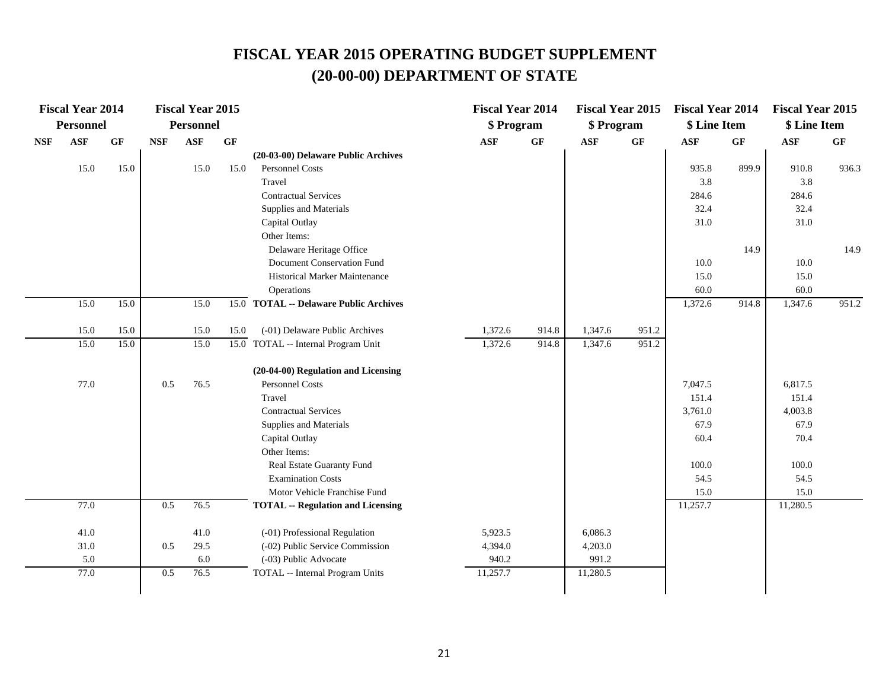# FISCAL YEAR 2015 OPERATING BUDGET SUPPLEMENT
# (20-00-00) DEPARTMENT OF STATE

| Fiscal Year 2014 Personnel | | | Fiscal Year 2015 Personnel | | | | Fiscal Year 2014 $ Program | | Fiscal Year 2015 $ Program | | Fiscal Year 2014 $ Line Item | | Fiscal Year 2015 $ Line Item | |
|---|---|---|---|---|---|---|---|---|---|---|---|---|---|---|
| NSF | ASF | GF | NSF | ASF | GF | | ASF | GF | ASF | GF | ASF | GF | ASF | GF |
| | | | | | | **(20-03-00) Delaware Public Archives** | | | | | | | | |
| | 15.0 | 15.0 | | 15.0 | 15.0 | Personnel Costs | | | | | 935.8 | 899.9 | 910.8 | 936.3 |
| | | | | | | Travel | | | | | 3.8 | | 3.8 | |
| | | | | | | Contractual Services | | | | | 284.6 | | 284.6 | |
| | | | | | | Supplies and Materials | | | | | 32.4 | | 32.4 | |
| | | | | | | Capital Outlay | | | | | 31.0 | | 31.0 | |
| | | | | | | Other Items: | | | | | | | | |
| | | | | | | Delaware Heritage Office | | | | | | 14.9 | | 14.9 |
| | | | | | | Document Conservation Fund | | | | | 10.0 | | 10.0 | |
| | | | | | | Historical Marker Maintenance | | | | | 15.0 | | 15.0 | |
| | | | | | | Operations | | | | | 60.0 | | 60.0 | |
| | 15.0 | 15.0 | | 15.0 | 15.0 | **TOTAL -- Delaware Public Archives** | | | | | 1,372.6 | 914.8 | 1,347.6 | 951.2 |
| | | | | | | | | | | | | | | |
| | 15.0 | 15.0 | | 15.0 | 15.0 | (-01) Delaware Public Archives | 1,372.6 | 914.8 | 1,347.6 | 951.2 | | | | |
| | 15.0 | 15.0 | | 15.0 | 15.0 | TOTAL -- Internal Program Unit | 1,372.6 | 914.8 | 1,347.6 | 951.2 | | | | |
| | | | | | | | | | | | | | | |
| | | | | | | **(20-04-00) Regulation and Licensing** | | | | | | | | |
| | 77.0 | | 0.5 | 76.5 | | Personnel Costs | | | | | 7,047.5 | | 6,817.5 | |
| | | | | | | Travel | | | | | 151.4 | | 151.4 | |
| | | | | | | Contractual Services | | | | | 3,761.0 | | 4,003.8 | |
| | | | | | | Supplies and Materials | | | | | 67.9 | | 67.9 | |
| | | | | | | Capital Outlay | | | | | 60.4 | | 70.4 | |
| | | | | | | Other Items: | | | | | | | | |
| | | | | | | Real Estate Guaranty Fund | | | | | 100.0 | | 100.0 | |
| | | | | | | Examination Costs | | | | | 54.5 | | 54.5 | |
| | | | | | | Motor Vehicle Franchise Fund | | | | | 15.0 | | 15.0 | |
| | 77.0 | | 0.5 | 76.5 | | **TOTAL -- Regulation and Licensing** | | | | | 11,257.7 | | 11,280.5 | |
| | | | | | | | | | | | | | | |
| | 41.0 | | | 41.0 | | (-01) Professional Regulation | 5,923.5 | | 6,086.3 | | | | | |
| | 31.0 | | 0.5 | 29.5 | | (-02) Public Service Commission | 4,394.0 | | 4,203.0 | | | | | |
| | 5.0 | | | 6.0 | | (-03) Public Advocate | 940.2 | | 991.2 | | | | | |
| | 77.0 | | 0.5 | 76.5 | | TOTAL -- Internal Program Units | 11,257.7 | | 11,280.5 | | | | | |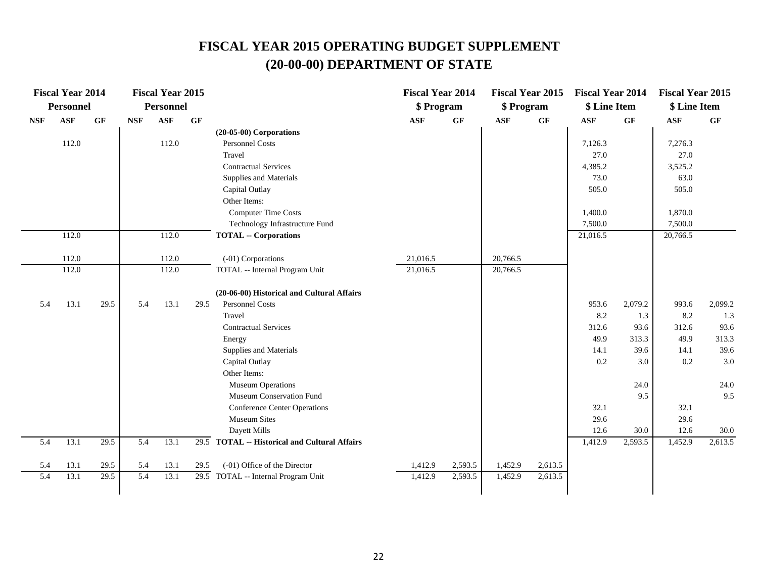# FISCAL YEAR 2015 OPERATING BUDGET SUPPLEMENT
# (20-00-00) DEPARTMENT OF STATE

| Fiscal Year 2014 Personnel | | | Fiscal Year 2015 Personnel | | | | Fiscal Year 2014 $ Program | | Fiscal Year 2015 $ Program | | Fiscal Year 2014 $ Line Item | | Fiscal Year 2015 $ Line Item | |
|---|---|---|---|---|---|---|---|---|---|---|---|---|---|---|
| NSF | ASF | GF | NSF | ASF | GF | | ASF | GF | ASF | GF | ASF | GF | ASF | GF |
| | | | | | | **(20-05-00) Corporations** | | | | | | | | |
| | 112.0 | | | 112.0 | | Personnel Costs | | | | | 7,126.3 | | 7,276.3 | |
| | | | | | | Travel | | | | | 27.0 | | 27.0 | |
| | | | | | | Contractual Services | | | | | 4,385.2 | | 3,525.2 | |
| | | | | | | Supplies and Materials | | | | | 73.0 | | 63.0 | |
| | | | | | | Capital Outlay | | | | | 505.0 | | 505.0 | |
| | | | | | | Other Items: | | | | | | | | |
| | | | | | | Computer Time Costs | | | | | 1,400.0 | | 1,870.0 | |
| | | | | | | Technology Infrastructure Fund | | | | | 7,500.0 | | 7,500.0 | |
| | 112.0 | | | 112.0 | | **TOTAL -- Corporations** | | | | | 21,016.5 | | 20,766.5 | |
| | 112.0 | | | 112.0 | | (-01) Corporations | 21,016.5 | | 20,766.5 | | | | | |
| | 112.0 | | | 112.0 | | TOTAL -- Internal Program Unit | 21,016.5 | | 20,766.5 | | | | | |
| | | | | | | **(20-06-00) Historical and Cultural Affairs** | | | | | | | | |
| 5.4 | 13.1 | 29.5 | 5.4 | 13.1 | 29.5 | Personnel Costs | | | | | 953.6 | 2,079.2 | 993.6 | 2,099.2 |
| | | | | | | Travel | | | | | 8.2 | 1.3 | 8.2 | 1.3 |
| | | | | | | Contractual Services | | | | | 312.6 | 93.6 | 312.6 | 93.6 |
| | | | | | | Energy | | | | | 49.9 | 313.3 | 49.9 | 313.3 |
| | | | | | | Supplies and Materials | | | | | 14.1 | 39.6 | 14.1 | 39.6 |
| | | | | | | Capital Outlay | | | | | 0.2 | 3.0 | 0.2 | 3.0 |
| | | | | | | Other Items: | | | | | | | | |
| | | | | | | Museum Operations | | | | | | 24.0 | | 24.0 |
| | | | | | | Museum Conservation Fund | | | | | | 9.5 | | 9.5 |
| | | | | | | Conference Center Operations | | | | | 32.1 | | 32.1 | |
| | | | | | | Museum Sites | | | | | 29.6 | | 29.6 | |
| | | | | | | Dayett Mills | | | | | 12.6 | 30.0 | 12.6 | 30.0 |
| 5.4 | 13.1 | 29.5 | 5.4 | 13.1 | 29.5 | **TOTAL -- Historical and Cultural Affairs** | | | | | 1,412.9 | 2,593.5 | 1,452.9 | 2,613.5 |
| 5.4 | 13.1 | 29.5 | 5.4 | 13.1 | 29.5 | (-01) Office of the Director | 1,412.9 | 2,593.5 | 1,452.9 | 2,613.5 | | | | |
| 5.4 | 13.1 | 29.5 | 5.4 | 13.1 | 29.5 | TOTAL -- Internal Program Unit | 1,412.9 | 2,593.5 | 1,452.9 | 2,613.5 | | | | |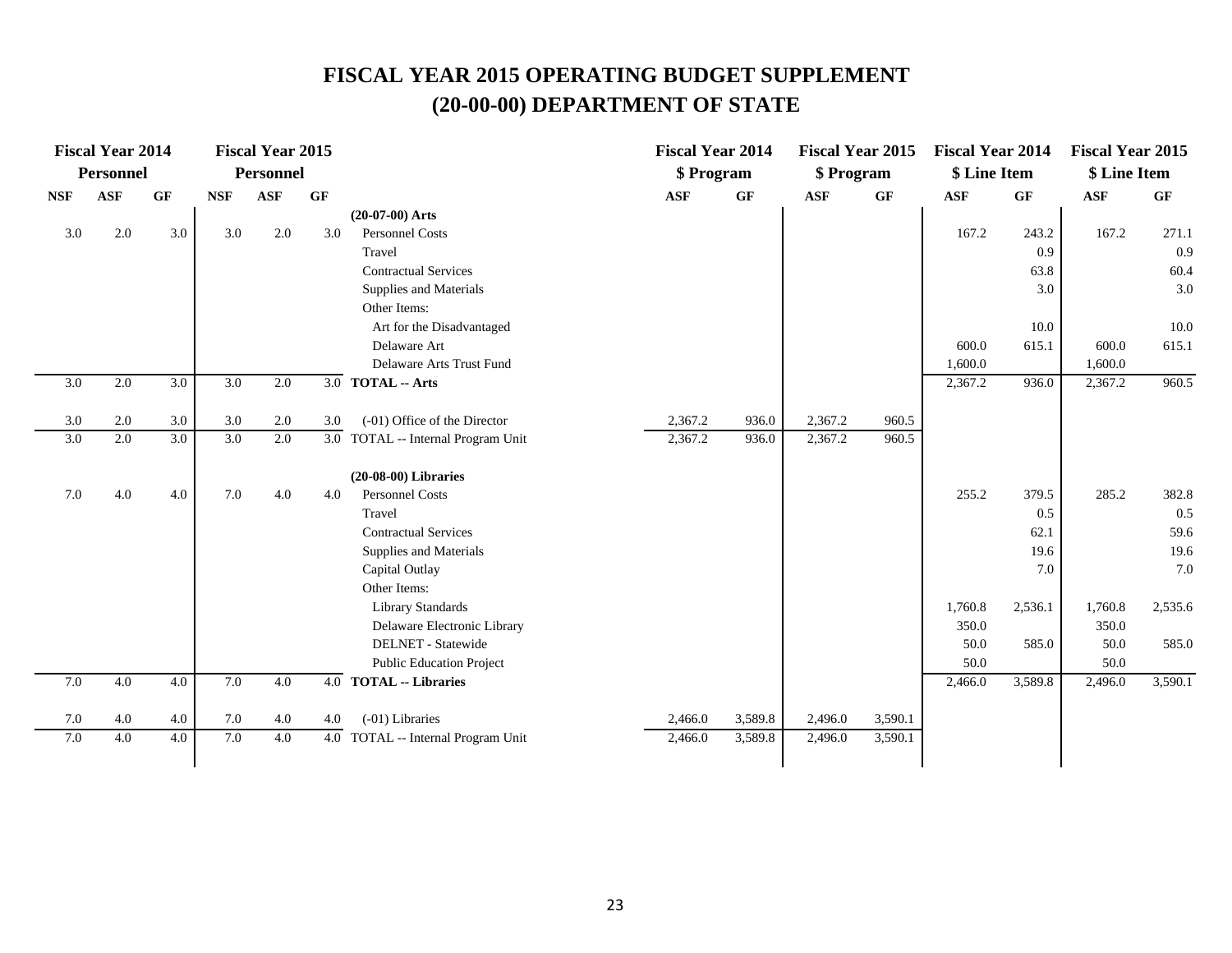# FISCAL YEAR 2015 OPERATING BUDGET SUPPLEMENT
## (20-00-00) DEPARTMENT OF STATE

| Fiscal Year 2014 Personnel | | | Fiscal Year 2015 Personnel | | | | Fiscal Year 2014 $ Program | | Fiscal Year 2015 $ Program | | Fiscal Year 2014 $ Line Item | | Fiscal Year 2015 $ Line Item | |
|---|---|---|---|---|---|---|---|---|---|---|---|---|---|---|
| NSF | ASF | GF | NSF | ASF | GF | | ASF | GF | ASF | GF | ASF | GF | ASF | GF |
| | | | | | | **(20-07-00) Arts** | | | | | | | | |
| 3.0 | 2.0 | 3.0 | 3.0 | 2.0 | 3.0 | Personnel Costs | | | | | 167.2 | 243.2 | 167.2 | 271.1 |
| | | | | | | Travel | | | | | | 0.9 | | 0.9 |
| | | | | | | Contractual Services | | | | | | 63.8 | | 60.4 |
| | | | | | | Supplies and Materials | | | | | | 3.0 | | 3.0 |
| | | | | | | Other Items: | | | | | | | | |
| | | | | | | Art for the Disadvantaged | | | | | | 10.0 | | 10.0 |
| | | | | | | Delaware Art | | | | | 600.0 | 615.1 | 600.0 | 615.1 |
| | | | | | | Delaware Arts Trust Fund | | | | | 1,600.0 | | 1,600.0 | |
| 3.0 | 2.0 | 3.0 | 3.0 | 2.0 | 3.0 | **TOTAL -- Arts** | | | | | 2,367.2 | 936.0 | 2,367.2 | 960.5 |
| | | | | | | | | | | | | | | |
| 3.0 | 2.0 | 3.0 | 3.0 | 2.0 | 3.0 | (-01) Office of the Director | 2,367.2 | 936.0 | 2,367.2 | 960.5 | | | | |
| 3.0 | 2.0 | 3.0 | 3.0 | 2.0 | 3.0 | TOTAL -- Internal Program Unit | 2,367.2 | 936.0 | 2,367.2 | 960.5 | | | | |
| | | | | | | | | | | | | | | |
| | | | | | | **(20-08-00) Libraries** | | | | | | | | |
| 7.0 | 4.0 | 4.0 | 7.0 | 4.0 | 4.0 | Personnel Costs | | | | | 255.2 | 379.5 | 285.2 | 382.8 |
| | | | | | | Travel | | | | | | 0.5 | | 0.5 |
| | | | | | | Contractual Services | | | | | | 62.1 | | 59.6 |
| | | | | | | Supplies and Materials | | | | | | 19.6 | | 19.6 |
| | | | | | | Capital Outlay | | | | | | 7.0 | | 7.0 |
| | | | | | | Other Items: | | | | | | | | |
| | | | | | | Library Standards | | | | | 1,760.8 | 2,536.1 | 1,760.8 | 2,535.6 |
| | | | | | | Delaware Electronic Library | | | | | 350.0 | | 350.0 | |
| | | | | | | DELNET - Statewide | | | | | 50.0 | 585.0 | 50.0 | 585.0 |
| | | | | | | Public Education Project | | | | | 50.0 | | 50.0 | |
| 7.0 | 4.0 | 4.0 | 7.0 | 4.0 | 4.0 | **TOTAL -- Libraries** | | | | | 2,466.0 | 3,589.8 | 2,496.0 | 3,590.1 |
| | | | | | | | | | | | | | | |
| 7.0 | 4.0 | 4.0 | 7.0 | 4.0 | 4.0 | (-01) Libraries | 2,466.0 | 3,589.8 | 2,496.0 | 3,590.1 | | | | |
| 7.0 | 4.0 | 4.0 | 7.0 | 4.0 | 4.0 | TOTAL -- Internal Program Unit | 2,466.0 | 3,589.8 | 2,496.0 | 3,590.1 | | | | |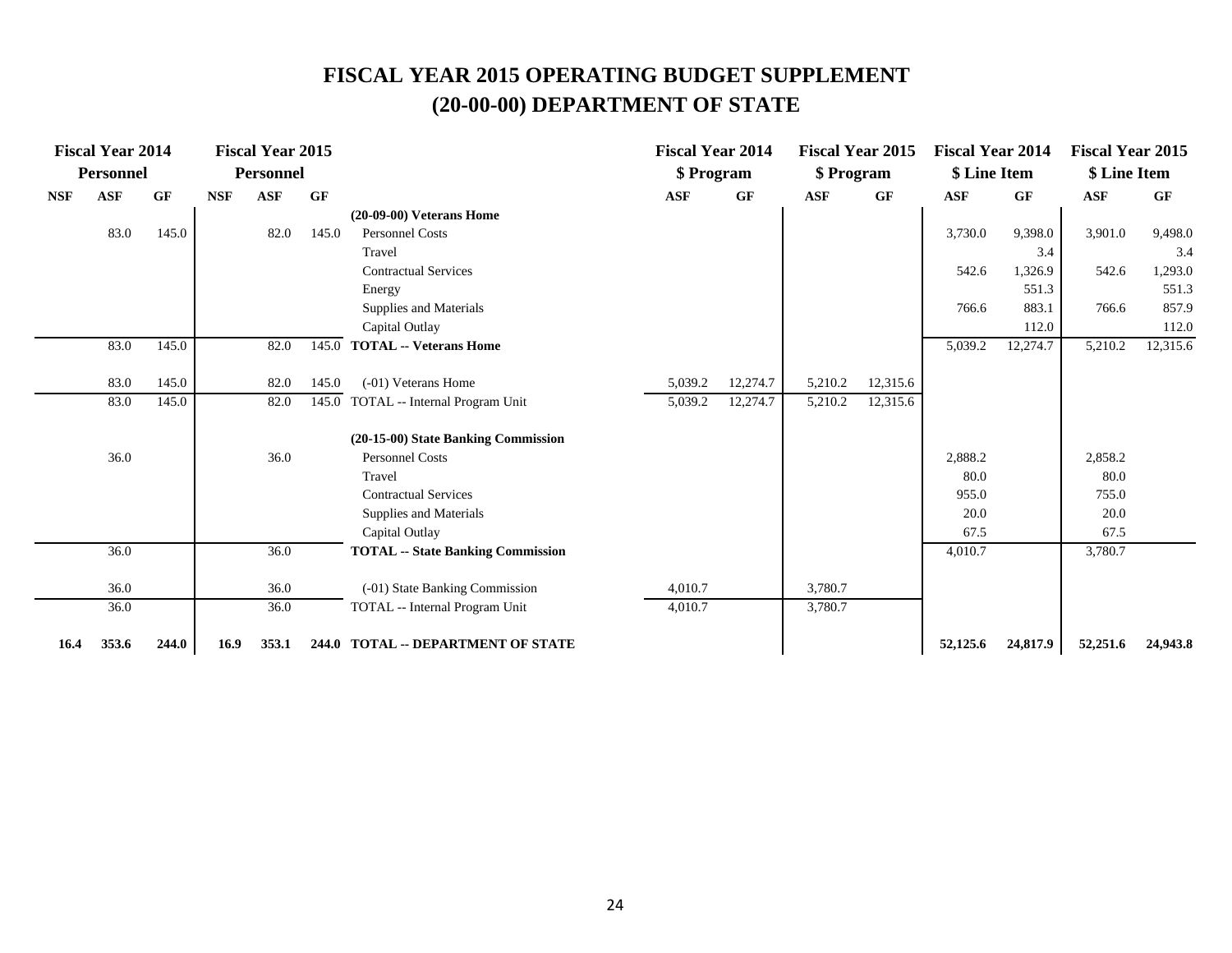# FISCAL YEAR 2015 OPERATING BUDGET SUPPLEMENT
# (20-00-00) DEPARTMENT OF STATE

| Fiscal Year 2014 Personnel | | | Fiscal Year 2015 Personnel | | | | Fiscal Year 2014 $ Program | | Fiscal Year 2015 $ Program | | Fiscal Year 2014 $ Line Item | | Fiscal Year 2015 $ Line Item | |
|---|---|---|---|---|---|---|---|---|---|---|---|---|---|---|
| NSF | ASF | GF | NSF | ASF | GF | | ASF | GF | ASF | GF | ASF | GF | ASF | GF |
| | | | | | | **(20-09-00) Veterans Home** | | | | | | | | |
| | 83.0 | 145.0 | | 82.0 | 145.0 | Personnel Costs | | | | | 3,730.0 | 9,398.0 | 3,901.0 | 9,498.0 |
| | | | | | | Travel | | | | | | 3.4 | | 3.4 |
| | | | | | | Contractual Services | | | | | 542.6 | 1,326.9 | 542.6 | 1,293.0 |
| | | | | | | Energy | | | | | | 551.3 | | 551.3 |
| | | | | | | Supplies and Materials | | | | | 766.6 | 883.1 | 766.6 | 857.9 |
| | | | | | | Capital Outlay | | | | | | 112.0 | | 112.0 |
| | 83.0 | 145.0 | | 82.0 | 145.0 | **TOTAL -- Veterans Home** | | | | | 5,039.2 | 12,274.7 | 5,210.2 | 12,315.6 |
| | 83.0 | 145.0 | | 82.0 | 145.0 | (-01) Veterans Home | 5,039.2 | 12,274.7 | 5,210.2 | 12,315.6 | | | | |
| | 83.0 | 145.0 | | 82.0 | 145.0 | TOTAL -- Internal Program Unit | 5,039.2 | 12,274.7 | 5,210.2 | 12,315.6 | | | | |
| | | | | | | **(20-15-00) State Banking Commission** | | | | | | | | |
| | 36.0 | | | 36.0 | | Personnel Costs | | | | | 2,888.2 | | 2,858.2 | |
| | | | | | | Travel | | | | | 80.0 | | 80.0 | |
| | | | | | | Contractual Services | | | | | 955.0 | | 755.0 | |
| | | | | | | Supplies and Materials | | | | | 20.0 | | 20.0 | |
| | | | | | | Capital Outlay | | | | | 67.5 | | 67.5 | |
| | 36.0 | | | 36.0 | | **TOTAL -- State Banking Commission** | | | | | 4,010.7 | | 3,780.7 | |
| | 36.0 | | | 36.0 | | (-01) State Banking Commission | 4,010.7 | | 3,780.7 | | | | | |
| | 36.0 | | | 36.0 | | TOTAL -- Internal Program Unit | 4,010.7 | | 3,780.7 | | | | | |
| **16.4** | **353.6** | **244.0** | **16.9** | **353.1** | **244.0** | **TOTAL -- DEPARTMENT OF STATE** | | | | | **52,125.6** | **24,817.9** | **52,251.6** | **24,943.8** |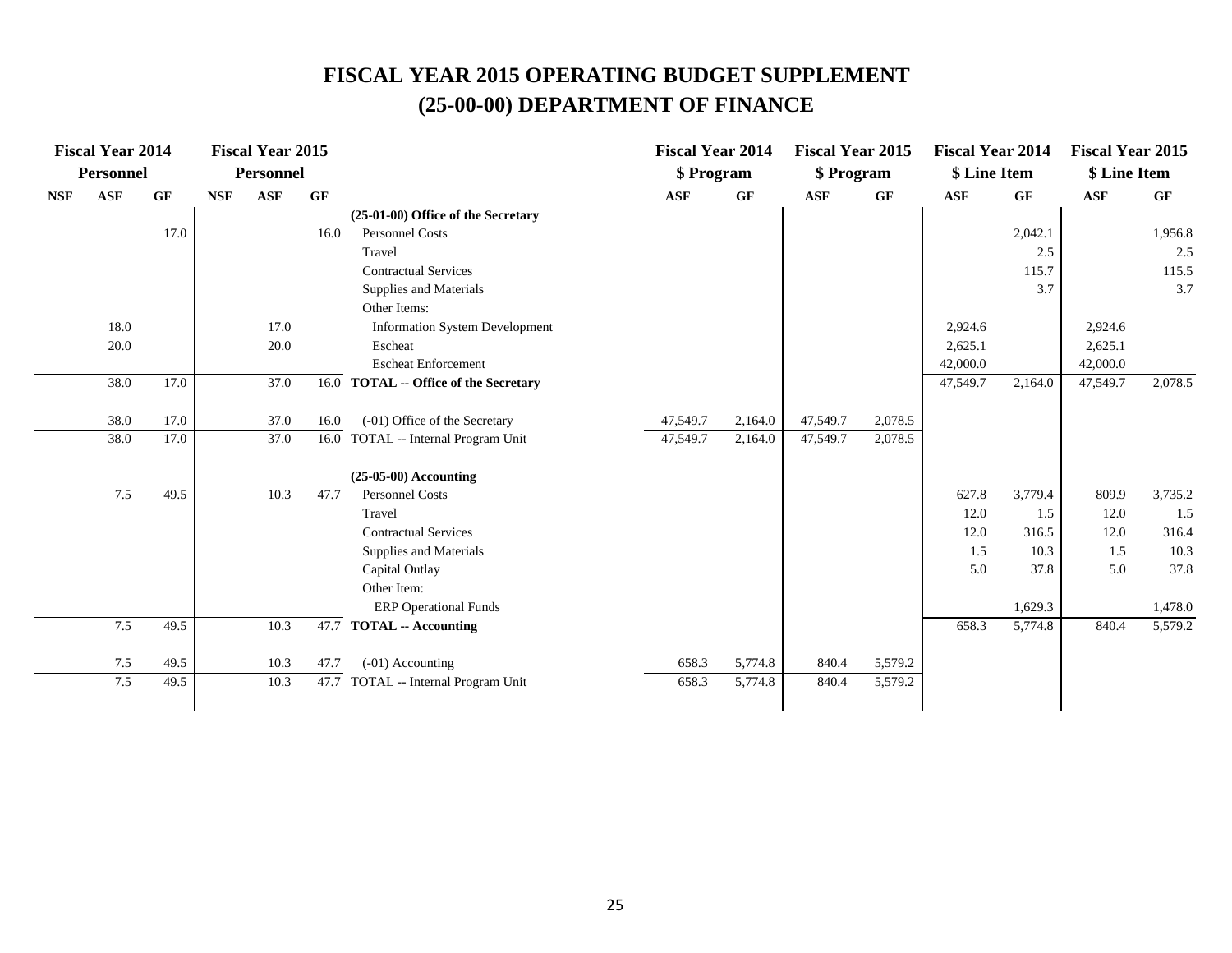# FISCAL YEAR 2015 OPERATING BUDGET SUPPLEMENT
# (25-00-00) DEPARTMENT OF FINANCE

| Fiscal Year 2014 Personnel | | | Fiscal Year 2015 Personnel | | | | Fiscal Year 2014 $ Program | | Fiscal Year 2015 $ Program | | Fiscal Year 2014 $ Line Item | | Fiscal Year 2015 $ Line Item | |
|---|---|---|---|---|---|---|---|---|---|---|---|---|---|---|
| NSF | ASF | GF | NSF | ASF | GF | | ASF | GF | ASF | GF | ASF | GF | ASF | GF |
| | | | | | | **(25-01-00) Office of the Secretary** | | | | | | | | |
| | | 17.0 | | | 16.0 | Personnel Costs | | | | | | 2,042.1 | | 1,956.8 |
| | | | | | | Travel | | | | | | 2.5 | | 2.5 |
| | | | | | | Contractual Services | | | | | | 115.7 | | 115.5 |
| | | | | | | Supplies and Materials | | | | | | 3.7 | | 3.7 |
| | | | | | | Other Items: | | | | | | | | |
| | 18.0 | | | 17.0 | | Information System Development | | | | | 2,924.6 | | 2,924.6 | |
| | 20.0 | | | 20.0 | | Escheat | | | | | 2,625.1 | | 2,625.1 | |
| | | | | | | Escheat Enforcement | | | | | 42,000.0 | | 42,000.0 | |
| | 38.0 | 17.0 | | 37.0 | 16.0 | **TOTAL -- Office of the Secretary** | | | | | 47,549.7 | 2,164.0 | 47,549.7 | 2,078.5 |
| | 38.0 | 17.0 | | 37.0 | 16.0 | (-01) Office of the Secretary | 47,549.7 | 2,164.0 | 47,549.7 | 2,078.5 | | | | |
| | 38.0 | 17.0 | | 37.0 | 16.0 | TOTAL -- Internal Program Unit | 47,549.7 | 2,164.0 | 47,549.7 | 2,078.5 | | | | |
| | | | | | | **(25-05-00) Accounting** | | | | | | | | |
| | 7.5 | 49.5 | | 10.3 | 47.7 | Personnel Costs | | | | | 627.8 | 3,779.4 | 809.9 | 3,735.2 |
| | | | | | | Travel | | | | | 12.0 | 1.5 | 12.0 | 1.5 |
| | | | | | | Contractual Services | | | | | 12.0 | 316.5 | 12.0 | 316.4 |
| | | | | | | Supplies and Materials | | | | | 1.5 | 10.3 | 1.5 | 10.3 |
| | | | | | | Capital Outlay | | | | | 5.0 | 37.8 | 5.0 | 37.8 |
| | | | | | | Other Item: | | | | | | | | |
| | | | | | | ERP Operational Funds | | | | | | 1,629.3 | | 1,478.0 |
| | 7.5 | 49.5 | | 10.3 | 47.7 | **TOTAL -- Accounting** | | | | | 658.3 | 5,774.8 | 840.4 | 5,579.2 |
| | 7.5 | 49.5 | | 10.3 | 47.7 | (-01) Accounting | 658.3 | 5,774.8 | 840.4 | 5,579.2 | | | | |
| | 7.5 | 49.5 | | 10.3 | 47.7 | TOTAL -- Internal Program Unit | 658.3 | 5,774.8 | 840.4 | 5,579.2 | | | | |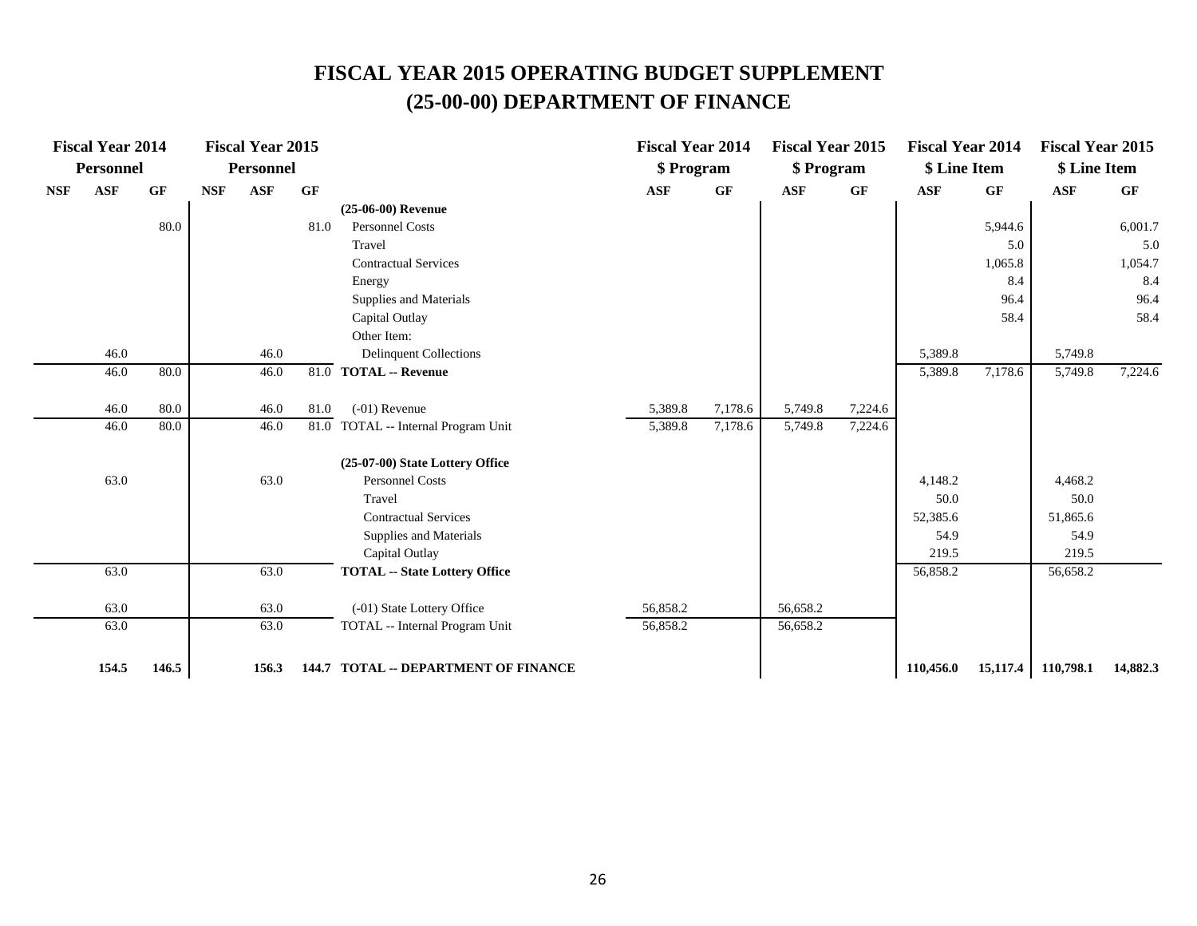# FISCAL YEAR 2015 OPERATING BUDGET SUPPLEMENT
# (25-00-00) DEPARTMENT OF FINANCE

| Fiscal Year 2014 Personnel | | | Fiscal Year 2015 Personnel | | | | Fiscal Year 2014 $ Program | | Fiscal Year 2015 $ Program | | Fiscal Year 2014 $ Line Item | | Fiscal Year 2015 $ Line Item | |
|---|---|---|---|---|---|---|---|---|---|---|---|---|---|---|
| NSF | ASF | GF | NSF | ASF | GF | | ASF | GF | ASF | GF | ASF | GF | ASF | GF |
| | | | | | | **(25-06-00) Revenue** | | | | | | | | |
| | | 80.0 | | | 81.0 | Personnel Costs | | | | | | 5,944.6 | | 6,001.7 |
| | | | | | | Travel | | | | | | 5.0 | | 5.0 |
| | | | | | | Contractual Services | | | | | | 1,065.8 | | 1,054.7 |
| | | | | | | Energy | | | | | | 8.4 | | 8.4 |
| | | | | | | Supplies and Materials | | | | | | 96.4 | | 96.4 |
| | | | | | | Capital Outlay | | | | | | 58.4 | | 58.4 |
| | | | | | | Other Item: | | | | | | | | |
| | 46.0 | | | 46.0 | | Delinquent Collections | | | | | 5,389.8 | | 5,749.8 | |
| | 46.0 | 80.0 | | 46.0 | 81.0 | **TOTAL -- Revenue** | | | | | 5,389.8 | 7,178.6 | 5,749.8 | 7,224.6 |
| | 46.0 | 80.0 | | 46.0 | 81.0 | (-01) Revenue | 5,389.8 | 7,178.6 | 5,749.8 | 7,224.6 | | | | |
| | 46.0 | 80.0 | | 46.0 | 81.0 | TOTAL -- Internal Program Unit | 5,389.8 | 7,178.6 | 5,749.8 | 7,224.6 | | | | |
| | | | | | | **(25-07-00) State Lottery Office** | | | | | | | | |
| | 63.0 | | | 63.0 | | Personnel Costs | | | | | 4,148.2 | | 4,468.2 | |
| | | | | | | Travel | | | | | 50.0 | | 50.0 | |
| | | | | | | Contractual Services | | | | | 52,385.6 | | 51,865.6 | |
| | | | | | | Supplies and Materials | | | | | 54.9 | | 54.9 | |
| | | | | | | Capital Outlay | | | | | 219.5 | | 219.5 | |
| | 63.0 | | | 63.0 | | **TOTAL -- State Lottery Office** | | | | | 56,858.2 | | 56,658.2 | |
| | 63.0 | | | 63.0 | | (-01) State Lottery Office | 56,858.2 | | 56,658.2 | | | | | |
| | 63.0 | | | 63.0 | | TOTAL -- Internal Program Unit | 56,858.2 | | 56,658.2 | | | | | |
| | **154.5** | **146.5** | | **156.3** | **144.7** | **TOTAL -- DEPARTMENT OF FINANCE** | | | | | **110,456.0** | **15,117.4** | **110,798.1** | **14,882.3** |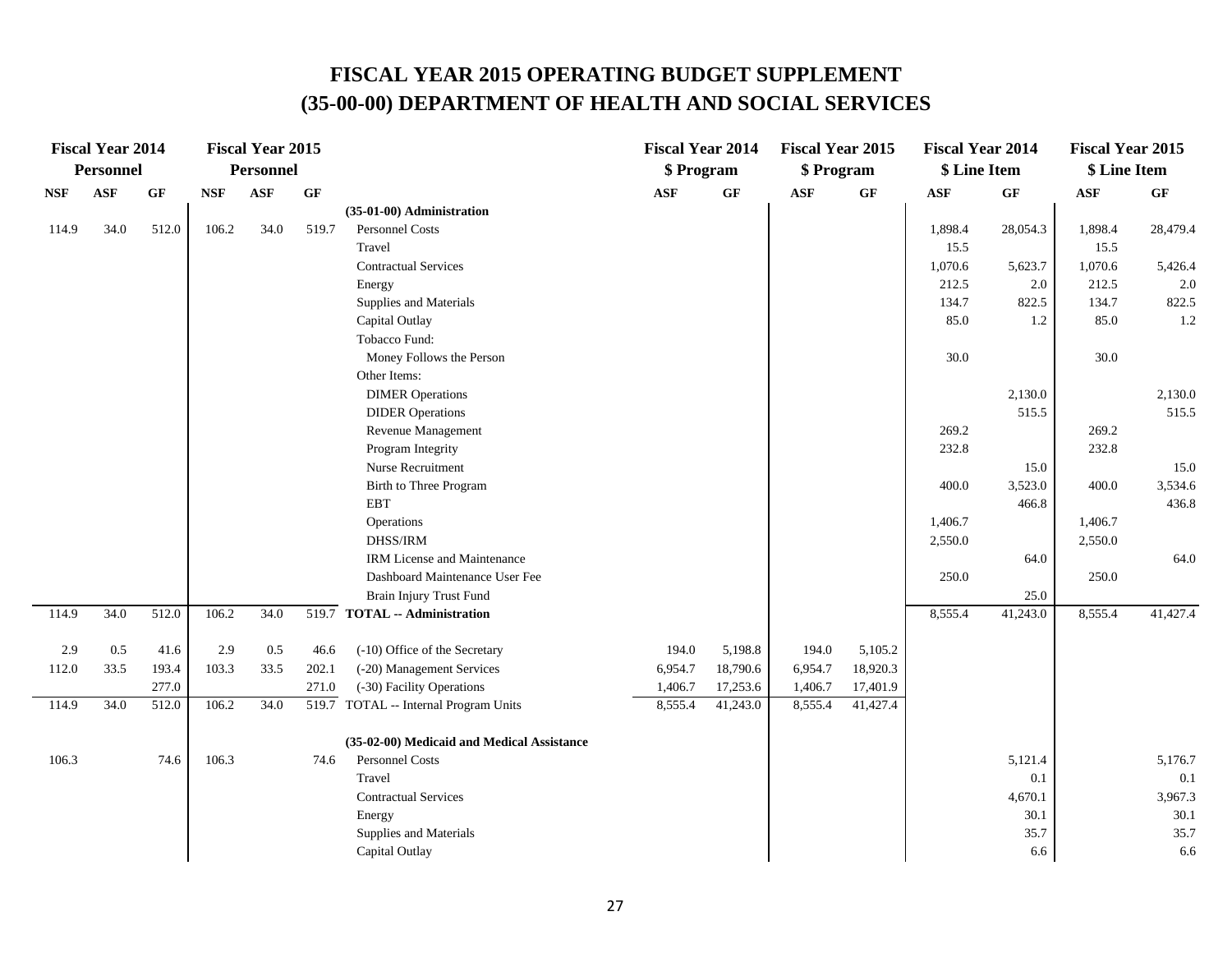# FISCAL YEAR 2015 OPERATING BUDGET SUPPLEMENT
# (35-00-00) DEPARTMENT OF HEALTH AND SOCIAL SERVICES

| Fiscal Year 2014 Personnel | | | Fiscal Year 2015 Personnel | | | | Fiscal Year 2014 $ Program | | Fiscal Year 2015 $ Program | | Fiscal Year 2014 $ Line Item | | Fiscal Year 2015 $ Line Item | |
|---|---|---|---|---|---|---|---|---|---|---|---|---|---|---|
| NSF | ASF | GF | NSF | ASF | GF | | ASF | GF | ASF | GF | ASF | GF | ASF | GF |
| | | | | | | **(35-01-00) Administration** | | | | | | | | |
| 114.9 | 34.0 | 512.0 | 106.2 | 34.0 | 519.7 | Personnel Costs | | | | | 1,898.4 | 28,054.3 | 1,898.4 | 28,479.4 |
| | | | | | | Travel | | | | | 15.5 | | 15.5 | |
| | | | | | | Contractual Services | | | | | 1,070.6 | 5,623.7 | 1,070.6 | 5,426.4 |
| | | | | | | Energy | | | | | 212.5 | 2.0 | 212.5 | 2.0 |
| | | | | | | Supplies and Materials | | | | | 134.7 | 822.5 | 134.7 | 822.5 |
| | | | | | | Capital Outlay | | | | | 85.0 | 1.2 | 85.0 | 1.2 |
| | | | | | | Tobacco Fund: | | | | | | | | |
| | | | | | | Money Follows the Person | | | | | 30.0 | | 30.0 | |
| | | | | | | Other Items: | | | | | | | | |
| | | | | | | DIMER Operations | | | | | | 2,130.0 | | 2,130.0 |
| | | | | | | DIDER Operations | | | | | | 515.5 | | 515.5 |
| | | | | | | Revenue Management | | | | | 269.2 | | 269.2 | |
| | | | | | | Program Integrity | | | | | 232.8 | | 232.8 | |
| | | | | | | Nurse Recruitment | | | | | | 15.0 | | 15.0 |
| | | | | | | Birth to Three Program | | | | | 400.0 | 3,523.0 | 400.0 | 3,534.6 |
| | | | | | | EBT | | | | | | 466.8 | | 436.8 |
| | | | | | | Operations | | | | | 1,406.7 | | 1,406.7 | |
| | | | | | | DHSS/IRM | | | | | 2,550.0 | | 2,550.0 | |
| | | | | | | IRM License and Maintenance | | | | | | 64.0 | | 64.0 |
| | | | | | | Dashboard Maintenance User Fee | | | | | 250.0 | | 250.0 | |
| | | | | | | Brain Injury Trust Fund | | | | | | 25.0 | | |
| 114.9 | 34.0 | 512.0 | 106.2 | 34.0 | 519.7 | **TOTAL -- Administration** | | | | | 8,555.4 | 41,243.0 | 8,555.4 | 41,427.4 |
| 2.9 | 0.5 | 41.6 | 2.9 | 0.5 | 46.6 | (-10) Office of the Secretary | 194.0 | 5,198.8 | 194.0 | 5,105.2 | | | | |
| 112.0 | 33.5 | 193.4 | 103.3 | 33.5 | 202.1 | (-20) Management Services | 6,954.7 | 18,790.6 | 6,954.7 | 18,920.3 | | | | |
| | | 277.0 | | | 271.0 | (-30) Facility Operations | 1,406.7 | 17,253.6 | 1,406.7 | 17,401.9 | | | | |
| 114.9 | 34.0 | 512.0 | 106.2 | 34.0 | 519.7 | TOTAL -- Internal Program Units | 8,555.4 | 41,243.0 | 8,555.4 | 41,427.4 | | | | |
| | | | | | | **(35-02-00) Medicaid and Medical Assistance** | | | | | | | | |
| 106.3 | | 74.6 | 106.3 | | 74.6 | Personnel Costs | | | | | | 5,121.4 | | 5,176.7 |
| | | | | | | Travel | | | | | | 0.1 | | 0.1 |
| | | | | | | Contractual Services | | | | | | 4,670.1 | | 3,967.3 |
| | | | | | | Energy | | | | | | 30.1 | | 30.1 |
| | | | | | | Supplies and Materials | | | | | | 35.7 | | 35.7 |
| | | | | | | Capital Outlay | | | | | | 6.6 | | 6.6 |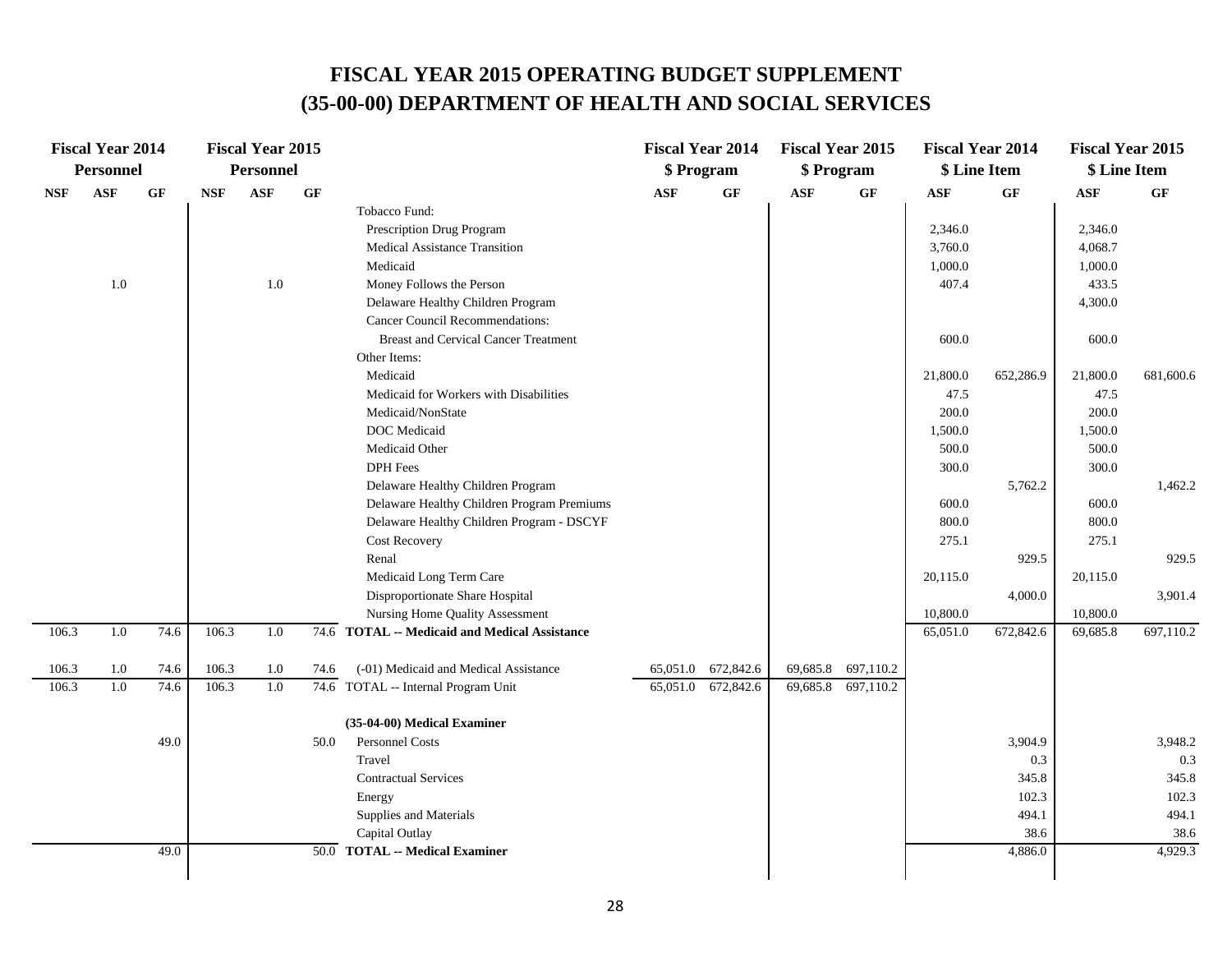# FISCAL YEAR 2015 OPERATING BUDGET SUPPLEMENT
## (35-00-00) DEPARTMENT OF HEALTH AND SOCIAL SERVICES

| Fiscal Year 2014 Personnel | | | Fiscal Year 2015 Personnel | | | | Fiscal Year 2014 $ Program | | Fiscal Year 2015 $ Program | | Fiscal Year 2014 $ Line Item | | Fiscal Year 2015 $ Line Item | |
|---|---|---|---|---|---|---|---|---|---|---|---|---|---|---|
| NSF | ASF | GF | NSF | ASF | GF | | ASF | GF | ASF | GF | ASF | GF | ASF | GF |
| | | | | | | Tobacco Fund: | | | | | | | | |
| | | | | | | Prescription Drug Program | | | | | 2,346.0 | | 2,346.0 | |
| | | | | | | Medical Assistance Transition | | | | | 3,760.0 | | 4,068.7 | |
| | | | | | | Medicaid | | | | | 1,000.0 | | 1,000.0 | |
| | 1.0 | | | 1.0 | | Money Follows the Person | | | | | 407.4 | | 433.5 | |
| | | | | | | Delaware Healthy Children Program | | | | | | | 4,300.0 | |
| | | | | | | Cancer Council Recommendations: | | | | | | | | |
| | | | | | | Breast and Cervical Cancer Treatment | | | | | 600.0 | | 600.0 | |
| | | | | | | Other Items: | | | | | | | | |
| | | | | | | Medicaid | | | | | 21,800.0 | 652,286.9 | 21,800.0 | 681,600.6 |
| | | | | | | Medicaid for Workers with Disabilities | | | | | 47.5 | | 47.5 | |
| | | | | | | Medicaid/NonState | | | | | 200.0 | | 200.0 | |
| | | | | | | DOC Medicaid | | | | | 1,500.0 | | 1,500.0 | |
| | | | | | | Medicaid Other | | | | | 500.0 | | 500.0 | |
| | | | | | | DPH Fees | | | | | 300.0 | | 300.0 | |
| | | | | | | Delaware Healthy Children Program | | | | | | 5,762.2 | | 1,462.2 |
| | | | | | | Delaware Healthy Children Program Premiums | | | | | 600.0 | | 600.0 | |
| | | | | | | Delaware Healthy Children Program - DSCYF | | | | | 800.0 | | 800.0 | |
| | | | | | | Cost Recovery | | | | | 275.1 | | 275.1 | |
| | | | | | | Renal | | | | | | 929.5 | | 929.5 |
| | | | | | | Medicaid Long Term Care | | | | | 20,115.0 | | 20,115.0 | |
| | | | | | | Disproportionate Share Hospital | | | | | | 4,000.0 | | 3,901.4 |
| | | | | | | Nursing Home Quality Assessment | | | | | 10,800.0 | | 10,800.0 | |
| 106.3 | 1.0 | 74.6 | 106.3 | 1.0 | 74.6 | **TOTAL -- Medicaid and Medical Assistance** | | | | | 65,051.0 | 672,842.6 | 69,685.8 | 697,110.2 |
| 106.3 | 1.0 | 74.6 | 106.3 | 1.0 | 74.6 | (-01) Medicaid and Medical Assistance | 65,051.0 | 672,842.6 | 69,685.8 | 697,110.2 | | | | |
| 106.3 | 1.0 | 74.6 | 106.3 | 1.0 | 74.6 | TOTAL -- Internal Program Unit | 65,051.0 | 672,842.6 | 69,685.8 | 697,110.2 | | | | |
| | | | | | | **(35-04-00) Medical Examiner** | | | | | | | | |
| | | 49.0 | | | 50.0 | Personnel Costs | | | | | | 3,904.9 | | 3,948.2 |
| | | | | | | Travel | | | | | | 0.3 | | 0.3 |
| | | | | | | Contractual Services | | | | | | 345.8 | | 345.8 |
| | | | | | | Energy | | | | | | 102.3 | | 102.3 |
| | | | | | | Supplies and Materials | | | | | | 494.1 | | 494.1 |
| | | | | | | Capital Outlay | | | | | | 38.6 | | 38.6 |
| | | 49.0 | | | 50.0 | **TOTAL -- Medical Examiner** | | | | | | 4,886.0 | | 4,929.3 |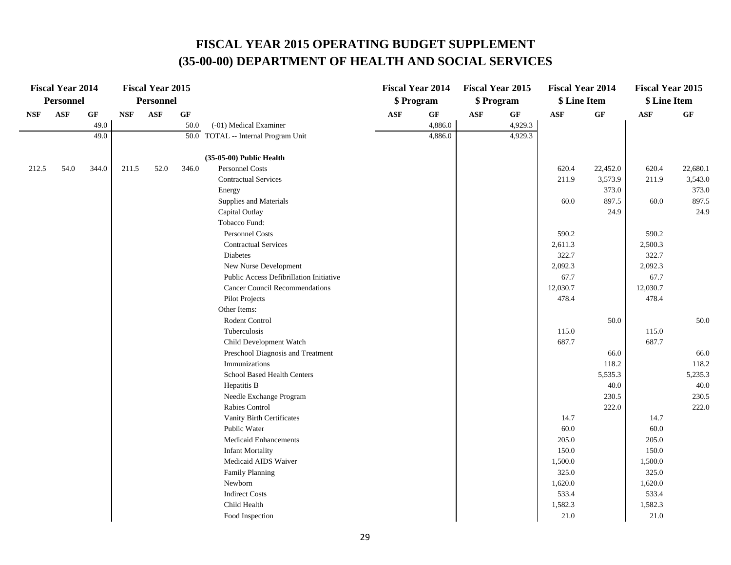# FISCAL YEAR 2015 OPERATING BUDGET SUPPLEMENT
# (35-00-00) DEPARTMENT OF HEALTH AND SOCIAL SERVICES

| Fiscal Year 2014 Personnel | | | Fiscal Year 2015 Personnel | | | | Fiscal Year 2014 $ Program | | Fiscal Year 2015 $ Program | | Fiscal Year 2014 $ Line Item | | Fiscal Year 2015 $ Line Item | |
|---|---|---|---|---|---|---|---|---|---|---|---|---|---|---|
| NSF | ASF | GF | NSF | ASF | GF | | ASF | GF | ASF | GF | ASF | GF | ASF | GF |
| | | 49.0 | | | 50.0 | (-01) Medical Examiner | | 4,886.0 | | 4,929.3 | | | | |
| | | 49.0 | | | 50.0 | TOTAL -- Internal Program Unit | | 4,886.0 | | 4,929.3 | | | | |
| | | | | | | **(35-05-00) Public Health** | | | | | | | | |
| 212.5 | 54.0 | 344.0 | 211.5 | 52.0 | 346.0 | Personnel Costs | | | | | 620.4 | 22,452.0 | 620.4 | 22,680.1 |
| | | | | | | Contractual Services | | | | | 211.9 | 3,573.9 | 211.9 | 3,543.0 |
| | | | | | | Energy | | | | | | 373.0 | | 373.0 |
| | | | | | | Supplies and Materials | | | | | 60.0 | 897.5 | 60.0 | 897.5 |
| | | | | | | Capital Outlay | | | | | | 24.9 | | 24.9 |
| | | | | | | Tobacco Fund: | | | | | | | | |
| | | | | | | Personnel Costs | | | | | 590.2 | | 590.2 | |
| | | | | | | Contractual Services | | | | | 2,611.3 | | 2,500.3 | |
| | | | | | | Diabetes | | | | | 322.7 | | 322.7 | |
| | | | | | | New Nurse Development | | | | | 2,092.3 | | 2,092.3 | |
| | | | | | | Public Access Defibrillation Initiative | | | | | 67.7 | | 67.7 | |
| | | | | | | Cancer Council Recommendations | | | | | 12,030.7 | | 12,030.7 | |
| | | | | | | Pilot Projects | | | | | 478.4 | | 478.4 | |
| | | | | | | Other Items: | | | | | | | | |
| | | | | | | Rodent Control | | | | | | 50.0 | | 50.0 |
| | | | | | | Tuberculosis | | | | | 115.0 | | 115.0 | |
| | | | | | | Child Development Watch | | | | | 687.7 | | 687.7 | |
| | | | | | | Preschool Diagnosis and Treatment | | | | | | 66.0 | | 66.0 |
| | | | | | | Immunizations | | | | | | 118.2 | | 118.2 |
| | | | | | | School Based Health Centers | | | | | | 5,535.3 | | 5,235.3 |
| | | | | | | Hepatitis B | | | | | | 40.0 | | 40.0 |
| | | | | | | Needle Exchange Program | | | | | | 230.5 | | 230.5 |
| | | | | | | Rabies Control | | | | | | 222.0 | | 222.0 |
| | | | | | | Vanity Birth Certificates | | | | | 14.7 | | 14.7 | |
| | | | | | | Public Water | | | | | 60.0 | | 60.0 | |
| | | | | | | Medicaid Enhancements | | | | | 205.0 | | 205.0 | |
| | | | | | | Infant Mortality | | | | | 150.0 | | 150.0 | |
| | | | | | | Medicaid AIDS Waiver | | | | | 1,500.0 | | 1,500.0 | |
| | | | | | | Family Planning | | | | | 325.0 | | 325.0 | |
| | | | | | | Newborn | | | | | 1,620.0 | | 1,620.0 | |
| | | | | | | Indirect Costs | | | | | 533.4 | | 533.4 | |
| | | | | | | Child Health | | | | | 1,582.3 | | 1,582.3 | |
| | | | | | | Food Inspection | | | | | 21.0 | | 21.0 | |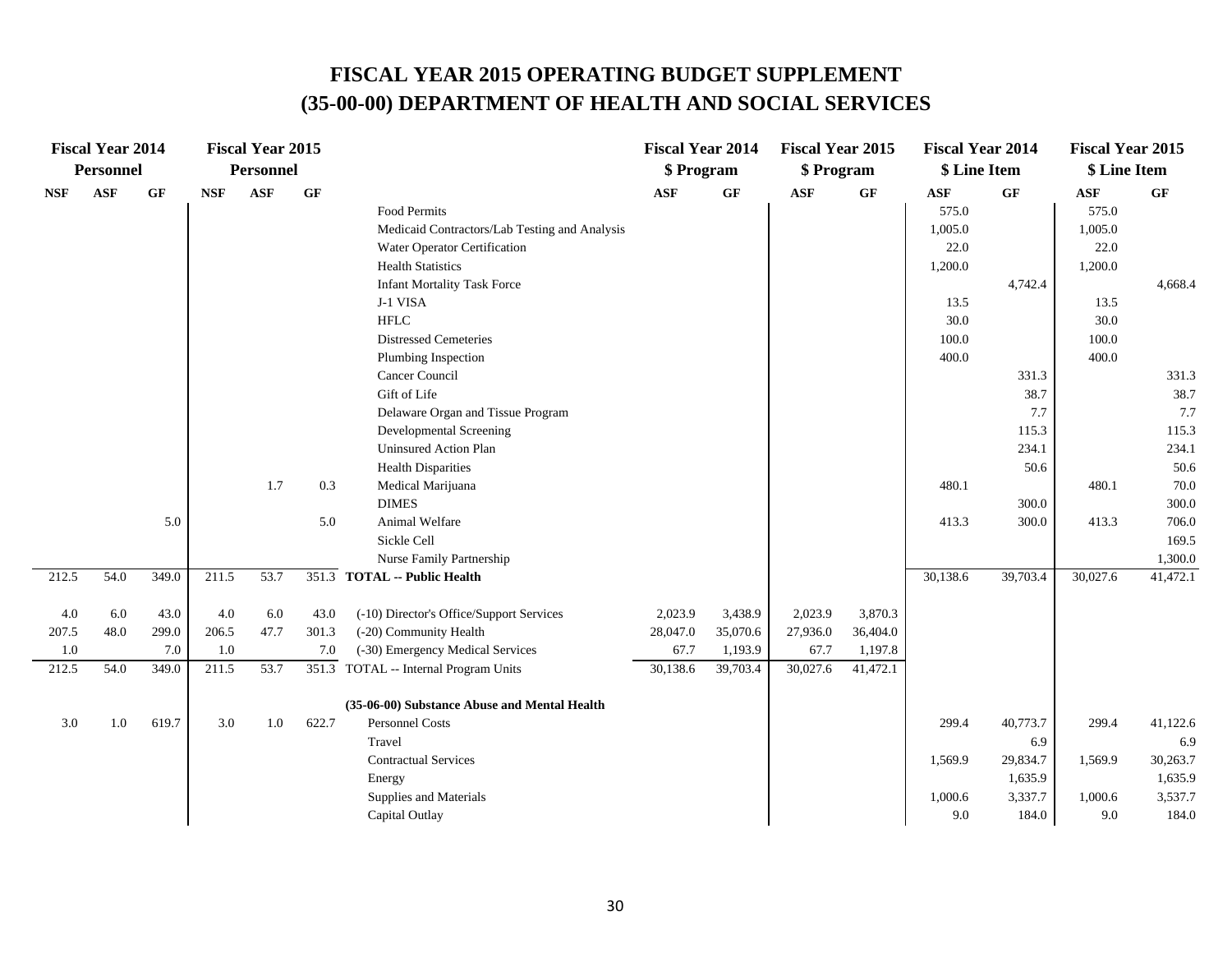# FISCAL YEAR 2015 OPERATING BUDGET SUPPLEMENT
# (35-00-00) DEPARTMENT OF HEALTH AND SOCIAL SERVICES

| Fiscal Year 2014 Personnel | | | Fiscal Year 2015 Personnel | | | | Fiscal Year 2014 $ Program | | Fiscal Year 2015 $ Program | | Fiscal Year 2014 $ Line Item | | Fiscal Year 2015 $ Line Item | |
|---|---|---|---|---|---|---|---|---|---|---|---|---|---|---|
| NSF | ASF | GF | NSF | ASF | GF | | ASF | GF | ASF | GF | ASF | GF | ASF | GF |
| | | | | | | Food Permits | | | | | 575.0 | | 575.0 | |
| | | | | | | Medicaid Contractors/Lab Testing and Analysis | | | | | 1,005.0 | | 1,005.0 | |
| | | | | | | Water Operator Certification | | | | | 22.0 | | 22.0 | |
| | | | | | | Health Statistics | | | | | 1,200.0 | | 1,200.0 | |
| | | | | | | Infant Mortality Task Force | | | | | | 4,742.4 | | 4,668.4 |
| | | | | | | J-1 VISA | | | | | 13.5 | | 13.5 | |
| | | | | | | HFLC | | | | | 30.0 | | 30.0 | |
| | | | | | | Distressed Cemeteries | | | | | 100.0 | | 100.0 | |
| | | | | | | Plumbing Inspection | | | | | 400.0 | | 400.0 | |
| | | | | | | Cancer Council | | | | | | 331.3 | | 331.3 |
| | | | | | | Gift of Life | | | | | | 38.7 | | 38.7 |
| | | | | | | Delaware Organ and Tissue Program | | | | | | 7.7 | | 7.7 |
| | | | | | | Developmental Screening | | | | | | 115.3 | | 115.3 |
| | | | | | | Uninsured Action Plan | | | | | | 234.1 | | 234.1 |
| | | | | | | Health Disparities | | | | | | 50.6 | | 50.6 |
| | | | | 1.7 | 0.3 | Medical Marijuana | | | | | 480.1 | | 480.1 | 70.0 |
| | | | | | | DIMES | | | | | | 300.0 | | 300.0 |
| | | 5.0 | | | 5.0 | Animal Welfare | | | | | 413.3 | 300.0 | 413.3 | 706.0 |
| | | | | | | Sickle Cell | | | | | | | | 169.5 |
| | | | | | | Nurse Family Partnership | | | | | | | | 1,300.0 |
| 212.5 | 54.0 | 349.0 | 211.5 | 53.7 | 351.3 | **TOTAL -- Public Health** | | | | | 30,138.6 | 39,703.4 | 30,027.6 | 41,472.1 |
| | | | | | | | | | | | | | | |
| 4.0 | 6.0 | 43.0 | 4.0 | 6.0 | 43.0 | (-10) Director's Office/Support Services | 2,023.9 | 3,438.9 | 2,023.9 | 3,870.3 | | | | |
| 207.5 | 48.0 | 299.0 | 206.5 | 47.7 | 301.3 | (-20) Community Health | 28,047.0 | 35,070.6 | 27,936.0 | 36,404.0 | | | | |
| 1.0 | | 7.0 | 1.0 | | 7.0 | (-30) Emergency Medical Services | 67.7 | 1,193.9 | 67.7 | 1,197.8 | | | | |
| 212.5 | 54.0 | 349.0 | 211.5 | 53.7 | 351.3 | TOTAL -- Internal Program Units | 30,138.6 | 39,703.4 | 30,027.6 | 41,472.1 | | | | |
| | | | | | | | | | | | | | | |
| | | | | | | **(35-06-00) Substance Abuse and Mental Health** | | | | | | | | |
| 3.0 | 1.0 | 619.7 | 3.0 | 1.0 | 622.7 | Personnel Costs | | | | | 299.4 | 40,773.7 | 299.4 | 41,122.6 |
| | | | | | | Travel | | | | | | 6.9 | | 6.9 |
| | | | | | | Contractual Services | | | | | 1,569.9 | 29,834.7 | 1,569.9 | 30,263.7 |
| | | | | | | Energy | | | | | | 1,635.9 | | 1,635.9 |
| | | | | | | Supplies and Materials | | | | | 1,000.6 | 3,337.7 | 1,000.6 | 3,537.7 |
| | | | | | | Capital Outlay | | | | | 9.0 | 184.0 | 9.0 | 184.0 |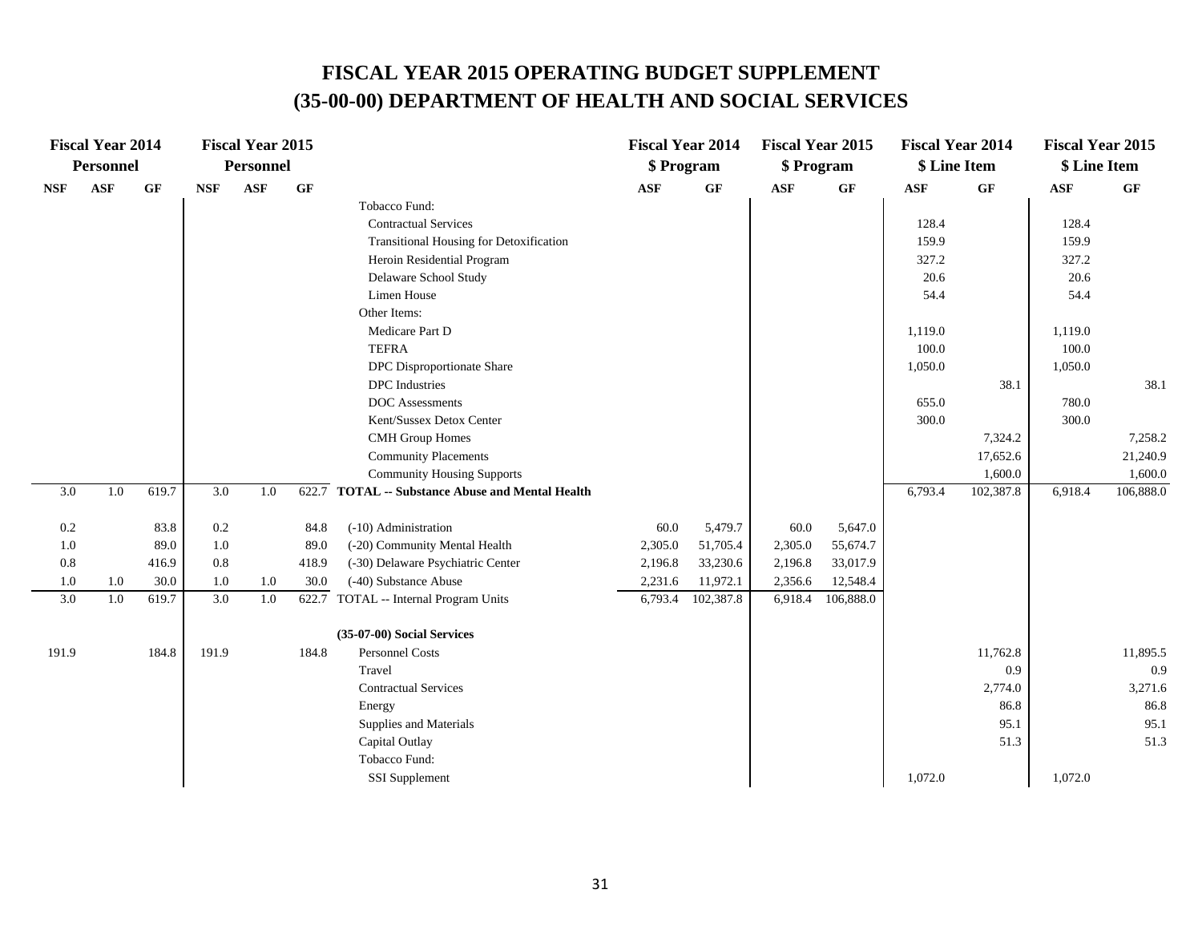# FISCAL YEAR 2015 OPERATING BUDGET SUPPLEMENT
# (35-00-00) DEPARTMENT OF HEALTH AND SOCIAL SERVICES

| Fiscal Year 2014 Personnel | | | Fiscal Year 2015 Personnel | | | | Fiscal Year 2014 $ Program | | Fiscal Year 2015 $ Program | | Fiscal Year 2014 $ Line Item | | Fiscal Year 2015 $ Line Item | |
|---|---|---|---|---|---|---|---|---|---|---|---|---|---|---|
| NSF | ASF | GF | NSF | ASF | GF | | ASF | GF | ASF | GF | ASF | GF | ASF | GF |
| | | | | | | Tobacco Fund: | | | | | | | | |
| | | | | | | Contractual Services | | | | | 128.4 | | 128.4 | |
| | | | | | | Transitional Housing for Detoxification | | | | | 159.9 | | 159.9 | |
| | | | | | | Heroin Residential Program | | | | | 327.2 | | 327.2 | |
| | | | | | | Delaware School Study | | | | | 20.6 | | 20.6 | |
| | | | | | | Limen House | | | | | 54.4 | | 54.4 | |
| | | | | | | Other Items: | | | | | | | | |
| | | | | | | Medicare Part D | | | | | 1,119.0 | | 1,119.0 | |
| | | | | | | TEFRA | | | | | 100.0 | | 100.0 | |
| | | | | | | DPC Disproportionate Share | | | | | 1,050.0 | | 1,050.0 | |
| | | | | | | DPC Industries | | | | | | 38.1 | | 38.1 |
| | | | | | | DOC Assessments | | | | | 655.0 | | 780.0 | |
| | | | | | | Kent/Sussex Detox Center | | | | | 300.0 | | 300.0 | |
| | | | | | | CMH Group Homes | | | | | | 7,324.2 | | 7,258.2 |
| | | | | | | Community Placements | | | | | | 17,652.6 | | 21,240.9 |
| | | | | | | Community Housing Supports | | | | | | 1,600.0 | | 1,600.0 |
| 3.0 | 1.0 | 619.7 | 3.0 | 1.0 | 622.7 | **TOTAL -- Substance Abuse and Mental Health** | | | | | 6,793.4 | 102,387.8 | 6,918.4 | 106,888.0 |
| 0.2 | | 83.8 | 0.2 | | 84.8 | (-10) Administration | 60.0 | 5,479.7 | 60.0 | 5,647.0 | | | | |
| 1.0 | | 89.0 | 1.0 | | 89.0 | (-20) Community Mental Health | 2,305.0 | 51,705.4 | 2,305.0 | 55,674.7 | | | | |
| 0.8 | | 416.9 | 0.8 | | 418.9 | (-30) Delaware Psychiatric Center | 2,196.8 | 33,230.6 | 2,196.8 | 33,017.9 | | | | |
| 1.0 | 1.0 | 30.0 | 1.0 | 1.0 | 30.0 | (-40) Substance Abuse | 2,231.6 | 11,972.1 | 2,356.6 | 12,548.4 | | | | |
| 3.0 | 1.0 | 619.7 | 3.0 | 1.0 | 622.7 | TOTAL -- Internal Program Units | 6,793.4 | 102,387.8 | 6,918.4 | 106,888.0 | | | | |
| | | | | | | **(35-07-00) Social Services** | | | | | | | | |
| 191.9 | | 184.8 | 191.9 | | 184.8 | Personnel Costs | | | | | | 11,762.8 | | 11,895.5 |
| | | | | | | Travel | | | | | | 0.9 | | 0.9 |
| | | | | | | Contractual Services | | | | | | 2,774.0 | | 3,271.6 |
| | | | | | | Energy | | | | | | 86.8 | | 86.8 |
| | | | | | | Supplies and Materials | | | | | | 95.1 | | 95.1 |
| | | | | | | Capital Outlay | | | | | | 51.3 | | 51.3 |
| | | | | | | Tobacco Fund: | | | | | | | | |
| | | | | | | SSI Supplement | | | | | 1,072.0 | | 1,072.0 | |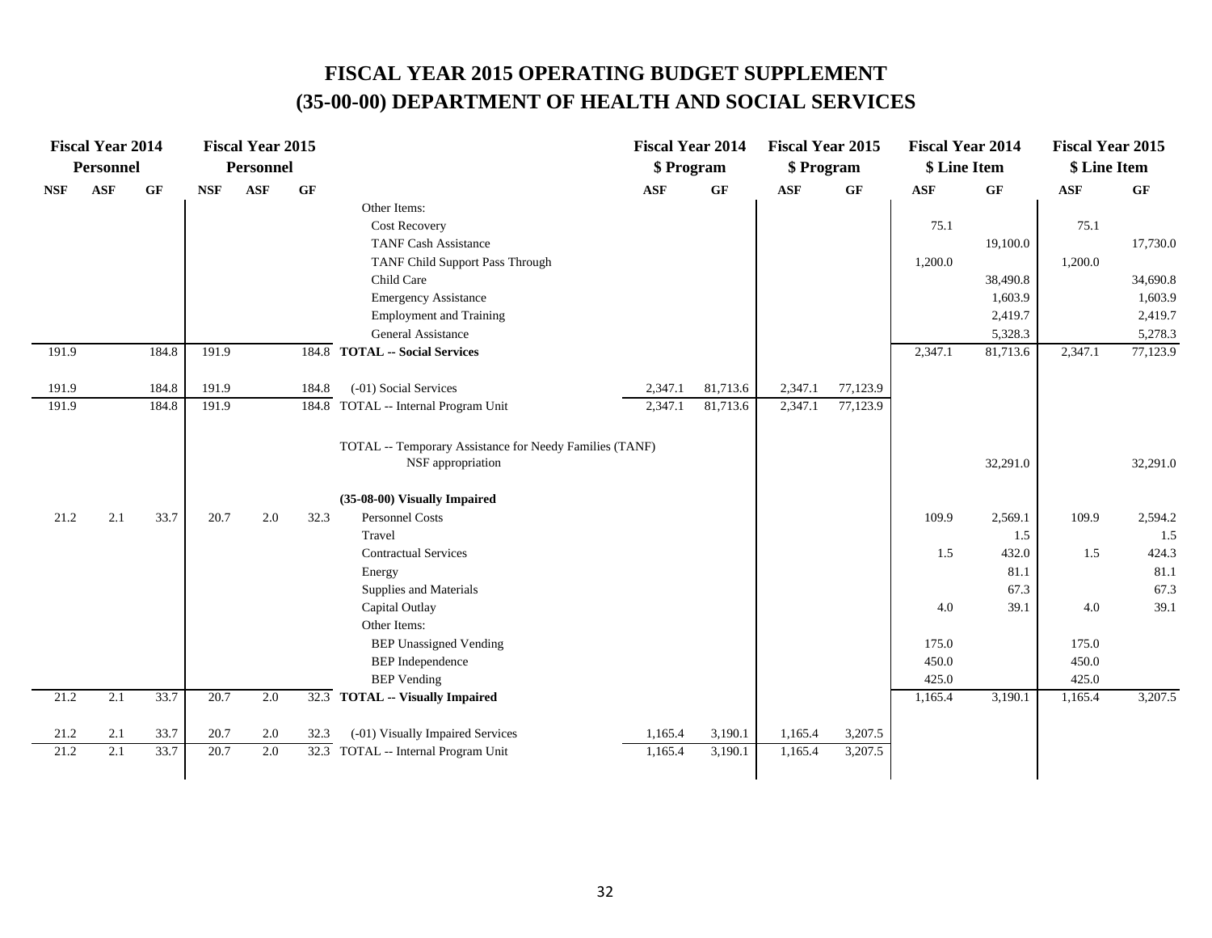# FISCAL YEAR 2015 OPERATING BUDGET SUPPLEMENT
# (35-00-00) DEPARTMENT OF HEALTH AND SOCIAL SERVICES

| Fiscal Year 2014 Personnel | | | Fiscal Year 2015 Personnel | | | | Fiscal Year 2014 $ Program | | Fiscal Year 2015 $ Program | | Fiscal Year 2014 $ Line Item | | Fiscal Year 2015 $ Line Item | |
|---|---|---|---|---|---|---|---|---|---|---|---|---|---|---|
| NSF | ASF | GF | NSF | ASF | GF | | ASF | GF | ASF | GF | ASF | GF | ASF | GF |
| | | | | | | Other Items: | | | | | | | | |
| | | | | | | Cost Recovery | | | | | 75.1 | | 75.1 | |
| | | | | | | TANF Cash Assistance | | | | | | 19,100.0 | | 17,730.0 |
| | | | | | | TANF Child Support Pass Through | | | | | 1,200.0 | | 1,200.0 | |
| | | | | | | Child Care | | | | | | 38,490.8 | | 34,690.8 |
| | | | | | | Emergency Assistance | | | | | | 1,603.9 | | 1,603.9 |
| | | | | | | Employment and Training | | | | | | 2,419.7 | | 2,419.7 |
| | | | | | | General Assistance | | | | | | 5,328.3 | | 5,278.3 |
| 191.9 | | 184.8 | 191.9 | | 184.8 | **TOTAL -- Social Services** | | | | | 2,347.1 | 81,713.6 | 2,347.1 | 77,123.9 |
| 191.9 | | 184.8 | 191.9 | | 184.8 | (-01) Social Services | 2,347.1 | 81,713.6 | 2,347.1 | 77,123.9 | | | | |
| 191.9 | | 184.8 | 191.9 | | 184.8 | TOTAL -- Internal Program Unit | 2,347.1 | 81,713.6 | 2,347.1 | 77,123.9 | | | | |
| | | | | | | TOTAL -- Temporary Assistance for Needy Families (TANF) NSF appropriation | | | | | | 32,291.0 | | 32,291.0 |
| | | | | | | **(35-08-00) Visually Impaired** | | | | | | | | |
| 21.2 | 2.1 | 33.7 | 20.7 | 2.0 | 32.3 | Personnel Costs | | | | | 109.9 | 2,569.1 | 109.9 | 2,594.2 |
| | | | | | | Travel | | | | | | 1.5 | | 1.5 |
| | | | | | | Contractual Services | | | | | 1.5 | 432.0 | 1.5 | 424.3 |
| | | | | | | Energy | | | | | | 81.1 | | 81.1 |
| | | | | | | Supplies and Materials | | | | | | 67.3 | | 67.3 |
| | | | | | | Capital Outlay | | | | | 4.0 | 39.1 | 4.0 | 39.1 |
| | | | | | | Other Items: | | | | | | | | |
| | | | | | | BEP Unassigned Vending | | | | | 175.0 | | 175.0 | |
| | | | | | | BEP Independence | | | | | 450.0 | | 450.0 | |
| | | | | | | BEP Vending | | | | | 425.0 | | 425.0 | |
| 21.2 | 2.1 | 33.7 | 20.7 | 2.0 | 32.3 | **TOTAL -- Visually Impaired** | | | | | 1,165.4 | 3,190.1 | 1,165.4 | 3,207.5 |
| 21.2 | 2.1 | 33.7 | 20.7 | 2.0 | 32.3 | (-01) Visually Impaired Services | 1,165.4 | 3,190.1 | 1,165.4 | 3,207.5 | | | | |
| 21.2 | 2.1 | 33.7 | 20.7 | 2.0 | 32.3 | TOTAL -- Internal Program Unit | 1,165.4 | 3,190.1 | 1,165.4 | 3,207.5 | | | | |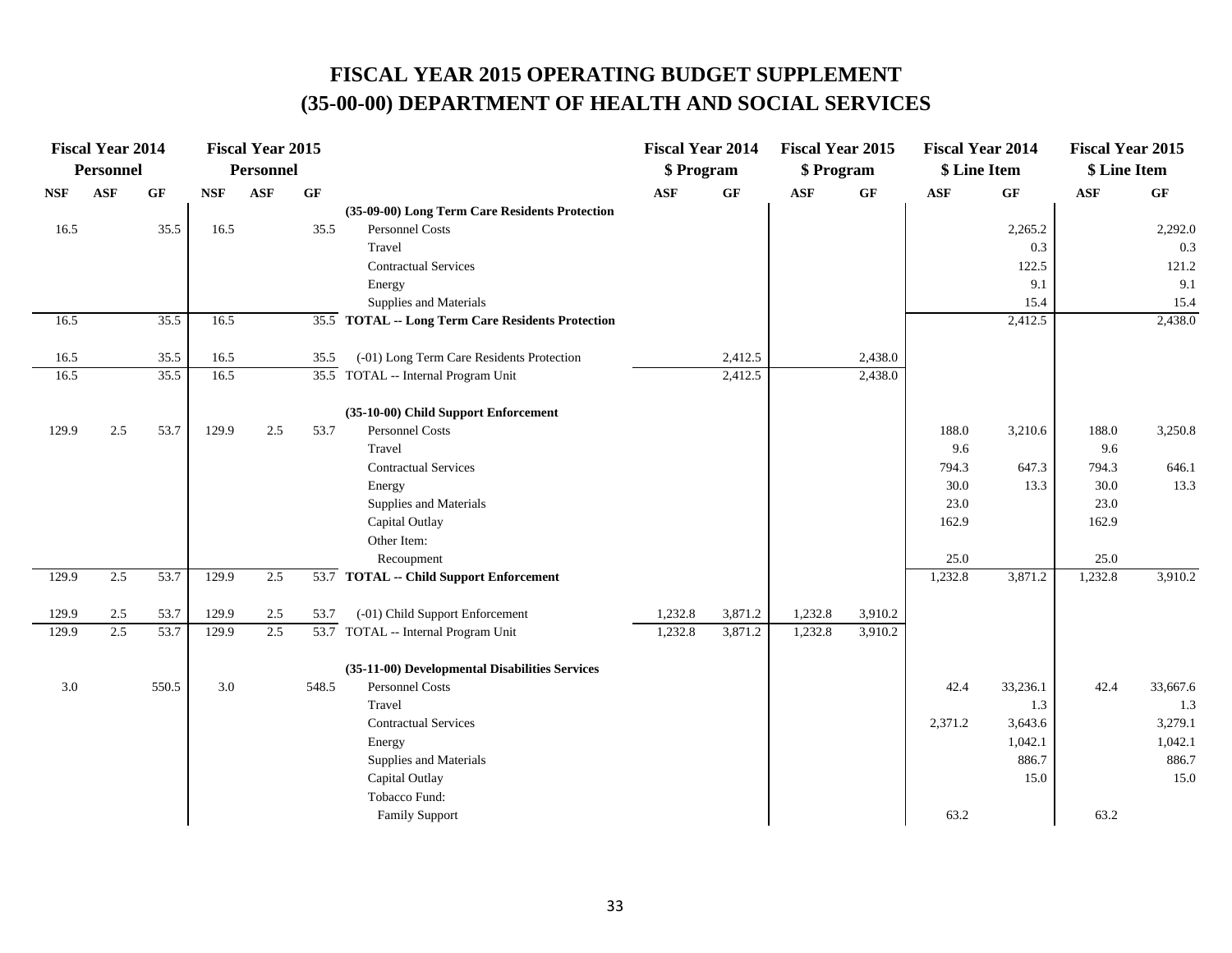# FISCAL YEAR 2015 OPERATING BUDGET SUPPLEMENT
# (35-00-00) DEPARTMENT OF HEALTH AND SOCIAL SERVICES

| Fiscal Year 2014 Personnel | | | Fiscal Year 2015 Personnel | | | | Fiscal Year 2014 $ Program | | Fiscal Year 2015 $ Program | | Fiscal Year 2014 $ Line Item | | Fiscal Year 2015 $ Line Item | |
|---|---|---|---|---|---|---|---|---|---|---|---|---|---|---|
| NSF | ASF | GF | NSF | ASF | GF | | ASF | GF | ASF | GF | ASF | GF | ASF | GF |
| | | | | | | **(35-09-00) Long Term Care Residents Protection** | | | | | | | | |
| 16.5 | | 35.5 | 16.5 | | 35.5 | Personnel Costs | | | | | | 2,265.2 | | 2,292.0 |
| | | | | | | Travel | | | | | | 0.3 | | 0.3 |
| | | | | | | Contractual Services | | | | | | 122.5 | | 121.2 |
| | | | | | | Energy | | | | | | 9.1 | | 9.1 |
| | | | | | | Supplies and Materials | | | | | | 15.4 | | 15.4 |
| 16.5 | | 35.5 | 16.5 | | 35.5 | **TOTAL -- Long Term Care Residents Protection** | | | | | | 2,412.5 | | 2,438.0 |
| 16.5 | | 35.5 | 16.5 | | 35.5 | (-01) Long Term Care Residents Protection | | 2,412.5 | | 2,438.0 | | | | |
| 16.5 | | 35.5 | 16.5 | | 35.5 | TOTAL -- Internal Program Unit | | 2,412.5 | | 2,438.0 | | | | |
| | | | | | | **(35-10-00) Child Support Enforcement** | | | | | | | | |
| 129.9 | 2.5 | 53.7 | 129.9 | 2.5 | 53.7 | Personnel Costs | | | | | 188.0 | 3,210.6 | 188.0 | 3,250.8 |
| | | | | | | Travel | | | | | 9.6 | | 9.6 | |
| | | | | | | Contractual Services | | | | | 794.3 | 647.3 | 794.3 | 646.1 |
| | | | | | | Energy | | | | | 30.0 | 13.3 | 30.0 | 13.3 |
| | | | | | | Supplies and Materials | | | | | 23.0 | | 23.0 | |
| | | | | | | Capital Outlay | | | | | 162.9 | | 162.9 | |
| | | | | | | Other Item: | | | | | | | | |
| | | | | | | Recoupment | | | | | 25.0 | | 25.0 | |
| 129.9 | 2.5 | 53.7 | 129.9 | 2.5 | 53.7 | **TOTAL -- Child Support Enforcement** | | | | | 1,232.8 | 3,871.2 | 1,232.8 | 3,910.2 |
| 129.9 | 2.5 | 53.7 | 129.9 | 2.5 | 53.7 | (-01) Child Support Enforcement | 1,232.8 | 3,871.2 | 1,232.8 | 3,910.2 | | | | |
| 129.9 | 2.5 | 53.7 | 129.9 | 2.5 | 53.7 | TOTAL -- Internal Program Unit | 1,232.8 | 3,871.2 | 1,232.8 | 3,910.2 | | | | |
| | | | | | | **(35-11-00) Developmental Disabilities Services** | | | | | | | | |
| 3.0 | | 550.5 | 3.0 | | 548.5 | Personnel Costs | | | | | 42.4 | 33,236.1 | 42.4 | 33,667.6 |
| | | | | | | Travel | | | | | | 1.3 | | 1.3 |
| | | | | | | Contractual Services | | | | | 2,371.2 | 3,643.6 | | 3,279.1 |
| | | | | | | Energy | | | | | | 1,042.1 | | 1,042.1 |
| | | | | | | Supplies and Materials | | | | | | 886.7 | | 886.7 |
| | | | | | | Capital Outlay | | | | | | 15.0 | | 15.0 |
| | | | | | | Tobacco Fund: | | | | | | | | |
| | | | | | | Family Support | | | | | 63.2 | | 63.2 | |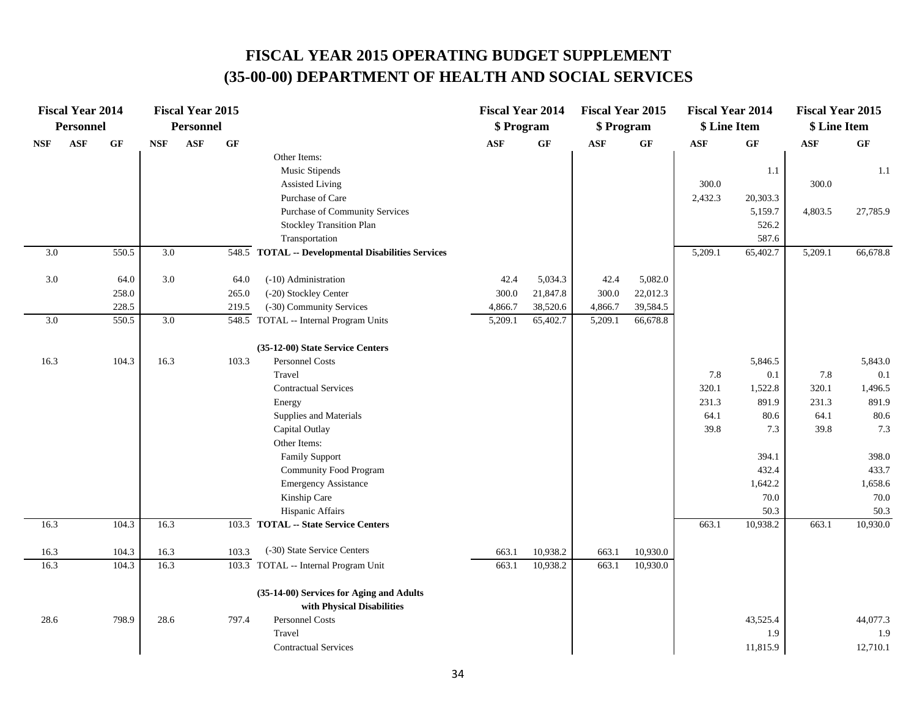# FISCAL YEAR 2015 OPERATING BUDGET SUPPLEMENT
# (35-00-00) DEPARTMENT OF HEALTH AND SOCIAL SERVICES

| Fiscal Year 2014 Personnel | | | Fiscal Year 2015 Personnel | | | | Fiscal Year 2014 $ Program | | Fiscal Year 2015 $ Program | | Fiscal Year 2014 $ Line Item | | Fiscal Year 2015 $ Line Item | |
|---|---|---|---|---|---|---|---|---|---|---|---|---|---|---|
| NSF | ASF | GF | NSF | ASF | GF | | ASF | GF | ASF | GF | ASF | GF | ASF | GF |
| | | | | | | Other Items: | | | | | | | | |
| | | | | | | Music Stipends | | | | | | 1.1 | | 1.1 |
| | | | | | | Assisted Living | | | | | 300.0 | | 300.0 | |
| | | | | | | Purchase of Care | | | | | 2,432.3 | 20,303.3 | | |
| | | | | | | Purchase of Community Services | | | | | | 5,159.7 | 4,803.5 | 27,785.9 |
| | | | | | | Stockley Transition Plan | | | | | | 526.2 | | |
| | | | | | | Transportation | | | | | | 587.6 | | |
| 3.0 | | 550.5 | 3.0 | | 548.5 | **TOTAL -- Developmental Disabilities Services** | | | | | 5,209.1 | 65,402.7 | 5,209.1 | 66,678.8 |
| 3.0 | | 64.0 | 3.0 | | 64.0 | (-10) Administration | 42.4 | 5,034.3 | 42.4 | 5,082.0 | | | | |
| | | 258.0 | | | 265.0 | (-20) Stockley Center | 300.0 | 21,847.8 | 300.0 | 22,012.3 | | | | |
| | | 228.5 | | | 219.5 | (-30) Community Services | 4,866.7 | 38,520.6 | 4,866.7 | 39,584.5 | | | | |
| 3.0 | | 550.5 | 3.0 | | 548.5 | TOTAL -- Internal Program Units | 5,209.1 | 65,402.7 | 5,209.1 | 66,678.8 | | | | |
| | | | | | | **(35-12-00) State Service Centers** | | | | | | | | |
| 16.3 | | 104.3 | 16.3 | | 103.3 | Personnel Costs | | | | | | 5,846.5 | | 5,843.0 |
| | | | | | | Travel | | | | | 7.8 | 0.1 | 7.8 | 0.1 |
| | | | | | | Contractual Services | | | | | 320.1 | 1,522.8 | 320.1 | 1,496.5 |
| | | | | | | Energy | | | | | 231.3 | 891.9 | 231.3 | 891.9 |
| | | | | | | Supplies and Materials | | | | | 64.1 | 80.6 | 64.1 | 80.6 |
| | | | | | | Capital Outlay | | | | | 39.8 | 7.3 | 39.8 | 7.3 |
| | | | | | | Other Items: | | | | | | | | |
| | | | | | | Family Support | | | | | | 394.1 | | 398.0 |
| | | | | | | Community Food Program | | | | | | 432.4 | | 433.7 |
| | | | | | | Emergency Assistance | | | | | | 1,642.2 | | 1,658.6 |
| | | | | | | Kinship Care | | | | | | 70.0 | | 70.0 |
| | | | | | | Hispanic Affairs | | | | | | 50.3 | | 50.3 |
| 16.3 | | 104.3 | 16.3 | | 103.3 | **TOTAL -- State Service Centers** | | | | | 663.1 | 10,938.2 | 663.1 | 10,930.0 |
| 16.3 | | 104.3 | 16.3 | | 103.3 | (-30) State Service Centers | 663.1 | 10,938.2 | 663.1 | 10,930.0 | | | | |
| 16.3 | | 104.3 | 16.3 | | 103.3 | TOTAL -- Internal Program Unit | 663.1 | 10,938.2 | 663.1 | 10,930.0 | | | | |
| | | | | | | **(35-14-00) Services for Aging and Adults with Physical Disabilities** | | | | | | | | |
| 28.6 | | 798.9 | 28.6 | | 797.4 | Personnel Costs | | | | | | 43,525.4 | | 44,077.3 |
| | | | | | | Travel | | | | | | 1.9 | | 1.9 |
| | | | | | | Contractual Services | | | | | | 11,815.9 | | 12,710.1 |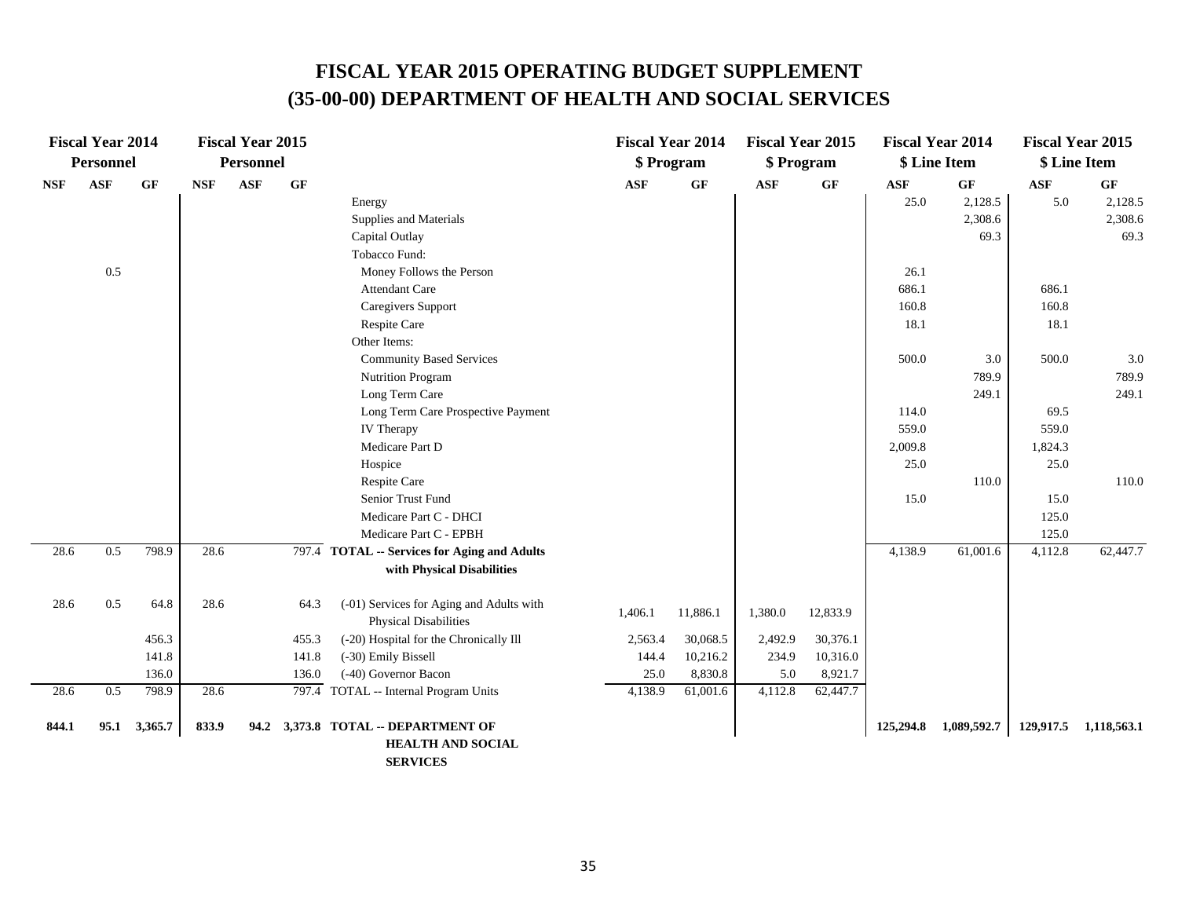# FISCAL YEAR 2015 OPERATING BUDGET SUPPLEMENT
# (35-00-00) DEPARTMENT OF HEALTH AND SOCIAL SERVICES

| Fiscal Year 2014 Personnel | | | Fiscal Year 2015 Personnel | | | | Fiscal Year 2014 $ Program | | Fiscal Year 2015 $ Program | | Fiscal Year 2014 $ Line Item | | Fiscal Year 2015 $ Line Item | |
|---|---|---|---|---|---|---|---|---|---|---|---|---|---|---|
| NSF | ASF | GF | NSF | ASF | GF | | ASF | GF | ASF | GF | ASF | GF | ASF | GF |
| | | | | | | Energy | | | | | 25.0 | 2,128.5 | 5.0 | 2,128.5 |
| | | | | | | Supplies and Materials | | | | | | 2,308.6 | | 2,308.6 |
| | | | | | | Capital Outlay | | | | | | 69.3 | | 69.3 |
| | | | | | | Tobacco Fund: | | | | | | | | |
| | 0.5 | | | | | Money Follows the Person | | | | | 26.1 | | | |
| | | | | | | Attendant Care | | | | | 686.1 | | 686.1 | |
| | | | | | | Caregivers Support | | | | | 160.8 | | 160.8 | |
| | | | | | | Respite Care | | | | | 18.1 | | 18.1 | |
| | | | | | | Other Items: | | | | | | | | |
| | | | | | | Community Based Services | | | | | 500.0 | 3.0 | 500.0 | 3.0 |
| | | | | | | Nutrition Program | | | | | | 789.9 | | 789.9 |
| | | | | | | Long Term Care | | | | | | 249.1 | | 249.1 |
| | | | | | | Long Term Care Prospective Payment | | | | | 114.0 | | 69.5 | |
| | | | | | | IV Therapy | | | | | 559.0 | | 559.0 | |
| | | | | | | Medicare Part D | | | | | 2,009.8 | | 1,824.3 | |
| | | | | | | Hospice | | | | | 25.0 | | 25.0 | |
| | | | | | | Respite Care | | | | | | 110.0 | | 110.0 |
| | | | | | | Senior Trust Fund | | | | | 15.0 | | 15.0 | |
| | | | | | | Medicare Part C - DHCI | | | | | | | 125.0 | |
| | | | | | | Medicare Part C - EPBH | | | | | | | 125.0 | |
| 28.6 | 0.5 | 798.9 | 28.6 | | 797.4 | **TOTAL -- Services for Aging and Adults with Physical Disabilities** | | | | | 4,138.9 | 61,001.6 | 4,112.8 | 62,447.7 |
| 28.6 | 0.5 | 64.8 | 28.6 | | 64.3 | (-01) Services for Aging and Adults with Physical Disabilities | 1,406.1 | 11,886.1 | 1,380.0 | 12,833.9 | | | | |
| | | 456.3 | | | 455.3 | (-20) Hospital for the Chronically Ill | 2,563.4 | 30,068.5 | 2,492.9 | 30,376.1 | | | | |
| | | 141.8 | | | 141.8 | (-30) Emily Bissell | 144.4 | 10,216.2 | 234.9 | 10,316.0 | | | | |
| | | 136.0 | | | 136.0 | (-40) Governor Bacon | 25.0 | 8,830.8 | 5.0 | 8,921.7 | | | | |
| 28.6 | 0.5 | 798.9 | 28.6 | | 797.4 | TOTAL -- Internal Program Units | 4,138.9 | 61,001.6 | 4,112.8 | 62,447.7 | | | | |
| **844.1** | **95.1** | **3,365.7** | **833.9** | **94.2** | **3,373.8** | **TOTAL -- DEPARTMENT OF HEALTH AND SOCIAL SERVICES** | | | | | **125,294.8** | **1,089,592.7** | **129,917.5** | **1,118,563.1** |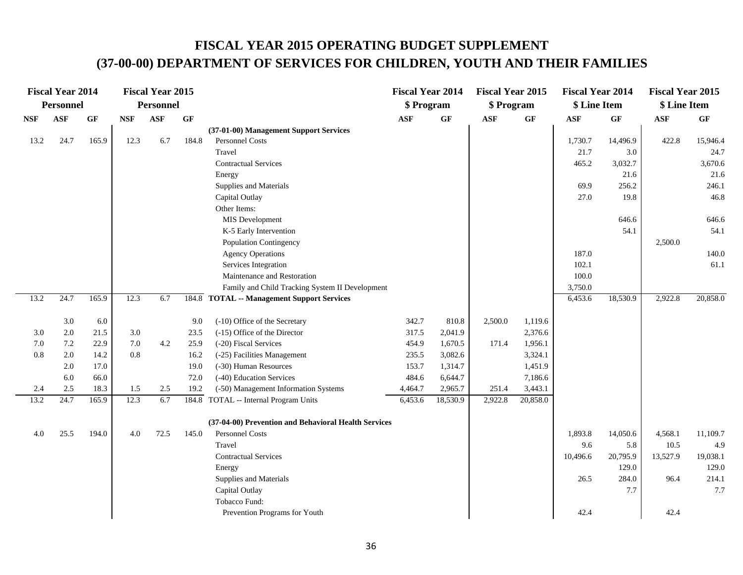# FISCAL YEAR 2015 OPERATING BUDGET SUPPLEMENT
# (37-00-00) DEPARTMENT OF SERVICES FOR CHILDREN, YOUTH AND THEIR FAMILIES

| Fiscal Year 2014 Personnel | | | Fiscal Year 2015 Personnel | | | | Fiscal Year 2014 $ Program | | Fiscal Year 2015 $ Program | | Fiscal Year 2014 $ Line Item | | Fiscal Year 2015 $ Line Item | |
|---|---|---|---|---|---|---|---|---|---|---|---|---|---|---|
| NSF | ASF | GF | NSF | ASF | GF | | ASF | GF | ASF | GF | ASF | GF | ASF | GF |
| | | | | | | **(37-01-00) Management Support Services** | | | | | | | | |
| 13.2 | 24.7 | 165.9 | 12.3 | 6.7 | 184.8 | Personnel Costs | | | | | 1,730.7 | 14,496.9 | 422.8 | 15,946.4 |
| | | | | | | Travel | | | | | 21.7 | 3.0 | | 24.7 |
| | | | | | | Contractual Services | | | | | 465.2 | 3,032.7 | | 3,670.6 |
| | | | | | | Energy | | | | | | 21.6 | | 21.6 |
| | | | | | | Supplies and Materials | | | | | 69.9 | 256.2 | | 246.1 |
| | | | | | | Capital Outlay | | | | | 27.0 | 19.8 | | 46.8 |
| | | | | | | Other Items: | | | | | | | | |
| | | | | | | MIS Development | | | | | | 646.6 | | 646.6 |
| | | | | | | K-5 Early Intervention | | | | | | 54.1 | | 54.1 |
| | | | | | | Population Contingency | | | | | | | 2,500.0 | |
| | | | | | | Agency Operations | | | | | 187.0 | | | 140.0 |
| | | | | | | Services Integration | | | | | 102.1 | | | 61.1 |
| | | | | | | Maintenance and Restoration | | | | | 100.0 | | | |
| | | | | | | Family and Child Tracking System II Development | | | | | 3,750.0 | | | |
| 13.2 | 24.7 | 165.9 | 12.3 | 6.7 | 184.8 | **TOTAL -- Management Support Services** | | | | | 6,453.6 | 18,530.9 | 2,922.8 | 20,858.0 |
| | 3.0 | 6.0 | | | 9.0 | (-10) Office of the Secretary | 342.7 | 810.8 | 2,500.0 | 1,119.6 | | | | |
| 3.0 | 2.0 | 21.5 | 3.0 | | 23.5 | (-15) Office of the Director | 317.5 | 2,041.9 | | 2,376.6 | | | | |
| 7.0 | 7.2 | 22.9 | 7.0 | 4.2 | 25.9 | (-20) Fiscal Services | 454.9 | 1,670.5 | 171.4 | 1,956.1 | | | | |
| 0.8 | 2.0 | 14.2 | 0.8 | | 16.2 | (-25) Facilities Management | 235.5 | 3,082.6 | | 3,324.1 | | | | |
| | 2.0 | 17.0 | | | 19.0 | (-30) Human Resources | 153.7 | 1,314.7 | | 1,451.9 | | | | |
| | 6.0 | 66.0 | | | 72.0 | (-40) Education Services | 484.6 | 6,644.7 | | 7,186.6 | | | | |
| 2.4 | 2.5 | 18.3 | 1.5 | 2.5 | 19.2 | (-50) Management Information Systems | 4,464.7 | 2,965.7 | 251.4 | 3,443.1 | | | | |
| 13.2 | 24.7 | 165.9 | 12.3 | 6.7 | 184.8 | TOTAL -- Internal Program Units | 6,453.6 | 18,530.9 | 2,922.8 | 20,858.0 | | | | |
| | | | | | | **(37-04-00) Prevention and Behavioral Health Services** | | | | | | | | |
| 4.0 | 25.5 | 194.0 | 4.0 | 72.5 | 145.0 | Personnel Costs | | | | | 1,893.8 | 14,050.6 | 4,568.1 | 11,109.7 |
| | | | | | | Travel | | | | | 9.6 | 5.8 | 10.5 | 4.9 |
| | | | | | | Contractual Services | | | | | 10,496.6 | 20,795.9 | 13,527.9 | 19,038.1 |
| | | | | | | Energy | | | | | | 129.0 | | 129.0 |
| | | | | | | Supplies and Materials | | | | | 26.5 | 284.0 | 96.4 | 214.1 |
| | | | | | | Capital Outlay | | | | | | 7.7 | | 7.7 |
| | | | | | | Tobacco Fund: | | | | | | | | |
| | | | | | | Prevention Programs for Youth | | | | | 42.4 | | 42.4 | |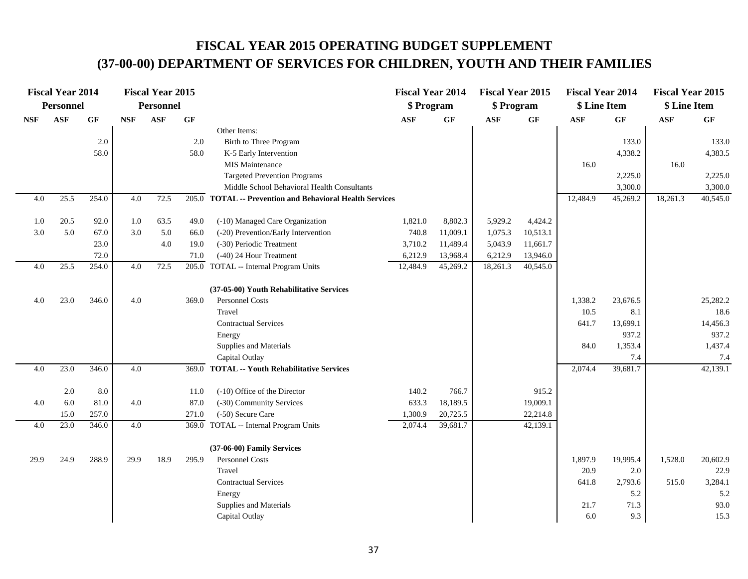# FISCAL YEAR 2015 OPERATING BUDGET SUPPLEMENT

# (37-00-00) DEPARTMENT OF SERVICES FOR CHILDREN, YOUTH AND THEIR FAMILIES

| Fiscal Year 2014 Personnel | | | Fiscal Year 2015 Personnel | | | | Fiscal Year 2014 $ Program | | Fiscal Year 2015 $ Program | | Fiscal Year 2014 $ Line Item | | Fiscal Year 2015 $ Line Item | |
|---|---|---|---|---|---|---|---|---|---|---|---|---|---|---|
| NSF | ASF | GF | NSF | ASF | GF | | ASF | GF | ASF | GF | ASF | GF | ASF | GF |
| | | | | | | Other Items: | | | | | | | | |
| | | 2.0 | | | 2.0 | Birth to Three Program | | | | | | 133.0 | | 133.0 |
| | | 58.0 | | | 58.0 | K-5 Early Intervention | | | | | | 4,338.2 | | 4,383.5 |
| | | | | | | MIS Maintenance | | | | | 16.0 | | 16.0 | |
| | | | | | | Targeted Prevention Programs | | | | | | 2,225.0 | | 2,225.0 |
| | | | | | | Middle School Behavioral Health Consultants | | | | | | 3,300.0 | | 3,300.0 |
| 4.0 | 25.5 | 254.0 | 4.0 | 72.5 | 205.0 | **TOTAL -- Prevention and Behavioral Health Services** | | | | | 12,484.9 | 45,269.2 | 18,261.3 | 40,545.0 |
| 1.0 | 20.5 | 92.0 | 1.0 | 63.5 | 49.0 | (-10) Managed Care Organization | 1,821.0 | 8,802.3 | 5,929.2 | 4,424.2 | | | | |
| 3.0 | 5.0 | 67.0 | 3.0 | 5.0 | 66.0 | (-20) Prevention/Early Intervention | 740.8 | 11,009.1 | 1,075.3 | 10,513.1 | | | | |
| | | 23.0 | | 4.0 | 19.0 | (-30) Periodic Treatment | 3,710.2 | 11,489.4 | 5,043.9 | 11,661.7 | | | | |
| | | 72.0 | | | 71.0 | (-40) 24 Hour Treatment | 6,212.9 | 13,968.4 | 6,212.9 | 13,946.0 | | | | |
| 4.0 | 25.5 | 254.0 | 4.0 | 72.5 | 205.0 | TOTAL -- Internal Program Units | 12,484.9 | 45,269.2 | 18,261.3 | 40,545.0 | | | | |
| | | | | | | **(37-05-00) Youth Rehabilitative Services** | | | | | | | | |
| 4.0 | 23.0 | 346.0 | 4.0 | | 369.0 | Personnel Costs | | | | | 1,338.2 | 23,676.5 | | 25,282.2 |
| | | | | | | Travel | | | | | 10.5 | 8.1 | | 18.6 |
| | | | | | | Contractual Services | | | | | 641.7 | 13,699.1 | | 14,456.3 |
| | | | | | | Energy | | | | | | 937.2 | | 937.2 |
| | | | | | | Supplies and Materials | | | | | 84.0 | 1,353.4 | | 1,437.4 |
| | | | | | | Capital Outlay | | | | | | 7.4 | | 7.4 |
| 4.0 | 23.0 | 346.0 | 4.0 | | 369.0 | **TOTAL -- Youth Rehabilitative Services** | | | | | 2,074.4 | 39,681.7 | | 42,139.1 |
| | 2.0 | 8.0 | | | 11.0 | (-10) Office of the Director | 140.2 | 766.7 | | 915.2 | | | | |
| 4.0 | 6.0 | 81.0 | 4.0 | | 87.0 | (-30) Community Services | 633.3 | 18,189.5 | | 19,009.1 | | | | |
| | 15.0 | 257.0 | | | 271.0 | (-50) Secure Care | 1,300.9 | 20,725.5 | | 22,214.8 | | | | |
| 4.0 | 23.0 | 346.0 | 4.0 | | 369.0 | TOTAL -- Internal Program Units | 2,074.4 | 39,681.7 | | 42,139.1 | | | | |
| | | | | | | **(37-06-00) Family Services** | | | | | | | | |
| 29.9 | 24.9 | 288.9 | 29.9 | 18.9 | 295.9 | Personnel Costs | | | | | 1,897.9 | 19,995.4 | 1,528.0 | 20,602.9 |
| | | | | | | Travel | | | | | 20.9 | 2.0 | | 22.9 |
| | | | | | | Contractual Services | | | | | 641.8 | 2,793.6 | 515.0 | 3,284.1 |
| | | | | | | Energy | | | | | | 5.2 | | 5.2 |
| | | | | | | Supplies and Materials | | | | | 21.7 | 71.3 | | 93.0 |
| | | | | | | Capital Outlay | | | | | 6.0 | 9.3 | | 15.3 |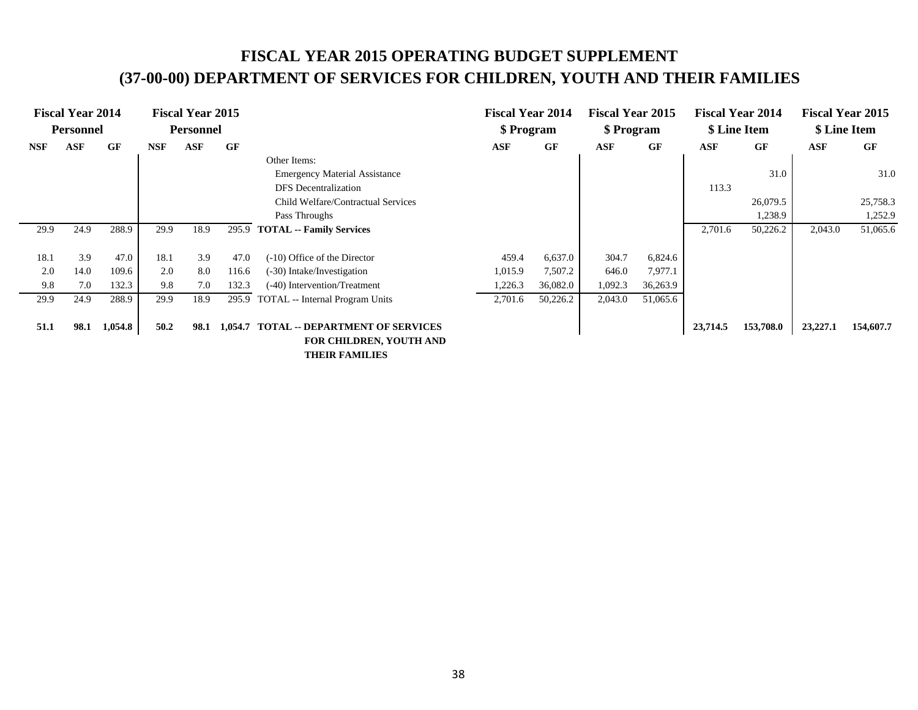# FISCAL YEAR 2015 OPERATING BUDGET SUPPLEMENT
# (37-00-00) DEPARTMENT OF SERVICES FOR CHILDREN, YOUTH AND THEIR FAMILIES

| Fiscal Year 2014 Personnel | | | Fiscal Year 2015 Personnel | | | | Fiscal Year 2014 $ Program | | Fiscal Year 2015 $ Program | | Fiscal Year 2014 $ Line Item | | Fiscal Year 2015 $ Line Item | |
|---|---|---|---|---|---|---|---|---|---|---|---|---|---|---|
| NSF | ASF | GF | NSF | ASF | GF | | ASF | GF | ASF | GF | ASF | GF | ASF | GF |
| | | | | | | Other Items: | | | | | | | | |
| | | | | | | Emergency Material Assistance | | | | | | 31.0 | | 31.0 |
| | | | | | | DFS Decentralization | | | | | 113.3 | | | |
| | | | | | | Child Welfare/Contractual Services | | | | | | 26,079.5 | | 25,758.3 |
| | | | | | | Pass Throughs | | | | | | 1,238.9 | | 1,252.9 |
| 29.9 | 24.9 | 288.9 | 29.9 | 18.9 | 295.9 | **TOTAL -- Family Services** | | | | | 2,701.6 | 50,226.2 | 2,043.0 | 51,065.6 |
| 18.1 | 3.9 | 47.0 | 18.1 | 3.9 | 47.0 | (-10) Office of the Director | 459.4 | 6,637.0 | 304.7 | 6,824.6 | | | | |
| 2.0 | 14.0 | 109.6 | 2.0 | 8.0 | 116.6 | (-30) Intake/Investigation | 1,015.9 | 7,507.2 | 646.0 | 7,977.1 | | | | |
| 9.8 | 7.0 | 132.3 | 9.8 | 7.0 | 132.3 | (-40) Intervention/Treatment | 1,226.3 | 36,082.0 | 1,092.3 | 36,263.9 | | | | |
| 29.9 | 24.9 | 288.9 | 29.9 | 18.9 | 295.9 | TOTAL -- Internal Program Units | 2,701.6 | 50,226.2 | 2,043.0 | 51,065.6 | | | | |
| **51.1** | **98.1** | **1,054.8** | **50.2** | **98.1** | **1,054.7** | **TOTAL -- DEPARTMENT OF SERVICES FOR CHILDREN, YOUTH AND THEIR FAMILIES** | | | | | **23,714.5** | **153,708.0** | **23,227.1** | **154,607.7** |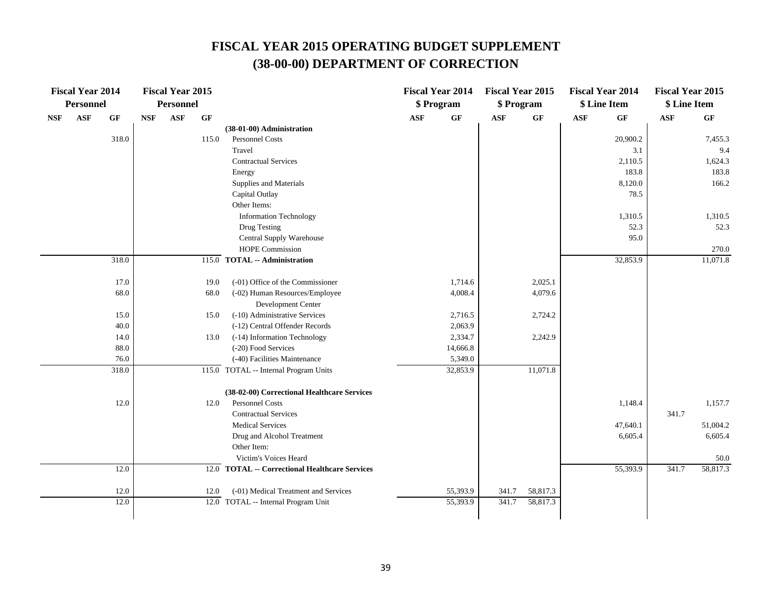# FISCAL YEAR 2015 OPERATING BUDGET SUPPLEMENT
# (38-00-00) DEPARTMENT OF CORRECTION

| Fiscal Year 2014 Personnel | | | Fiscal Year 2015 Personnel | | | | Fiscal Year 2014 $ Program | | Fiscal Year 2015 $ Program | | Fiscal Year 2014 $ Line Item | | Fiscal Year 2015 $ Line Item | |
|---|---|---|---|---|---|---|---|---|---|---|---|---|---|---|
| NSF | ASF | GF | NSF | ASF | GF | | ASF | GF | ASF | GF | ASF | GF | ASF | GF |
| | | | | | | **(38-01-00) Administration** | | | | | | | | |
| | | 318.0 | | | 115.0 | Personnel Costs | | | | | | 20,900.2 | | 7,455.3 |
| | | | | | | Travel | | | | | | 3.1 | | 9.4 |
| | | | | | | Contractual Services | | | | | | 2,110.5 | | 1,624.3 |
| | | | | | | Energy | | | | | | 183.8 | | 183.8 |
| | | | | | | Supplies and Materials | | | | | | 8,120.0 | | 166.2 |
| | | | | | | Capital Outlay | | | | | | 78.5 | | |
| | | | | | | Other Items: | | | | | | | | |
| | | | | | | Information Technology | | | | | | 1,310.5 | | 1,310.5 |
| | | | | | | Drug Testing | | | | | | 52.3 | | 52.3 |
| | | | | | | Central Supply Warehouse | | | | | | 95.0 | | |
| | | | | | | HOPE Commission | | | | | | | | 270.0 |
| | | 318.0 | | | 115.0 | **TOTAL -- Administration** | | | | | | 32,853.9 | | 11,071.8 |
| | | 17.0 | | | 19.0 | (-01) Office of the Commissioner | | 1,714.6 | | 2,025.1 | | | | |
| | | 68.0 | | | 68.0 | (-02) Human Resources/Employee Development Center | | 4,008.4 | | 4,079.6 | | | | |
| | | 15.0 | | | 15.0 | (-10) Administrative Services | | 2,716.5 | | 2,724.2 | | | | |
| | | 40.0 | | | | (-12) Central Offender Records | | 2,063.9 | | | | | | |
| | | 14.0 | | | 13.0 | (-14) Information Technology | | 2,334.7 | | 2,242.9 | | | | |
| | | 88.0 | | | | (-20) Food Services | | 14,666.8 | | | | | | |
| | | 76.0 | | | | (-40) Facilities Maintenance | | 5,349.0 | | | | | | |
| | | 318.0 | | | 115.0 | TOTAL -- Internal Program Units | | 32,853.9 | | 11,071.8 | | | | |
| | | | | | | **(38-02-00) Correctional Healthcare Services** | | | | | | | | |
| | | 12.0 | | | 12.0 | Personnel Costs | | | | | | 1,148.4 | | 1,157.7 |
| | | | | | | Contractual Services | | | | | | | 341.7 | |
| | | | | | | Medical Services | | | | | | 47,640.1 | | 51,004.2 |
| | | | | | | Drug and Alcohol Treatment | | | | | | 6,605.4 | | 6,605.4 |
| | | | | | | Other Item: | | | | | | | | |
| | | | | | | Victim's Voices Heard | | | | | | | | 50.0 |
| | | 12.0 | | | 12.0 | **TOTAL -- Correctional Healthcare Services** | | | | | | 55,393.9 | 341.7 | 58,817.3 |
| | | 12.0 | | | 12.0 | (-01) Medical Treatment and Services | | 55,393.9 | 341.7 | 58,817.3 | | | | |
| | | 12.0 | | | 12.0 | TOTAL -- Internal Program Unit | | 55,393.9 | 341.7 | 58,817.3 | | | | |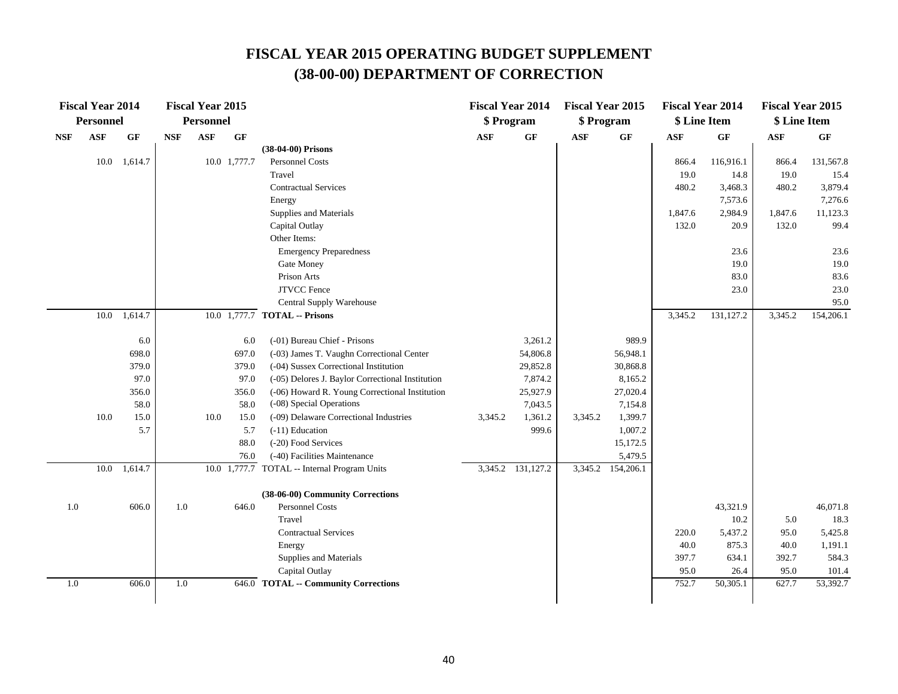# FISCAL YEAR 2015 OPERATING BUDGET SUPPLEMENT
## (38-00-00) DEPARTMENT OF CORRECTION

| Fiscal Year 2014 Personnel | | | Fiscal Year 2015 Personnel | | | | Fiscal Year 2014 $ Program | | Fiscal Year 2015 $ Program | | Fiscal Year 2014 $ Line Item | | Fiscal Year 2015 $ Line Item | |
|---|---|---|---|---|---|---|---|---|---|---|---|---|---|---|
| NSF | ASF | GF | NSF | ASF | GF | | ASF | GF | ASF | GF | ASF | GF | ASF | GF |
| | | | | | | **(38-04-00) Prisons** | | | | | | | | |
| | 10.0 | 1,614.7 | | 10.0 | 1,777.7 | Personnel Costs | | | | | 866.4 | 116,916.1 | 866.4 | 131,567.8 |
| | | | | | | Travel | | | | | 19.0 | 14.8 | 19.0 | 15.4 |
| | | | | | | Contractual Services | | | | | 480.2 | 3,468.3 | 480.2 | 3,879.4 |
| | | | | | | Energy | | | | | | 7,573.6 | | 7,276.6 |
| | | | | | | Supplies and Materials | | | | | 1,847.6 | 2,984.9 | 1,847.6 | 11,123.3 |
| | | | | | | Capital Outlay | | | | | 132.0 | 20.9 | 132.0 | 99.4 |
| | | | | | | Other Items: | | | | | | | | |
| | | | | | | Emergency Preparedness | | | | | | 23.6 | | 23.6 |
| | | | | | | Gate Money | | | | | | 19.0 | | 19.0 |
| | | | | | | Prison Arts | | | | | | 83.0 | | 83.6 |
| | | | | | | JTVCC Fence | | | | | | 23.0 | | 23.0 |
| | | | | | | Central Supply Warehouse | | | | | | | | 95.0 |
| | 10.0 | 1,614.7 | | 10.0 | 1,777.7 | **TOTAL -- Prisons** | | | | | 3,345.2 | 131,127.2 | 3,345.2 | 154,206.1 |
| | | 6.0 | | | 6.0 | (-01) Bureau Chief - Prisons | | 3,261.2 | | 989.9 | | | | |
| | | 698.0 | | | 697.0 | (-03) James T. Vaughn Correctional Center | | 54,806.8 | | 56,948.1 | | | | |
| | | 379.0 | | | 379.0 | (-04) Sussex Correctional Institution | | 29,852.8 | | 30,868.8 | | | | |
| | | 97.0 | | | 97.0 | (-05) Delores J. Baylor Correctional Institution | | 7,874.2 | | 8,165.2 | | | | |
| | | 356.0 | | | 356.0 | (-06) Howard R. Young Correctional Institution | | 25,927.9 | | 27,020.4 | | | | |
| | | 58.0 | | | 58.0 | (-08) Special Operations | | 7,043.5 | | 7,154.8 | | | | |
| | 10.0 | 15.0 | | 10.0 | 15.0 | (-09) Delaware Correctional Industries | 3,345.2 | 1,361.2 | 3,345.2 | 1,399.7 | | | | |
| | | 5.7 | | | 5.7 | (-11) Education | | 999.6 | | 1,007.2 | | | | |
| | | | | | 88.0 | (-20) Food Services | | | | 15,172.5 | | | | |
| | | | | | 76.0 | (-40) Facilities Maintenance | | | | 5,479.5 | | | | |
| | 10.0 | 1,614.7 | | 10.0 | 1,777.7 | TOTAL -- Internal Program Units | 3,345.2 | 131,127.2 | 3,345.2 | 154,206.1 | | | | |
| | | | | | | **(38-06-00) Community Corrections** | | | | | | | | |
| 1.0 | | 606.0 | 1.0 | | 646.0 | Personnel Costs | | | | | | 43,321.9 | | 46,071.8 |
| | | | | | | Travel | | | | | | 10.2 | 5.0 | 18.3 |
| | | | | | | Contractual Services | | | | | 220.0 | 5,437.2 | 95.0 | 5,425.8 |
| | | | | | | Energy | | | | | 40.0 | 875.3 | 40.0 | 1,191.1 |
| | | | | | | Supplies and Materials | | | | | 397.7 | 634.1 | 392.7 | 584.3 |
| | | | | | | Capital Outlay | | | | | 95.0 | 26.4 | 95.0 | 101.4 |
| 1.0 | | 606.0 | 1.0 | | 646.0 | **TOTAL -- Community Corrections** | | | | | 752.7 | 50,305.1 | 627.7 | 53,392.7 |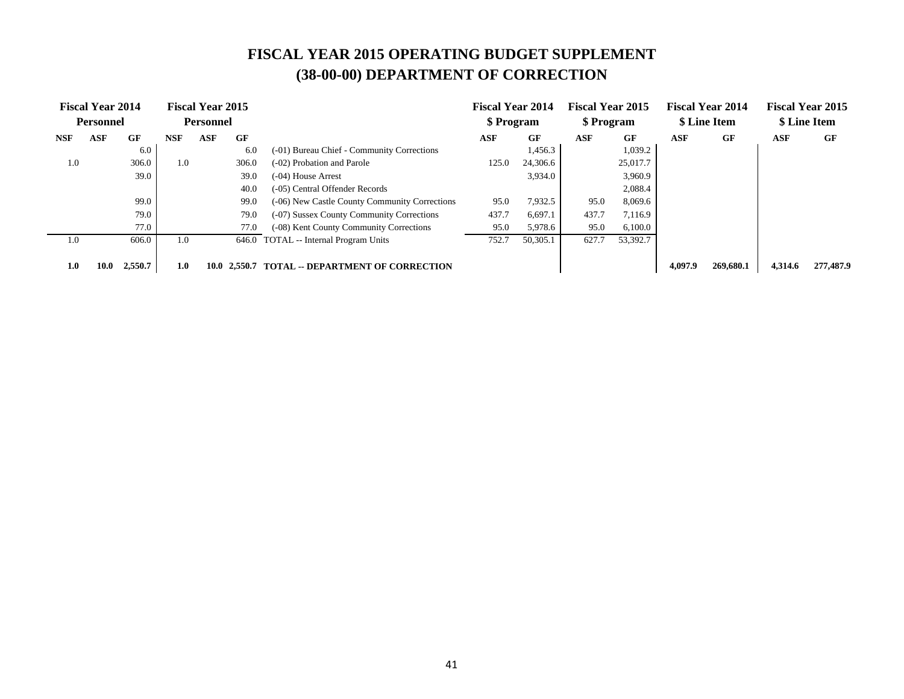# FISCAL YEAR 2015 OPERATING BUDGET SUPPLEMENT
# (38-00-00) DEPARTMENT OF CORRECTION

| Fiscal Year 2014 Personnel | | | Fiscal Year 2015 Personnel | | | | Fiscal Year 2014 $ Program | | Fiscal Year 2015 $ Program | | Fiscal Year 2014 $ Line Item | | Fiscal Year 2015 $ Line Item | |
|---|---|---|---|---|---|---|---|---|---|---|---|---|---|---|
| NSF | ASF | GF | NSF | ASF | GF | | ASF | GF | ASF | GF | ASF | GF | ASF | GF |
| | | 6.0 | | | 6.0 | (-01) Bureau Chief - Community Corrections | | 1,456.3 | | 1,039.2 | | | | |
| 1.0 | | 306.0 | 1.0 | | 306.0 | (-02) Probation and Parole | 125.0 | 24,306.6 | | 25,017.7 | | | | |
| | | 39.0 | | | 39.0 | (-04) House Arrest | | 3,934.0 | | 3,960.9 | | | | |
| | | | | | 40.0 | (-05) Central Offender Records | | | | 2,088.4 | | | | |
| | | 99.0 | | | 99.0 | (-06) New Castle County Community Corrections | 95.0 | 7,932.5 | 95.0 | 8,069.6 | | | | |
| | | 79.0 | | | 79.0 | (-07) Sussex County Community Corrections | 437.7 | 6,697.1 | 437.7 | 7,116.9 | | | | |
| | | 77.0 | | | 77.0 | (-08) Kent County Community Corrections | 95.0 | 5,978.6 | 95.0 | 6,100.0 | | | | |
| 1.0 | | 606.0 | 1.0 | | 646.0 | TOTAL -- Internal Program Units | 752.7 | 50,305.1 | 627.7 | 53,392.7 | | | | |
| **1.0** | **10.0** | **2,550.7** | **1.0** | **10.0** | **2,550.7** | **TOTAL -- DEPARTMENT OF CORRECTION** | | | | | **4,097.9** | **269,680.1** | **4,314.6** | **277,487.9** |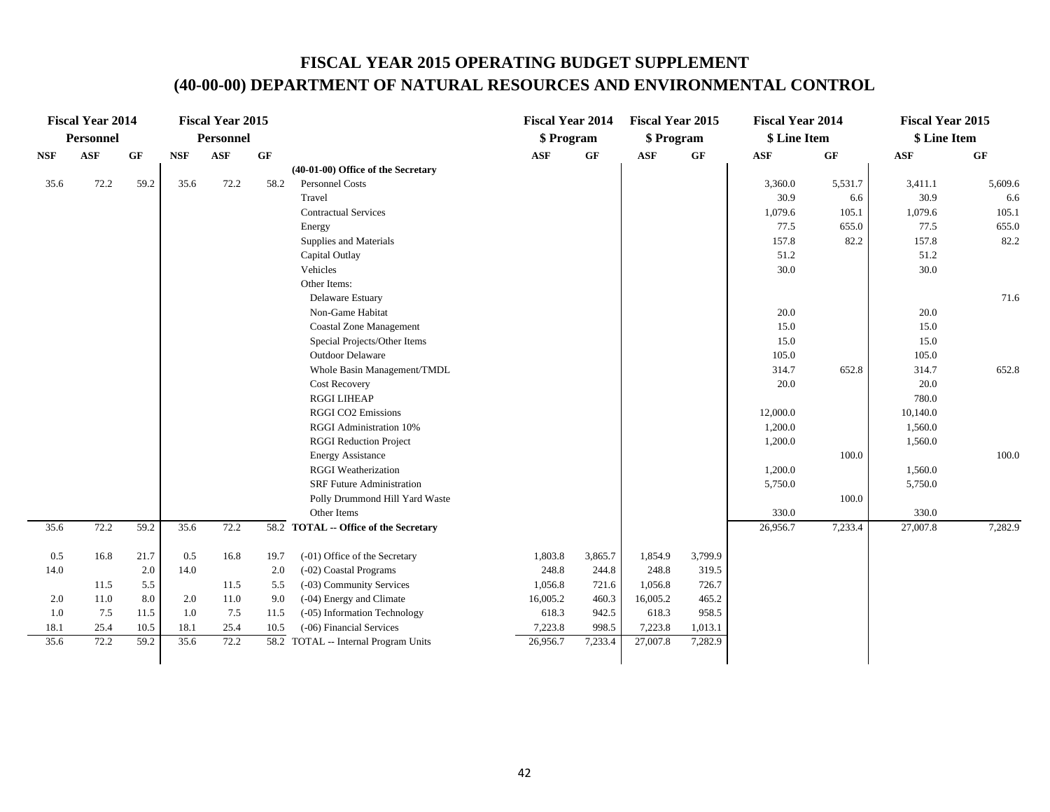# FISCAL YEAR 2015 OPERATING BUDGET SUPPLEMENT
# (40-00-00) DEPARTMENT OF NATURAL RESOURCES AND ENVIRONMENTAL CONTROL

| Fiscal Year 2014 Personnel | | | Fiscal Year 2015 Personnel | | | | Fiscal Year 2014 $ Program | | Fiscal Year 2015 $ Program | | Fiscal Year 2014 $ Line Item | | Fiscal Year 2015 $ Line Item | |
|---|---|---|---|---|---|---|---|---|---|---|---|---|---|---|
| NSF | ASF | GF | NSF | ASF | GF | | ASF | GF | ASF | GF | ASF | GF | ASF | GF |
| | | | | | | **(40-01-00) Office of the Secretary** | | | | | | | | |
| 35.6 | 72.2 | 59.2 | 35.6 | 72.2 | 58.2 | Personnel Costs | | | | | 3,360.0 | 5,531.7 | 3,411.1 | 5,609.6 |
| | | | | | | Travel | | | | | 30.9 | 6.6 | 30.9 | 6.6 |
| | | | | | | Contractual Services | | | | | 1,079.6 | 105.1 | 1,079.6 | 105.1 |
| | | | | | | Energy | | | | | 77.5 | 655.0 | 77.5 | 655.0 |
| | | | | | | Supplies and Materials | | | | | 157.8 | 82.2 | 157.8 | 82.2 |
| | | | | | | Capital Outlay | | | | | 51.2 | | 51.2 | |
| | | | | | | Vehicles | | | | | 30.0 | | 30.0 | |
| | | | | | | Other Items: | | | | | | | | |
| | | | | | | Delaware Estuary | | | | | | | | 71.6 |
| | | | | | | Non-Game Habitat | | | | | 20.0 | | 20.0 | |
| | | | | | | Coastal Zone Management | | | | | 15.0 | | 15.0 | |
| | | | | | | Special Projects/Other Items | | | | | 15.0 | | 15.0 | |
| | | | | | | Outdoor Delaware | | | | | 105.0 | | 105.0 | |
| | | | | | | Whole Basin Management/TMDL | | | | | 314.7 | 652.8 | 314.7 | 652.8 |
| | | | | | | Cost Recovery | | | | | 20.0 | | 20.0 | |
| | | | | | | RGGI LIHEAP | | | | | | | 780.0 | |
| | | | | | | RGGI CO2 Emissions | | | | | 12,000.0 | | 10,140.0 | |
| | | | | | | RGGI Administration 10% | | | | | 1,200.0 | | 1,560.0 | |
| | | | | | | RGGI Reduction Project | | | | | 1,200.0 | | 1,560.0 | |
| | | | | | | Energy Assistance | | | | | | 100.0 | | 100.0 |
| | | | | | | RGGI Weatherization | | | | | 1,200.0 | | 1,560.0 | |
| | | | | | | SRF Future Administration | | | | | 5,750.0 | | 5,750.0 | |
| | | | | | | Polly Drummond Hill Yard Waste | | | | | | 100.0 | | |
| | | | | | | Other Items | | | | | 330.0 | | 330.0 | |
| 35.6 | 72.2 | 59.2 | 35.6 | 72.2 | 58.2 | **TOTAL -- Office of the Secretary** | | | | | 26,956.7 | 7,233.4 | 27,007.8 | 7,282.9 |
| | | | | | | | | | | | | | | |
| 0.5 | 16.8 | 21.7 | 0.5 | 16.8 | 19.7 | (-01) Office of the Secretary | 1,803.8 | 3,865.7 | 1,854.9 | 3,799.9 | | | | |
| 14.0 | | 2.0 | 14.0 | | 2.0 | (-02) Coastal Programs | 248.8 | 244.8 | 248.8 | 319.5 | | | | |
| | 11.5 | 5.5 | | 11.5 | 5.5 | (-03) Community Services | 1,056.8 | 721.6 | 1,056.8 | 726.7 | | | | |
| 2.0 | 11.0 | 8.0 | 2.0 | 11.0 | 9.0 | (-04) Energy and Climate | 16,005.2 | 460.3 | 16,005.2 | 465.2 | | | | |
| 1.0 | 7.5 | 11.5 | 1.0 | 7.5 | 11.5 | (-05) Information Technology | 618.3 | 942.5 | 618.3 | 958.5 | | | | |
| 18.1 | 25.4 | 10.5 | 18.1 | 25.4 | 10.5 | (-06) Financial Services | 7,223.8 | 998.5 | 7,223.8 | 1,013.1 | | | | |
| 35.6 | 72.2 | 59.2 | 35.6 | 72.2 | 58.2 | TOTAL -- Internal Program Units | 26,956.7 | 7,233.4 | 27,007.8 | 7,282.9 | | | | |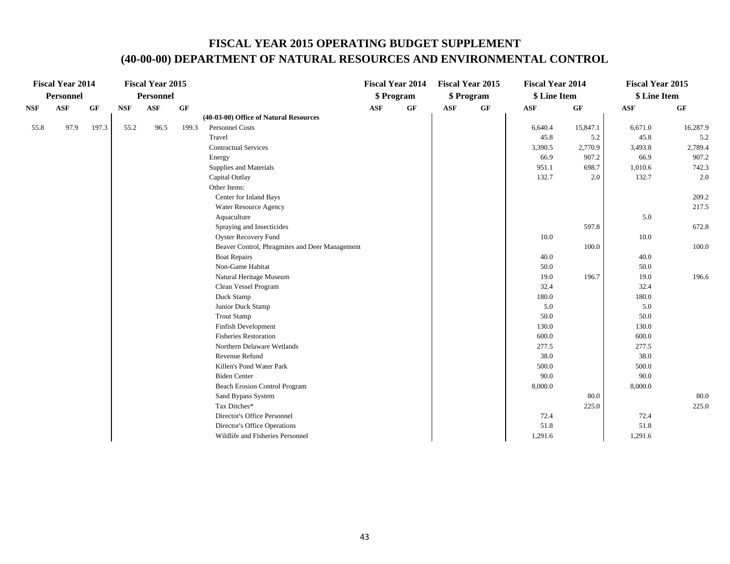# FISCAL YEAR 2015 OPERATING BUDGET SUPPLEMENT

## (40-00-00) DEPARTMENT OF NATURAL RESOURCES AND ENVIRONMENTAL CONTROL

| Fiscal Year 2014 Personnel | | | Fiscal Year 2015 Personnel | | | | Fiscal Year 2014 $ Program | | Fiscal Year 2015 $ Program | | Fiscal Year 2014 $ Line Item | | Fiscal Year 2015 $ Line Item | |
|---|---|---|---|---|---|---|---|---|---|---|---|---|---|---|
| NSF | ASF | GF | NSF | ASF | GF | | ASF | GF | ASF | GF | ASF | GF | ASF | GF |
| | | | | | | **(40-03-00) Office of Natural Resources** | | | | | | | | |
| 55.8 | 97.9 | 197.3 | 55.2 | 96.5 | 199.3 | Personnel Costs | | | | | 6,640.4 | 15,847.1 | 6,671.0 | 16,287.9 |
| | | | | | | Travel | | | | | 45.8 | 5.2 | 45.8 | 5.2 |
| | | | | | | Contractual Services | | | | | 3,390.5 | 2,770.9 | 3,493.8 | 2,789.4 |
| | | | | | | Energy | | | | | 66.9 | 907.2 | 66.9 | 907.2 |
| | | | | | | Supplies and Materials | | | | | 951.1 | 698.7 | 1,010.6 | 742.3 |
| | | | | | | Capital Outlay | | | | | 132.7 | 2.0 | 132.7 | 2.0 |
| | | | | | | Other Items: | | | | | | | | |
| | | | | | | Center for Inland Bays | | | | | | | | 209.2 |
| | | | | | | Water Resource Agency | | | | | | | | 217.5 |
| | | | | | | Aquaculture | | | | | | | 5.0 | |
| | | | | | | Spraying and Insecticides | | | | | | 597.8 | | 672.8 |
| | | | | | | Oyster Recovery Fund | | | | | 10.0 | | 10.0 | |
| | | | | | | Beaver Control, Phragmites and Deer Management | | | | | | 100.0 | | 100.0 |
| | | | | | | Boat Repairs | | | | | 40.0 | | 40.0 | |
| | | | | | | Non-Game Habitat | | | | | 50.0 | | 50.0 | |
| | | | | | | Natural Heritage Museum | | | | | 19.0 | 196.7 | 19.0 | 196.6 |
| | | | | | | Clean Vessel Program | | | | | 32.4 | | 32.4 | |
| | | | | | | Duck Stamp | | | | | 180.0 | | 180.0 | |
| | | | | | | Junior Duck Stamp | | | | | 5.0 | | 5.0 | |
| | | | | | | Trout Stamp | | | | | 50.0 | | 50.0 | |
| | | | | | | Finfish Development | | | | | 130.0 | | 130.0 | |
| | | | | | | Fisheries Restoration | | | | | 600.0 | | 600.0 | |
| | | | | | | Northern Delaware Wetlands | | | | | 277.5 | | 277.5 | |
| | | | | | | Revenue Refund | | | | | 38.0 | | 38.0 | |
| | | | | | | Killen's Pond Water Park | | | | | 500.0 | | 500.0 | |
| | | | | | | Biden Center | | | | | 90.0 | | 90.0 | |
| | | | | | | Beach Erosion Control Program | | | | | 8,000.0 | | 8,000.0 | |
| | | | | | | Sand Bypass System | | | | | | 80.0 | | 80.0 |
| | | | | | | Tax Ditches* | | | | | | 225.0 | | 225.0 |
| | | | | | | Director's Office Personnel | | | | | 72.4 | | 72.4 | |
| | | | | | | Director's Office Operations | | | | | 51.8 | | 51.8 | |
| | | | | | | Wildlife and Fisheries Personnel | | | | | 1,291.6 | | 1,291.6 | |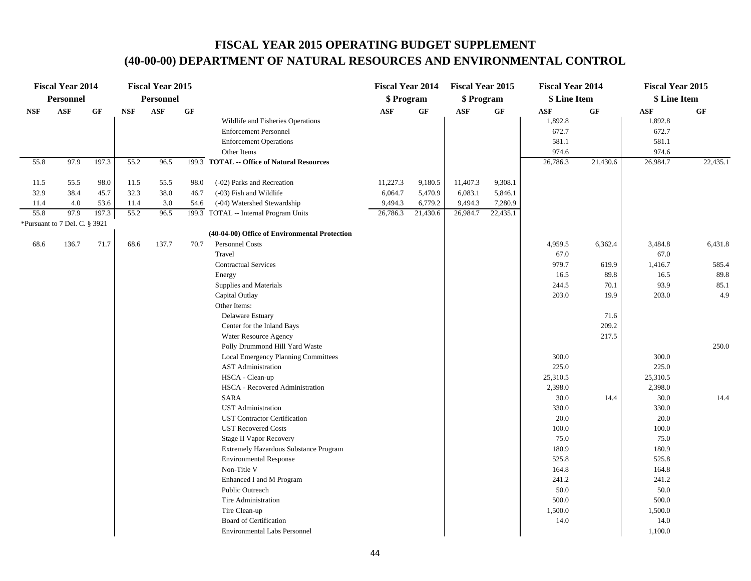# FISCAL YEAR 2015 OPERATING BUDGET SUPPLEMENT
# (40-00-00) DEPARTMENT OF NATURAL RESOURCES AND ENVIRONMENTAL CONTROL

| Fiscal Year 2014 Personnel | | | Fiscal Year 2015 Personnel | | | | Fiscal Year 2014 $ Program | | Fiscal Year 2015 $ Program | | Fiscal Year 2014 $ Line Item | | Fiscal Year 2015 $ Line Item | |
|---|---|---|---|---|---|---|---|---|---|---|---|---|---|---|
| NSF | ASF | GF | NSF | ASF | GF | | ASF | GF | ASF | GF | ASF | GF | ASF | GF |
| | | | | | | Wildlife and Fisheries Operations | | | | | 1,892.8 | | 1,892.8 | |
| | | | | | | Enforcement Personnel | | | | | 672.7 | | 672.7 | |
| | | | | | | Enforcement Operations | | | | | 581.1 | | 581.1 | |
| | | | | | | Other Items | | | | | 974.6 | | 974.6 | |
| 55.8 | 97.9 | 197.3 | 55.2 | 96.5 | 199.3 | **TOTAL -- Office of Natural Resources** | | | | | 26,786.3 | 21,430.6 | 26,984.7 | 22,435.1 |
| 11.5 | 55.5 | 98.0 | 11.5 | 55.5 | 98.0 | (-02) Parks and Recreation | 11,227.3 | 9,180.5 | 11,407.3 | 9,308.1 | | | | |
| 32.9 | 38.4 | 45.7 | 32.3 | 38.0 | 46.7 | (-03) Fish and Wildlife | 6,064.7 | 5,470.9 | 6,083.1 | 5,846.1 | | | | |
| 11.4 | 4.0 | 53.6 | 11.4 | 3.0 | 54.6 | (-04) Watershed Stewardship | 9,494.3 | 6,779.2 | 9,494.3 | 7,280.9 | | | | |
| 55.8 | 97.9 | 197.3 | 55.2 | 96.5 | 199.3 | TOTAL -- Internal Program Units | 26,786.3 | 21,430.6 | 26,984.7 | 22,435.1 | | | | |
| *Pursuant to 7 Del. C. § 3921 | | | | | | | | | | | | | | |
| | | | | | | **(40-04-00) Office of Environmental Protection** | | | | | | | | |
| 68.6 | 136.7 | 71.7 | 68.6 | 137.7 | 70.7 | Personnel Costs | | | | | 4,959.5 | 6,362.4 | 3,484.8 | 6,431.8 |
| | | | | | | Travel | | | | | 67.0 | | 67.0 | |
| | | | | | | Contractual Services | | | | | 979.7 | 619.9 | 1,416.7 | 585.4 |
| | | | | | | Energy | | | | | 16.5 | 89.8 | 16.5 | 89.8 |
| | | | | | | Supplies and Materials | | | | | 244.5 | 70.1 | 93.9 | 85.1 |
| | | | | | | Capital Outlay | | | | | 203.0 | 19.9 | 203.0 | 4.9 |
| | | | | | | Other Items: | | | | | | | | |
| | | | | | | Delaware Estuary | | | | | | 71.6 | | |
| | | | | | | Center for the Inland Bays | | | | | | 209.2 | | |
| | | | | | | Water Resource Agency | | | | | | 217.5 | | |
| | | | | | | Polly Drummond Hill Yard Waste | | | | | | | | 250.0 |
| | | | | | | Local Emergency Planning Committees | | | | | 300.0 | | 300.0 | |
| | | | | | | AST Administration | | | | | 225.0 | | 225.0 | |
| | | | | | | HSCA - Clean-up | | | | | 25,310.5 | | 25,310.5 | |
| | | | | | | HSCA - Recovered Administration | | | | | 2,398.0 | | 2,398.0 | |
| | | | | | | SARA | | | | | 30.0 | 14.4 | 30.0 | 14.4 |
| | | | | | | UST Administration | | | | | 330.0 | | 330.0 | |
| | | | | | | UST Contractor Certification | | | | | 20.0 | | 20.0 | |
| | | | | | | UST Recovered Costs | | | | | 100.0 | | 100.0 | |
| | | | | | | Stage II Vapor Recovery | | | | | 75.0 | | 75.0 | |
| | | | | | | Extremely Hazardous Substance Program | | | | | 180.9 | | 180.9 | |
| | | | | | | Environmental Response | | | | | 525.8 | | 525.8 | |
| | | | | | | Non-Title V | | | | | 164.8 | | 164.8 | |
| | | | | | | Enhanced I and M Program | | | | | 241.2 | | 241.2 | |
| | | | | | | Public Outreach | | | | | 50.0 | | 50.0 | |
| | | | | | | Tire Administration | | | | | 500.0 | | 500.0 | |
| | | | | | | Tire Clean-up | | | | | 1,500.0 | | 1,500.0 | |
| | | | | | | Board of Certification | | | | | 14.0 | | 14.0 | |
| | | | | | | Environmental Labs Personnel | | | | | | | 1,100.0 | |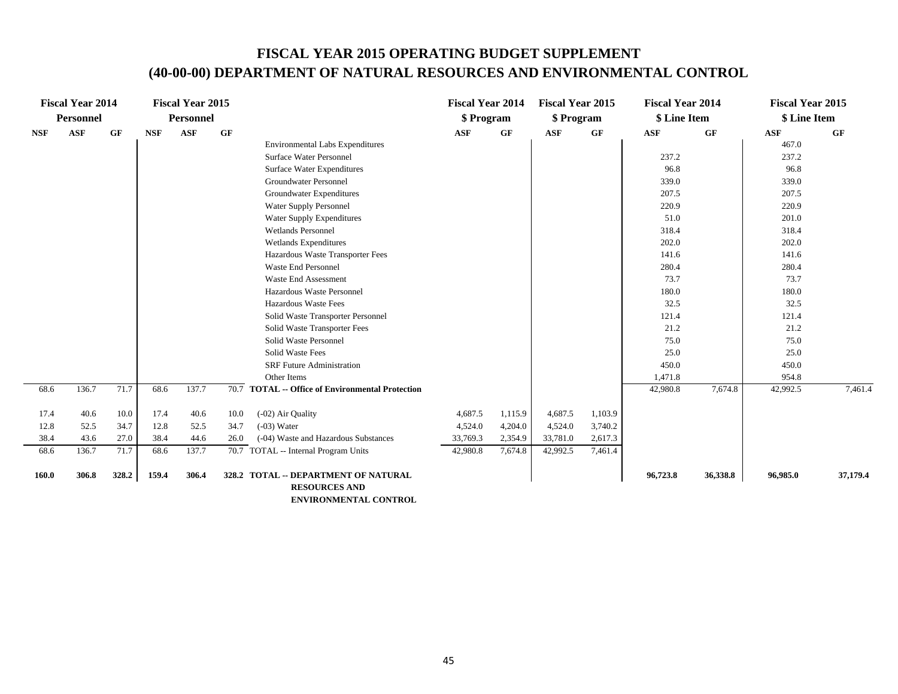# FISCAL YEAR 2015 OPERATING BUDGET SUPPLEMENT

## (40-00-00) DEPARTMENT OF NATURAL RESOURCES AND ENVIRONMENTAL CONTROL

| Fiscal Year 2014 Personnel | | | Fiscal Year 2015 Personnel | | | | Fiscal Year 2014 $ Program | | Fiscal Year 2015 $ Program | | Fiscal Year 2014 $ Line Item | | Fiscal Year 2015 $ Line Item | |
|---|---|---|---|---|---|---|---|---|---|---|---|---|---|---|
| NSF | ASF | GF | NSF | ASF | GF | | ASF | GF | ASF | GF | ASF | GF | ASF | GF |
| | | | | | | Environmental Labs Expenditures | | | | | | | 467.0 | |
| | | | | | | Surface Water Personnel | | | | | 237.2 | | 237.2 | |
| | | | | | | Surface Water Expenditures | | | | | 96.8 | | 96.8 | |
| | | | | | | Groundwater Personnel | | | | | 339.0 | | 339.0 | |
| | | | | | | Groundwater Expenditures | | | | | 207.5 | | 207.5 | |
| | | | | | | Water Supply Personnel | | | | | 220.9 | | 220.9 | |
| | | | | | | Water Supply Expenditures | | | | | 51.0 | | 201.0 | |
| | | | | | | Wetlands Personnel | | | | | 318.4 | | 318.4 | |
| | | | | | | Wetlands Expenditures | | | | | 202.0 | | 202.0 | |
| | | | | | | Hazardous Waste Transporter Fees | | | | | 141.6 | | 141.6 | |
| | | | | | | Waste End Personnel | | | | | 280.4 | | 280.4 | |
| | | | | | | Waste End Assessment | | | | | 73.7 | | 73.7 | |
| | | | | | | Hazardous Waste Personnel | | | | | 180.0 | | 180.0 | |
| | | | | | | Hazardous Waste Fees | | | | | 32.5 | | 32.5 | |
| | | | | | | Solid Waste Transporter Personnel | | | | | 121.4 | | 121.4 | |
| | | | | | | Solid Waste Transporter Fees | | | | | 21.2 | | 21.2 | |
| | | | | | | Solid Waste Personnel | | | | | 75.0 | | 75.0 | |
| | | | | | | Solid Waste Fees | | | | | 25.0 | | 25.0 | |
| | | | | | | SRF Future Administration | | | | | 450.0 | | 450.0 | |
| | | | | | | Other Items | | | | | 1,471.8 | | 954.8 | |
| 68.6 | 136.7 | 71.7 | 68.6 | 137.7 | 70.7 | **TOTAL -- Office of Environmental Protection** | | | | | 42,980.8 | 7,674.8 | 42,992.5 | 7,461.4 |
| 17.4 | 40.6 | 10.0 | 17.4 | 40.6 | 10.0 | (-02) Air Quality | 4,687.5 | 1,115.9 | 4,687.5 | 1,103.9 | | | | |
| 12.8 | 52.5 | 34.7 | 12.8 | 52.5 | 34.7 | (-03) Water | 4,524.0 | 4,204.0 | 4,524.0 | 3,740.2 | | | | |
| 38.4 | 43.6 | 27.0 | 38.4 | 44.6 | 26.0 | (-04) Waste and Hazardous Substances | 33,769.3 | 2,354.9 | 33,781.0 | 2,617.3 | | | | |
| 68.6 | 136.7 | 71.7 | 68.6 | 137.7 | 70.7 | TOTAL -- Internal Program Units | 42,980.8 | 7,674.8 | 42,992.5 | 7,461.4 | | | | |
| **160.0** | **306.8** | **328.2** | **159.4** | **306.4** | **328.2** | **TOTAL -- DEPARTMENT OF NATURAL RESOURCES AND ENVIRONMENTAL CONTROL** | | | | | **96,723.8** | **36,338.8** | **96,985.0** | **37,179.4** |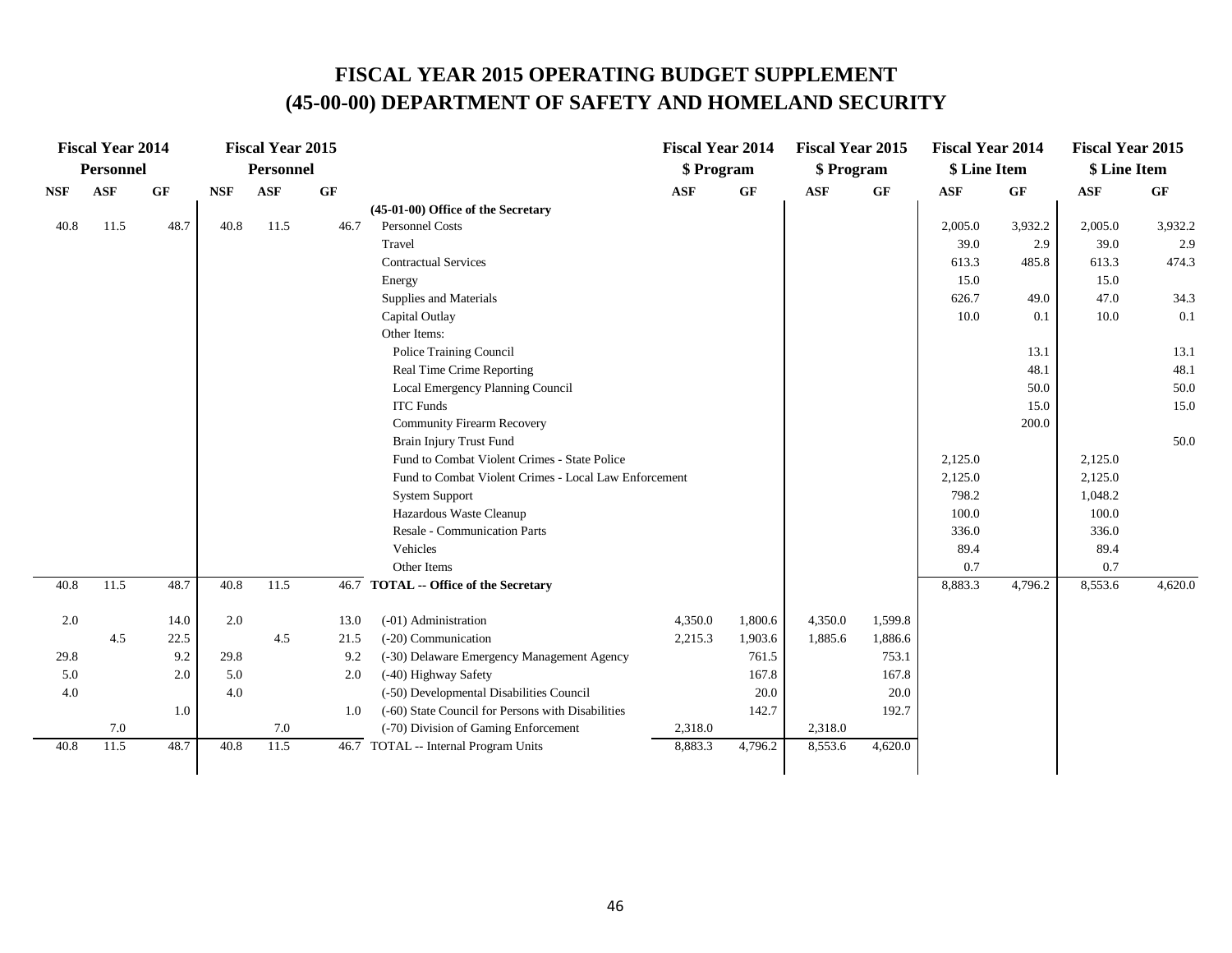# FISCAL YEAR 2015 OPERATING BUDGET SUPPLEMENT
# (45-00-00) DEPARTMENT OF SAFETY AND HOMELAND SECURITY

| Fiscal Year 2014 Personnel | | | Fiscal Year 2015 Personnel | | | | Fiscal Year 2014 $ Program | | Fiscal Year 2015 $ Program | | Fiscal Year 2014 $ Line Item | | Fiscal Year 2015 $ Line Item | |
|---|---|---|---|---|---|---|---|---|---|---|---|---|---|---|
| NSF | ASF | GF | NSF | ASF | GF | | ASF | GF | ASF | GF | ASF | GF | ASF | GF |
| | | | | | | **(45-01-00) Office of the Secretary** | | | | | | | | |
| 40.8 | 11.5 | 48.7 | 40.8 | 11.5 | 46.7 | Personnel Costs | | | | | 2,005.0 | 3,932.2 | 2,005.0 | 3,932.2 |
| | | | | | | Travel | | | | | 39.0 | 2.9 | 39.0 | 2.9 |
| | | | | | | Contractual Services | | | | | 613.3 | 485.8 | 613.3 | 474.3 |
| | | | | | | Energy | | | | | 15.0 | | 15.0 | |
| | | | | | | Supplies and Materials | | | | | 626.7 | 49.0 | 47.0 | 34.3 |
| | | | | | | Capital Outlay | | | | | 10.0 | 0.1 | 10.0 | 0.1 |
| | | | | | | Other Items: | | | | | | | | |
| | | | | | | Police Training Council | | | | | | 13.1 | | 13.1 |
| | | | | | | Real Time Crime Reporting | | | | | | 48.1 | | 48.1 |
| | | | | | | Local Emergency Planning Council | | | | | | 50.0 | | 50.0 |
| | | | | | | ITC Funds | | | | | | 15.0 | | 15.0 |
| | | | | | | Community Firearm Recovery | | | | | | 200.0 | | |
| | | | | | | Brain Injury Trust Fund | | | | | | | | 50.0 |
| | | | | | | Fund to Combat Violent Crimes - State Police | | | | | 2,125.0 | | 2,125.0 | |
| | | | | | | Fund to Combat Violent Crimes - Local Law Enforcement | | | | | 2,125.0 | | 2,125.0 | |
| | | | | | | System Support | | | | | 798.2 | | 1,048.2 | |
| | | | | | | Hazardous Waste Cleanup | | | | | 100.0 | | 100.0 | |
| | | | | | | Resale - Communication Parts | | | | | 336.0 | | 336.0 | |
| | | | | | | Vehicles | | | | | 89.4 | | 89.4 | |
| | | | | | | Other Items | | | | | 0.7 | | 0.7 | |
| 40.8 | 11.5 | 48.7 | 40.8 | 11.5 | 46.7 | **TOTAL -- Office of the Secretary** | | | | | 8,883.3 | 4,796.2 | 8,553.6 | 4,620.0 |
| 2.0 | | 14.0 | 2.0 | | 13.0 | (-01) Administration | 4,350.0 | 1,800.6 | 4,350.0 | 1,599.8 | | | | |
| | 4.5 | 22.5 | | 4.5 | 21.5 | (-20) Communication | 2,215.3 | 1,903.6 | 1,885.6 | 1,886.6 | | | | |
| 29.8 | | 9.2 | 29.8 | | 9.2 | (-30) Delaware Emergency Management Agency | | 761.5 | | 753.1 | | | | |
| 5.0 | | 2.0 | 5.0 | | 2.0 | (-40) Highway Safety | | 167.8 | | 167.8 | | | | |
| 4.0 | | | 4.0 | | | (-50) Developmental Disabilities Council | | 20.0 | | 20.0 | | | | |
| | | 1.0 | | | 1.0 | (-60) State Council for Persons with Disabilities | | 142.7 | | 192.7 | | | | |
| | 7.0 | | | 7.0 | | (-70) Division of Gaming Enforcement | 2,318.0 | | 2,318.0 | | | | | |
| 40.8 | 11.5 | 48.7 | 40.8 | 11.5 | 46.7 | TOTAL -- Internal Program Units | 8,883.3 | 4,796.2 | 8,553.6 | 4,620.0 | | | | |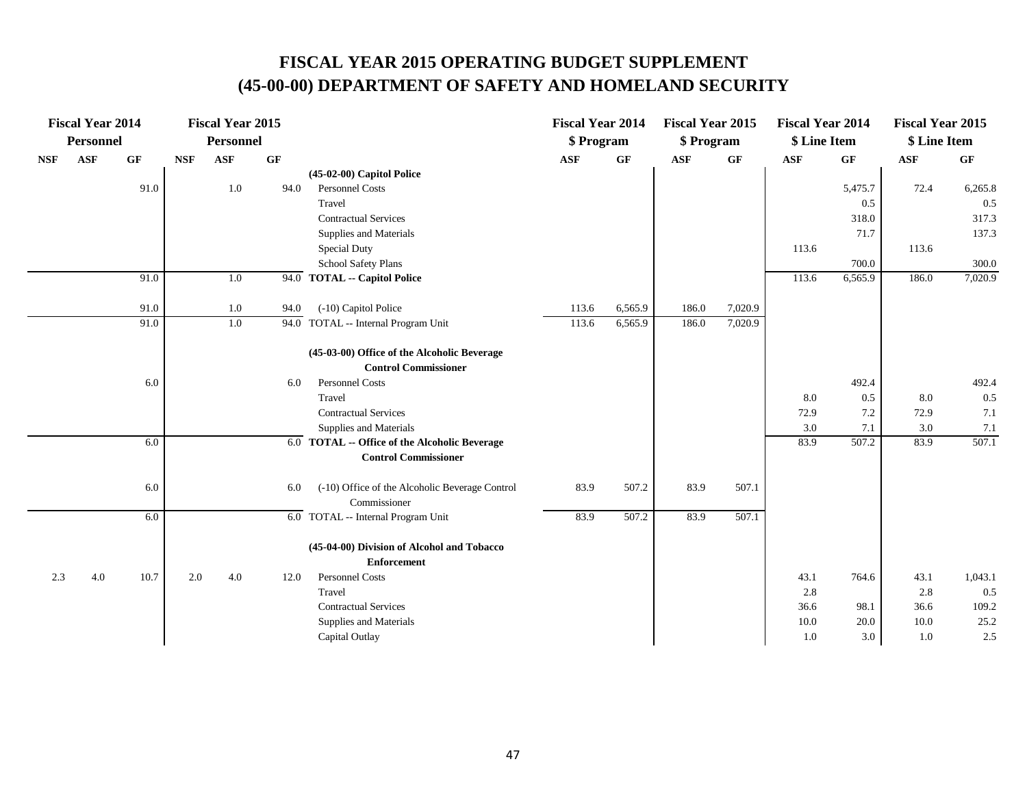# FISCAL YEAR 2015 OPERATING BUDGET SUPPLEMENT
# (45-00-00) DEPARTMENT OF SAFETY AND HOMELAND SECURITY

| Fiscal Year 2014 Personnel | | | Fiscal Year 2015 Personnel | | | | Fiscal Year 2014 $ Program | | Fiscal Year 2015 $ Program | | Fiscal Year 2014 $ Line Item | | Fiscal Year 2015 $ Line Item | |
|---|---|---|---|---|---|---|---|---|---|---|---|---|---|---|
| NSF | ASF | GF | NSF | ASF | GF | | ASF | GF | ASF | GF | ASF | GF | ASF | GF |
| | | | | | | **(45-02-00) Capitol Police** | | | | | | | | |
| | | 91.0 | | 1.0 | 94.0 | Personnel Costs | | | | | | 5,475.7 | 72.4 | 6,265.8 |
| | | | | | | Travel | | | | | | 0.5 | | 0.5 |
| | | | | | | Contractual Services | | | | | | 318.0 | | 317.3 |
| | | | | | | Supplies and Materials | | | | | | 71.7 | | 137.3 |
| | | | | | | Special Duty | | | | | 113.6 | | 113.6 | |
| | | | | | | School Safety Plans | | | | | | 700.0 | | 300.0 |
| | | 91.0 | | 1.0 | 94.0 | **TOTAL -- Capitol Police** | | | | | 113.6 | 6,565.9 | 186.0 | 7,020.9 |
| | | 91.0 | | 1.0 | 94.0 | (-10) Capitol Police | 113.6 | 6,565.9 | 186.0 | 7,020.9 | | | | |
| | | 91.0 | | 1.0 | 94.0 | TOTAL -- Internal Program Unit | 113.6 | 6,565.9 | 186.0 | 7,020.9 | | | | |
| | | | | | | **(45-03-00) Office of the Alcoholic Beverage Control Commissioner** | | | | | | | | |
| | | 6.0 | | | 6.0 | Personnel Costs | | | | | | 492.4 | | 492.4 |
| | | | | | | Travel | | | | | 8.0 | 0.5 | 8.0 | 0.5 |
| | | | | | | Contractual Services | | | | | 72.9 | 7.2 | 72.9 | 7.1 |
| | | | | | | Supplies and Materials | | | | | 3.0 | 7.1 | 3.0 | 7.1 |
| | | 6.0 | | | 6.0 | **TOTAL -- Office of the Alcoholic Beverage Control Commissioner** | | | | | 83.9 | 507.2 | 83.9 | 507.1 |
| | | 6.0 | | | 6.0 | (-10) Office of the Alcoholic Beverage Control Commissioner | 83.9 | 507.2 | 83.9 | 507.1 | | | | |
| | | 6.0 | | | 6.0 | TOTAL -- Internal Program Unit | 83.9 | 507.2 | 83.9 | 507.1 | | | | |
| | | | | | | **(45-04-00) Division of Alcohol and Tobacco Enforcement** | | | | | | | | |
| 2.3 | 4.0 | 10.7 | 2.0 | 4.0 | 12.0 | Personnel Costs | | | | | 43.1 | 764.6 | 43.1 | 1,043.1 |
| | | | | | | Travel | | | | | 2.8 | | 2.8 | 0.5 |
| | | | | | | Contractual Services | | | | | 36.6 | 98.1 | 36.6 | 109.2 |
| | | | | | | Supplies and Materials | | | | | 10.0 | 20.0 | 10.0 | 25.2 |
| | | | | | | Capital Outlay | | | | | 1.0 | 3.0 | 1.0 | 2.5 |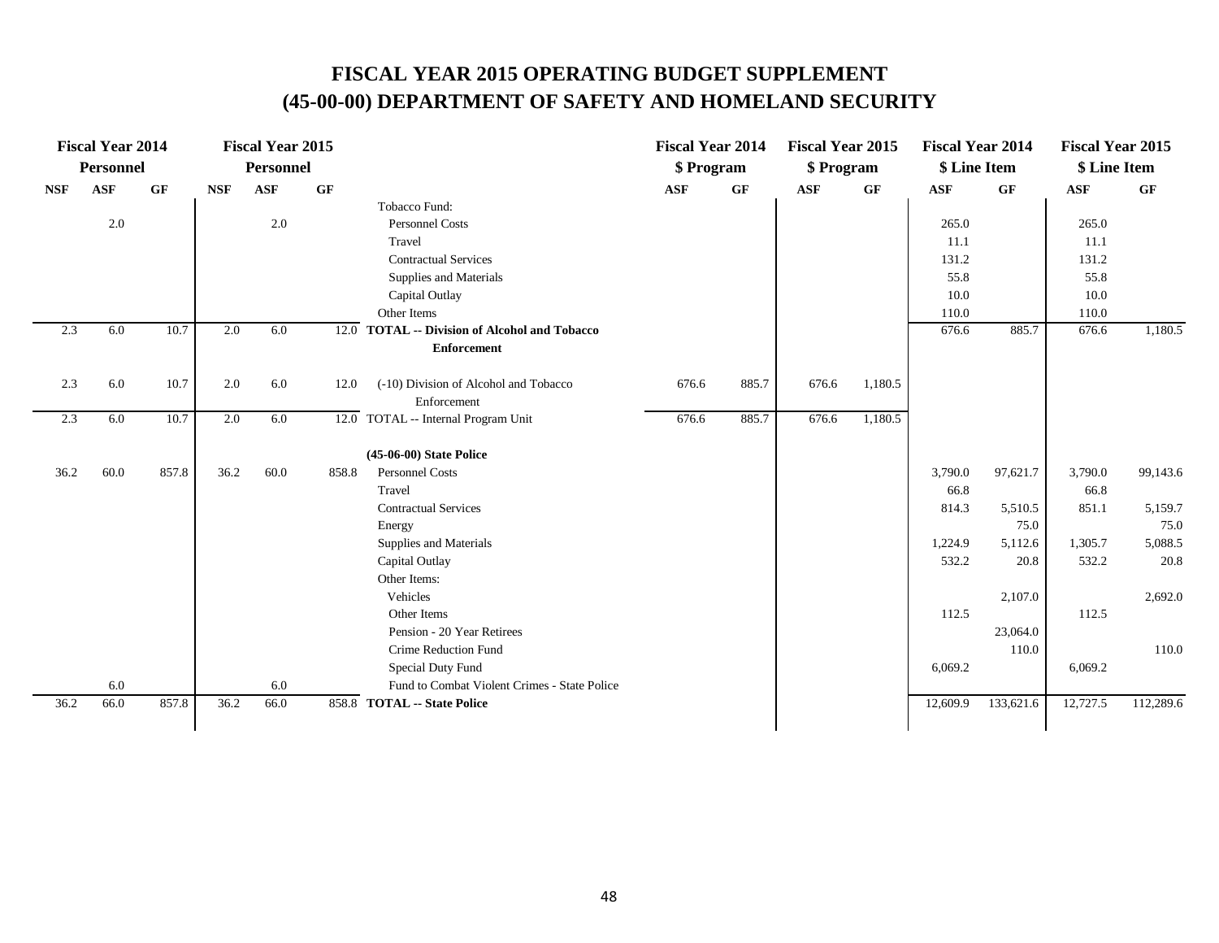# FISCAL YEAR 2015 OPERATING BUDGET SUPPLEMENT
# (45-00-00) DEPARTMENT OF SAFETY AND HOMELAND SECURITY

| Fiscal Year 2014 Personnel | | | Fiscal Year 2015 Personnel | | | | Fiscal Year 2014 $ Program | | Fiscal Year 2015 $ Program | | Fiscal Year 2014 $ Line Item | | Fiscal Year 2015 $ Line Item | |
|---|---|---|---|---|---|---|---|---|---|---|---|---|---|---|
| NSF | ASF | GF | NSF | ASF | GF | | ASF | GF | ASF | GF | ASF | GF | ASF | GF |
| | | | | | | Tobacco Fund: | | | | | | | | |
| | 2.0 | | | 2.0 | | Personnel Costs | | | | | 265.0 | | 265.0 | |
| | | | | | | Travel | | | | | 11.1 | | 11.1 | |
| | | | | | | Contractual Services | | | | | 131.2 | | 131.2 | |
| | | | | | | Supplies and Materials | | | | | 55.8 | | 55.8 | |
| | | | | | | Capital Outlay | | | | | 10.0 | | 10.0 | |
| | | | | | | Other Items | | | | | 110.0 | | 110.0 | |
| 2.3 | 6.0 | 10.7 | 2.0 | 6.0 | 12.0 | **TOTAL -- Division of Alcohol and Tobacco Enforcement** | | | | | 676.6 | 885.7 | 676.6 | 1,180.5 |
| 2.3 | 6.0 | 10.7 | 2.0 | 6.0 | 12.0 | (-10) Division of Alcohol and Tobacco Enforcement | 676.6 | 885.7 | 676.6 | 1,180.5 | | | | |
| 2.3 | 6.0 | 10.7 | 2.0 | 6.0 | 12.0 | TOTAL -- Internal Program Unit | 676.6 | 885.7 | 676.6 | 1,180.5 | | | | |
| | | | | | | **(45-06-00) State Police** | | | | | | | | |
| 36.2 | 60.0 | 857.8 | 36.2 | 60.0 | 858.8 | Personnel Costs | | | | | 3,790.0 | 97,621.7 | 3,790.0 | 99,143.6 |
| | | | | | | Travel | | | | | 66.8 | | 66.8 | |
| | | | | | | Contractual Services | | | | | 814.3 | 5,510.5 | 851.1 | 5,159.7 |
| | | | | | | Energy | | | | | | 75.0 | | 75.0 |
| | | | | | | Supplies and Materials | | | | | 1,224.9 | 5,112.6 | 1,305.7 | 5,088.5 |
| | | | | | | Capital Outlay | | | | | 532.2 | 20.8 | 532.2 | 20.8 |
| | | | | | | Other Items: | | | | | | | | |
| | | | | | | Vehicles | | | | | | 2,107.0 | | 2,692.0 |
| | | | | | | Other Items | | | | | 112.5 | | 112.5 | |
| | | | | | | Pension - 20 Year Retirees | | | | | | 23,064.0 | | |
| | | | | | | Crime Reduction Fund | | | | | | 110.0 | | 110.0 |
| | | | | | | Special Duty Fund | | | | | 6,069.2 | | 6,069.2 | |
| | 6.0 | | | 6.0 | | Fund to Combat Violent Crimes - State Police | | | | | | | | |
| 36.2 | 66.0 | 857.8 | 36.2 | 66.0 | 858.8 | **TOTAL -- State Police** | | | | | 12,609.9 | 133,621.6 | 12,727.5 | 112,289.6 |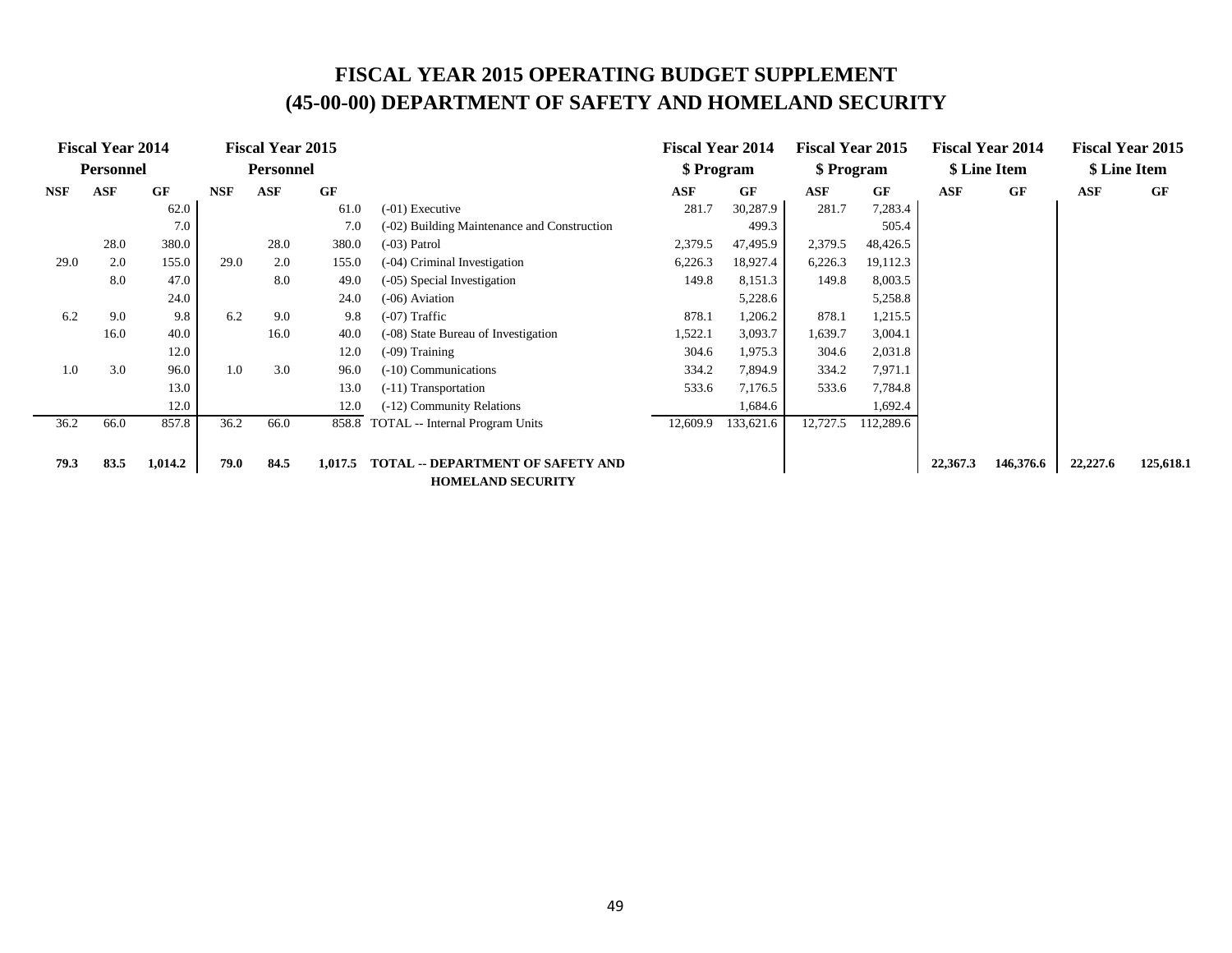# FISCAL YEAR 2015 OPERATING BUDGET SUPPLEMENT
# (45-00-00) DEPARTMENT OF SAFETY AND HOMELAND SECURITY

| Fiscal Year 2014 Personnel | | | Fiscal Year 2015 Personnel | | | | Fiscal Year 2014 $ Program | | Fiscal Year 2015 $ Program | | Fiscal Year 2014 $ Line Item | | Fiscal Year 2015 $ Line Item | |
|---|---|---|---|---|---|---|---|---|---|---|---|---|---|---|
| NSF | ASF | GF | NSF | ASF | GF | | ASF | GF | ASF | GF | ASF | GF | ASF | GF |
| | | 62.0 | | | 61.0 | (-01) Executive | 281.7 | 30,287.9 | 281.7 | 7,283.4 | | | | |
| | | 7.0 | | | 7.0 | (-02) Building Maintenance and Construction | | 499.3 | | 505.4 | | | | |
| | 28.0 | 380.0 | | 28.0 | 380.0 | (-03) Patrol | 2,379.5 | 47,495.9 | 2,379.5 | 48,426.5 | | | | |
| 29.0 | 2.0 | 155.0 | 29.0 | 2.0 | 155.0 | (-04) Criminal Investigation | 6,226.3 | 18,927.4 | 6,226.3 | 19,112.3 | | | | |
| | 8.0 | 47.0 | | 8.0 | 49.0 | (-05) Special Investigation | 149.8 | 8,151.3 | 149.8 | 8,003.5 | | | | |
| | | 24.0 | | | 24.0 | (-06) Aviation | | 5,228.6 | | 5,258.8 | | | | |
| 6.2 | 9.0 | 9.8 | 6.2 | 9.0 | 9.8 | (-07) Traffic | 878.1 | 1,206.2 | 878.1 | 1,215.5 | | | | |
| | 16.0 | 40.0 | | 16.0 | 40.0 | (-08) State Bureau of Investigation | 1,522.1 | 3,093.7 | 1,639.7 | 3,004.1 | | | | |
| | | 12.0 | | | 12.0 | (-09) Training | 304.6 | 1,975.3 | 304.6 | 2,031.8 | | | | |
| 1.0 | 3.0 | 96.0 | 1.0 | 3.0 | 96.0 | (-10) Communications | 334.2 | 7,894.9 | 334.2 | 7,971.1 | | | | |
| | | 13.0 | | | 13.0 | (-11) Transportation | 533.6 | 7,176.5 | 533.6 | 7,784.8 | | | | |
| | | 12.0 | | | 12.0 | (-12) Community Relations | | 1,684.6 | | 1,692.4 | | | | |
| 36.2 | 66.0 | 857.8 | 36.2 | 66.0 | 858.8 | TOTAL -- Internal Program Units | 12,609.9 | 133,621.6 | 12,727.5 | 112,289.6 | | | | |
| **79.3** | **83.5** | **1,014.2** | **79.0** | **84.5** | **1,017.5** | **TOTAL -- DEPARTMENT OF SAFETY AND HOMELAND SECURITY** | | | | | **22,367.3** | **146,376.6** | **22,227.6** | **125,618.1** |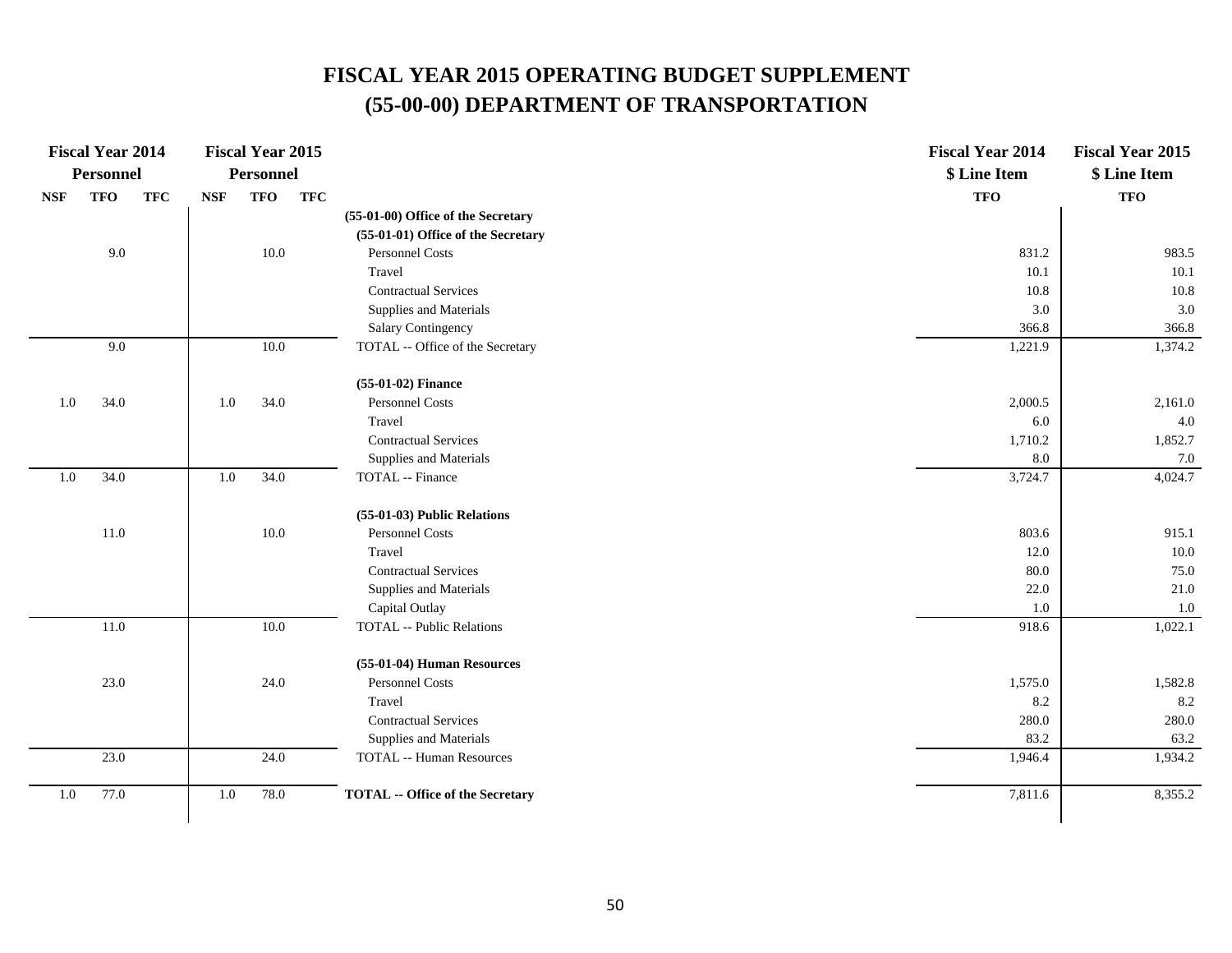# FISCAL YEAR 2015 OPERATING BUDGET SUPPLEMENT
# (55-00-00) DEPARTMENT OF TRANSPORTATION

| Fiscal Year 2014 Personnel | | | Fiscal Year 2015 Personnel | | | | Fiscal Year 2014 $ Line Item | Fiscal Year 2015 $ Line Item |
|---|---|---|---|---|---|---|---|---|
| NSF | TFO | TFC | NSF | TFO | TFC | | TFO | TFO |
| | | | | | | **(55-01-00) Office of the Secretary** | | |
| | | | | | | **(55-01-01) Office of the Secretary** | | |
| | 9.0 | | | 10.0 | | Personnel Costs | 831.2 | 983.5 |
| | | | | | | Travel | 10.1 | 10.1 |
| | | | | | | Contractual Services | 10.8 | 10.8 |
| | | | | | | Supplies and Materials | 3.0 | 3.0 |
| | | | | | | Salary Contingency | 366.8 | 366.8 |
| | 9.0 | | | 10.0 | | TOTAL -- Office of the Secretary | 1,221.9 | 1,374.2 |
| | | | | | | **(55-01-02) Finance** | | |
| 1.0 | 34.0 | | 1.0 | 34.0 | | Personnel Costs | 2,000.5 | 2,161.0 |
| | | | | | | Travel | 6.0 | 4.0 |
| | | | | | | Contractual Services | 1,710.2 | 1,852.7 |
| | | | | | | Supplies and Materials | 8.0 | 7.0 |
| 1.0 | 34.0 | | 1.0 | 34.0 | | TOTAL -- Finance | 3,724.7 | 4,024.7 |
| | | | | | | **(55-01-03) Public Relations** | | |
| | 11.0 | | | 10.0 | | Personnel Costs | 803.6 | 915.1 |
| | | | | | | Travel | 12.0 | 10.0 |
| | | | | | | Contractual Services | 80.0 | 75.0 |
| | | | | | | Supplies and Materials | 22.0 | 21.0 |
| | | | | | | Capital Outlay | 1.0 | 1.0 |
| | 11.0 | | | 10.0 | | TOTAL -- Public Relations | 918.6 | 1,022.1 |
| | | | | | | **(55-01-04) Human Resources** | | |
| | 23.0 | | | 24.0 | | Personnel Costs | 1,575.0 | 1,582.8 |
| | | | | | | Travel | 8.2 | 8.2 |
| | | | | | | Contractual Services | 280.0 | 280.0 |
| | | | | | | Supplies and Materials | 83.2 | 63.2 |
| | 23.0 | | | 24.0 | | TOTAL -- Human Resources | 1,946.4 | 1,934.2 |
| 1.0 | 77.0 | | 1.0 | 78.0 | | **TOTAL -- Office of the Secretary** | 7,811.6 | 8,355.2 |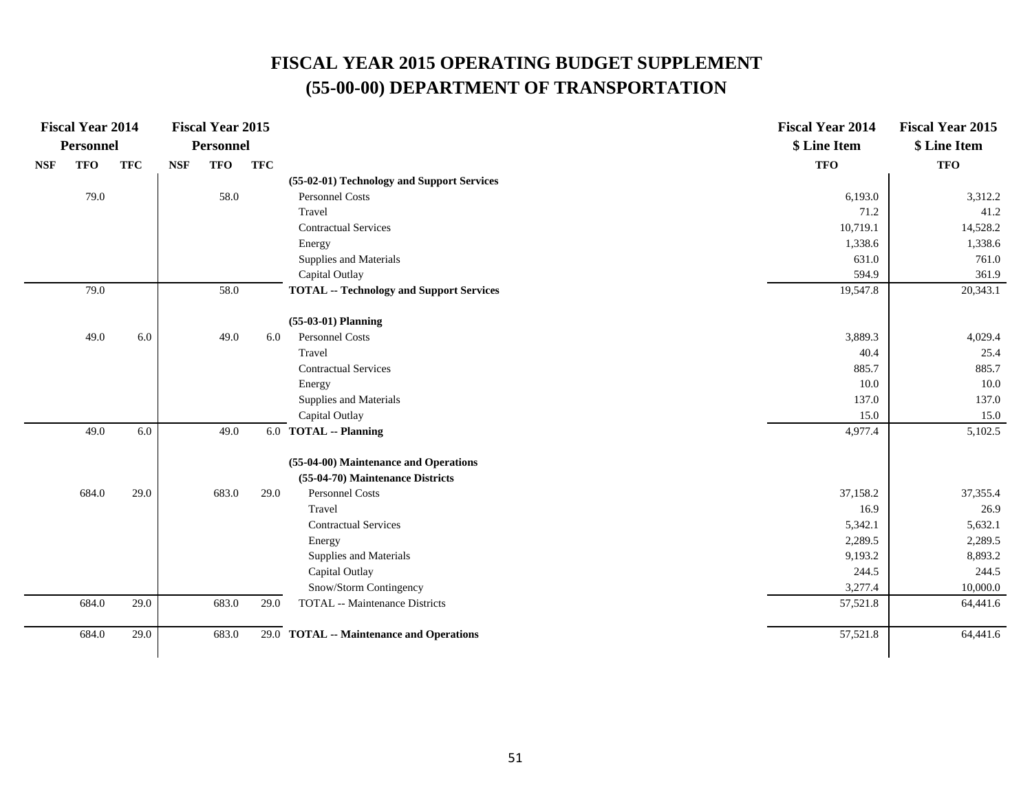# FISCAL YEAR 2015 OPERATING BUDGET SUPPLEMENT
# (55-00-00) DEPARTMENT OF TRANSPORTATION

| Fiscal Year 2014 Personnel | | | Fiscal Year 2015 Personnel | | | | Fiscal Year 2014 $ Line Item | Fiscal Year 2015 $ Line Item |
|---|---|---|---|---|---|---|---|---|
| NSF | TFO | TFC | NSF | TFO | TFC | | TFO | TFO |
| | | | | | | **(55-02-01) Technology and Support Services** | | |
| | 79.0 | | | 58.0 | | Personnel Costs | 6,193.0 | 3,312.2 |
| | | | | | | Travel | 71.2 | 41.2 |
| | | | | | | Contractual Services | 10,719.1 | 14,528.2 |
| | | | | | | Energy | 1,338.6 | 1,338.6 |
| | | | | | | Supplies and Materials | 631.0 | 761.0 |
| | | | | | | Capital Outlay | 594.9 | 361.9 |
| | 79.0 | | | 58.0 | | **TOTAL -- Technology and Support Services** | 19,547.8 | 20,343.1 |
| | | | | | | **(55-03-01) Planning** | | |
| | 49.0 | 6.0 | | 49.0 | 6.0 | Personnel Costs | 3,889.3 | 4,029.4 |
| | | | | | | Travel | 40.4 | 25.4 |
| | | | | | | Contractual Services | 885.7 | 885.7 |
| | | | | | | Energy | 10.0 | 10.0 |
| | | | | | | Supplies and Materials | 137.0 | 137.0 |
| | | | | | | Capital Outlay | 15.0 | 15.0 |
| | 49.0 | 6.0 | | 49.0 | 6.0 | **TOTAL -- Planning** | 4,977.4 | 5,102.5 |
| | | | | | | **(55-04-00) Maintenance and Operations** | | |
| | | | | | | **(55-04-70) Maintenance Districts** | | |
| | 684.0 | 29.0 | | 683.0 | 29.0 | Personnel Costs | 37,158.2 | 37,355.4 |
| | | | | | | Travel | 16.9 | 26.9 |
| | | | | | | Contractual Services | 5,342.1 | 5,632.1 |
| | | | | | | Energy | 2,289.5 | 2,289.5 |
| | | | | | | Supplies and Materials | 9,193.2 | 8,893.2 |
| | | | | | | Capital Outlay | 244.5 | 244.5 |
| | | | | | | Snow/Storm Contingency | 3,277.4 | 10,000.0 |
| | 684.0 | 29.0 | | 683.0 | 29.0 | TOTAL -- Maintenance Districts | 57,521.8 | 64,441.6 |
| | 684.0 | 29.0 | | 683.0 | 29.0 | **TOTAL -- Maintenance and Operations** | 57,521.8 | 64,441.6 |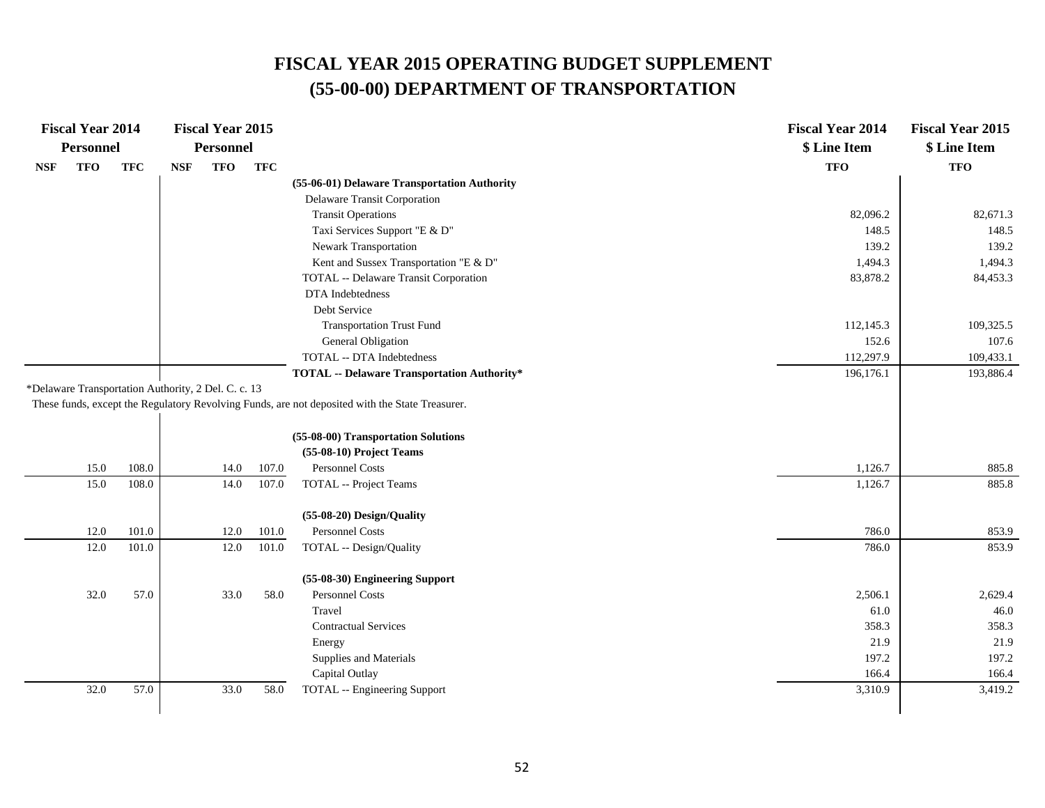# FISCAL YEAR 2015 OPERATING BUDGET SUPPLEMENT
# (55-00-00) DEPARTMENT OF TRANSPORTATION

| Fiscal Year 2014 Personnel | | | Fiscal Year 2015 Personnel | | | | Fiscal Year 2014 $ Line Item | Fiscal Year 2015 $ Line Item |
|---|---|---|---|---|---|---|---|---|
| NSF | TFO | TFC | NSF | TFO | TFC | | TFO | TFO |
| | | | | | | **(55-06-01) Delaware Transportation Authority** | | |
| | | | | | | Delaware Transit Corporation | | |
| | | | | | | Transit Operations | 82,096.2 | 82,671.3 |
| | | | | | | Taxi Services Support "E & D" | 148.5 | 148.5 |
| | | | | | | Newark Transportation | 139.2 | 139.2 |
| | | | | | | Kent and Sussex Transportation "E & D" | 1,494.3 | 1,494.3 |
| | | | | | | TOTAL -- Delaware Transit Corporation | 83,878.2 | 84,453.3 |
| | | | | | | DTA Indebtedness | | |
| | | | | | | Debt Service | | |
| | | | | | | Transportation Trust Fund | 112,145.3 | 109,325.5 |
| | | | | | | General Obligation | 152.6 | 107.6 |
| | | | | | | TOTAL -- DTA Indebtedness | 112,297.9 | 109,433.1 |
| | | | | | | **TOTAL -- Delaware Transportation Authority*** | 196,176.1 | 193,886.4 |
| | | | | | | **(55-08-00) Transportation Solutions** | | |
| | | | | | | **(55-08-10) Project Teams** | | |
| | 15.0 | 108.0 | | 14.0 | 107.0 | Personnel Costs | 1,126.7 | 885.8 |
| | 15.0 | 108.0 | | 14.0 | 107.0 | TOTAL -- Project Teams | 1,126.7 | 885.8 |
| | | | | | | **(55-08-20) Design/Quality** | | |
| | 12.0 | 101.0 | | 12.0 | 101.0 | Personnel Costs | 786.0 | 853.9 |
| | 12.0 | 101.0 | | 12.0 | 101.0 | TOTAL -- Design/Quality | 786.0 | 853.9 |
| | | | | | | **(55-08-30) Engineering Support** | | |
| | 32.0 | 57.0 | | 33.0 | 58.0 | Personnel Costs | 2,506.1 | 2,629.4 |
| | | | | | | Travel | 61.0 | 46.0 |
| | | | | | | Contractual Services | 358.3 | 358.3 |
| | | | | | | Energy | 21.9 | 21.9 |
| | | | | | | Supplies and Materials | 197.2 | 197.2 |
| | | | | | | Capital Outlay | 166.4 | 166.4 |
| | 32.0 | 57.0 | | 33.0 | 58.0 | TOTAL -- Engineering Support | 3,310.9 | 3,419.2 |

*Delaware Transportation Authority, 2 Del. C. c. 13

These funds, except the Regulatory Revolving Funds, are not deposited with the State Treasurer.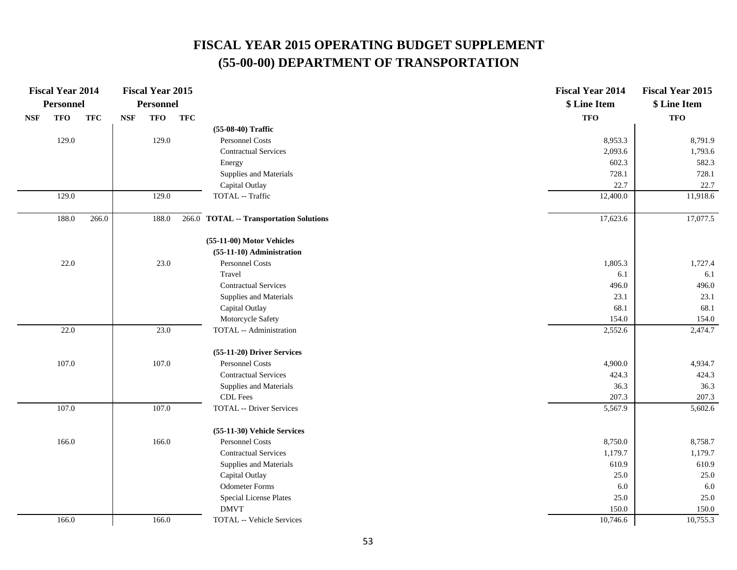# FISCAL YEAR 2015 OPERATING BUDGET SUPPLEMENT
# (55-00-00) DEPARTMENT OF TRANSPORTATION

| Fiscal Year 2014 Personnel | | | Fiscal Year 2015 Personnel | | | | Fiscal Year 2014 $ Line Item | Fiscal Year 2015 $ Line Item |
|---|---|---|---|---|---|---|---|---|
| NSF | TFO | TFC | NSF | TFO | TFC | | TFO | TFO |
| | | | | | | **(55-08-40) Traffic** | | |
| | 129.0 | | | 129.0 | | Personnel Costs | 8,953.3 | 8,791.9 |
| | | | | | | Contractual Services | 2,093.6 | 1,793.6 |
| | | | | | | Energy | 602.3 | 582.3 |
| | | | | | | Supplies and Materials | 728.1 | 728.1 |
| | | | | | | Capital Outlay | 22.7 | 22.7 |
| | 129.0 | | | 129.0 | | TOTAL -- Traffic | 12,400.0 | 11,918.6 |
| | 188.0 | 266.0 | | 188.0 | 266.0 | **TOTAL -- Transportation Solutions** | 17,623.6 | 17,077.5 |
| | | | | | | **(55-11-00) Motor Vehicles** | | |
| | | | | | | **(55-11-10) Administration** | | |
| | 22.0 | | | 23.0 | | Personnel Costs | 1,805.3 | 1,727.4 |
| | | | | | | Travel | 6.1 | 6.1 |
| | | | | | | Contractual Services | 496.0 | 496.0 |
| | | | | | | Supplies and Materials | 23.1 | 23.1 |
| | | | | | | Capital Outlay | 68.1 | 68.1 |
| | | | | | | Motorcycle Safety | 154.0 | 154.0 |
| | 22.0 | | | 23.0 | | TOTAL -- Administration | 2,552.6 | 2,474.7 |
| | | | | | | **(55-11-20) Driver Services** | | |
| | 107.0 | | | 107.0 | | Personnel Costs | 4,900.0 | 4,934.7 |
| | | | | | | Contractual Services | 424.3 | 424.3 |
| | | | | | | Supplies and Materials | 36.3 | 36.3 |
| | | | | | | CDL Fees | 207.3 | 207.3 |
| | 107.0 | | | 107.0 | | TOTAL -- Driver Services | 5,567.9 | 5,602.6 |
| | | | | | | **(55-11-30) Vehicle Services** | | |
| | 166.0 | | | 166.0 | | Personnel Costs | 8,750.0 | 8,758.7 |
| | | | | | | Contractual Services | 1,179.7 | 1,179.7 |
| | | | | | | Supplies and Materials | 610.9 | 610.9 |
| | | | | | | Capital Outlay | 25.0 | 25.0 |
| | | | | | | Odometer Forms | 6.0 | 6.0 |
| | | | | | | Special License Plates | 25.0 | 25.0 |
| | | | | | | DMVT | 150.0 | 150.0 |
| | 166.0 | | | 166.0 | | TOTAL -- Vehicle Services | 10,746.6 | 10,755.3 |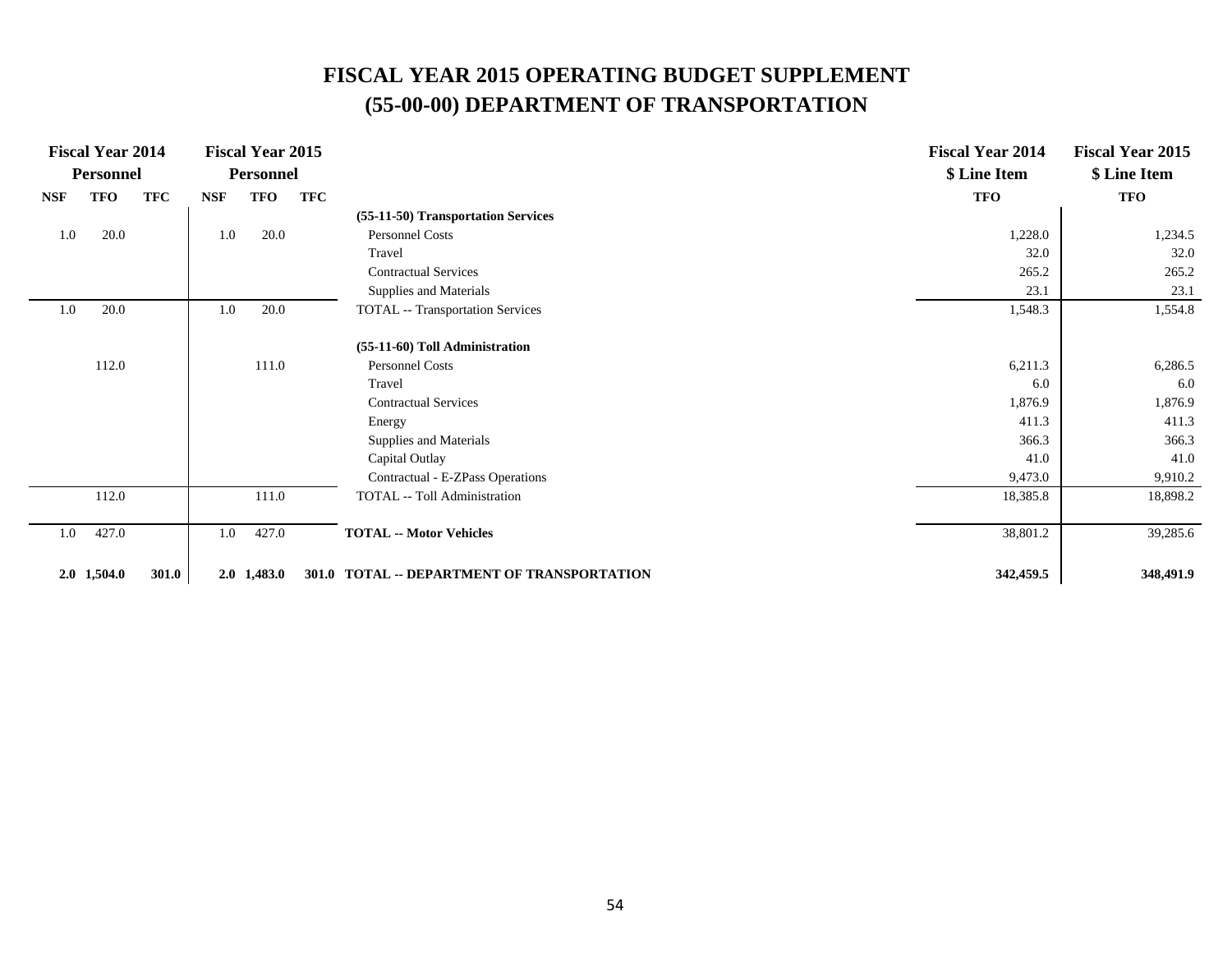# FISCAL YEAR 2015 OPERATING BUDGET SUPPLEMENT
# (55-00-00) DEPARTMENT OF TRANSPORTATION

| Fiscal Year 2014 Personnel | | | Fiscal Year 2015 Personnel | | | | Fiscal Year 2014 $ Line Item | Fiscal Year 2015 $ Line Item |
|---|---|---|---|---|---|---|---|---|
| NSF | TFO | TFC | NSF | TFO | TFC | | TFO | TFO |
| | | | | | | **(55-11-50) Transportation Services** | | |
| 1.0 | 20.0 | | 1.0 | 20.0 | | Personnel Costs | 1,228.0 | 1,234.5 |
| | | | | | | Travel | 32.0 | 32.0 |
| | | | | | | Contractual Services | 265.2 | 265.2 |
| | | | | | | Supplies and Materials | 23.1 | 23.1 |
| 1.0 | 20.0 | | 1.0 | 20.0 | | TOTAL -- Transportation Services | 1,548.3 | 1,554.8 |
| | | | | | | **(55-11-60) Toll Administration** | | |
| | 112.0 | | | 111.0 | | Personnel Costs | 6,211.3 | 6,286.5 |
| | | | | | | Travel | 6.0 | 6.0 |
| | | | | | | Contractual Services | 1,876.9 | 1,876.9 |
| | | | | | | Energy | 411.3 | 411.3 |
| | | | | | | Supplies and Materials | 366.3 | 366.3 |
| | | | | | | Capital Outlay | 41.0 | 41.0 |
| | | | | | | Contractual - E-ZPass Operations | 9,473.0 | 9,910.2 |
| | 112.0 | | | 111.0 | | TOTAL -- Toll Administration | 18,385.8 | 18,898.2 |
| 1.0 | 427.0 | | 1.0 | 427.0 | | **TOTAL -- Motor Vehicles** | 38,801.2 | 39,285.6 |
| **2.0** | **1,504.0** | **301.0** | **2.0** | **1,483.0** | **301.0** | **TOTAL -- DEPARTMENT OF TRANSPORTATION** | **342,459.5** | **348,491.9** |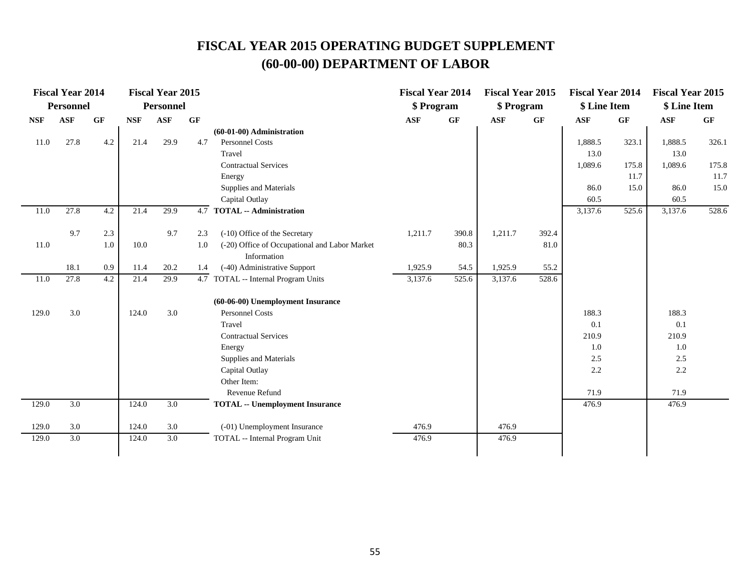# FISCAL YEAR 2015 OPERATING BUDGET SUPPLEMENT
## (60-00-00) DEPARTMENT OF LABOR

| Fiscal Year 2014 Personnel | | | Fiscal Year 2015 Personnel | | | | Fiscal Year 2014 $ Program | | Fiscal Year 2015 $ Program | | Fiscal Year 2014 $ Line Item | | Fiscal Year 2015 $ Line Item | |
|---|---|---|---|---|---|---|---|---|---|---|---|---|---|---|
| NSF | ASF | GF | NSF | ASF | GF | | ASF | GF | ASF | GF | ASF | GF | ASF | GF |
| | | | | | | **(60-01-00) Administration** | | | | | | | | |
| 11.0 | 27.8 | 4.2 | 21.4 | 29.9 | 4.7 | Personnel Costs | | | | | 1,888.5 | 323.1 | 1,888.5 | 326.1 |
| | | | | | | Travel | | | | | 13.0 | | 13.0 | |
| | | | | | | Contractual Services | | | | | 1,089.6 | 175.8 | 1,089.6 | 175.8 |
| | | | | | | Energy | | | | | | 11.7 | | 11.7 |
| | | | | | | Supplies and Materials | | | | | 86.0 | 15.0 | 86.0 | 15.0 |
| | | | | | | Capital Outlay | | | | | 60.5 | | 60.5 | |
| 11.0 | 27.8 | 4.2 | 21.4 | 29.9 | 4.7 | **TOTAL -- Administration** | | | | | 3,137.6 | 525.6 | 3,137.6 | 528.6 |
| | 9.7 | 2.3 | | 9.7 | 2.3 | (-10) Office of the Secretary | 1,211.7 | 390.8 | 1,211.7 | 392.4 | | | | |
| 11.0 | | 1.0 | 10.0 | | 1.0 | (-20) Office of Occupational and Labor Market Information | | 80.3 | | 81.0 | | | | |
| | 18.1 | 0.9 | 11.4 | 20.2 | 1.4 | (-40) Administrative Support | 1,925.9 | 54.5 | 1,925.9 | 55.2 | | | | |
| 11.0 | 27.8 | 4.2 | 21.4 | 29.9 | 4.7 | TOTAL -- Internal Program Units | 3,137.6 | 525.6 | 3,137.6 | 528.6 | | | | |
| | | | | | | **(60-06-00) Unemployment Insurance** | | | | | | | | |
| 129.0 | 3.0 | | 124.0 | 3.0 | | Personnel Costs | | | | | 188.3 | | 188.3 | |
| | | | | | | Travel | | | | | 0.1 | | 0.1 | |
| | | | | | | Contractual Services | | | | | 210.9 | | 210.9 | |
| | | | | | | Energy | | | | | 1.0 | | 1.0 | |
| | | | | | | Supplies and Materials | | | | | 2.5 | | 2.5 | |
| | | | | | | Capital Outlay | | | | | 2.2 | | 2.2 | |
| | | | | | | Other Item: | | | | | | | | |
| | | | | | | Revenue Refund | | | | | 71.9 | | 71.9 | |
| 129.0 | 3.0 | | 124.0 | 3.0 | | **TOTAL -- Unemployment Insurance** | | | | | 476.9 | | 476.9 | |
| 129.0 | 3.0 | | 124.0 | 3.0 | | (-01) Unemployment Insurance | 476.9 | | 476.9 | | | | | |
| 129.0 | 3.0 | | 124.0 | 3.0 | | TOTAL -- Internal Program Unit | 476.9 | | 476.9 | | | | | |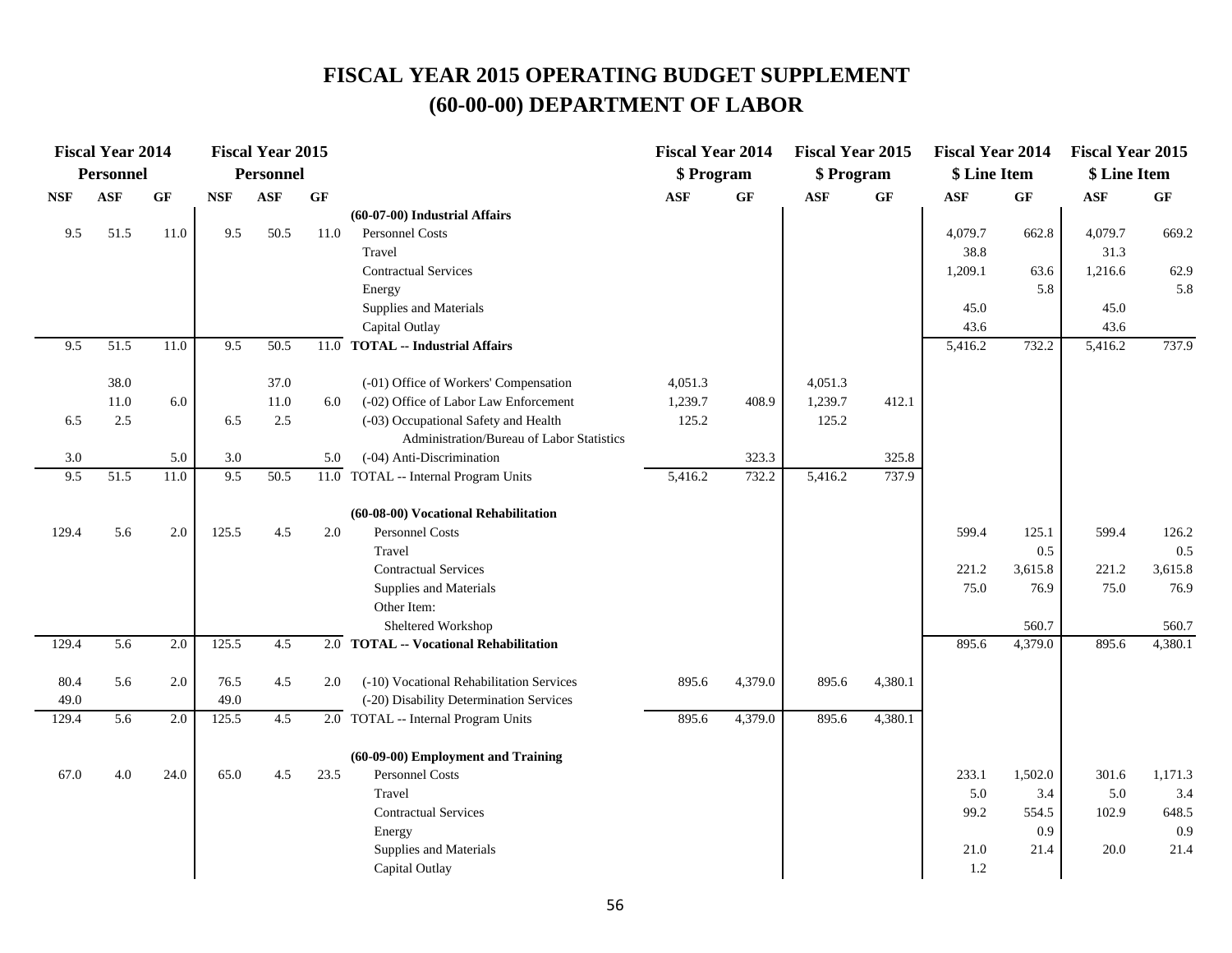# FISCAL YEAR 2015 OPERATING BUDGET SUPPLEMENT
# (60-00-00) DEPARTMENT OF LABOR

| Fiscal Year 2014 Personnel | | | Fiscal Year 2015 Personnel | | | | Fiscal Year 2014 $ Program | | Fiscal Year 2015 $ Program | | Fiscal Year 2014 $ Line Item | | Fiscal Year 2015 $ Line Item | |
|---|---|---|---|---|---|---|---|---|---|---|---|---|---|---|
| NSF | ASF | GF | NSF | ASF | GF | | ASF | GF | ASF | GF | ASF | GF | ASF | GF |
| | | | | | | **(60-07-00) Industrial Affairs** | | | | | | | | |
| 9.5 | 51.5 | 11.0 | 9.5 | 50.5 | 11.0 | Personnel Costs | | | | | 4,079.7 | 662.8 | 4,079.7 | 669.2 |
| | | | | | | Travel | | | | | 38.8 | | 31.3 | |
| | | | | | | Contractual Services | | | | | 1,209.1 | 63.6 | 1,216.6 | 62.9 |
| | | | | | | Energy | | | | | | 5.8 | | 5.8 |
| | | | | | | Supplies and Materials | | | | | 45.0 | | 45.0 | |
| | | | | | | Capital Outlay | | | | | 43.6 | | 43.6 | |
| 9.5 | 51.5 | 11.0 | 9.5 | 50.5 | 11.0 | **TOTAL -- Industrial Affairs** | | | | | 5,416.2 | 732.2 | 5,416.2 | 737.9 |
| | 38.0 | | | 37.0 | | (-01) Office of Workers' Compensation | 4,051.3 | | 4,051.3 | | | | | |
| | 11.0 | 6.0 | | 11.0 | 6.0 | (-02) Office of Labor Law Enforcement | 1,239.7 | 408.9 | 1,239.7 | 412.1 | | | | |
| 6.5 | 2.5 | | 6.5 | 2.5 | | (-03) Occupational Safety and Health Administration/Bureau of Labor Statistics | 125.2 | | 125.2 | | | | | |
| 3.0 | | 5.0 | 3.0 | | 5.0 | (-04) Anti-Discrimination | | 323.3 | | 325.8 | | | | |
| 9.5 | 51.5 | 11.0 | 9.5 | 50.5 | 11.0 | TOTAL -- Internal Program Units | 5,416.2 | 732.2 | 5,416.2 | 737.9 | | | | |
| | | | | | | **(60-08-00) Vocational Rehabilitation** | | | | | | | | |
| 129.4 | 5.6 | 2.0 | 125.5 | 4.5 | 2.0 | Personnel Costs | | | | | 599.4 | 125.1 | 599.4 | 126.2 |
| | | | | | | Travel | | | | | | 0.5 | | 0.5 |
| | | | | | | Contractual Services | | | | | 221.2 | 3,615.8 | 221.2 | 3,615.8 |
| | | | | | | Supplies and Materials | | | | | 75.0 | 76.9 | 75.0 | 76.9 |
| | | | | | | Other Item: | | | | | | | | |
| | | | | | | Sheltered Workshop | | | | | | 560.7 | | 560.7 |
| 129.4 | 5.6 | 2.0 | 125.5 | 4.5 | 2.0 | **TOTAL -- Vocational Rehabilitation** | | | | | 895.6 | 4,379.0 | 895.6 | 4,380.1 |
| 80.4 | 5.6 | 2.0 | 76.5 | 4.5 | 2.0 | (-10) Vocational Rehabilitation Services | 895.6 | 4,379.0 | 895.6 | 4,380.1 | | | | |
| 49.0 | | | 49.0 | | | (-20) Disability Determination Services | | | | | | | | |
| 129.4 | 5.6 | 2.0 | 125.5 | 4.5 | 2.0 | TOTAL -- Internal Program Units | 895.6 | 4,379.0 | 895.6 | 4,380.1 | | | | |
| | | | | | | **(60-09-00) Employment and Training** | | | | | | | | |
| 67.0 | 4.0 | 24.0 | 65.0 | 4.5 | 23.5 | Personnel Costs | | | | | 233.1 | 1,502.0 | 301.6 | 1,171.3 |
| | | | | | | Travel | | | | | 5.0 | 3.4 | 5.0 | 3.4 |
| | | | | | | Contractual Services | | | | | 99.2 | 554.5 | 102.9 | 648.5 |
| | | | | | | Energy | | | | | | 0.9 | | 0.9 |
| | | | | | | Supplies and Materials | | | | | 21.0 | 21.4 | 20.0 | 21.4 |
| | | | | | | Capital Outlay | | | | | 1.2 | | | |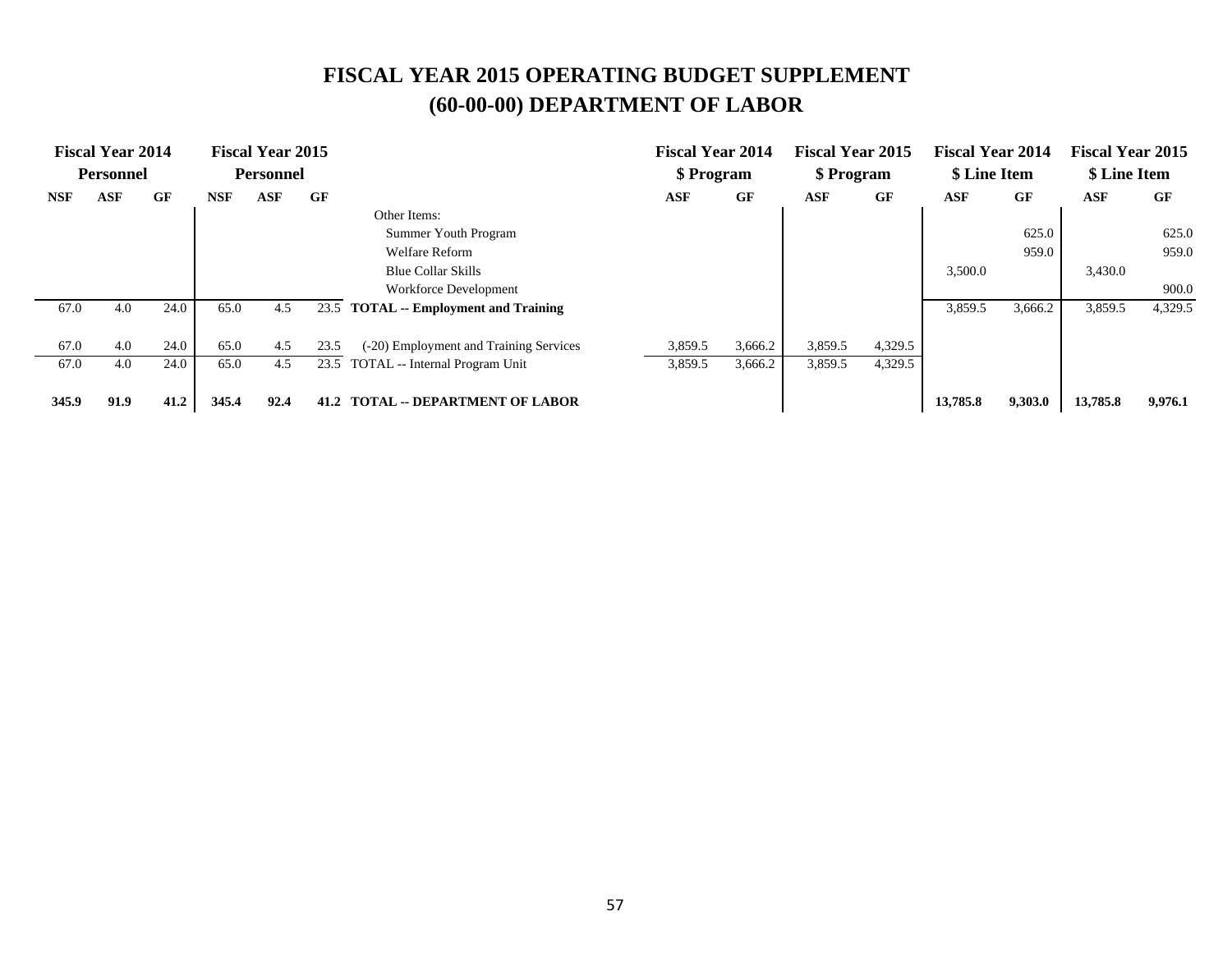# FISCAL YEAR 2015 OPERATING BUDGET SUPPLEMENT
## (60-00-00) DEPARTMENT OF LABOR

| Fiscal Year 2014 Personnel | | | Fiscal Year 2015 Personnel | | | | Fiscal Year 2014 $ Program | | Fiscal Year 2015 $ Program | | Fiscal Year 2014 $ Line Item | | Fiscal Year 2015 $ Line Item | |
|---|---|---|---|---|---|---|---|---|---|---|---|---|---|---|
| NSF | ASF | GF | NSF | ASF | GF | | ASF | GF | ASF | GF | ASF | GF | ASF | GF |
| | | | | | | Other Items: | | | | | | | | |
| | | | | | | Summer Youth Program | | | | | | 625.0 | | 625.0 |
| | | | | | | Welfare Reform | | | | | | 959.0 | | 959.0 |
| | | | | | | Blue Collar Skills | | | | | 3,500.0 | | 3,430.0 | |
| | | | | | | Workforce Development | | | | | | | | 900.0 |
| 67.0 | 4.0 | 24.0 | 65.0 | 4.5 | 23.5 | **TOTAL -- Employment and Training** | | | | | 3,859.5 | 3,666.2 | 3,859.5 | 4,329.5 |
| 67.0 | 4.0 | 24.0 | 65.0 | 4.5 | 23.5 | (-20) Employment and Training Services | 3,859.5 | 3,666.2 | 3,859.5 | 4,329.5 | | | | |
| 67.0 | 4.0 | 24.0 | 65.0 | 4.5 | 23.5 | TOTAL -- Internal Program Unit | 3,859.5 | 3,666.2 | 3,859.5 | 4,329.5 | | | | |
| **345.9** | **91.9** | **41.2** | **345.4** | **92.4** | **41.2** | **TOTAL -- DEPARTMENT OF LABOR** | | | | | **13,785.8** | **9,303.0** | **13,785.8** | **9,976.1** |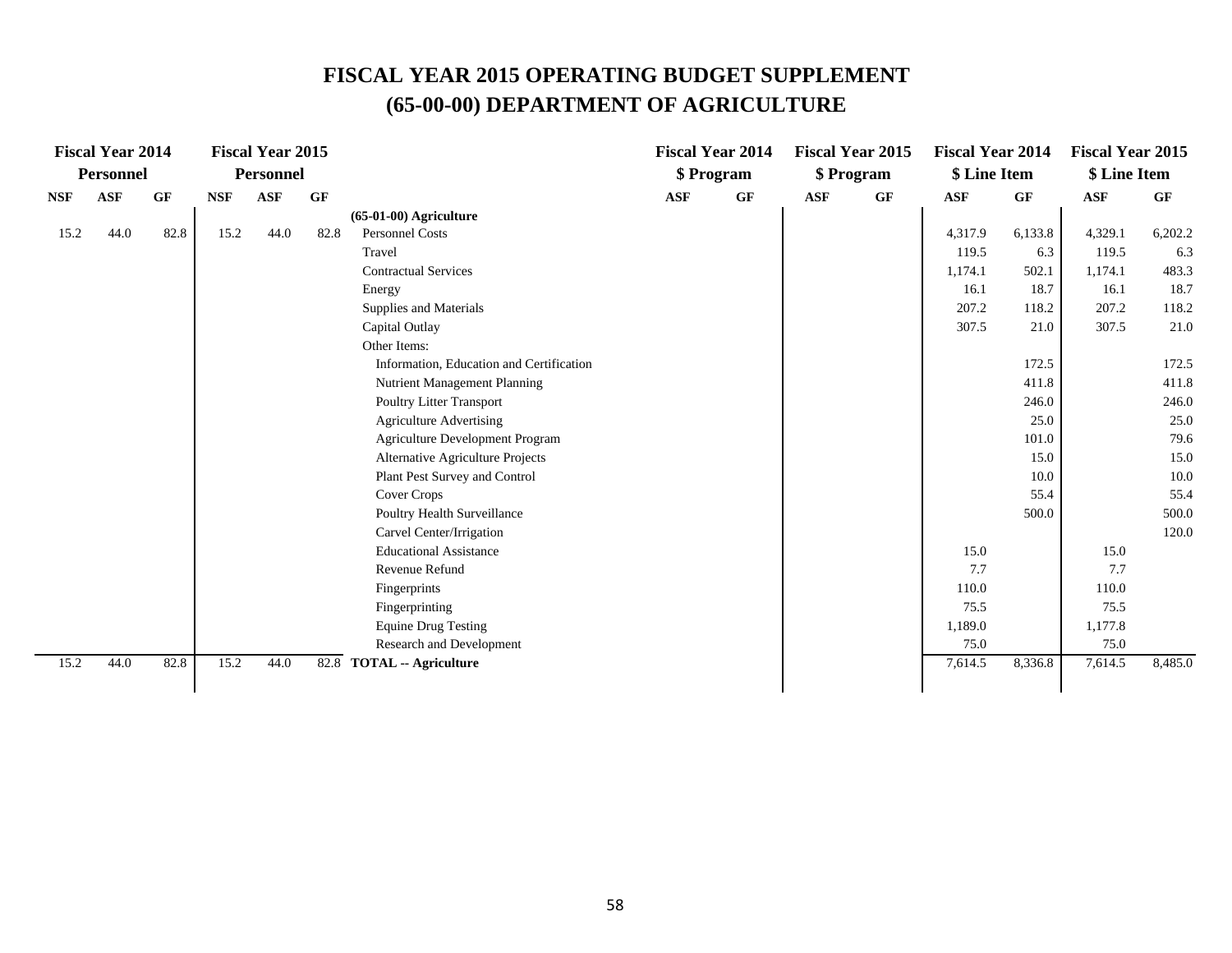# FISCAL YEAR 2015 OPERATING BUDGET SUPPLEMENT
# (65-00-00) DEPARTMENT OF AGRICULTURE

| Fiscal Year 2014 Personnel | | | Fiscal Year 2015 Personnel | | | | Fiscal Year 2014 $ Program | | Fiscal Year 2015 $ Program | | Fiscal Year 2014 $ Line Item | | Fiscal Year 2015 $ Line Item | |
|---|---|---|---|---|---|---|---|---|---|---|---|---|---|---|
| NSF | ASF | GF | NSF | ASF | GF | | ASF | GF | ASF | GF | ASF | GF | ASF | GF |
| | | | | | | **(65-01-00) Agriculture** | | | | | | | | |
| 15.2 | 44.0 | 82.8 | 15.2 | 44.0 | 82.8 | Personnel Costs | | | | | 4,317.9 | 6,133.8 | 4,329.1 | 6,202.2 |
| | | | | | | Travel | | | | | 119.5 | 6.3 | 119.5 | 6.3 |
| | | | | | | Contractual Services | | | | | 1,174.1 | 502.1 | 1,174.1 | 483.3 |
| | | | | | | Energy | | | | | 16.1 | 18.7 | 16.1 | 18.7 |
| | | | | | | Supplies and Materials | | | | | 207.2 | 118.2 | 207.2 | 118.2 |
| | | | | | | Capital Outlay | | | | | 307.5 | 21.0 | 307.5 | 21.0 |
| | | | | | | Other Items: | | | | | | | | |
| | | | | | | Information, Education and Certification | | | | | | 172.5 | | 172.5 |
| | | | | | | Nutrient Management Planning | | | | | | 411.8 | | 411.8 |
| | | | | | | Poultry Litter Transport | | | | | | 246.0 | | 246.0 |
| | | | | | | Agriculture Advertising | | | | | | 25.0 | | 25.0 |
| | | | | | | Agriculture Development Program | | | | | | 101.0 | | 79.6 |
| | | | | | | Alternative Agriculture Projects | | | | | | 15.0 | | 15.0 |
| | | | | | | Plant Pest Survey and Control | | | | | | 10.0 | | 10.0 |
| | | | | | | Cover Crops | | | | | | 55.4 | | 55.4 |
| | | | | | | Poultry Health Surveillance | | | | | | 500.0 | | 500.0 |
| | | | | | | Carvel Center/Irrigation | | | | | | | | 120.0 |
| | | | | | | Educational Assistance | | | | | 15.0 | | 15.0 | |
| | | | | | | Revenue Refund | | | | | 7.7 | | 7.7 | |
| | | | | | | Fingerprints | | | | | 110.0 | | 110.0 | |
| | | | | | | Fingerprinting | | | | | 75.5 | | 75.5 | |
| | | | | | | Equine Drug Testing | | | | | 1,189.0 | | 1,177.8 | |
| | | | | | | Research and Development | | | | | 75.0 | | 75.0 | |
| 15.2 | 44.0 | 82.8 | 15.2 | 44.0 | 82.8 | **TOTAL -- Agriculture** | | | | | 7,614.5 | 8,336.8 | 7,614.5 | 8,485.0 |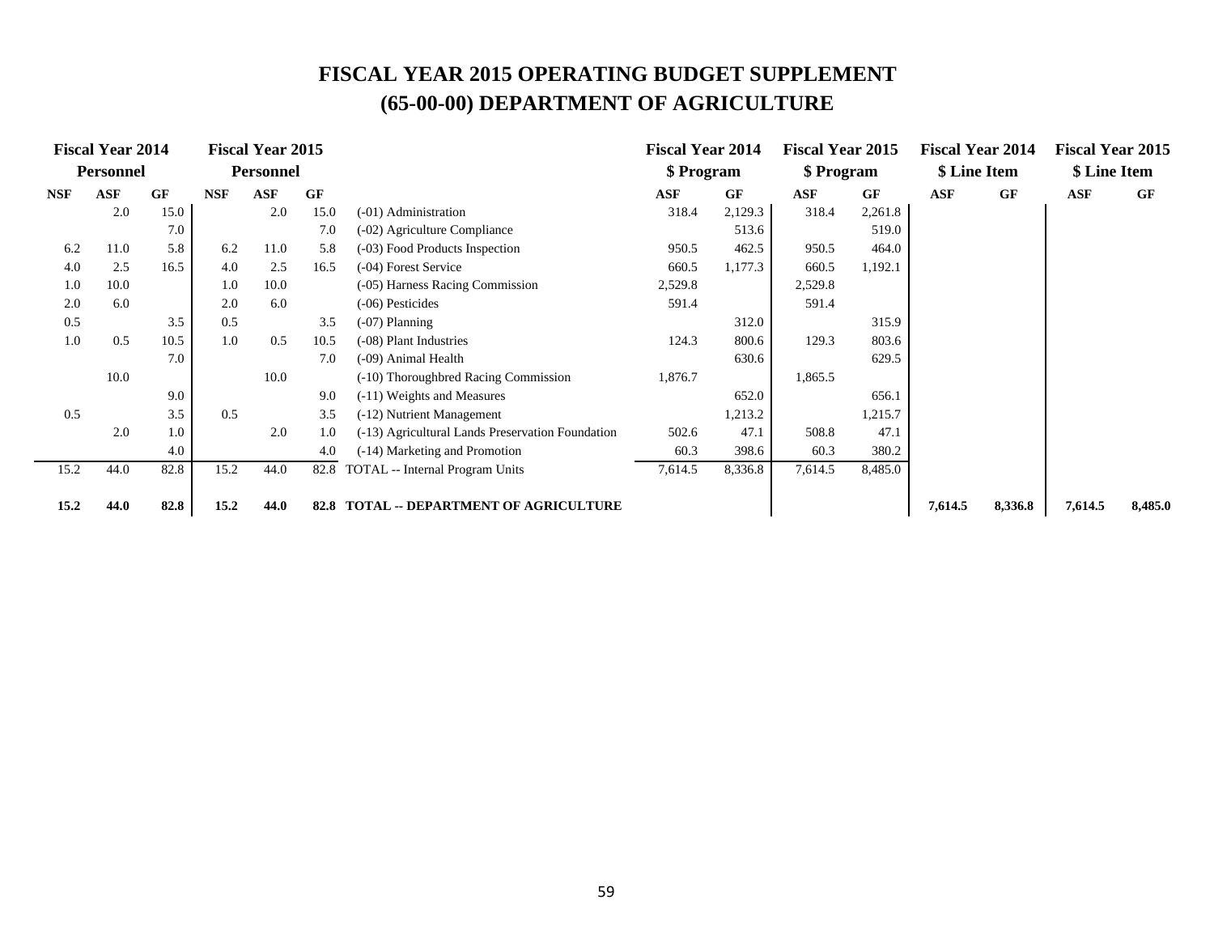# FISCAL YEAR 2015 OPERATING BUDGET SUPPLEMENT
# (65-00-00) DEPARTMENT OF AGRICULTURE

| Fiscal Year 2014 Personnel | | | Fiscal Year 2015 Personnel | | | | Fiscal Year 2014 $ Program | | Fiscal Year 2015 $ Program | | Fiscal Year 2014 $ Line Item | | Fiscal Year 2015 $ Line Item | |
|---|---|---|---|---|---|---|---|---|---|---|---|---|---|---|
| NSF | ASF | GF | NSF | ASF | GF | | ASF | GF | ASF | GF | ASF | GF | ASF | GF |
| | 2.0 | 15.0 | | 2.0 | 15.0 | (-01) Administration | 318.4 | 2,129.3 | 318.4 | 2,261.8 | | | | |
| | | 7.0 | | | 7.0 | (-02) Agriculture Compliance | | 513.6 | | 519.0 | | | | |
| 6.2 | 11.0 | 5.8 | 6.2 | 11.0 | 5.8 | (-03) Food Products Inspection | 950.5 | 462.5 | 950.5 | 464.0 | | | | |
| 4.0 | 2.5 | 16.5 | 4.0 | 2.5 | 16.5 | (-04) Forest Service | 660.5 | 1,177.3 | 660.5 | 1,192.1 | | | | |
| 1.0 | 10.0 | | 1.0 | 10.0 | | (-05) Harness Racing Commission | 2,529.8 | | 2,529.8 | | | | | |
| 2.0 | 6.0 | | 2.0 | 6.0 | | (-06) Pesticides | 591.4 | | 591.4 | | | | | |
| 0.5 | | 3.5 | 0.5 | | 3.5 | (-07) Planning | | 312.0 | | 315.9 | | | | |
| 1.0 | 0.5 | 10.5 | 1.0 | 0.5 | 10.5 | (-08) Plant Industries | 124.3 | 800.6 | 129.3 | 803.6 | | | | |
| | | 7.0 | | | 7.0 | (-09) Animal Health | | 630.6 | | 629.5 | | | | |
| | 10.0 | | | 10.0 | | (-10) Thoroughbred Racing Commission | 1,876.7 | | 1,865.5 | | | | | |
| | | 9.0 | | | 9.0 | (-11) Weights and Measures | | 652.0 | | 656.1 | | | | |
| 0.5 | | 3.5 | 0.5 | | 3.5 | (-12) Nutrient Management | | 1,213.2 | | 1,215.7 | | | | |
| | 2.0 | 1.0 | | 2.0 | 1.0 | (-13) Agricultural Lands Preservation Foundation | 502.6 | 47.1 | 508.8 | 47.1 | | | | |
| | | 4.0 | | | 4.0 | (-14) Marketing and Promotion | 60.3 | 398.6 | 60.3 | 380.2 | | | | |
| 15.2 | 44.0 | 82.8 | 15.2 | 44.0 | 82.8 | TOTAL -- Internal Program Units | 7,614.5 | 8,336.8 | 7,614.5 | 8,485.0 | | | | |
| **15.2** | **44.0** | **82.8** | **15.2** | **44.0** | **82.8** | **TOTAL -- DEPARTMENT OF AGRICULTURE** | | | | | **7,614.5** | **8,336.8** | **7,614.5** | **8,485.0** |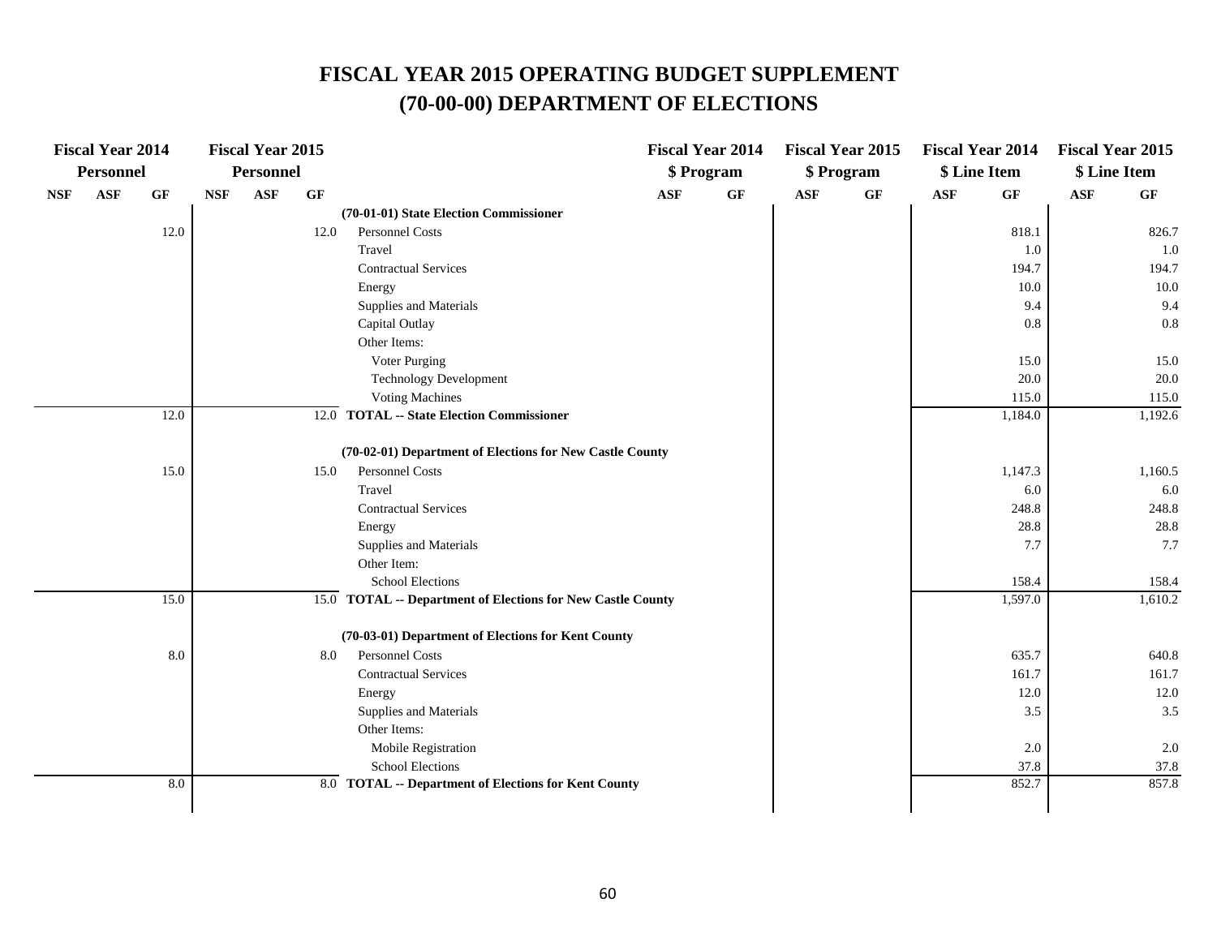# FISCAL YEAR 2015 OPERATING BUDGET SUPPLEMENT
# (70-00-00) DEPARTMENT OF ELECTIONS

| Fiscal Year 2014 Personnel | | | Fiscal Year 2015 Personnel | | | | Fiscal Year 2014 $ Program | | Fiscal Year 2015 $ Program | | Fiscal Year 2014 $ Line Item | | Fiscal Year 2015 $ Line Item | |
|---|---|---|---|---|---|---|---|---|---|---|---|---|---|---|
| NSF | ASF | GF | NSF | ASF | GF | | ASF | GF | ASF | GF | ASF | GF | ASF | GF |
| | | | | | | **(70-01-01) State Election Commissioner** | | | | | | | | |
| | | 12.0 | | | 12.0 | Personnel Costs | | | | | | 818.1 | | 826.7 |
| | | | | | | Travel | | | | | | 1.0 | | 1.0 |
| | | | | | | Contractual Services | | | | | | 194.7 | | 194.7 |
| | | | | | | Energy | | | | | | 10.0 | | 10.0 |
| | | | | | | Supplies and Materials | | | | | | 9.4 | | 9.4 |
| | | | | | | Capital Outlay | | | | | | 0.8 | | 0.8 |
| | | | | | | Other Items: | | | | | | | | |
| | | | | | | Voter Purging | | | | | | 15.0 | | 15.0 |
| | | | | | | Technology Development | | | | | | 20.0 | | 20.0 |
| | | | | | | Voting Machines | | | | | | 115.0 | | 115.0 |
| | | 12.0 | | | 12.0 | **TOTAL -- State Election Commissioner** | | | | | | 1,184.0 | | 1,192.6 |
| | | | | | | **(70-02-01) Department of Elections for New Castle County** | | | | | | | | |
| | | 15.0 | | | 15.0 | Personnel Costs | | | | | | 1,147.3 | | 1,160.5 |
| | | | | | | Travel | | | | | | 6.0 | | 6.0 |
| | | | | | | Contractual Services | | | | | | 248.8 | | 248.8 |
| | | | | | | Energy | | | | | | 28.8 | | 28.8 |
| | | | | | | Supplies and Materials | | | | | | 7.7 | | 7.7 |
| | | | | | | Other Item: | | | | | | | | |
| | | | | | | School Elections | | | | | | 158.4 | | 158.4 |
| | | 15.0 | | | 15.0 | **TOTAL -- Department of Elections for New Castle County** | | | | | | 1,597.0 | | 1,610.2 |
| | | | | | | **(70-03-01) Department of Elections for Kent County** | | | | | | | | |
| | | 8.0 | | | 8.0 | Personnel Costs | | | | | | 635.7 | | 640.8 |
| | | | | | | Contractual Services | | | | | | 161.7 | | 161.7 |
| | | | | | | Energy | | | | | | 12.0 | | 12.0 |
| | | | | | | Supplies and Materials | | | | | | 3.5 | | 3.5 |
| | | | | | | Other Items: | | | | | | | | |
| | | | | | | Mobile Registration | | | | | | 2.0 | | 2.0 |
| | | | | | | School Elections | | | | | | 37.8 | | 37.8 |
| | | 8.0 | | | 8.0 | **TOTAL -- Department of Elections for Kent County** | | | | | | 852.7 | | 857.8 |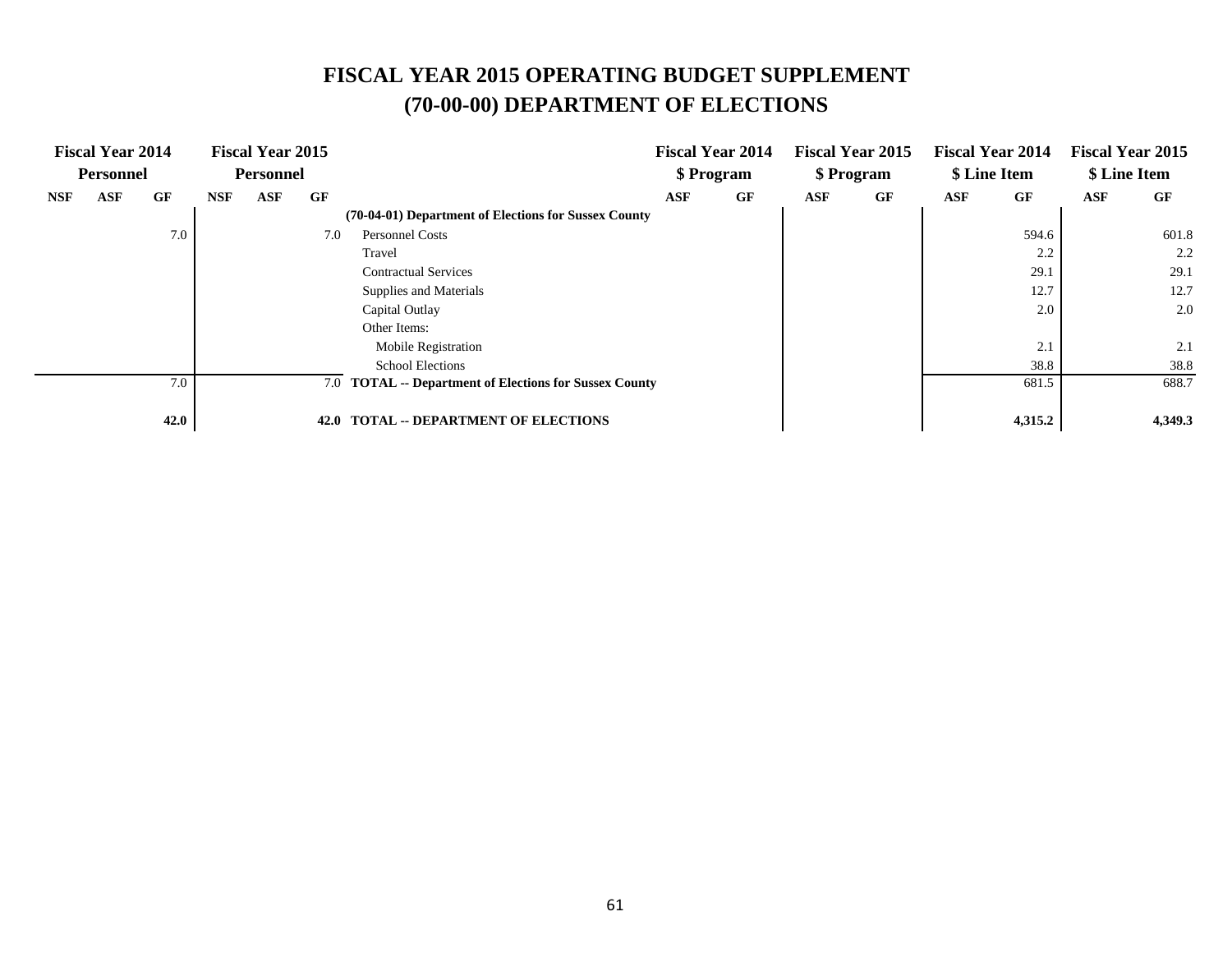# FISCAL YEAR 2015 OPERATING BUDGET SUPPLEMENT
# (70-00-00) DEPARTMENT OF ELECTIONS

| Fiscal Year 2014 Personnel | | | Fiscal Year 2015 Personnel | | | | Fiscal Year 2014 \$ Program | | Fiscal Year 2015 \$ Program | | Fiscal Year 2014 \$ Line Item | | Fiscal Year 2015 \$ Line Item | |
|---|---|---|---|---|---|---|---|---|---|---|---|---|---|---|
| NSF | ASF | GF | NSF | ASF | GF | | ASF | GF | ASF | GF | ASF | GF | ASF | GF |
| | | | | | | **(70-04-01) Department of Elections for Sussex County** | | | | | | | | |
| | | 7.0 | | | 7.0 | Personnel Costs | | | | | | 594.6 | | 601.8 |
| | | | | | | Travel | | | | | | 2.2 | | 2.2 |
| | | | | | | Contractual Services | | | | | | 29.1 | | 29.1 |
| | | | | | | Supplies and Materials | | | | | | 12.7 | | 12.7 |
| | | | | | | Capital Outlay | | | | | | 2.0 | | 2.0 |
| | | | | | | Other Items: | | | | | | | | |
| | | | | | | Mobile Registration | | | | | | 2.1 | | 2.1 |
| | | | | | | School Elections | | | | | | 38.8 | | 38.8 |
| | | 7.0 | | | 7.0 | **TOTAL -- Department of Elections for Sussex County** | | | | | | 681.5 | | 688.7 |
| | | **42.0** | | | **42.0** | **TOTAL -- DEPARTMENT OF ELECTIONS** | | | | | | **4,315.2** | | **4,349.3** |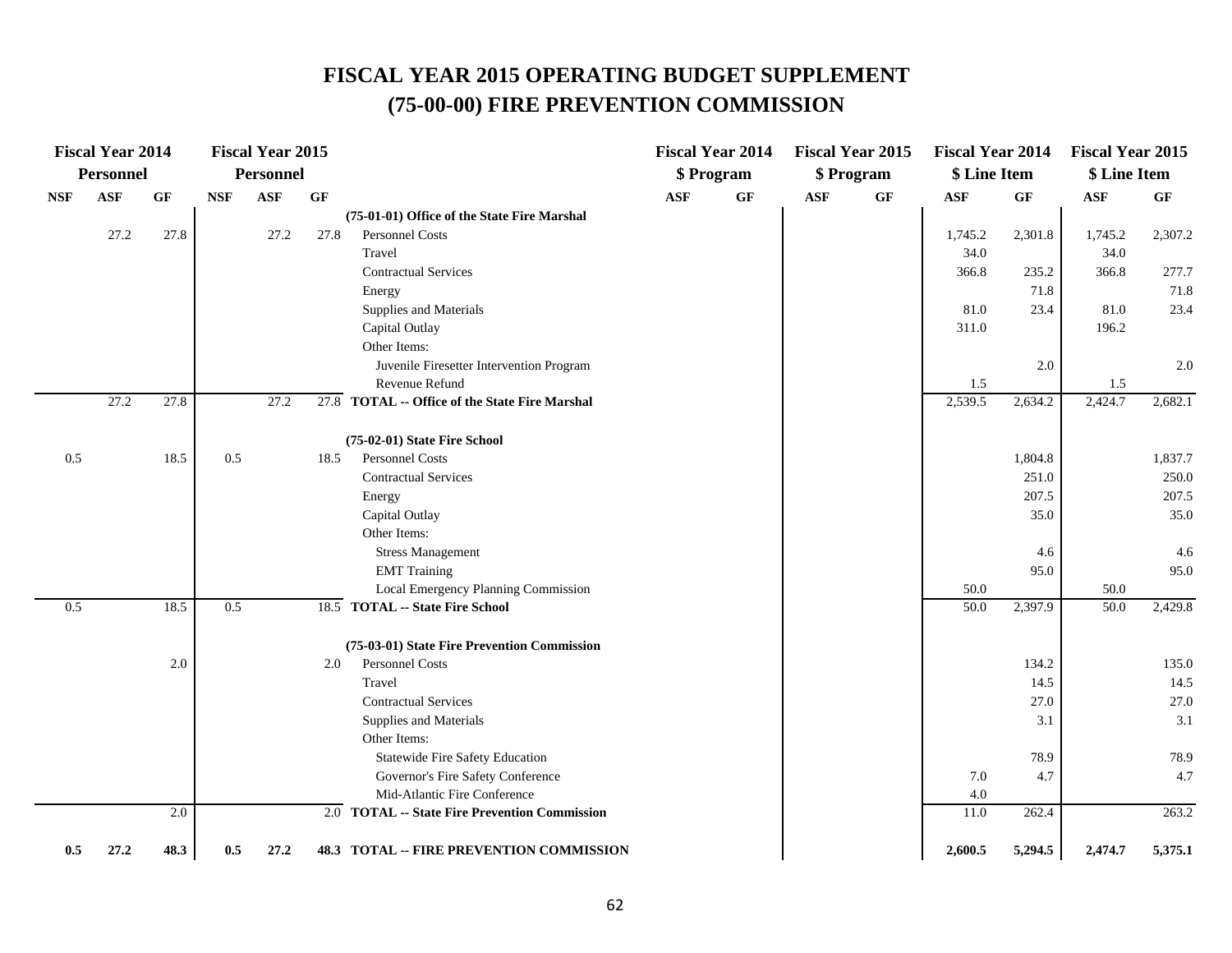# FISCAL YEAR 2015 OPERATING BUDGET SUPPLEMENT
# (75-00-00) FIRE PREVENTION COMMISSION

| Fiscal Year 2014 Personnel | | | Fiscal Year 2015 Personnel | | | | Fiscal Year 2014 $ Program | | Fiscal Year 2015 $ Program | | Fiscal Year 2014 $ Line Item | | Fiscal Year 2015 $ Line Item | |
|---|---|---|---|---|---|---|---|---|---|---|---|---|---|---|
| NSF | ASF | GF | NSF | ASF | GF | | ASF | GF | ASF | GF | ASF | GF | ASF | GF |
| | | | | | | **(75-01-01) Office of the State Fire Marshal** | | | | | | | | |
| | 27.2 | 27.8 | | 27.2 | 27.8 | Personnel Costs | | | | | 1,745.2 | 2,301.8 | 1,745.2 | 2,307.2 |
| | | | | | | Travel | | | | | 34.0 | | 34.0 | |
| | | | | | | Contractual Services | | | | | 366.8 | 235.2 | 366.8 | 277.7 |
| | | | | | | Energy | | | | | | 71.8 | | 71.8 |
| | | | | | | Supplies and Materials | | | | | 81.0 | 23.4 | 81.0 | 23.4 |
| | | | | | | Capital Outlay | | | | | 311.0 | | 196.2 | |
| | | | | | | Other Items: | | | | | | | | |
| | | | | | | Juvenile Firesetter Intervention Program | | | | | | 2.0 | | 2.0 |
| | | | | | | Revenue Refund | | | | | 1.5 | | 1.5 | |
| | 27.2 | 27.8 | | 27.2 | 27.8 | **TOTAL -- Office of the State Fire Marshal** | | | | | 2,539.5 | 2,634.2 | 2,424.7 | 2,682.1 |
| | | | | | | **(75-02-01) State Fire School** | | | | | | | | |
| 0.5 | | 18.5 | 0.5 | | 18.5 | Personnel Costs | | | | | | 1,804.8 | | 1,837.7 |
| | | | | | | Contractual Services | | | | | | 251.0 | | 250.0 |
| | | | | | | Energy | | | | | | 207.5 | | 207.5 |
| | | | | | | Capital Outlay | | | | | | 35.0 | | 35.0 |
| | | | | | | Other Items: | | | | | | | | |
| | | | | | | Stress Management | | | | | | 4.6 | | 4.6 |
| | | | | | | EMT Training | | | | | | 95.0 | | 95.0 |
| | | | | | | Local Emergency Planning Commission | | | | | 50.0 | | 50.0 | |
| 0.5 | | 18.5 | 0.5 | | 18.5 | **TOTAL -- State Fire School** | | | | | 50.0 | 2,397.9 | 50.0 | 2,429.8 |
| | | | | | | **(75-03-01) State Fire Prevention Commission** | | | | | | | | |
| | | 2.0 | | | 2.0 | Personnel Costs | | | | | | 134.2 | | 135.0 |
| | | | | | | Travel | | | | | | 14.5 | | 14.5 |
| | | | | | | Contractual Services | | | | | | 27.0 | | 27.0 |
| | | | | | | Supplies and Materials | | | | | | 3.1 | | 3.1 |
| | | | | | | Other Items: | | | | | | | | |
| | | | | | | Statewide Fire Safety Education | | | | | | 78.9 | | 78.9 |
| | | | | | | Governor's Fire Safety Conference | | | | | 7.0 | 4.7 | | 4.7 |
| | | | | | | Mid-Atlantic Fire Conference | | | | | 4.0 | | | |
| | | 2.0 | | | 2.0 | **TOTAL -- State Fire Prevention Commission** | | | | | 11.0 | 262.4 | | 263.2 |
| **0.5** | **27.2** | **48.3** | **0.5** | **27.2** | **48.3** | **TOTAL -- FIRE PREVENTION COMMISSION** | | | | | **2,600.5** | **5,294.5** | **2,474.7** | **5,375.1** |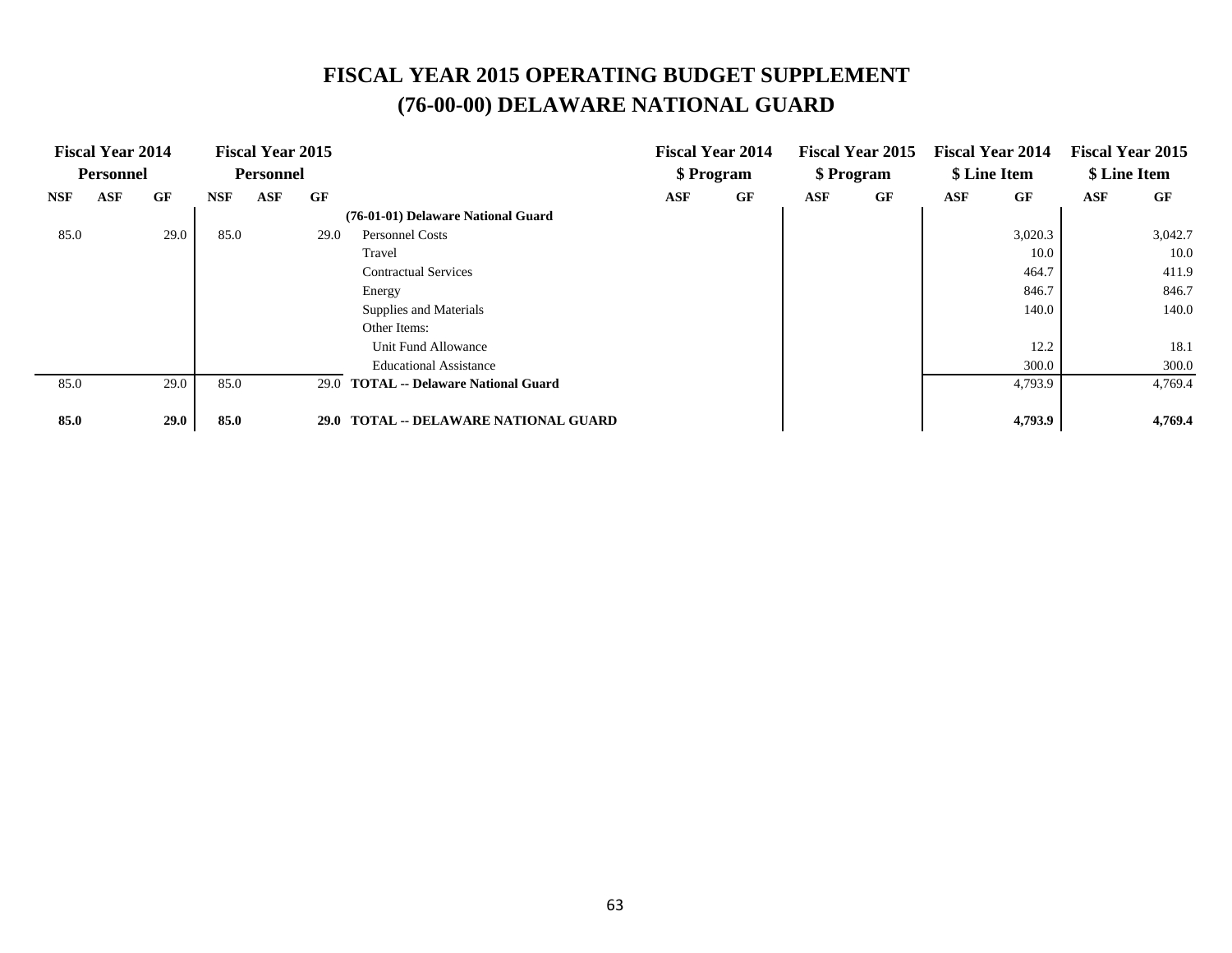# FISCAL YEAR 2015 OPERATING BUDGET SUPPLEMENT
## (76-00-00) DELAWARE NATIONAL GUARD

| Fiscal Year 2014 Personnel | | | Fiscal Year 2015 Personnel | | | | Fiscal Year 2014 $ Program | | Fiscal Year 2015 $ Program | | Fiscal Year 2014 $ Line Item | | Fiscal Year 2015 $ Line Item | |
|---|---|---|---|---|---|---|---|---|---|---|---|---|---|---|
| NSF | ASF | GF | NSF | ASF | GF | | ASF | GF | ASF | GF | ASF | GF | ASF | GF |
| | | | | | | **(76-01-01) Delaware National Guard** | | | | | | | | |
| 85.0 | | 29.0 | 85.0 | | 29.0 | Personnel Costs | | | | | | 3,020.3 | | 3,042.7 |
| | | | | | | Travel | | | | | | 10.0 | | 10.0 |
| | | | | | | Contractual Services | | | | | | 464.7 | | 411.9 |
| | | | | | | Energy | | | | | | 846.7 | | 846.7 |
| | | | | | | Supplies and Materials | | | | | | 140.0 | | 140.0 |
| | | | | | | Other Items: | | | | | | | | |
| | | | | | | Unit Fund Allowance | | | | | | 12.2 | | 18.1 |
| | | | | | | Educational Assistance | | | | | | 300.0 | | 300.0 |
| 85.0 | | 29.0 | 85.0 | | 29.0 | **TOTAL -- Delaware National Guard** | | | | | | 4,793.9 | | 4,769.4 |
| **85.0** | | **29.0** | **85.0** | | **29.0** | **TOTAL -- DELAWARE NATIONAL GUARD** | | | | | | **4,793.9** | | **4,769.4** |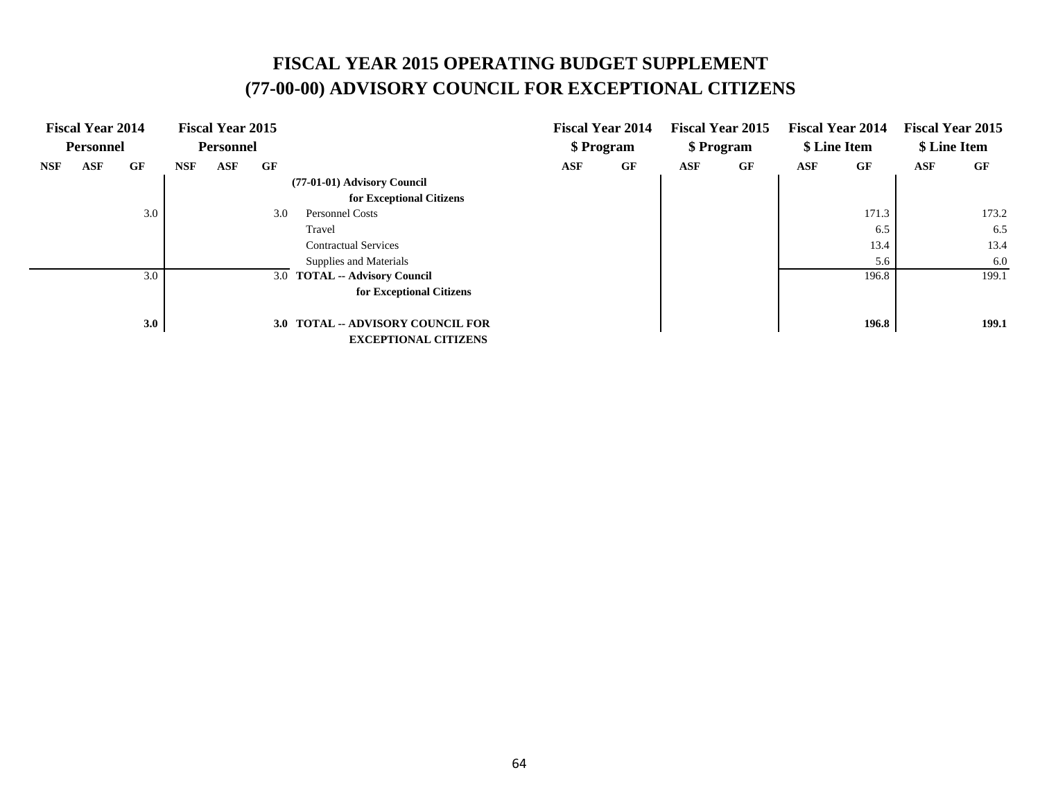# FISCAL YEAR 2015 OPERATING BUDGET SUPPLEMENT
# (77-00-00) ADVISORY COUNCIL FOR EXCEPTIONAL CITIZENS

| Fiscal Year 2014 Personnel | | | Fiscal Year 2015 Personnel | | | | Fiscal Year 2014 $ Program | | Fiscal Year 2015 $ Program | | Fiscal Year 2014 $ Line Item | | Fiscal Year 2015 $ Line Item | |
|---|---|---|---|---|---|---|---|---|---|---|---|---|---|---|
| NSF | ASF | GF | NSF | ASF | GF | | ASF | GF | ASF | GF | ASF | GF | ASF | GF |
| | | | | | | **(77-01-01) Advisory Council for Exceptional Citizens** | | | | | | | | |
| | | 3.0 | | | 3.0 | Personnel Costs | | | | | | 171.3 | | 173.2 |
| | | | | | | Travel | | | | | | 6.5 | | 6.5 |
| | | | | | | Contractual Services | | | | | | 13.4 | | 13.4 |
| | | | | | | Supplies and Materials | | | | | | 5.6 | | 6.0 |
| | | 3.0 | | | 3.0 | **TOTAL -- Advisory Council for Exceptional Citizens** | | | | | | 196.8 | | 199.1 |
| | | **3.0** | | | **3.0** | **TOTAL -- ADVISORY COUNCIL FOR EXCEPTIONAL CITIZENS** | | | | | | **196.8** | | **199.1** |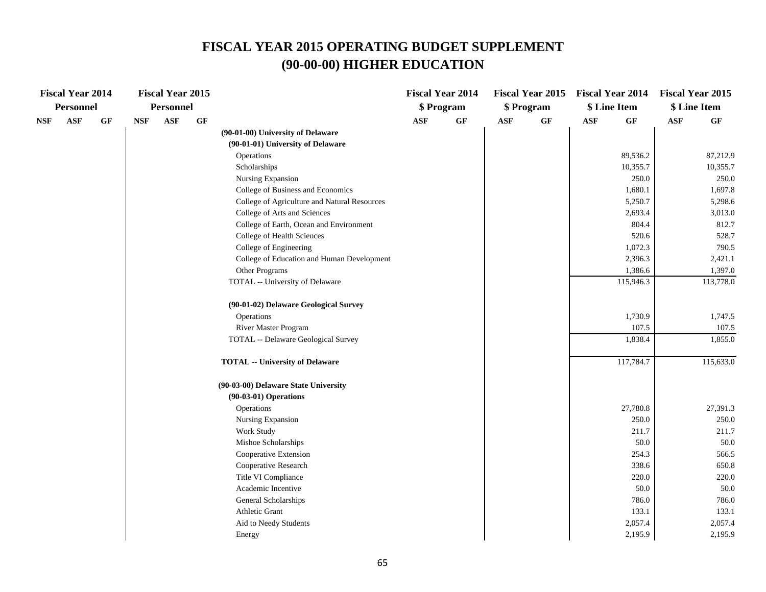# FISCAL YEAR 2015 OPERATING BUDGET SUPPLEMENT
## (90-00-00) HIGHER EDUCATION

| Fiscal Year 2014 Personnel | | | Fiscal Year 2015 Personnel | | | | Fiscal Year 2014 $ Program | | Fiscal Year 2015 $ Program | | Fiscal Year 2014 $ Line Item | | Fiscal Year 2015 $ Line Item | |
|---|---|---|---|---|---|---|---|---|---|---|---|---|---|---|
| NSF | ASF | GF | NSF | ASF | GF | | ASF | GF | ASF | GF | ASF | GF | ASF | GF |
| | | | | | | **(90-01-00) University of Delaware** | | | | | | | | |
| | | | | | | **(90-01-01) University of Delaware** | | | | | | | | |
| | | | | | | Operations | | | | | | 89,536.2 | | 87,212.9 |
| | | | | | | Scholarships | | | | | | 10,355.7 | | 10,355.7 |
| | | | | | | Nursing Expansion | | | | | | 250.0 | | 250.0 |
| | | | | | | College of Business and Economics | | | | | | 1,680.1 | | 1,697.8 |
| | | | | | | College of Agriculture and Natural Resources | | | | | | 5,250.7 | | 5,298.6 |
| | | | | | | College of Arts and Sciences | | | | | | 2,693.4 | | 3,013.0 |
| | | | | | | College of Earth, Ocean and Environment | | | | | | 804.4 | | 812.7 |
| | | | | | | College of Health Sciences | | | | | | 520.6 | | 528.7 |
| | | | | | | College of Engineering | | | | | | 1,072.3 | | 790.5 |
| | | | | | | College of Education and Human Development | | | | | | 2,396.3 | | 2,421.1 |
| | | | | | | Other Programs | | | | | | 1,386.6 | | 1,397.0 |
| | | | | | | TOTAL -- University of Delaware | | | | | | 115,946.3 | | 113,778.0 |
| | | | | | | **(90-01-02) Delaware Geological Survey** | | | | | | | | |
| | | | | | | Operations | | | | | | 1,730.9 | | 1,747.5 |
| | | | | | | River Master Program | | | | | | 107.5 | | 107.5 |
| | | | | | | TOTAL -- Delaware Geological Survey | | | | | | 1,838.4 | | 1,855.0 |
| | | | | | | **TOTAL -- University of Delaware** | | | | | | 117,784.7 | | 115,633.0 |
| | | | | | | **(90-03-00) Delaware State University** | | | | | | | | |
| | | | | | | **(90-03-01) Operations** | | | | | | | | |
| | | | | | | Operations | | | | | | 27,780.8 | | 27,391.3 |
| | | | | | | Nursing Expansion | | | | | | 250.0 | | 250.0 |
| | | | | | | Work Study | | | | | | 211.7 | | 211.7 |
| | | | | | | Mishoe Scholarships | | | | | | 50.0 | | 50.0 |
| | | | | | | Cooperative Extension | | | | | | 254.3 | | 566.5 |
| | | | | | | Cooperative Research | | | | | | 338.6 | | 650.8 |
| | | | | | | Title VI Compliance | | | | | | 220.0 | | 220.0 |
| | | | | | | Academic Incentive | | | | | | 50.0 | | 50.0 |
| | | | | | | General Scholarships | | | | | | 786.0 | | 786.0 |
| | | | | | | Athletic Grant | | | | | | 133.1 | | 133.1 |
| | | | | | | Aid to Needy Students | | | | | | 2,057.4 | | 2,057.4 |
| | | | | | | Energy | | | | | | 2,195.9 | | 2,195.9 |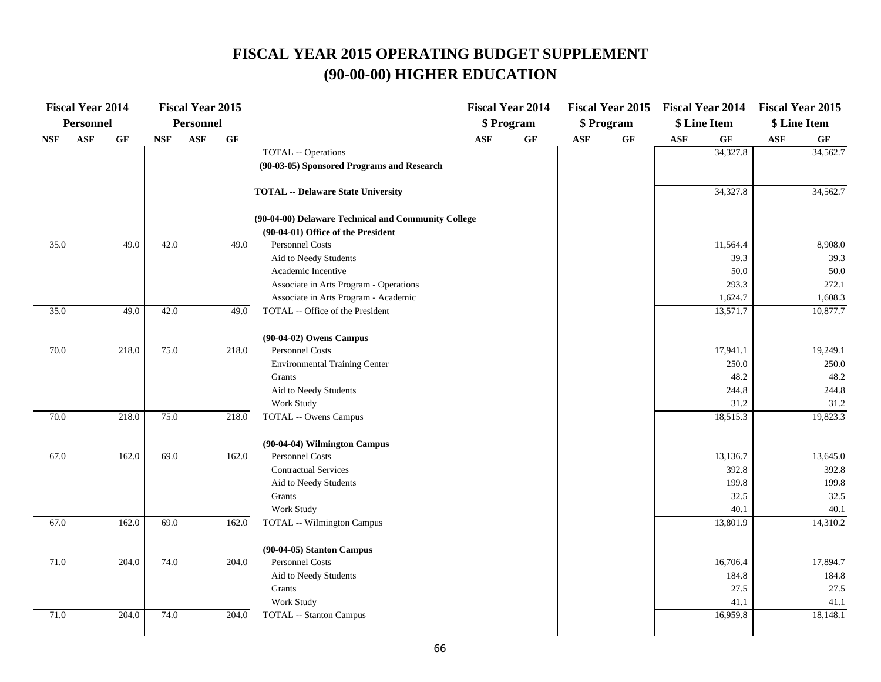# FISCAL YEAR 2015 OPERATING BUDGET SUPPLEMENT
# (90-00-00) HIGHER EDUCATION

| Fiscal Year 2014 Personnel | | | Fiscal Year 2015 Personnel | | | | Fiscal Year 2014 $ Program | | Fiscal Year 2015 $ Program | | Fiscal Year 2014 $ Line Item | | Fiscal Year 2015 $ Line Item | |
|---|---|---|---|---|---|---|---|---|---|---|---|---|---|---|
| NSF | ASF | GF | NSF | ASF | GF | | ASF | GF | ASF | GF | ASF | GF | ASF | GF |
| | | | | | | TOTAL -- Operations | | | | | | 34,327.8 | | 34,562.7 |
| | | | | | | **(90-03-05) Sponsored Programs and Research** | | | | | | | | |
| | | | | | | **TOTAL -- Delaware State University** | | | | | | 34,327.8 | | 34,562.7 |
| | | | | | | **(90-04-00) Delaware Technical and Community College** | | | | | | | | |
| | | | | | | **(90-04-01) Office of the President** | | | | | | | | |
| 35.0 | | 49.0 | 42.0 | | 49.0 | Personnel Costs | | | | | | 11,564.4 | | 8,908.0 |
| | | | | | | Aid to Needy Students | | | | | | 39.3 | | 39.3 |
| | | | | | | Academic Incentive | | | | | | 50.0 | | 50.0 |
| | | | | | | Associate in Arts Program - Operations | | | | | | 293.3 | | 272.1 |
| | | | | | | Associate in Arts Program - Academic | | | | | | 1,624.7 | | 1,608.3 |
| 35.0 | | 49.0 | 42.0 | | 49.0 | TOTAL -- Office of the President | | | | | | 13,571.7 | | 10,877.7 |
| | | | | | | **(90-04-02) Owens Campus** | | | | | | | | |
| 70.0 | | 218.0 | 75.0 | | 218.0 | Personnel Costs | | | | | | 17,941.1 | | 19,249.1 |
| | | | | | | Environmental Training Center | | | | | | 250.0 | | 250.0 |
| | | | | | | Grants | | | | | | 48.2 | | 48.2 |
| | | | | | | Aid to Needy Students | | | | | | 244.8 | | 244.8 |
| | | | | | | Work Study | | | | | | 31.2 | | 31.2 |
| 70.0 | | 218.0 | 75.0 | | 218.0 | TOTAL -- Owens Campus | | | | | | 18,515.3 | | 19,823.3 |
| | | | | | | **(90-04-04) Wilmington Campus** | | | | | | | | |
| 67.0 | | 162.0 | 69.0 | | 162.0 | Personnel Costs | | | | | | 13,136.7 | | 13,645.0 |
| | | | | | | Contractual Services | | | | | | 392.8 | | 392.8 |
| | | | | | | Aid to Needy Students | | | | | | 199.8 | | 199.8 |
| | | | | | | Grants | | | | | | 32.5 | | 32.5 |
| | | | | | | Work Study | | | | | | 40.1 | | 40.1 |
| 67.0 | | 162.0 | 69.0 | | 162.0 | TOTAL -- Wilmington Campus | | | | | | 13,801.9 | | 14,310.2 |
| | | | | | | **(90-04-05) Stanton Campus** | | | | | | | | |
| 71.0 | | 204.0 | 74.0 | | 204.0 | Personnel Costs | | | | | | 16,706.4 | | 17,894.7 |
| | | | | | | Aid to Needy Students | | | | | | 184.8 | | 184.8 |
| | | | | | | Grants | | | | | | 27.5 | | 27.5 |
| | | | | | | Work Study | | | | | | 41.1 | | 41.1 |
| 71.0 | | 204.0 | 74.0 | | 204.0 | TOTAL -- Stanton Campus | | | | | | 16,959.8 | | 18,148.1 |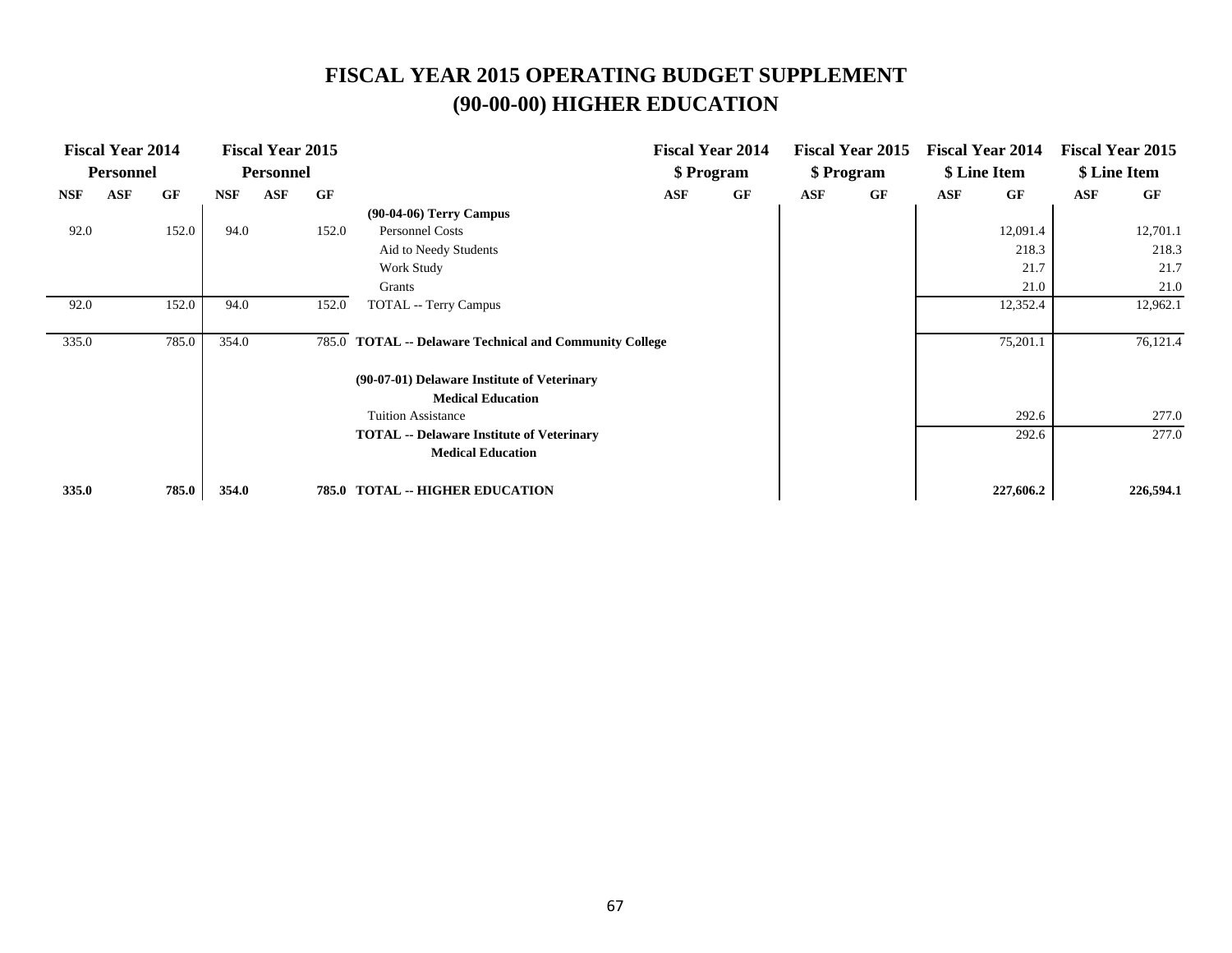# FISCAL YEAR 2015 OPERATING BUDGET SUPPLEMENT
## (90-00-00) HIGHER EDUCATION

| Fiscal Year 2014 Personnel | | | Fiscal Year 2015 Personnel | | | | Fiscal Year 2014 $ Program | | Fiscal Year 2015 $ Program | | Fiscal Year 2014 $ Line Item | | Fiscal Year 2015 $ Line Item | |
|---|---|---|---|---|---|---|---|---|---|---|---|---|---|---|
| NSF | ASF | GF | NSF | ASF | GF | | ASF | GF | ASF | GF | ASF | GF | ASF | GF |
| | | | | | | **(90-04-06) Terry Campus** | | | | | | | | |
| 92.0 | | 152.0 | 94.0 | | 152.0 | Personnel Costs | | | | | | 12,091.4 | | 12,701.1 |
| | | | | | | Aid to Needy Students | | | | | | 218.3 | | 218.3 |
| | | | | | | Work Study | | | | | | 21.7 | | 21.7 |
| | | | | | | Grants | | | | | | 21.0 | | 21.0 |
| 92.0 | | 152.0 | 94.0 | | 152.0 | TOTAL -- Terry Campus | | | | | | 12,352.4 | | 12,962.1 |
| 335.0 | | 785.0 | 354.0 | | 785.0 | **TOTAL -- Delaware Technical and Community College** | | | | | | 75,201.1 | | 76,121.4 |
| | | | | | | **(90-07-01) Delaware Institute of Veterinary Medical Education** | | | | | | | | |
| | | | | | | Tuition Assistance | | | | | | 292.6 | | 277.0 |
| | | | | | | **TOTAL -- Delaware Institute of Veterinary Medical Education** | | | | | | 292.6 | | 277.0 |
| **335.0** | | **785.0** | **354.0** | | **785.0** | **TOTAL -- HIGHER EDUCATION** | | | | | | **227,606.2** | | **226,594.1** |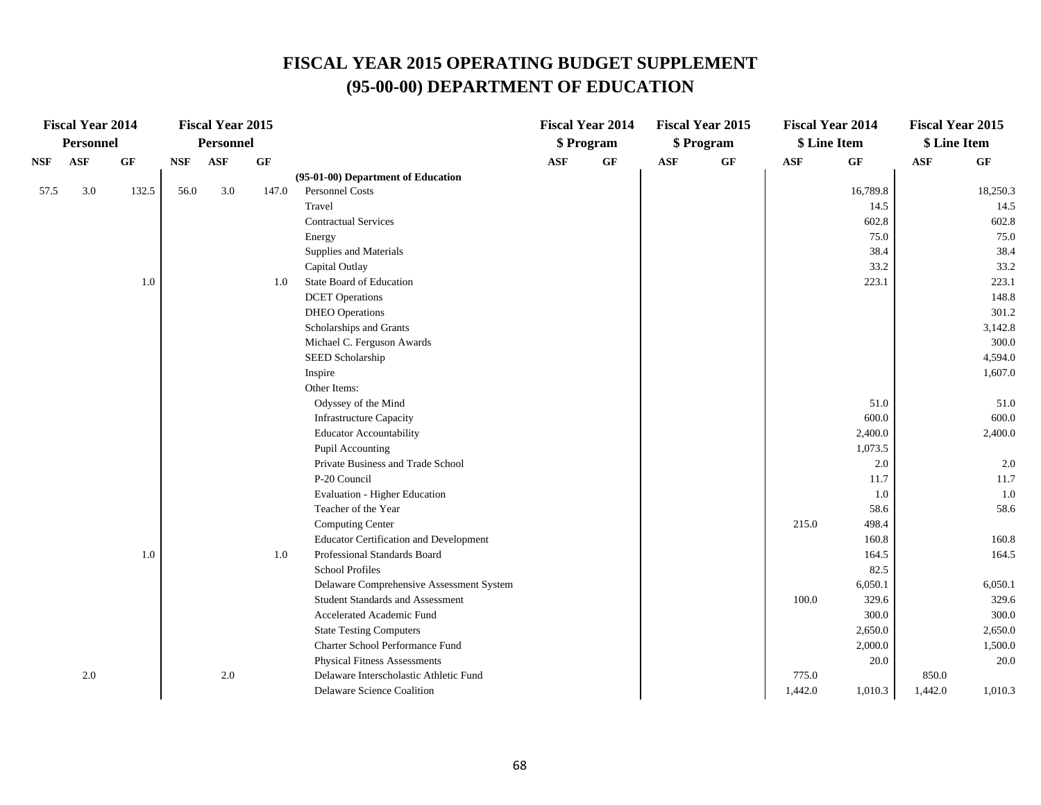# FISCAL YEAR 2015 OPERATING BUDGET SUPPLEMENT
# (95-00-00) DEPARTMENT OF EDUCATION

| Fiscal Year 2014 Personnel | | | Fiscal Year 2015 Personnel | | | | Fiscal Year 2014 $ Program | | Fiscal Year 2015 $ Program | | Fiscal Year 2014 $ Line Item | | Fiscal Year 2015 $ Line Item | |
|---|---|---|---|---|---|---|---|---|---|---|---|---|---|---|
| NSF | ASF | GF | NSF | ASF | GF | | ASF | GF | ASF | GF | ASF | GF | ASF | GF |
| | | | | | | **(95-01-00) Department of Education** | | | | | | | | |
| 57.5 | 3.0 | 132.5 | 56.0 | 3.0 | 147.0 | Personnel Costs | | | | | | 16,789.8 | | 18,250.3 |
| | | | | | | Travel | | | | | | 14.5 | | 14.5 |
| | | | | | | Contractual Services | | | | | | 602.8 | | 602.8 |
| | | | | | | Energy | | | | | | 75.0 | | 75.0 |
| | | | | | | Supplies and Materials | | | | | | 38.4 | | 38.4 |
| | | | | | | Capital Outlay | | | | | | 33.2 | | 33.2 |
| | | 1.0 | | | 1.0 | State Board of Education | | | | | | 223.1 | | 223.1 |
| | | | | | | DCET Operations | | | | | | | | 148.8 |
| | | | | | | DHEO Operations | | | | | | | | 301.2 |
| | | | | | | Scholarships and Grants | | | | | | | | 3,142.8 |
| | | | | | | Michael C. Ferguson Awards | | | | | | | | 300.0 |
| | | | | | | SEED Scholarship | | | | | | | | 4,594.0 |
| | | | | | | Inspire | | | | | | | | 1,607.0 |
| | | | | | | Other Items: | | | | | | | | |
| | | | | | | Odyssey of the Mind | | | | | | 51.0 | | 51.0 |
| | | | | | | Infrastructure Capacity | | | | | | 600.0 | | 600.0 |
| | | | | | | Educator Accountability | | | | | | 2,400.0 | | 2,400.0 |
| | | | | | | Pupil Accounting | | | | | | 1,073.5 | | |
| | | | | | | Private Business and Trade School | | | | | | 2.0 | | 2.0 |
| | | | | | | P-20 Council | | | | | | 11.7 | | 11.7 |
| | | | | | | Evaluation - Higher Education | | | | | | 1.0 | | 1.0 |
| | | | | | | Teacher of the Year | | | | | | 58.6 | | 58.6 |
| | | | | | | Computing Center | | | | | 215.0 | 498.4 | | |
| | | | | | | Educator Certification and Development | | | | | | 160.8 | | 160.8 |
| | | 1.0 | | | 1.0 | Professional Standards Board | | | | | | 164.5 | | 164.5 |
| | | | | | | School Profiles | | | | | | 82.5 | | |
| | | | | | | Delaware Comprehensive Assessment System | | | | | | 6,050.1 | | 6,050.1 |
| | | | | | | Student Standards and Assessment | | | | | 100.0 | 329.6 | | 329.6 |
| | | | | | | Accelerated Academic Fund | | | | | | 300.0 | | 300.0 |
| | | | | | | State Testing Computers | | | | | | 2,650.0 | | 2,650.0 |
| | | | | | | Charter School Performance Fund | | | | | | 2,000.0 | | 1,500.0 |
| | | | | | | Physical Fitness Assessments | | | | | | 20.0 | | 20.0 |
| | 2.0 | | | 2.0 | | Delaware Interscholastic Athletic Fund | | | | | 775.0 | | 850.0 | |
| | | | | | | Delaware Science Coalition | | | | | 1,442.0 | 1,010.3 | 1,442.0 | 1,010.3 |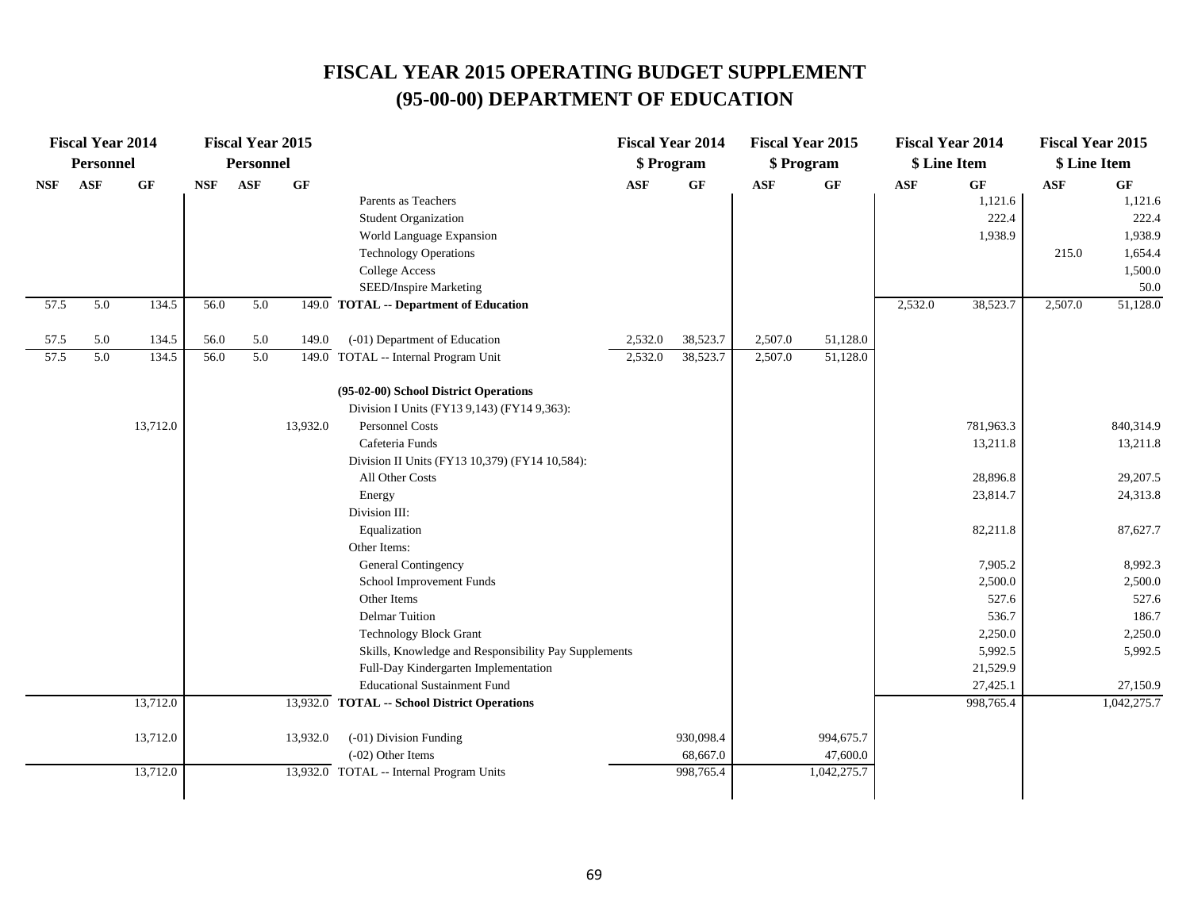# FISCAL YEAR 2015 OPERATING BUDGET SUPPLEMENT
# (95-00-00) DEPARTMENT OF EDUCATION

| Fiscal Year 2014 Personnel | | | Fiscal Year 2015 Personnel | | | | Fiscal Year 2014 $ Program | | Fiscal Year 2015 $ Program | | Fiscal Year 2014 $ Line Item | | Fiscal Year 2015 $ Line Item | |
|---|---|---|---|---|---|---|---|---|---|---|---|---|---|---|
| NSF | ASF | GF | NSF | ASF | GF | | ASF | GF | ASF | GF | ASF | GF | ASF | GF |
| | | | | | | Parents as Teachers | | | | | | 1,121.6 | | 1,121.6 |
| | | | | | | Student Organization | | | | | | 222.4 | | 222.4 |
| | | | | | | World Language Expansion | | | | | | 1,938.9 | | 1,938.9 |
| | | | | | | Technology Operations | | | | | | | 215.0 | 1,654.4 |
| | | | | | | College Access | | | | | | | | 1,500.0 |
| | | | | | | SEED/Inspire Marketing | | | | | | | | 50.0 |
| 57.5 | 5.0 | 134.5 | 56.0 | 5.0 | 149.0 | **TOTAL -- Department of Education** | | | | | 2,532.0 | 38,523.7 | 2,507.0 | 51,128.0 |
| 57.5 | 5.0 | 134.5 | 56.0 | 5.0 | 149.0 | (-01) Department of Education | 2,532.0 | 38,523.7 | 2,507.0 | 51,128.0 | | | | |
| 57.5 | 5.0 | 134.5 | 56.0 | 5.0 | 149.0 | TOTAL -- Internal Program Unit | 2,532.0 | 38,523.7 | 2,507.0 | 51,128.0 | | | | |
| | | | | | | **(95-02-00) School District Operations** | | | | | | | | |
| | | | | | | Division I Units (FY13 9,143) (FY14 9,363): | | | | | | | | |
| | | 13,712.0 | | | 13,932.0 | Personnel Costs | | | | | | 781,963.3 | | 840,314.9 |
| | | | | | | Cafeteria Funds | | | | | | 13,211.8 | | 13,211.8 |
| | | | | | | Division II Units (FY13 10,379) (FY14 10,584): | | | | | | | | |
| | | | | | | All Other Costs | | | | | | 28,896.8 | | 29,207.5 |
| | | | | | | Energy | | | | | | 23,814.7 | | 24,313.8 |
| | | | | | | Division III: | | | | | | | | |
| | | | | | | Equalization | | | | | | 82,211.8 | | 87,627.7 |
| | | | | | | Other Items: | | | | | | | | |
| | | | | | | General Contingency | | | | | | 7,905.2 | | 8,992.3 |
| | | | | | | School Improvement Funds | | | | | | 2,500.0 | | 2,500.0 |
| | | | | | | Other Items | | | | | | 527.6 | | 527.6 |
| | | | | | | Delmar Tuition | | | | | | 536.7 | | 186.7 |
| | | | | | | Technology Block Grant | | | | | | 2,250.0 | | 2,250.0 |
| | | | | | | Skills, Knowledge and Responsibility Pay Supplements | | | | | | 5,992.5 | | 5,992.5 |
| | | | | | | Full-Day Kindergarten Implementation | | | | | | 21,529.9 | | |
| | | | | | | Educational Sustainment Fund | | | | | | 27,425.1 | | 27,150.9 |
| | | 13,712.0 | | | 13,932.0 | **TOTAL -- School District Operations** | | | | | | 998,765.4 | | 1,042,275.7 |
| | | 13,712.0 | | | 13,932.0 | (-01) Division Funding | | 930,098.4 | | 994,675.7 | | | | |
| | | | | | | (-02) Other Items | | 68,667.0 | | 47,600.0 | | | | |
| | | 13,712.0 | | | 13,932.0 | TOTAL -- Internal Program Units | | 998,765.4 | | 1,042,275.7 | | | | |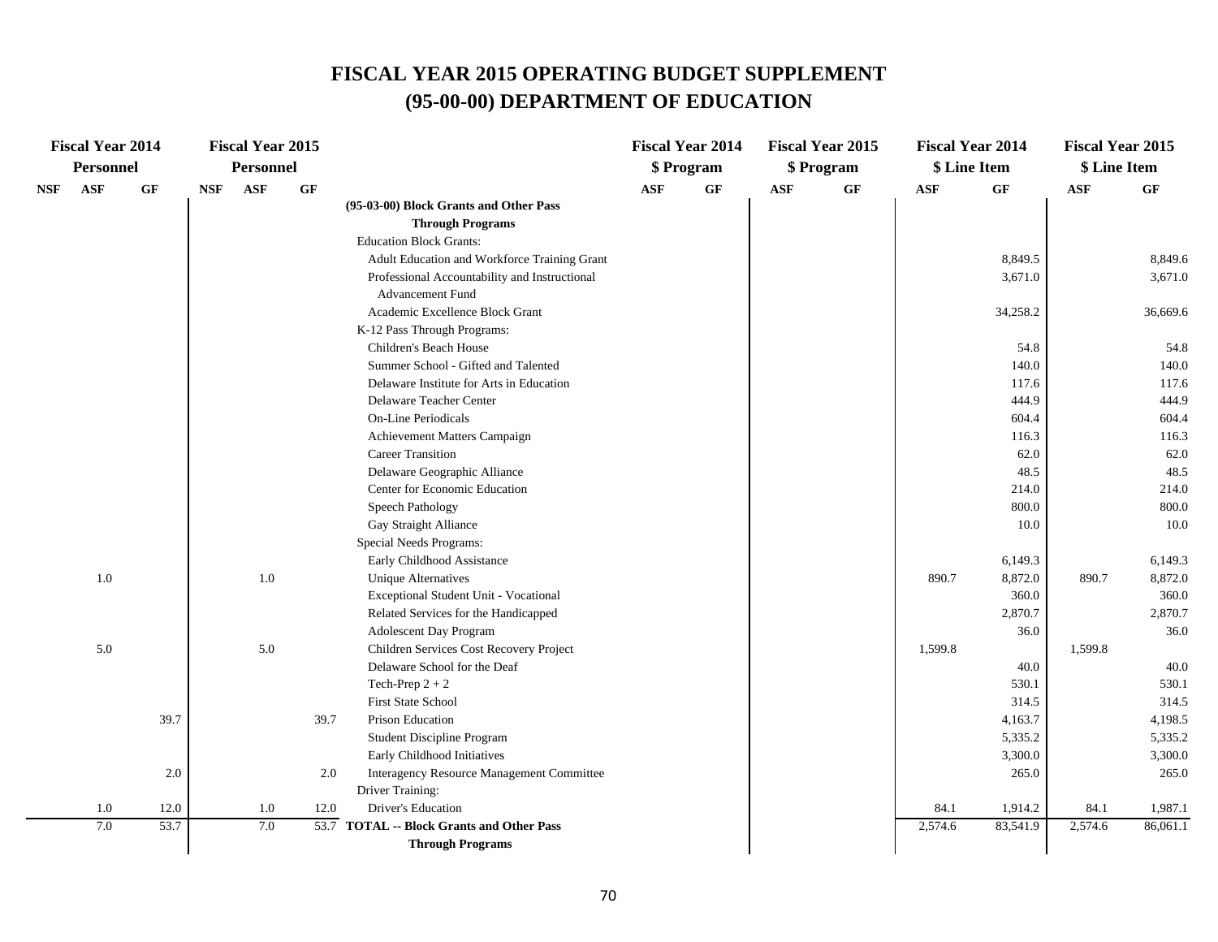# FISCAL YEAR 2015 OPERATING BUDGET SUPPLEMENT
# (95-00-00) DEPARTMENT OF EDUCATION

| Fiscal Year 2014 Personnel | | | Fiscal Year 2015 Personnel | | | | Fiscal Year 2014 $ Program | | Fiscal Year 2015 $ Program | | Fiscal Year 2014 $ Line Item | | Fiscal Year 2015 $ Line Item | |
|---|---|---|---|---|---|---|---|---|---|---|---|---|---|---|
| NSF | ASF | GF | NSF | ASF | GF | | ASF | GF | ASF | GF | ASF | GF | ASF | GF |
| | | | | | | **(95-03-00) Block Grants and Other Pass Through Programs** | | | | | | | | |
| | | | | | | Education Block Grants: | | | | | | | | |
| | | | | | | Adult Education and Workforce Training Grant | | | | | | 8,849.5 | | 8,849.6 |
| | | | | | | Professional Accountability and Instructional Advancement Fund | | | | | | 3,671.0 | | 3,671.0 |
| | | | | | | Academic Excellence Block Grant | | | | | | 34,258.2 | | 36,669.6 |
| | | | | | | K-12 Pass Through Programs: | | | | | | | | |
| | | | | | | Children's Beach House | | | | | | 54.8 | | 54.8 |
| | | | | | | Summer School - Gifted and Talented | | | | | | 140.0 | | 140.0 |
| | | | | | | Delaware Institute for Arts in Education | | | | | | 117.6 | | 117.6 |
| | | | | | | Delaware Teacher Center | | | | | | 444.9 | | 444.9 |
| | | | | | | On-Line Periodicals | | | | | | 604.4 | | 604.4 |
| | | | | | | Achievement Matters Campaign | | | | | | 116.3 | | 116.3 |
| | | | | | | Career Transition | | | | | | 62.0 | | 62.0 |
| | | | | | | Delaware Geographic Alliance | | | | | | 48.5 | | 48.5 |
| | | | | | | Center for Economic Education | | | | | | 214.0 | | 214.0 |
| | | | | | | Speech Pathology | | | | | | 800.0 | | 800.0 |
| | | | | | | Gay Straight Alliance | | | | | | 10.0 | | 10.0 |
| | | | | | | Special Needs Programs: | | | | | | | | |
| | | | | | | Early Childhood Assistance | | | | | | 6,149.3 | | 6,149.3 |
| | 1.0 | | | 1.0 | | Unique Alternatives | | | | | 890.7 | 8,872.0 | 890.7 | 8,872.0 |
| | | | | | | Exceptional Student Unit - Vocational | | | | | | 360.0 | | 360.0 |
| | | | | | | Related Services for the Handicapped | | | | | | 2,870.7 | | 2,870.7 |
| | | | | | | Adolescent Day Program | | | | | | 36.0 | | 36.0 |
| | 5.0 | | | 5.0 | | Children Services Cost Recovery Project | | | | | 1,599.8 | | 1,599.8 | |
| | | | | | | Delaware School for the Deaf | | | | | | 40.0 | | 40.0 |
| | | | | | | Tech-Prep 2 + 2 | | | | | | 530.1 | | 530.1 |
| | | | | | | First State School | | | | | | 314.5 | | 314.5 |
| | | 39.7 | | | 39.7 | Prison Education | | | | | | 4,163.7 | | 4,198.5 |
| | | | | | | Student Discipline Program | | | | | | 5,335.2 | | 5,335.2 |
| | | | | | | Early Childhood Initiatives | | | | | | 3,300.0 | | 3,300.0 |
| | | 2.0 | | | 2.0 | Interagency Resource Management Committee | | | | | | 265.0 | | 265.0 |
| | | | | | | Driver Training: | | | | | | | | |
| | 1.0 | 12.0 | | 1.0 | 12.0 | Driver's Education | | | | | 84.1 | 1,914.2 | 84.1 | 1,987.1 |
| | 7.0 | 53.7 | | 7.0 | 53.7 | **TOTAL -- Block Grants and Other Pass Through Programs** | | | | | 2,574.6 | 83,541.9 | 2,574.6 | 86,061.1 |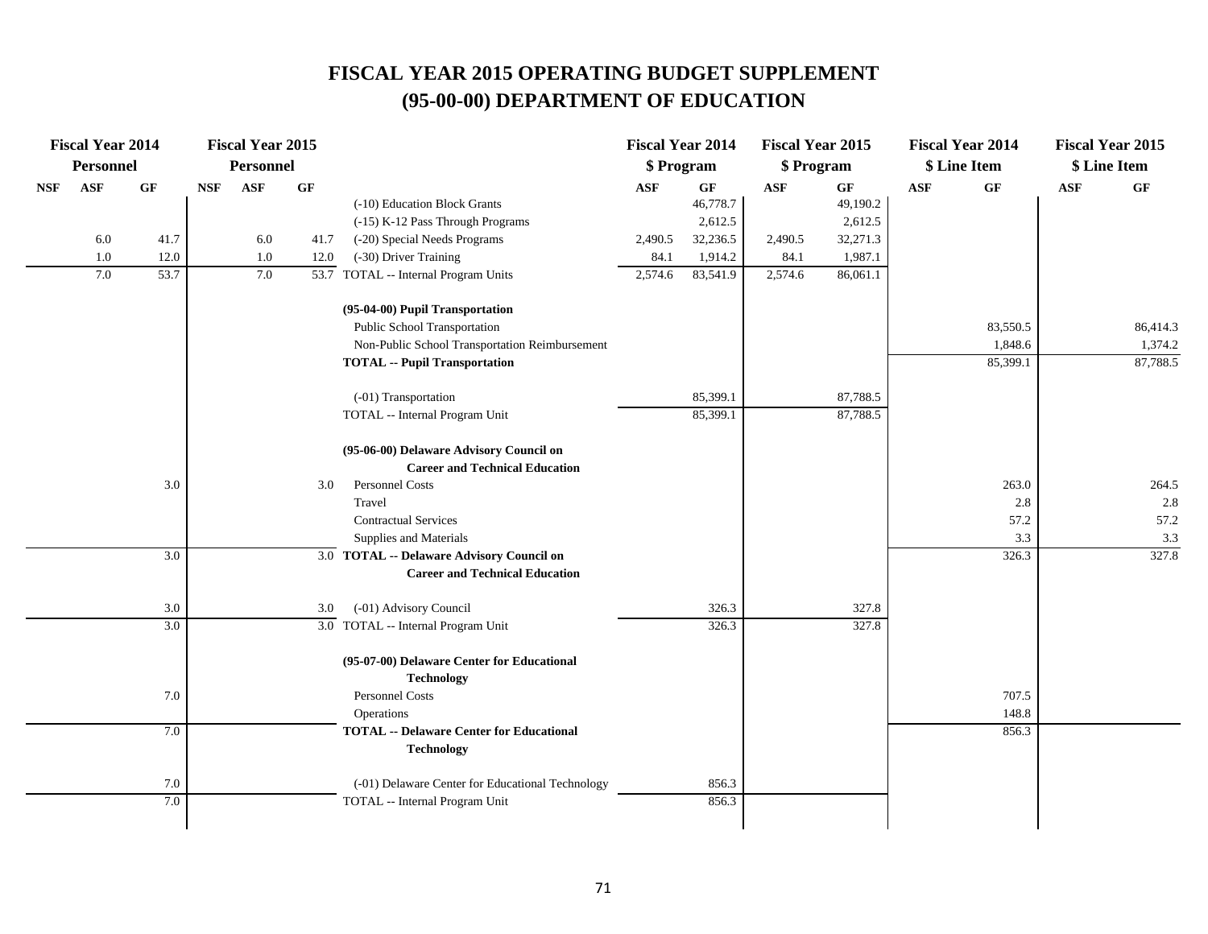# FISCAL YEAR 2015 OPERATING BUDGET SUPPLEMENT
# (95-00-00) DEPARTMENT OF EDUCATION

| Fiscal Year 2014 Personnel | | | Fiscal Year 2015 Personnel | | | | Fiscal Year 2014 $ Program | | Fiscal Year 2015 $ Program | | Fiscal Year 2014 $ Line Item | | Fiscal Year 2015 $ Line Item | |
|---|---|---|---|---|---|---|---|---|---|---|---|---|---|---|
| NSF | ASF | GF | NSF | ASF | GF | | ASF | GF | ASF | GF | ASF | GF | ASF | GF |
| | | | | | | (-10) Education Block Grants | | 46,778.7 | | 49,190.2 | | | | |
| | | | | | | (-15) K-12 Pass Through Programs | | 2,612.5 | | 2,612.5 | | | | |
| | 6.0 | 41.7 | | 6.0 | 41.7 | (-20) Special Needs Programs | 2,490.5 | 32,236.5 | 2,490.5 | 32,271.3 | | | | |
| | 1.0 | 12.0 | | 1.0 | 12.0 | (-30) Driver Training | 84.1 | 1,914.2 | 84.1 | 1,987.1 | | | | |
| | 7.0 | 53.7 | | 7.0 | 53.7 | TOTAL -- Internal Program Units | 2,574.6 | 83,541.9 | 2,574.6 | 86,061.1 | | | | |
| | | | | | | **(95-04-00) Pupil Transportation** | | | | | | | | |
| | | | | | | Public School Transportation | | | | | | 83,550.5 | | 86,414.3 |
| | | | | | | Non-Public School Transportation Reimbursement | | | | | | 1,848.6 | | 1,374.2 |
| | | | | | | **TOTAL -- Pupil Transportation** | | | | | | 85,399.1 | | 87,788.5 |
| | | | | | | (-01) Transportation | | 85,399.1 | | 87,788.5 | | | | |
| | | | | | | TOTAL -- Internal Program Unit | | 85,399.1 | | 87,788.5 | | | | |
| | | | | | | **(95-06-00) Delaware Advisory Council on Career and Technical Education** | | | | | | | | |
| | | 3.0 | | | 3.0 | Personnel Costs | | | | | | 263.0 | | 264.5 |
| | | | | | | Travel | | | | | | 2.8 | | 2.8 |
| | | | | | | Contractual Services | | | | | | 57.2 | | 57.2 |
| | | | | | | Supplies and Materials | | | | | | 3.3 | | 3.3 |
| | | 3.0 | | | 3.0 | **TOTAL -- Delaware Advisory Council on Career and Technical Education** | | | | | | 326.3 | | 327.8 |
| | | 3.0 | | | 3.0 | (-01) Advisory Council | | 326.3 | | 327.8 | | | | |
| | | 3.0 | | | 3.0 | TOTAL -- Internal Program Unit | | 326.3 | | 327.8 | | | | |
| | | | | | | **(95-07-00) Delaware Center for Educational Technology** | | | | | | | | |
| | | 7.0 | | | | Personnel Costs | | | | | | 707.5 | | |
| | | | | | | Operations | | | | | | 148.8 | | |
| | | 7.0 | | | | **TOTAL -- Delaware Center for Educational Technology** | | | | | | 856.3 | | |
| | | 7.0 | | | | (-01) Delaware Center for Educational Technology | | 856.3 | | | | | | |
| | | 7.0 | | | | TOTAL -- Internal Program Unit | | 856.3 | | | | | | |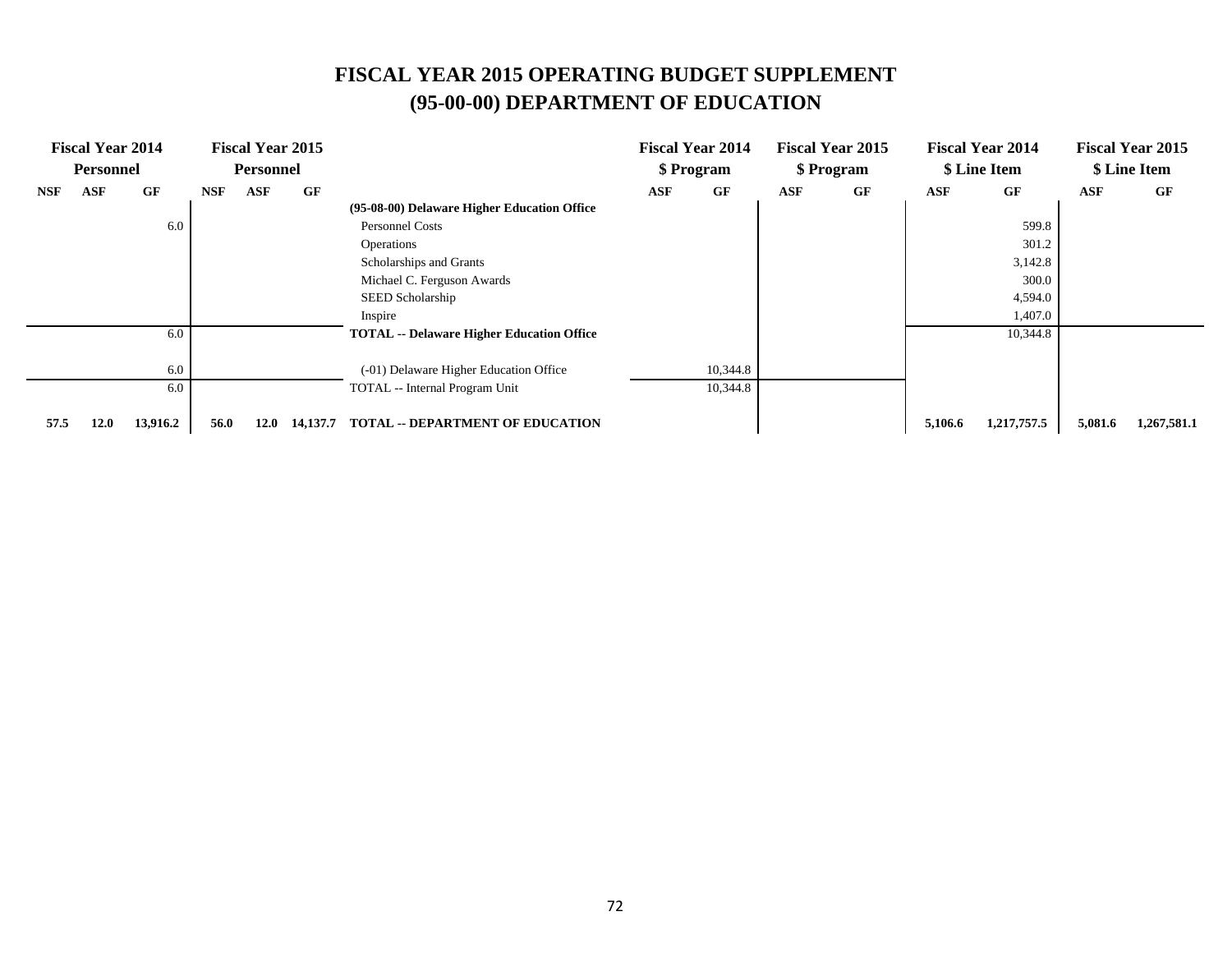# FISCAL YEAR 2015 OPERATING BUDGET SUPPLEMENT
## (95-00-00) DEPARTMENT OF EDUCATION

| Fiscal Year 2014 Personnel | | | Fiscal Year 2015 Personnel | | | | Fiscal Year 2014 $ Program | | Fiscal Year 2015 $ Program | | Fiscal Year 2014 $ Line Item | | Fiscal Year 2015 $ Line Item | |
|---|---|---|---|---|---|---|---|---|---|---|---|---|---|---|
| NSF | ASF | GF | NSF | ASF | GF | | ASF | GF | ASF | GF | ASF | GF | ASF | GF |
| | | | | | | **(95-08-00) Delaware Higher Education Office** | | | | | | | | |
| | | 6.0 | | | | Personnel Costs | | | | | | 599.8 | | |
| | | | | | | Operations | | | | | | 301.2 | | |
| | | | | | | Scholarships and Grants | | | | | | 3,142.8 | | |
| | | | | | | Michael C. Ferguson Awards | | | | | | 300.0 | | |
| | | | | | | SEED Scholarship | | | | | | 4,594.0 | | |
| | | | | | | Inspire | | | | | | 1,407.0 | | |
| | | 6.0 | | | | **TOTAL -- Delaware Higher Education Office** | | | | | | 10,344.8 | | |
| | | 6.0 | | | | (-01) Delaware Higher Education Office | | 10,344.8 | | | | | | |
| | | 6.0 | | | | TOTAL -- Internal Program Unit | | 10,344.8 | | | | | | |
| **57.5** | **12.0** | **13,916.2** | **56.0** | **12.0** | **14,137.7** | **TOTAL -- DEPARTMENT OF EDUCATION** | | | | | **5,106.6** | **1,217,757.5** | **5,081.6** | **1,267,581.1** |